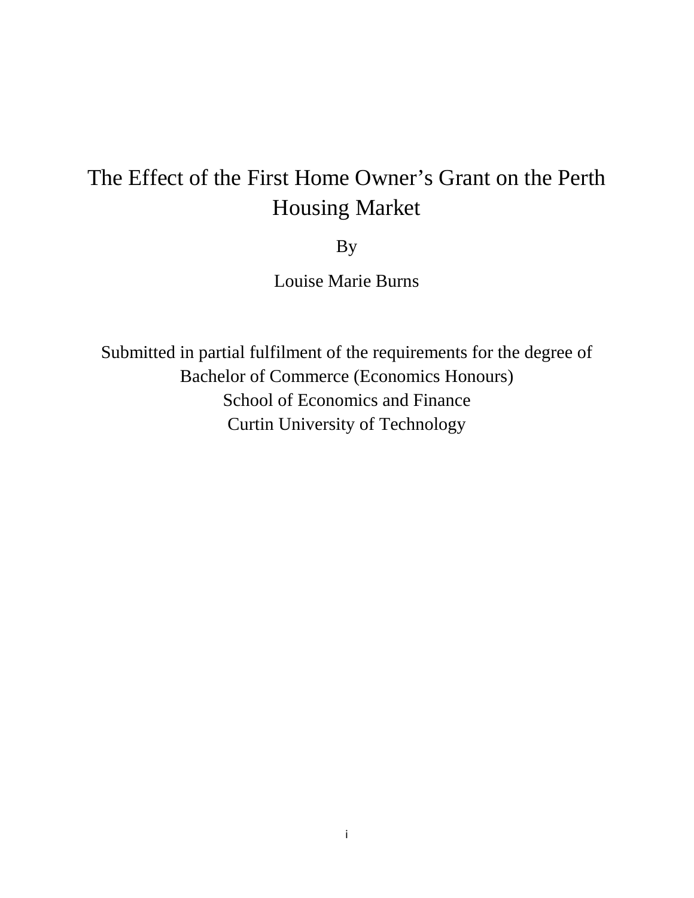# The Effect of the First Home Owner's Grant on the Perth Housing Market

By

Louise Marie Burns

Submitted in partial fulfilment of the requirements for the degree of
Bachelor of Commerce (Economics Honours)
School of Economics and Finance
Curtin University of Technology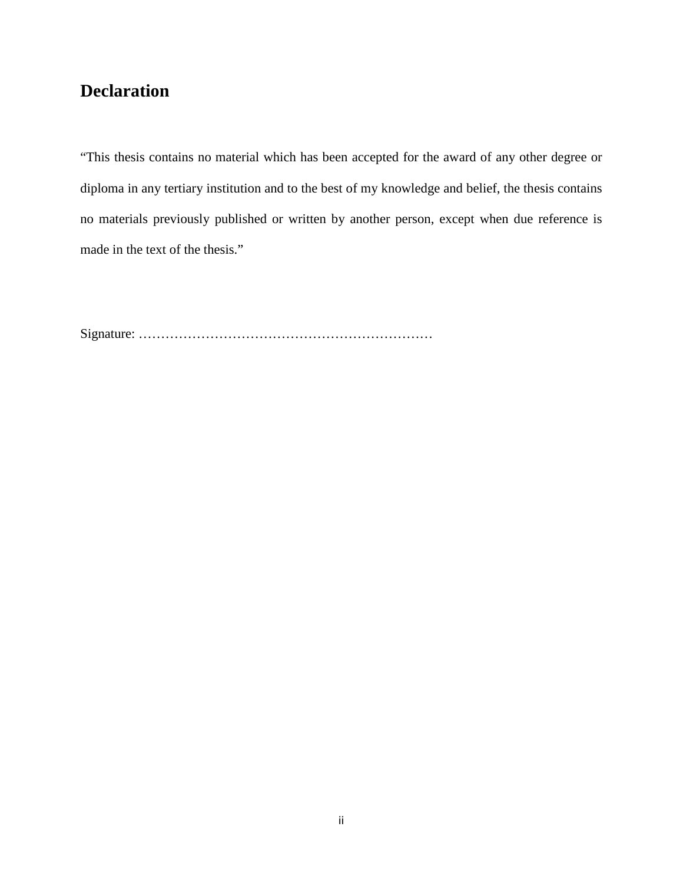# Declaration

"This thesis contains no material which has been accepted for the award of any other degree or diploma in any tertiary institution and to the best of my knowledge and belief, the thesis contains no materials previously published or written by another person, except when due reference is made in the text of the thesis."

Signature: …………………………………………………………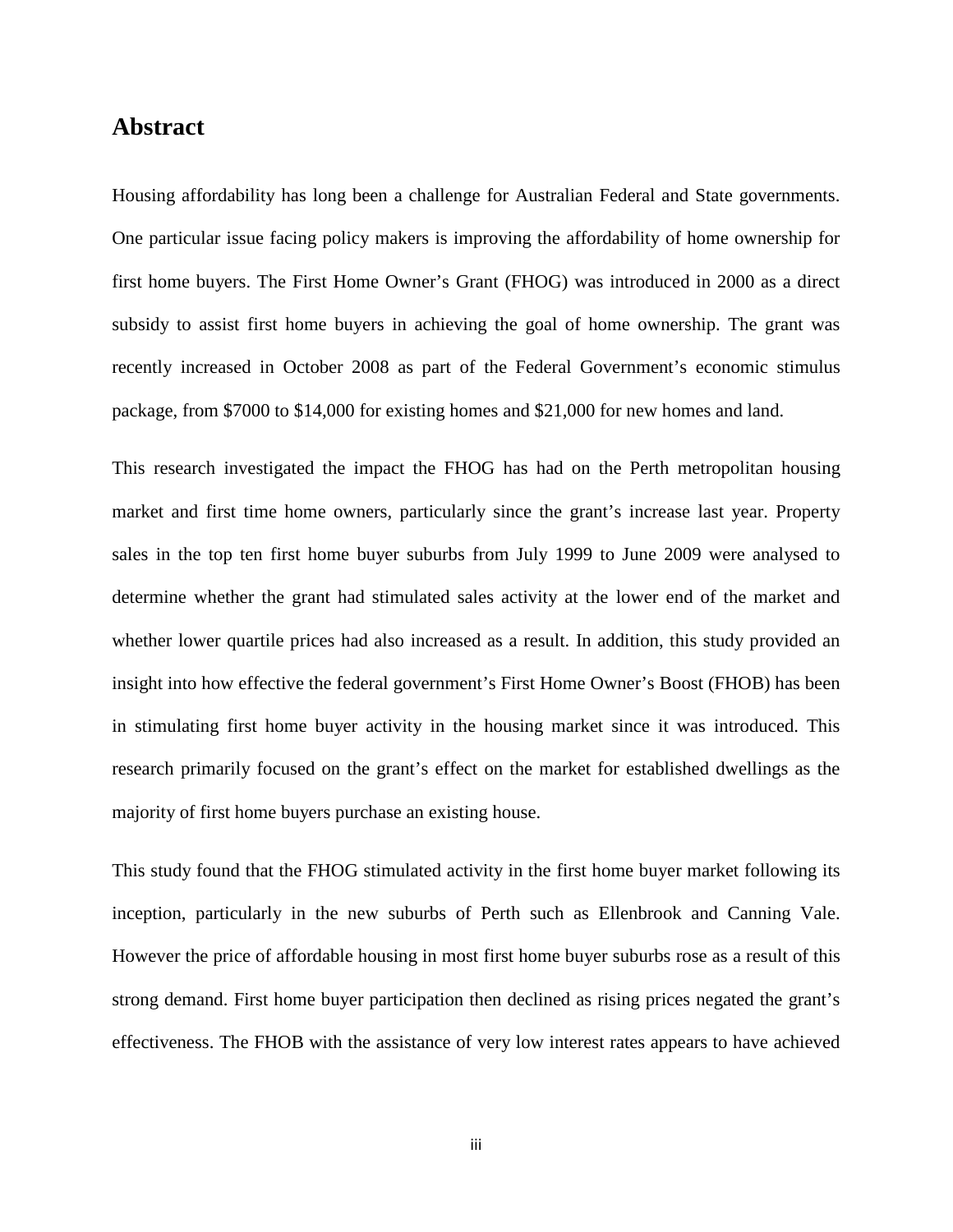## Abstract

Housing affordability has long been a challenge for Australian Federal and State governments. One particular issue facing policy makers is improving the affordability of home ownership for first home buyers. The First Home Owner's Grant (FHOG) was introduced in 2000 as a direct subsidy to assist first home buyers in achieving the goal of home ownership. The grant was recently increased in October 2008 as part of the Federal Government's economic stimulus package, from $7000 to $14,000 for existing homes and $21,000 for new homes and land.

This research investigated the impact the FHOG has had on the Perth metropolitan housing market and first time home owners, particularly since the grant's increase last year. Property sales in the top ten first home buyer suburbs from July 1999 to June 2009 were analysed to determine whether the grant had stimulated sales activity at the lower end of the market and whether lower quartile prices had also increased as a result. In addition, this study provided an insight into how effective the federal government's First Home Owner's Boost (FHOB) has been in stimulating first home buyer activity in the housing market since it was introduced. This research primarily focused on the grant's effect on the market for established dwellings as the majority of first home buyers purchase an existing house.

This study found that the FHOG stimulated activity in the first home buyer market following its inception, particularly in the new suburbs of Perth such as Ellenbrook and Canning Vale. However the price of affordable housing in most first home buyer suburbs rose as a result of this strong demand. First home buyer participation then declined as rising prices negated the grant's effectiveness. The FHOB with the assistance of very low interest rates appears to have achieved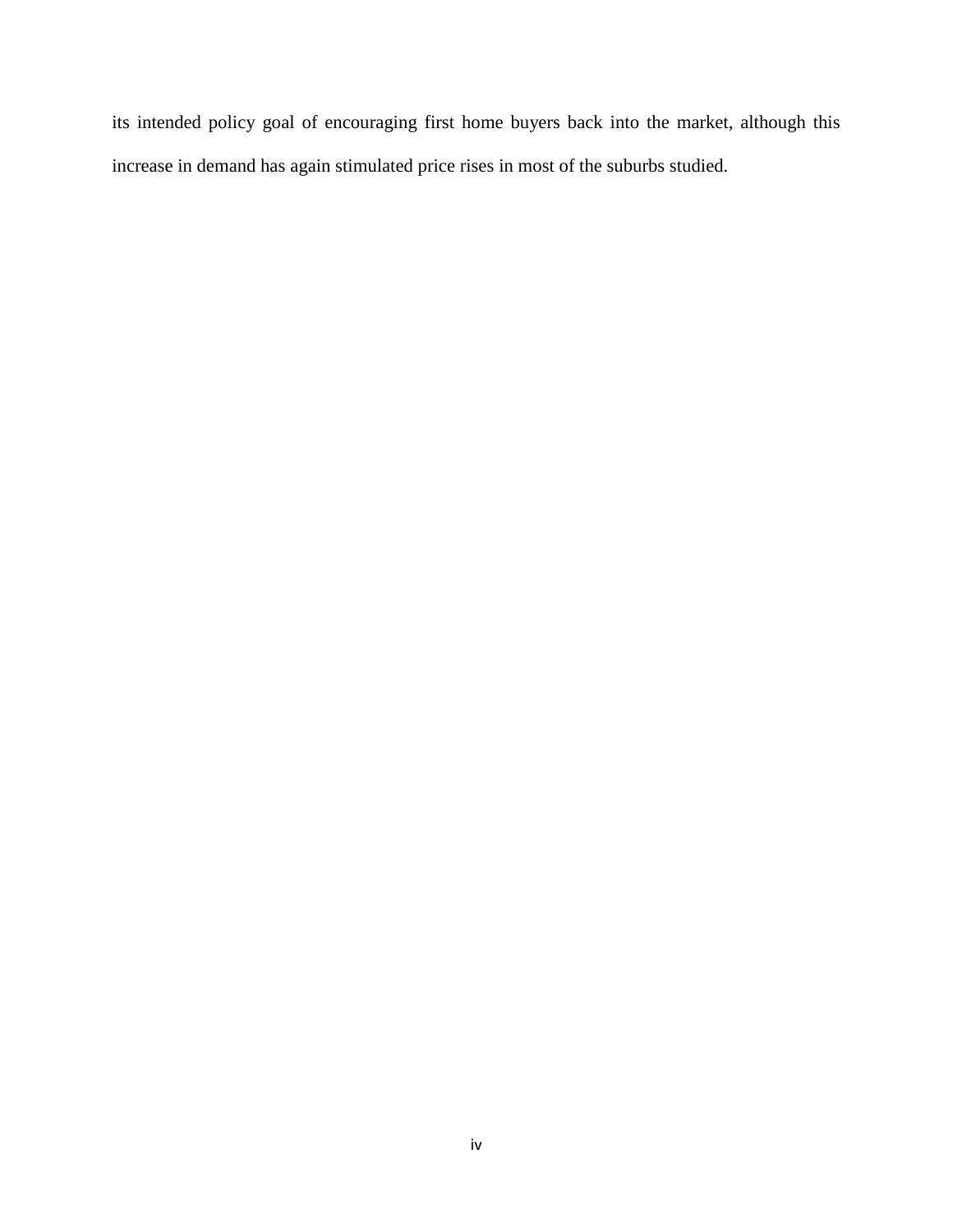its intended policy goal of encouraging first home buyers back into the market, although this increase in demand has again stimulated price rises in most of the suburbs studied.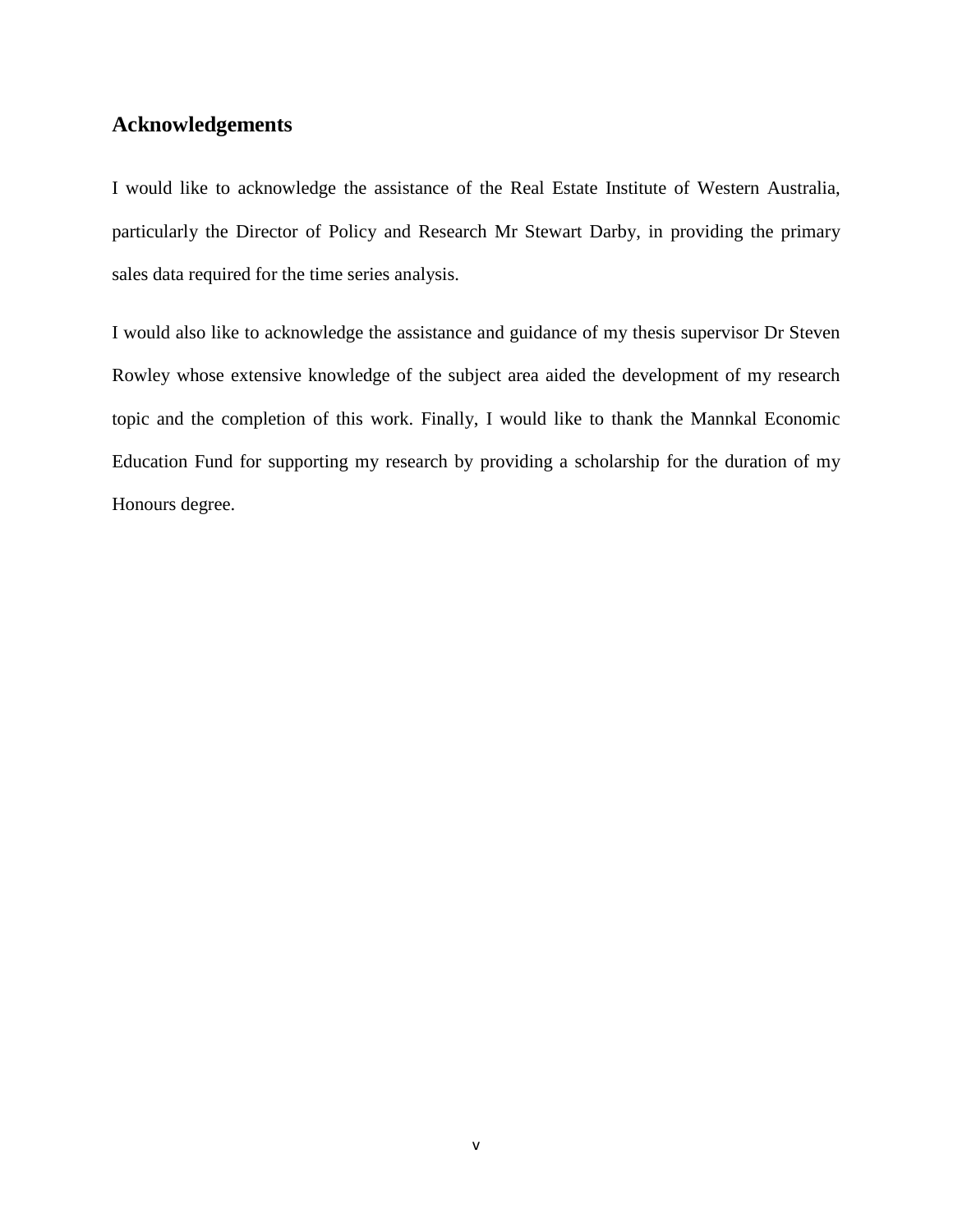## Acknowledgements

I would like to acknowledge the assistance of the Real Estate Institute of Western Australia, particularly the Director of Policy and Research Mr Stewart Darby, in providing the primary sales data required for the time series analysis.

I would also like to acknowledge the assistance and guidance of my thesis supervisor Dr Steven Rowley whose extensive knowledge of the subject area aided the development of my research topic and the completion of this work. Finally, I would like to thank the Mannkal Economic Education Fund for supporting my research by providing a scholarship for the duration of my Honours degree.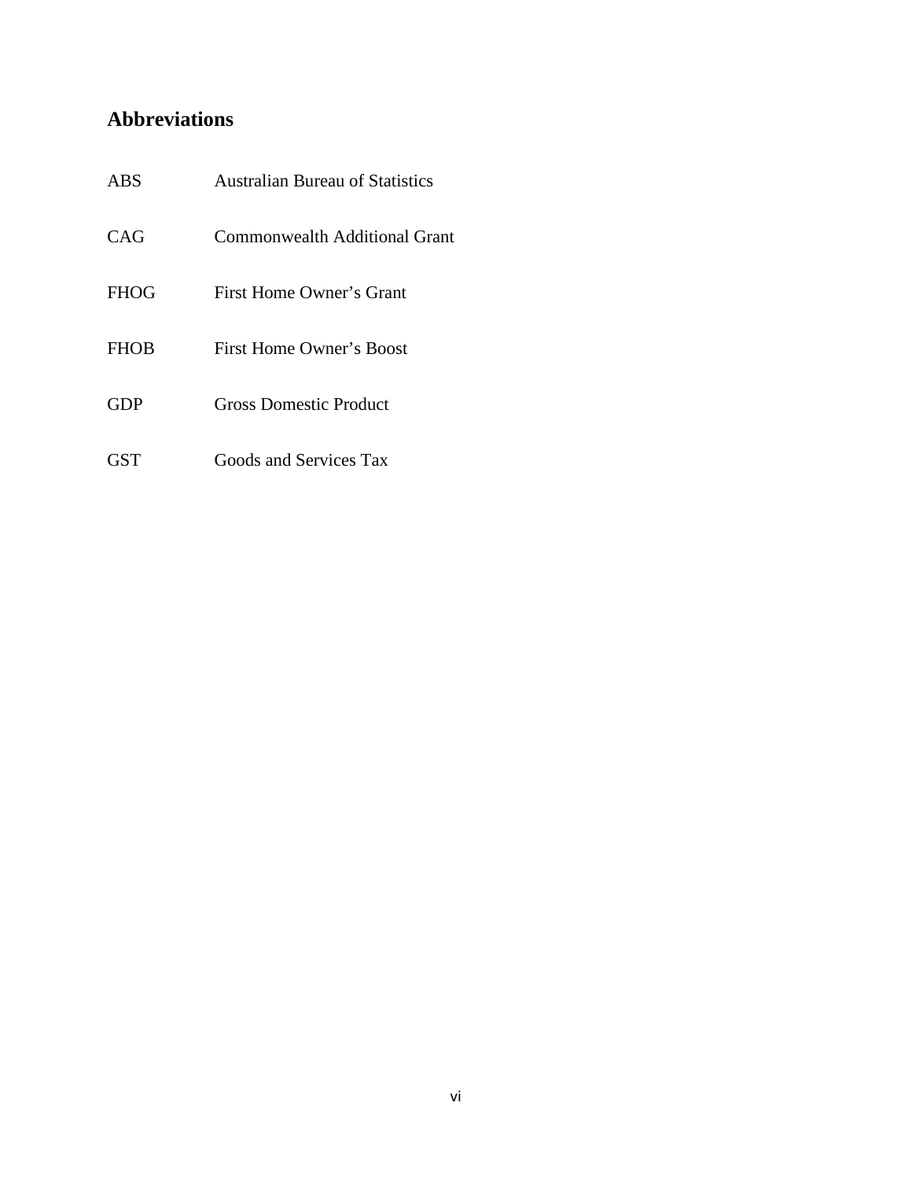## Abbreviations

| | |
|---|---|
| ABS | Australian Bureau of Statistics |
| CAG | Commonwealth Additional Grant |
| FHOG | First Home Owner’s Grant |
| FHOB | First Home Owner’s Boost |
| GDP | Gross Domestic Product |
| GST | Goods and Services Tax |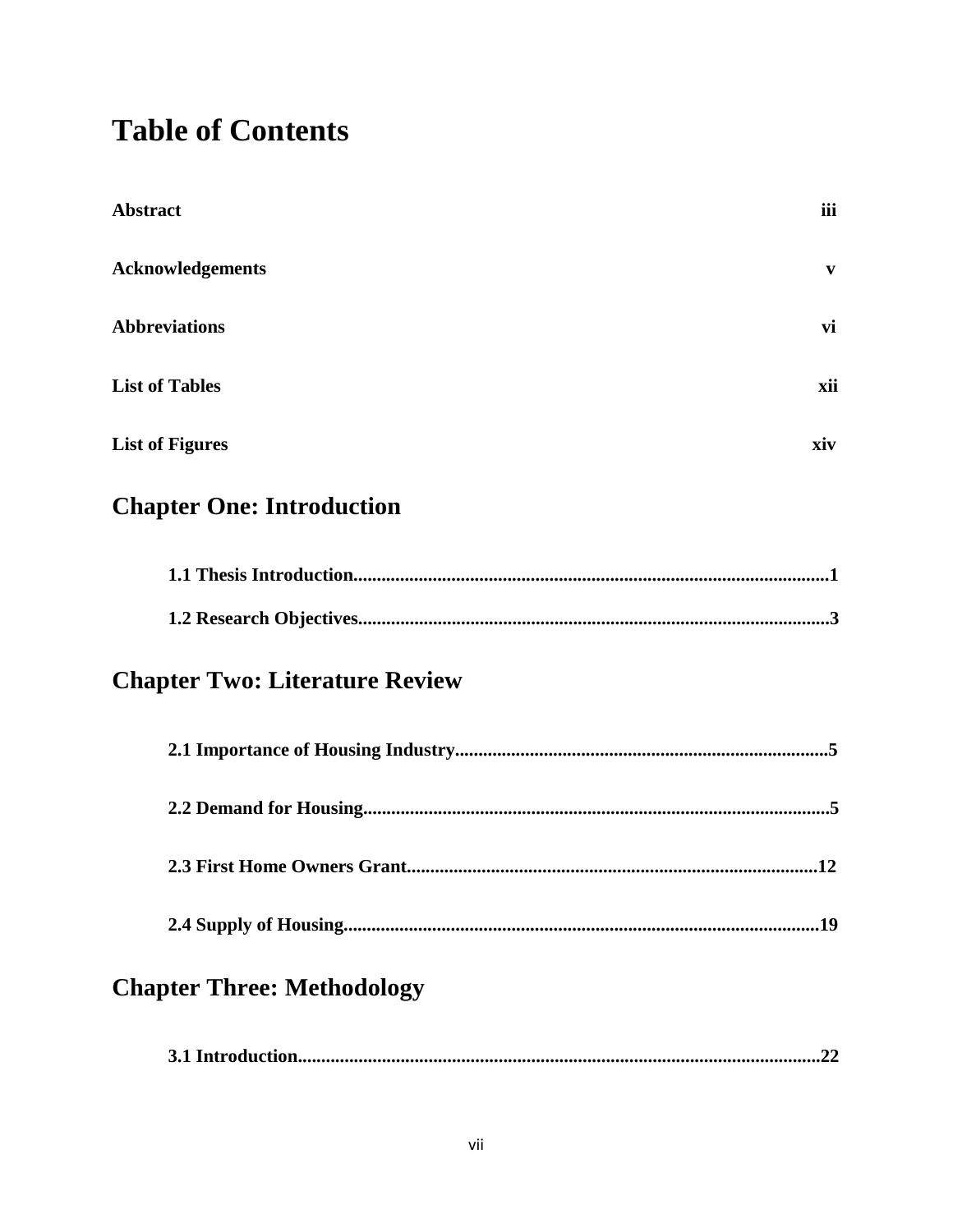# Table of Contents

**Abstract** iii

**Acknowledgements** v

**Abbreviations** vi

**List of Tables** xii

**List of Figures** xiv

## Chapter One: Introduction

**1.1 Thesis Introduction....................................................................................................1**

**1.2 Research Objectives....................................................................................................3**

## Chapter Two: Literature Review

**2.1 Importance of Housing Industry...............................................................................5**

**2.2 Demand for Housing...................................................................................................5**

**2.3 First Home Owners Grant.......................................................................................12**

**2.4 Supply of Housing.....................................................................................................19**

## Chapter Three: Methodology

**3.1 Introduction..............................................................................................................22**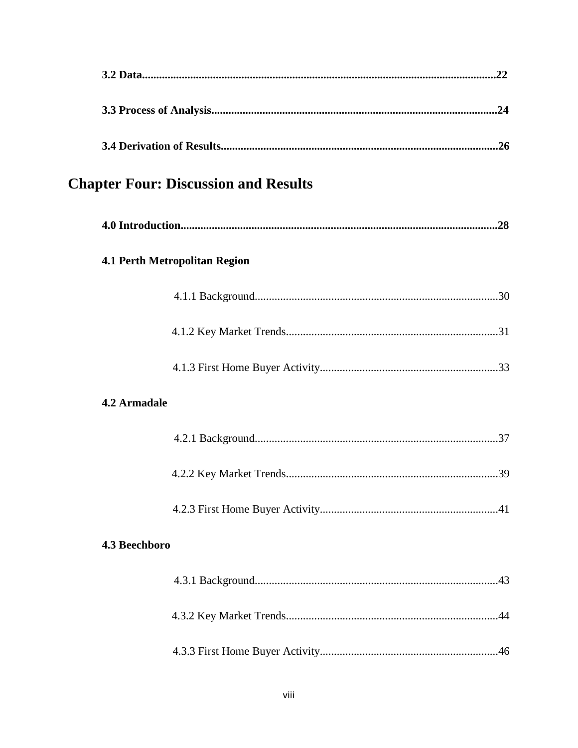**3.2 Data**..........................................................................................................................22

**3.3 Process of Analysis**..................................................................................................24

**3.4 Derivation of Results**..............................................................................................26

## Chapter Four: Discussion and Results

**4.0 Introduction**............................................................................................................28

**4.1 Perth Metropolitan Region**

4.1.1 Background....................................................................................30

4.1.2 Key Market Trends.........................................................................31

4.1.3 First Home Buyer Activity.............................................................33

**4.2 Armadale**

4.2.1 Background....................................................................................37

4.2.2 Key Market Trends.........................................................................39

4.2.3 First Home Buyer Activity.............................................................41

**4.3 Beechboro**

4.3.1 Background....................................................................................43

4.3.2 Key Market Trends.........................................................................44

4.3.3 First Home Buyer Activity.............................................................46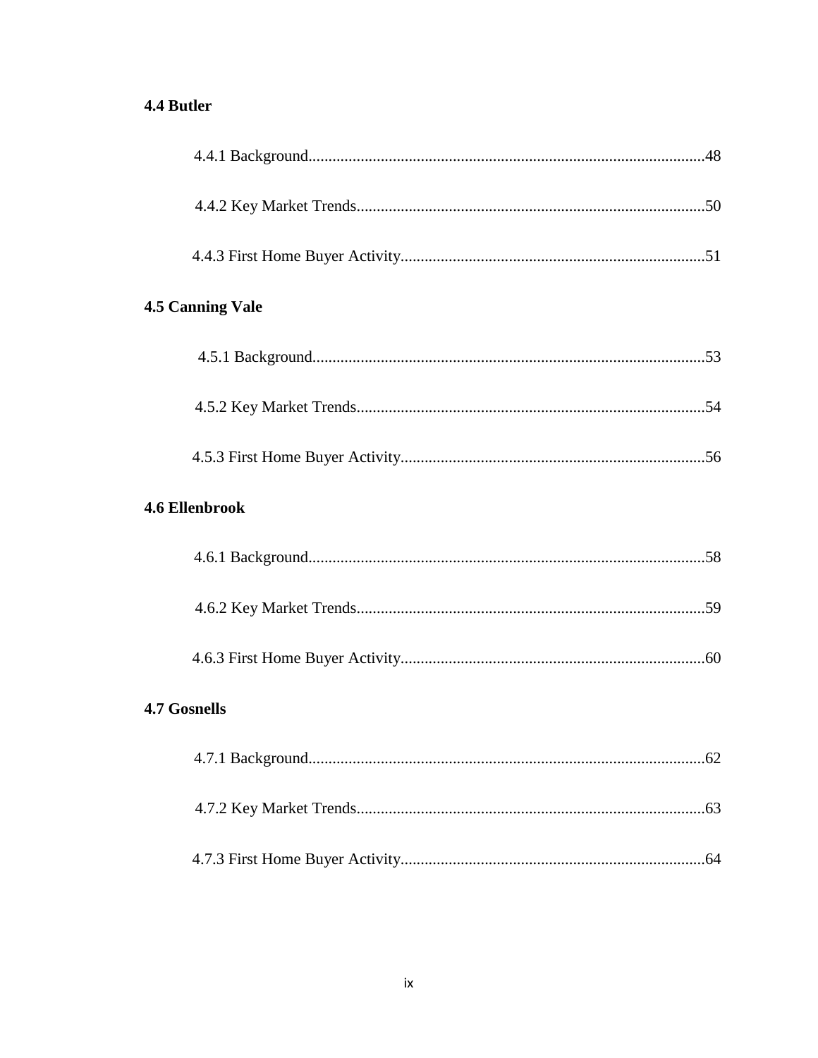**4.4 Butler**

4.4.1 Background....................................................................................................48

4.4.2 Key Market Trends........................................................................................50

4.4.3 First Home Buyer Activity.............................................................................51

**4.5 Canning Vale**

4.5.1 Background....................................................................................................53

4.5.2 Key Market Trends........................................................................................54

4.5.3 First Home Buyer Activity.............................................................................56

**4.6 Ellenbrook**

4.6.1 Background....................................................................................................58

4.6.2 Key Market Trends........................................................................................59

4.6.3 First Home Buyer Activity.............................................................................60

**4.7 Gosnells**

4.7.1 Background....................................................................................................62

4.7.2 Key Market Trends........................................................................................63

4.7.3 First Home Buyer Activity.............................................................................64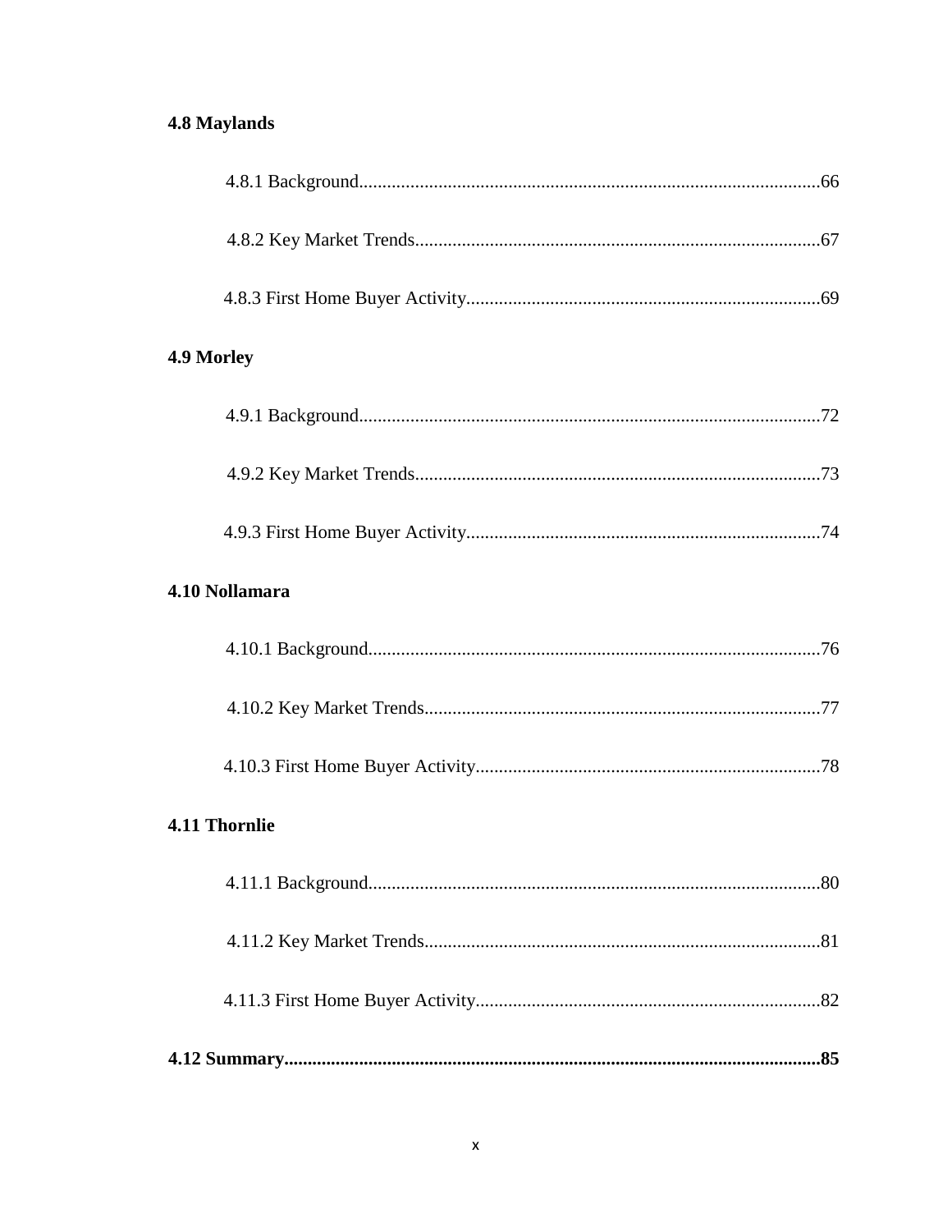**4.8 Maylands**

4.8.1 Background....................................................................................................66

4.8.2 Key Market Trends........................................................................................67

4.8.3 First Home Buyer Activity.............................................................................69

**4.9 Morley**

4.9.1 Background....................................................................................................72

4.9.2 Key Market Trends........................................................................................73

4.9.3 First Home Buyer Activity.............................................................................74

**4.10 Nollamara**

4.10.1 Background..................................................................................................76

4.10.2 Key Market Trends......................................................................................77

4.10.3 First Home Buyer Activity...........................................................................78

**4.11 Thornlie**

4.11.1 Background..................................................................................................80

4.11.2 Key Market Trends......................................................................................81

4.11.3 First Home Buyer Activity...........................................................................82

**4.12 Summary....................................................................................................................85**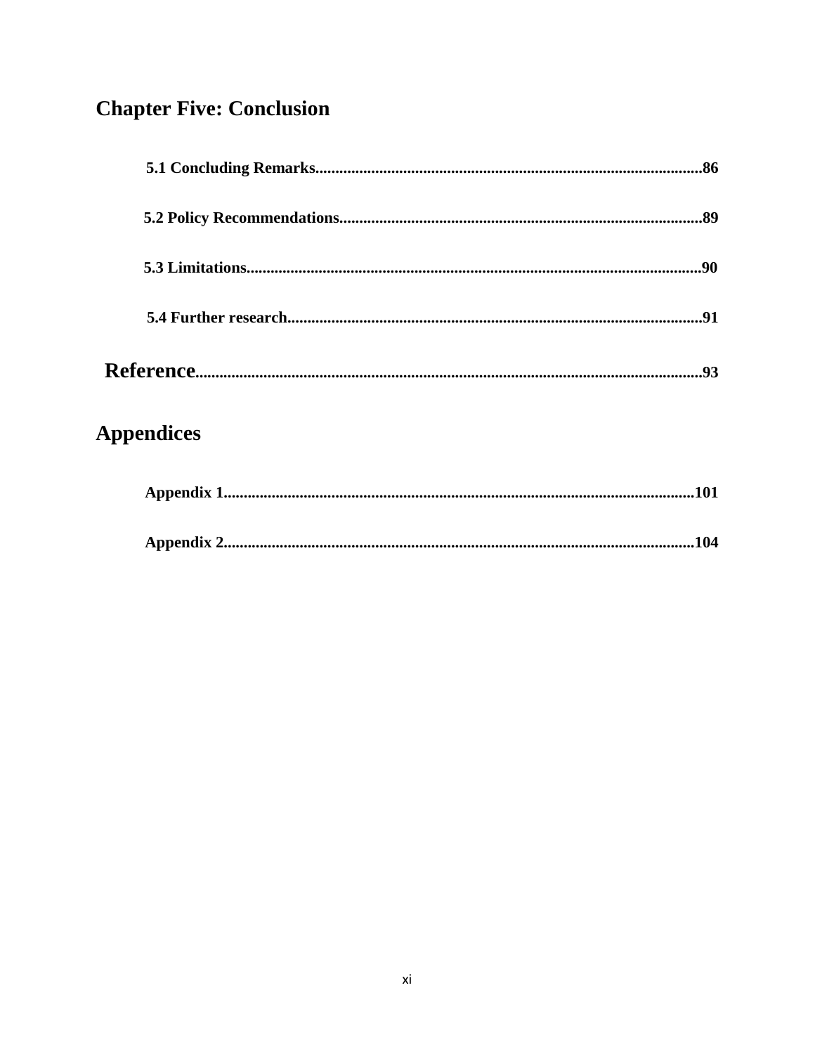## Chapter Five: Conclusion

**5.1 Concluding Remarks................................................................................................86**

**5.2 Policy Recommendations..........................................................................................89**

**5.3 Limitations.................................................................................................................90**

**5.4 Further research.......................................................................................................91**

**Reference.............................................................................................................................93**

## Appendices

**Appendix 1.....................................................................................................................101**

**Appendix 2.....................................................................................................................104**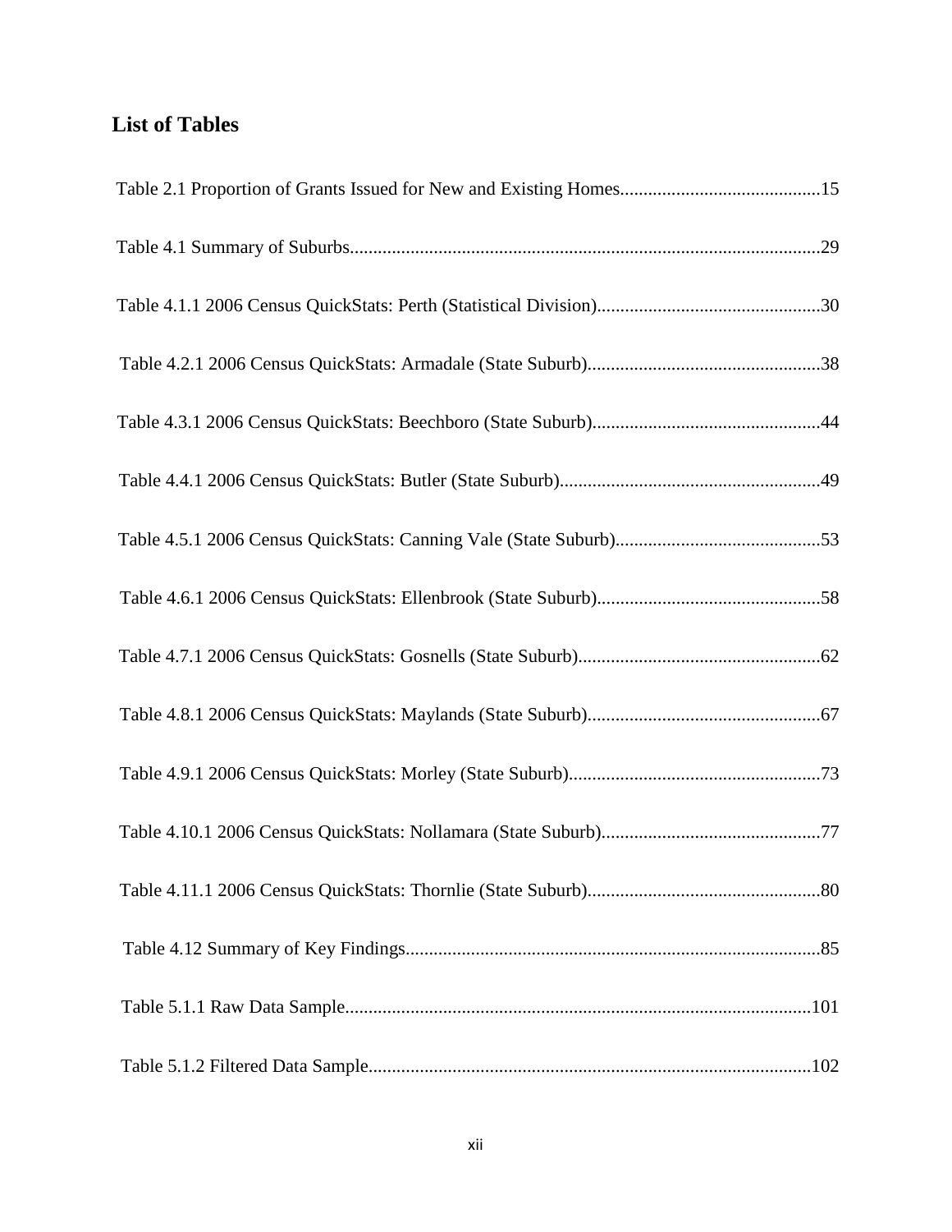## List of Tables

Table 2.1 Proportion of Grants Issued for New and Existing Homes..........................................15

Table 4.1 Summary of Suburbs....................................................................................................29

Table 4.1.1 2006 Census QuickStats: Perth (Statistical Division)................................................30

Table 4.2.1 2006 Census QuickStats: Armadale (State Suburb)..................................................38

Table 4.3.1 2006 Census QuickStats: Beechboro (State Suburb)................................................44

Table 4.4.1 2006 Census QuickStats: Butler (State Suburb).......................................................49

Table 4.5.1 2006 Census QuickStats: Canning Vale (State Suburb)............................................53

Table 4.6.1 2006 Census QuickStats: Ellenbrook (State Suburb)................................................58

Table 4.7.1 2006 Census QuickStats: Gosnells (State Suburb)....................................................62

Table 4.8.1 2006 Census QuickStats: Maylands (State Suburb)..................................................67

Table 4.9.1 2006 Census QuickStats: Morley (State Suburb)......................................................73

Table 4.10.1 2006 Census QuickStats: Nollamara (State Suburb)...............................................77

Table 4.11.1 2006 Census QuickStats: Thornlie (State Suburb)..................................................80

Table 4.12 Summary of Key Findings........................................................................................85

Table 5.1.1 Raw Data Sample....................................................................................................101

Table 5.1.2 Filtered Data Sample..............................................................................................102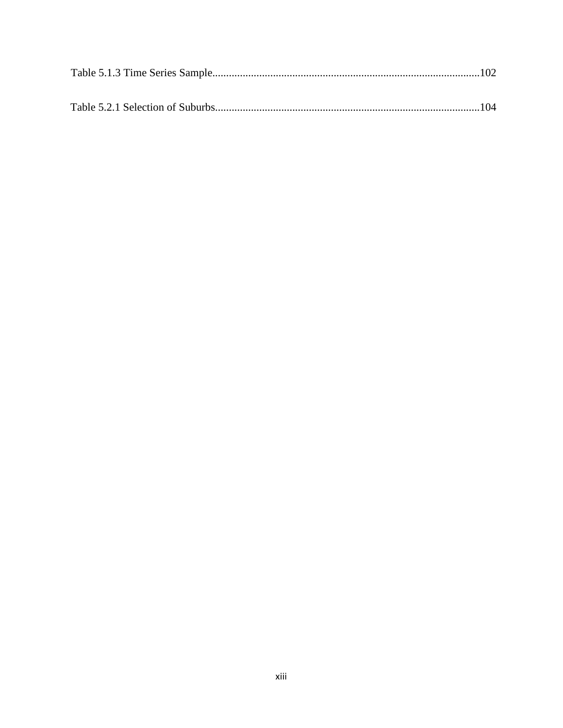Table 5.1.3 Time Series Sample................................................................................................102

Table 5.2.1 Selection of Suburbs...............................................................................................104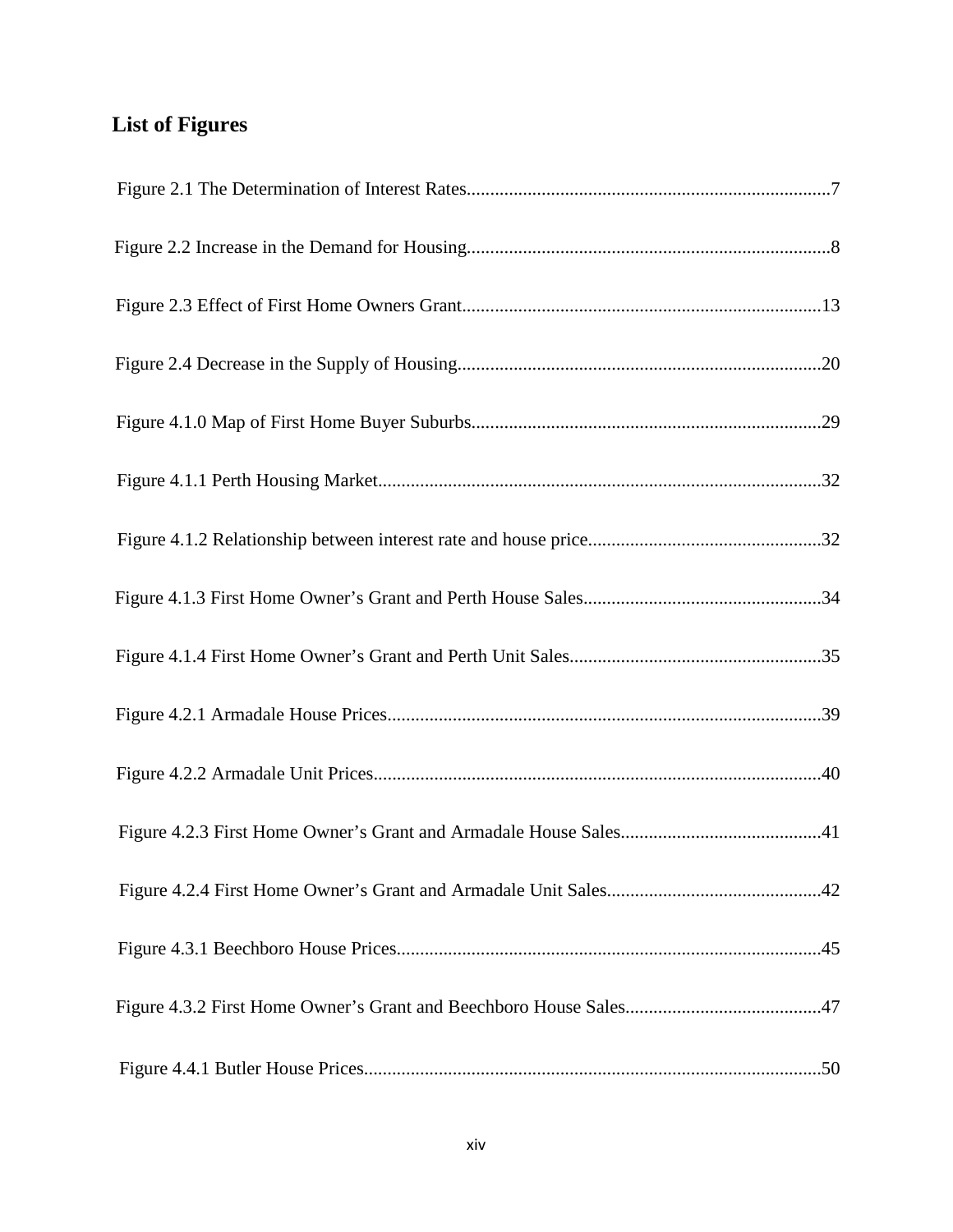## List of Figures

Figure 2.1 The Determination of Interest Rates..............................................................................7

Figure 2.2 Increase in the Demand for Housing..............................................................................8

Figure 2.3 Effect of First Home Owners Grant.............................................................................13

Figure 2.4 Decrease in the Supply of Housing..............................................................................20

Figure 4.1.0 Map of First Home Buyer Suburbs...........................................................................29

Figure 4.1.1 Perth Housing Market...............................................................................................32

Figure 4.1.2 Relationship between interest rate and house price..................................................32

Figure 4.1.3 First Home Owner's Grant and Perth House Sales...................................................34

Figure 4.1.4 First Home Owner's Grant and Perth Unit Sales......................................................35

Figure 4.2.1 Armadale House Prices.............................................................................................39

Figure 4.2.2 Armadale Unit Prices................................................................................................40

Figure 4.2.3 First Home Owner's Grant and Armadale House Sales...........................................41

Figure 4.2.4 First Home Owner's Grant and Armadale Unit Sales..............................................42

Figure 4.3.1 Beechboro House Prices...........................................................................................45

Figure 4.3.2 First Home Owner's Grant and Beechboro House Sales..........................................47

Figure 4.4.1 Butler House Prices..................................................................................................50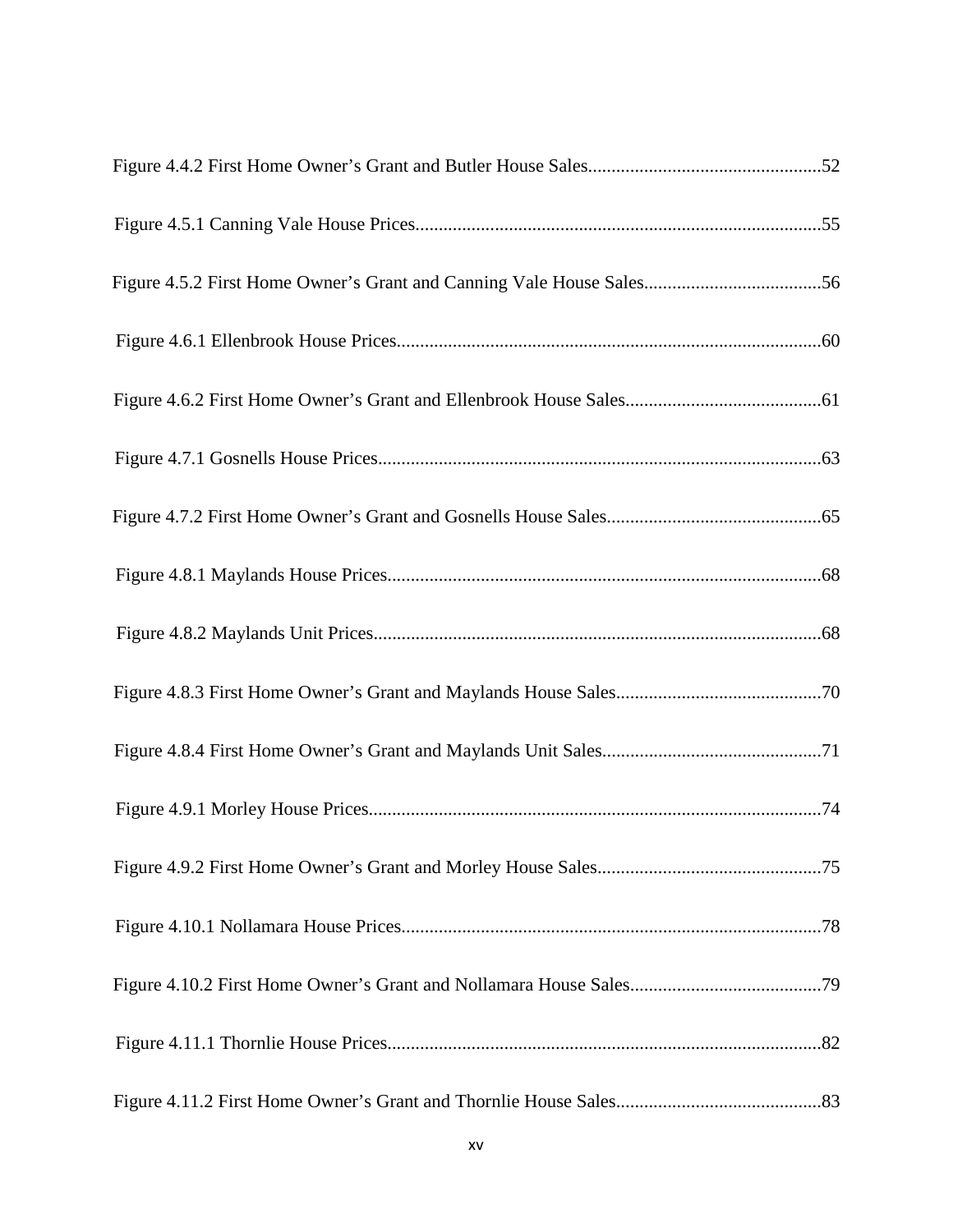Figure 4.4.2 First Home Owner’s Grant and Butler House Sales..................................................52

Figure 4.5.1 Canning Vale House Prices.......................................................................................55

Figure 4.5.2 First Home Owner’s Grant and Canning Vale House Sales......................................56

Figure 4.6.1 Ellenbrook House Prices...........................................................................................60

Figure 4.6.2 First Home Owner’s Grant and Ellenbrook House Sales..........................................61

Figure 4.7.1 Gosnells House Prices...............................................................................................63

Figure 4.7.2 First Home Owner’s Grant and Gosnells House Sales..............................................65

Figure 4.8.1 Maylands House Prices.............................................................................................68

Figure 4.8.2 Maylands Unit Prices................................................................................................68

Figure 4.8.3 First Home Owner’s Grant and Maylands House Sales............................................70

Figure 4.8.4 First Home Owner’s Grant and Maylands Unit Sales...............................................71

Figure 4.9.1 Morley House Prices.................................................................................................74

Figure 4.9.2 First Home Owner’s Grant and Morley House Sales................................................75

Figure 4.10.1 Nollamara House Prices..........................................................................................78

Figure 4.10.2 First Home Owner’s Grant and Nollamara House Sales.........................................79

Figure 4.11.1 Thornlie House Prices.............................................................................................82

Figure 4.11.2 First Home Owner’s Grant and Thornlie House Sales............................................83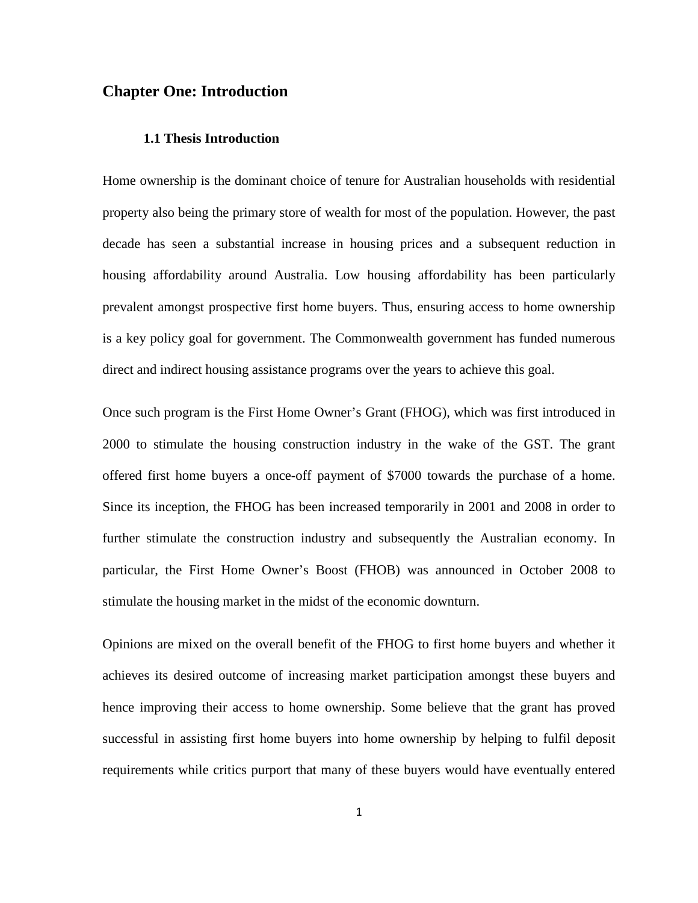# Chapter One: Introduction

## 1.1 Thesis Introduction

Home ownership is the dominant choice of tenure for Australian households with residential property also being the primary store of wealth for most of the population. However, the past decade has seen a substantial increase in housing prices and a subsequent reduction in housing affordability around Australia. Low housing affordability has been particularly prevalent amongst prospective first home buyers. Thus, ensuring access to home ownership is a key policy goal for government. The Commonwealth government has funded numerous direct and indirect housing assistance programs over the years to achieve this goal.

Once such program is the First Home Owner's Grant (FHOG), which was first introduced in 2000 to stimulate the housing construction industry in the wake of the GST. The grant offered first home buyers a once-off payment of $7000 towards the purchase of a home. Since its inception, the FHOG has been increased temporarily in 2001 and 2008 in order to further stimulate the construction industry and subsequently the Australian economy. In particular, the First Home Owner's Boost (FHOB) was announced in October 2008 to stimulate the housing market in the midst of the economic downturn.

Opinions are mixed on the overall benefit of the FHOG to first home buyers and whether it achieves its desired outcome of increasing market participation amongst these buyers and hence improving their access to home ownership. Some believe that the grant has proved successful in assisting first home buyers into home ownership by helping to fulfil deposit requirements while critics purport that many of these buyers would have eventually entered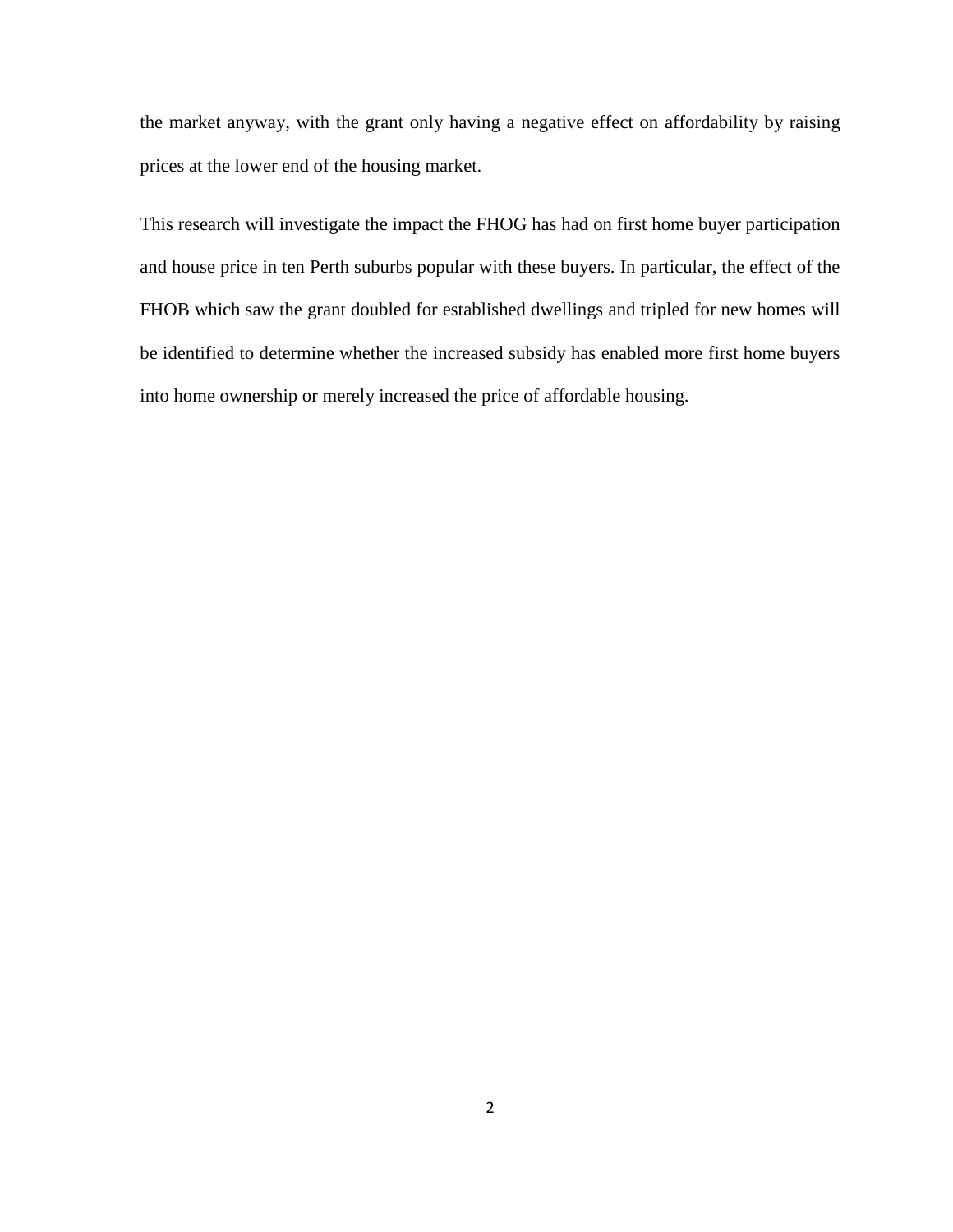the market anyway, with the grant only having a negative effect on affordability by raising prices at the lower end of the housing market.

This research will investigate the impact the FHOG has had on first home buyer participation and house price in ten Perth suburbs popular with these buyers. In particular, the effect of the FHOB which saw the grant doubled for established dwellings and tripled for new homes will be identified to determine whether the increased subsidy has enabled more first home buyers into home ownership or merely increased the price of affordable housing.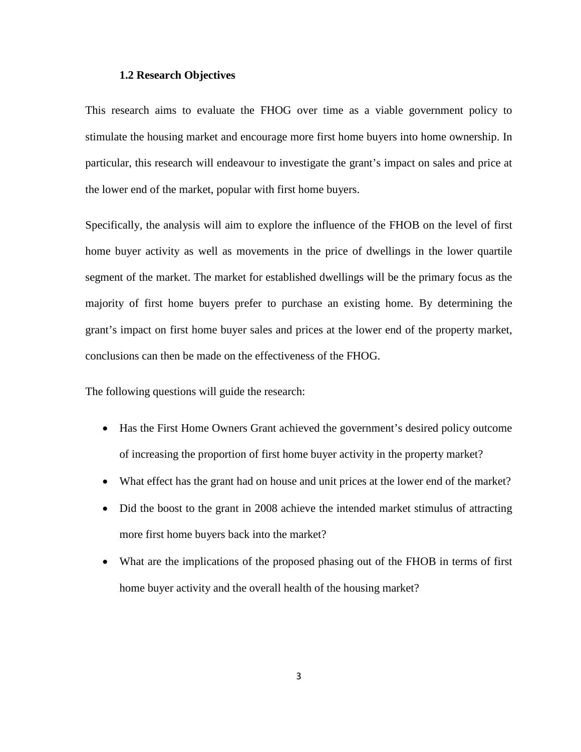### 1.2 Research Objectives

This research aims to evaluate the FHOG over time as a viable government policy to stimulate the housing market and encourage more first home buyers into home ownership. In particular, this research will endeavour to investigate the grant's impact on sales and price at the lower end of the market, popular with first home buyers.

Specifically, the analysis will aim to explore the influence of the FHOB on the level of first home buyer activity as well as movements in the price of dwellings in the lower quartile segment of the market. The market for established dwellings will be the primary focus as the majority of first home buyers prefer to purchase an existing home. By determining the grant's impact on first home buyer sales and prices at the lower end of the property market, conclusions can then be made on the effectiveness of the FHOG.

The following questions will guide the research:

- Has the First Home Owners Grant achieved the government's desired policy outcome of increasing the proportion of first home buyer activity in the property market?
- What effect has the grant had on house and unit prices at the lower end of the market?
- Did the boost to the grant in 2008 achieve the intended market stimulus of attracting more first home buyers back into the market?
- What are the implications of the proposed phasing out of the FHOB in terms of first home buyer activity and the overall health of the housing market?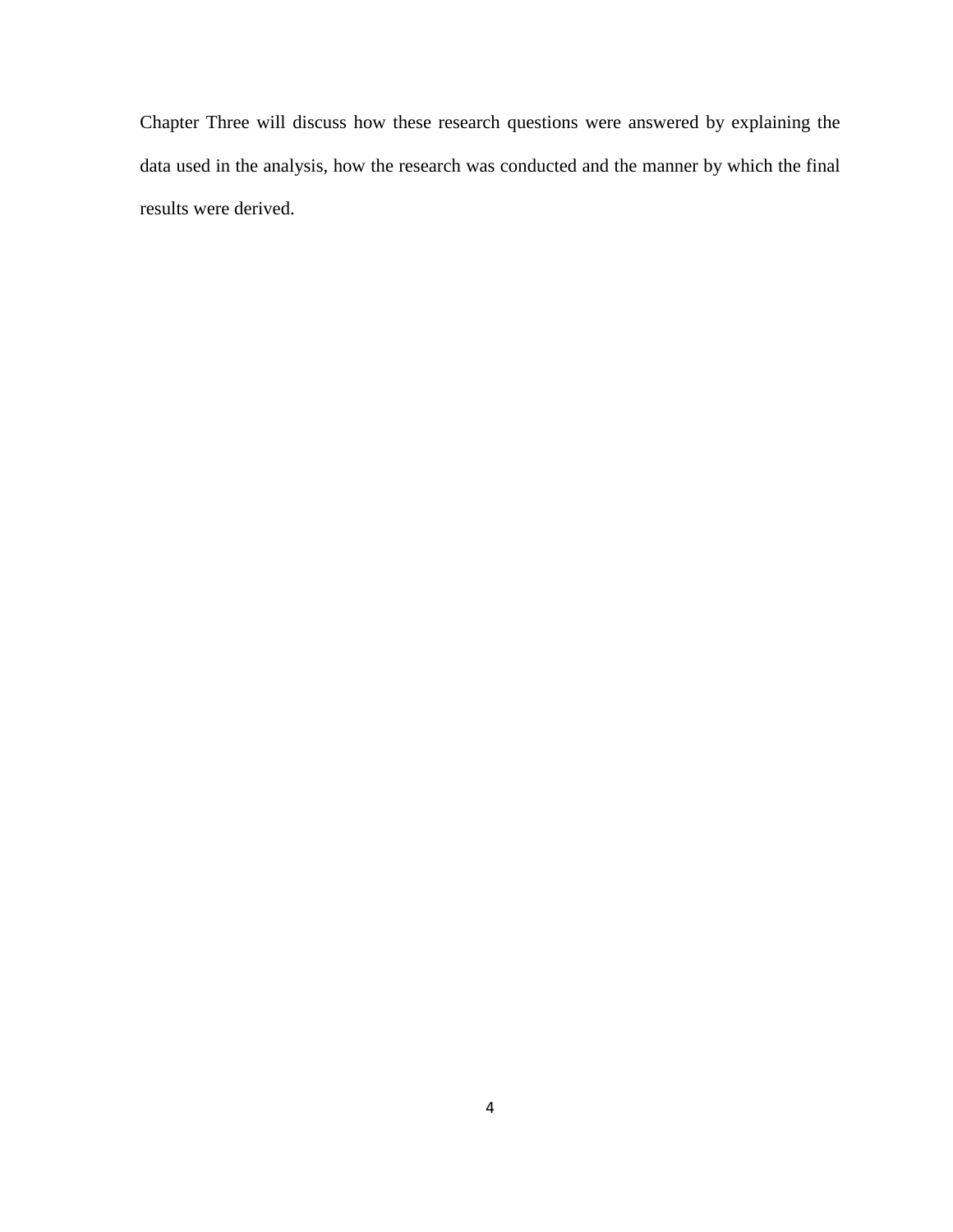Chapter Three will discuss how these research questions were answered by explaining the data used in the analysis, how the research was conducted and the manner by which the final results were derived.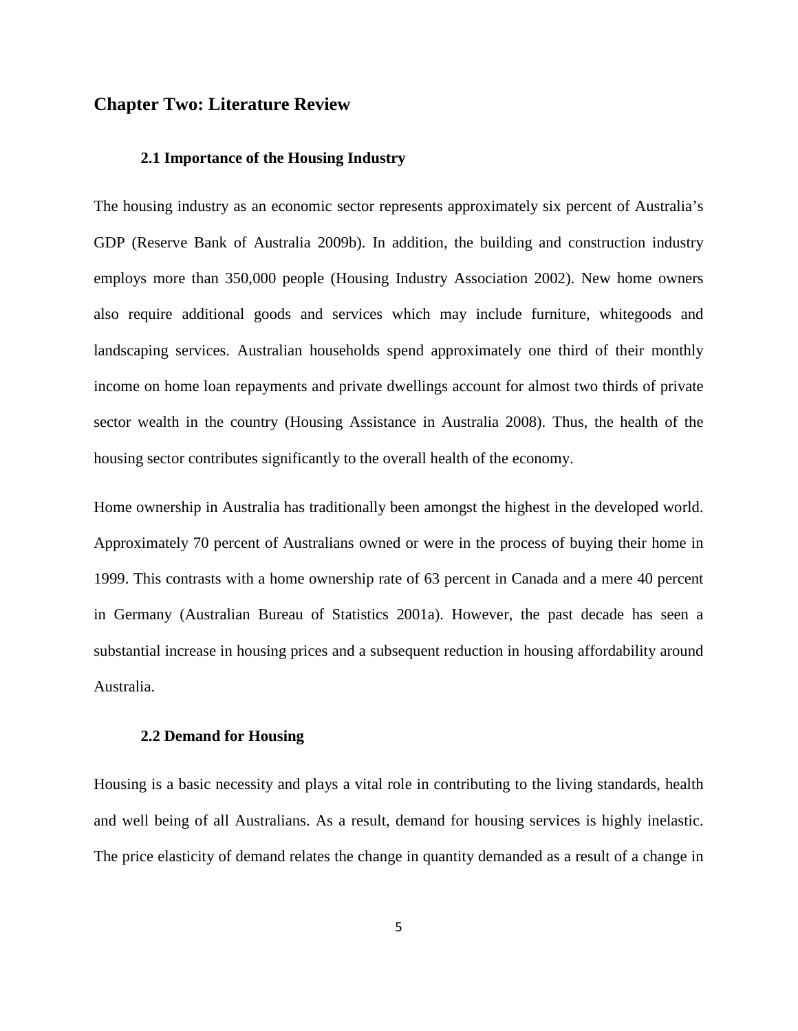# Chapter Two: Literature Review

## 2.1 Importance of the Housing Industry

The housing industry as an economic sector represents approximately six percent of Australia's GDP (Reserve Bank of Australia 2009b). In addition, the building and construction industry employs more than 350,000 people (Housing Industry Association 2002). New home owners also require additional goods and services which may include furniture, whitegoods and landscaping services. Australian households spend approximately one third of their monthly income on home loan repayments and private dwellings account for almost two thirds of private sector wealth in the country (Housing Assistance in Australia 2008). Thus, the health of the housing sector contributes significantly to the overall health of the economy.

Home ownership in Australia has traditionally been amongst the highest in the developed world. Approximately 70 percent of Australians owned or were in the process of buying their home in 1999. This contrasts with a home ownership rate of 63 percent in Canada and a mere 40 percent in Germany (Australian Bureau of Statistics 2001a). However, the past decade has seen a substantial increase in housing prices and a subsequent reduction in housing affordability around Australia.

## 2.2 Demand for Housing

Housing is a basic necessity and plays a vital role in contributing to the living standards, health and well being of all Australians. As a result, demand for housing services is highly inelastic. The price elasticity of demand relates the change in quantity demanded as a result of a change in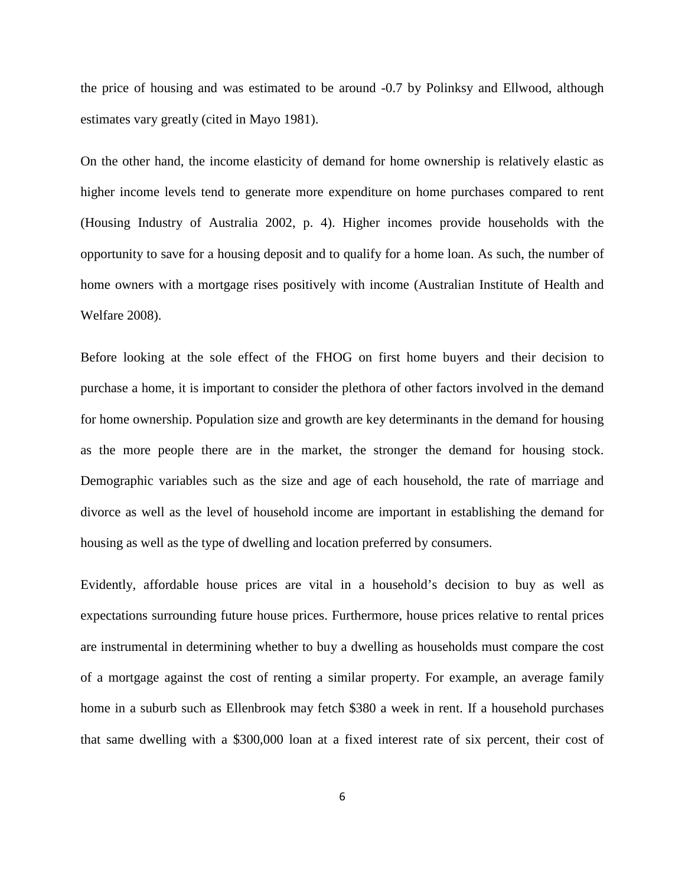the price of housing and was estimated to be around -0.7 by Polinksy and Ellwood, although estimates vary greatly (cited in Mayo 1981).

On the other hand, the income elasticity of demand for home ownership is relatively elastic as higher income levels tend to generate more expenditure on home purchases compared to rent (Housing Industry of Australia 2002, p. 4). Higher incomes provide households with the opportunity to save for a housing deposit and to qualify for a home loan. As such, the number of home owners with a mortgage rises positively with income (Australian Institute of Health and Welfare 2008).

Before looking at the sole effect of the FHOG on first home buyers and their decision to purchase a home, it is important to consider the plethora of other factors involved in the demand for home ownership. Population size and growth are key determinants in the demand for housing as the more people there are in the market, the stronger the demand for housing stock. Demographic variables such as the size and age of each household, the rate of marriage and divorce as well as the level of household income are important in establishing the demand for housing as well as the type of dwelling and location preferred by consumers.

Evidently, affordable house prices are vital in a household's decision to buy as well as expectations surrounding future house prices. Furthermore, house prices relative to rental prices are instrumental in determining whether to buy a dwelling as households must compare the cost of a mortgage against the cost of renting a similar property. For example, an average family home in a suburb such as Ellenbrook may fetch $380 a week in rent. If a household purchases that same dwelling with a $300,000 loan at a fixed interest rate of six percent, their cost of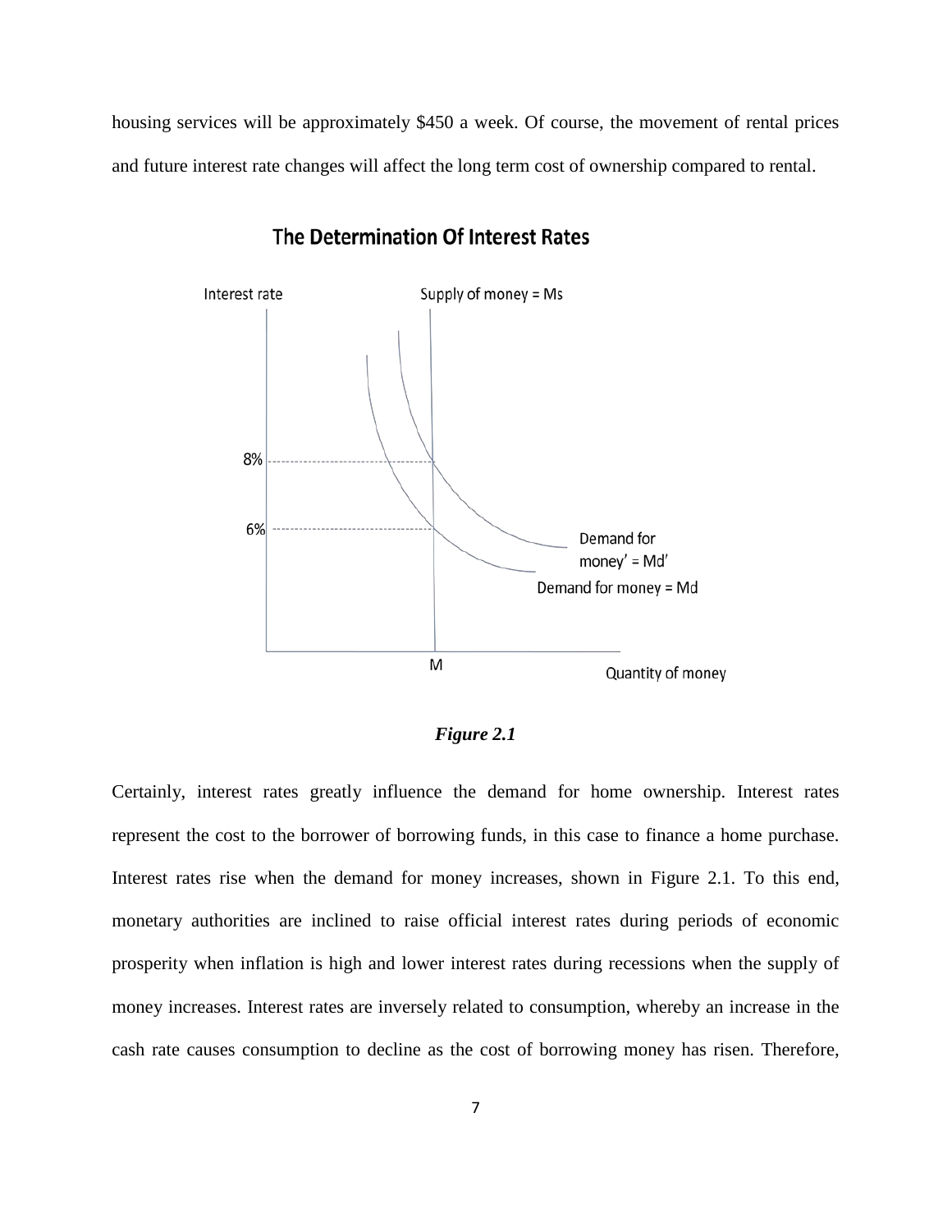housing services will be approximately $450 a week. Of course, the movement of rental prices and future interest rate changes will affect the long term cost of ownership compared to rental.

**The Determination Of Interest Rates**

***Figure 2.1***

Certainly, interest rates greatly influence the demand for home ownership. Interest rates represent the cost to the borrower of borrowing funds, in this case to finance a home purchase. Interest rates rise when the demand for money increases, shown in Figure 2.1. To this end, monetary authorities are inclined to raise official interest rates during periods of economic prosperity when inflation is high and lower interest rates during recessions when the supply of money increases. Interest rates are inversely related to consumption, whereby an increase in the cash rate causes consumption to decline as the cost of borrowing money has risen. Therefore,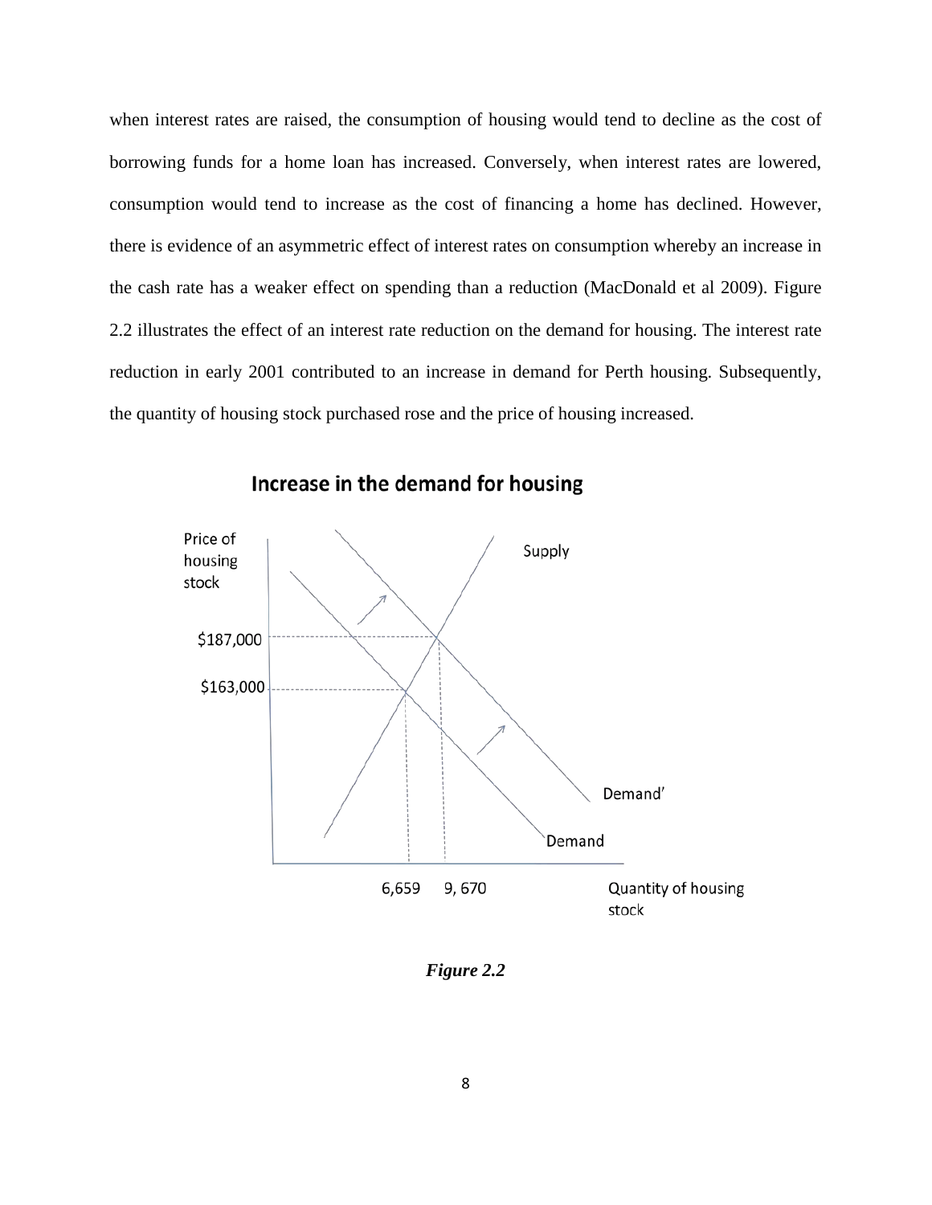when interest rates are raised, the consumption of housing would tend to decline as the cost of borrowing funds for a home loan has increased. Conversely, when interest rates are lowered, consumption would tend to increase as the cost of financing a home has declined. However, there is evidence of an asymmetric effect of interest rates on consumption whereby an increase in the cash rate has a weaker effect on spending than a reduction (MacDonald et al 2009). Figure 2.2 illustrates the effect of an interest rate reduction on the demand for housing. The interest rate reduction in early 2001 contributed to an increase in demand for Perth housing. Subsequently, the quantity of housing stock purchased rose and the price of housing increased.

**Increase in the demand for housing**

Price of housing stock

Supply

$187,000

$163,000

Demand'

Demand

6,659 9, 670

Quantity of housing stock

***Figure 2.2***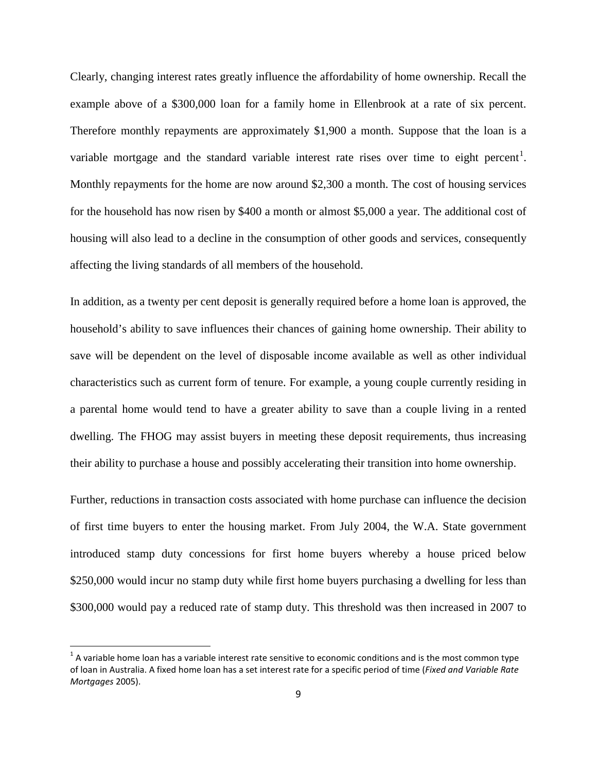Clearly, changing interest rates greatly influence the affordability of home ownership. Recall the example above of a $300,000 loan for a family home in Ellenbrook at a rate of six percent. Therefore monthly repayments are approximately $1,900 a month. Suppose that the loan is a variable mortgage and the standard variable interest rate rises over time to eight percent[1]. Monthly repayments for the home are now around $2,300 a month. The cost of housing services for the household has now risen by $400 a month or almost $5,000 a year. The additional cost of housing will also lead to a decline in the consumption of other goods and services, consequently affecting the living standards of all members of the household.

In addition, as a twenty per cent deposit is generally required before a home loan is approved, the household's ability to save influences their chances of gaining home ownership. Their ability to save will be dependent on the level of disposable income available as well as other individual characteristics such as current form of tenure. For example, a young couple currently residing in a parental home would tend to have a greater ability to save than a couple living in a rented dwelling. The FHOG may assist buyers in meeting these deposit requirements, thus increasing their ability to purchase a house and possibly accelerating their transition into home ownership.

Further, reductions in transaction costs associated with home purchase can influence the decision of first time buyers to enter the housing market. From July 2004, the W.A. State government introduced stamp duty concessions for first home buyers whereby a house priced below $250,000 would incur no stamp duty while first home buyers purchasing a dwelling for less than $300,000 would pay a reduced rate of stamp duty. This threshold was then increased in 2007 to

[1] A variable home loan has a variable interest rate sensitive to economic conditions and is the most common type of loan in Australia. A fixed home loan has a set interest rate for a specific period of time (*Fixed and Variable Rate Mortgages* 2005).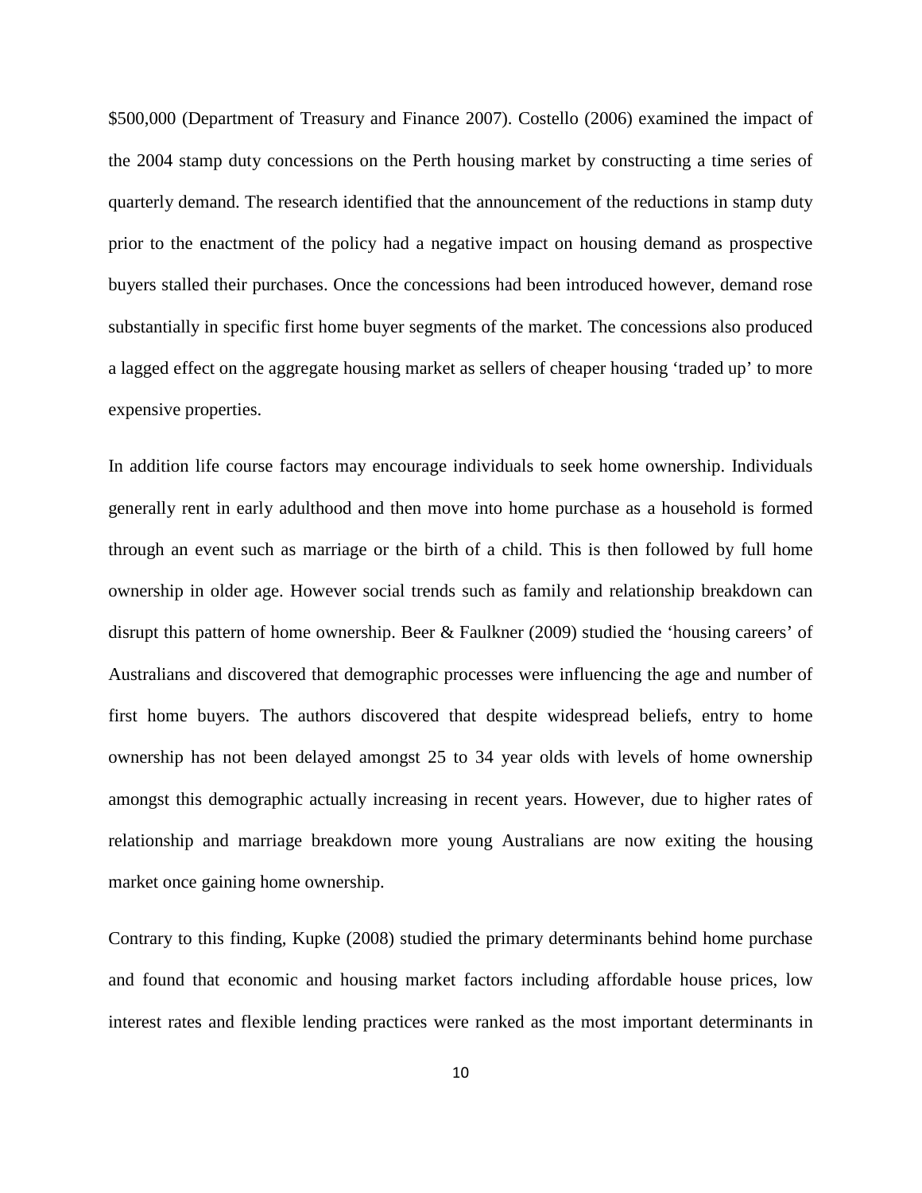$500,000 (Department of Treasury and Finance 2007). Costello (2006) examined the impact of the 2004 stamp duty concessions on the Perth housing market by constructing a time series of quarterly demand. The research identified that the announcement of the reductions in stamp duty prior to the enactment of the policy had a negative impact on housing demand as prospective buyers stalled their purchases. Once the concessions had been introduced however, demand rose substantially in specific first home buyer segments of the market. The concessions also produced a lagged effect on the aggregate housing market as sellers of cheaper housing 'traded up' to more expensive properties.

In addition life course factors may encourage individuals to seek home ownership. Individuals generally rent in early adulthood and then move into home purchase as a household is formed through an event such as marriage or the birth of a child. This is then followed by full home ownership in older age. However social trends such as family and relationship breakdown can disrupt this pattern of home ownership. Beer & Faulkner (2009) studied the 'housing careers' of Australians and discovered that demographic processes were influencing the age and number of first home buyers. The authors discovered that despite widespread beliefs, entry to home ownership has not been delayed amongst 25 to 34 year olds with levels of home ownership amongst this demographic actually increasing in recent years. However, due to higher rates of relationship and marriage breakdown more young Australians are now exiting the housing market once gaining home ownership.

Contrary to this finding, Kupke (2008) studied the primary determinants behind home purchase and found that economic and housing market factors including affordable house prices, low interest rates and flexible lending practices were ranked as the most important determinants in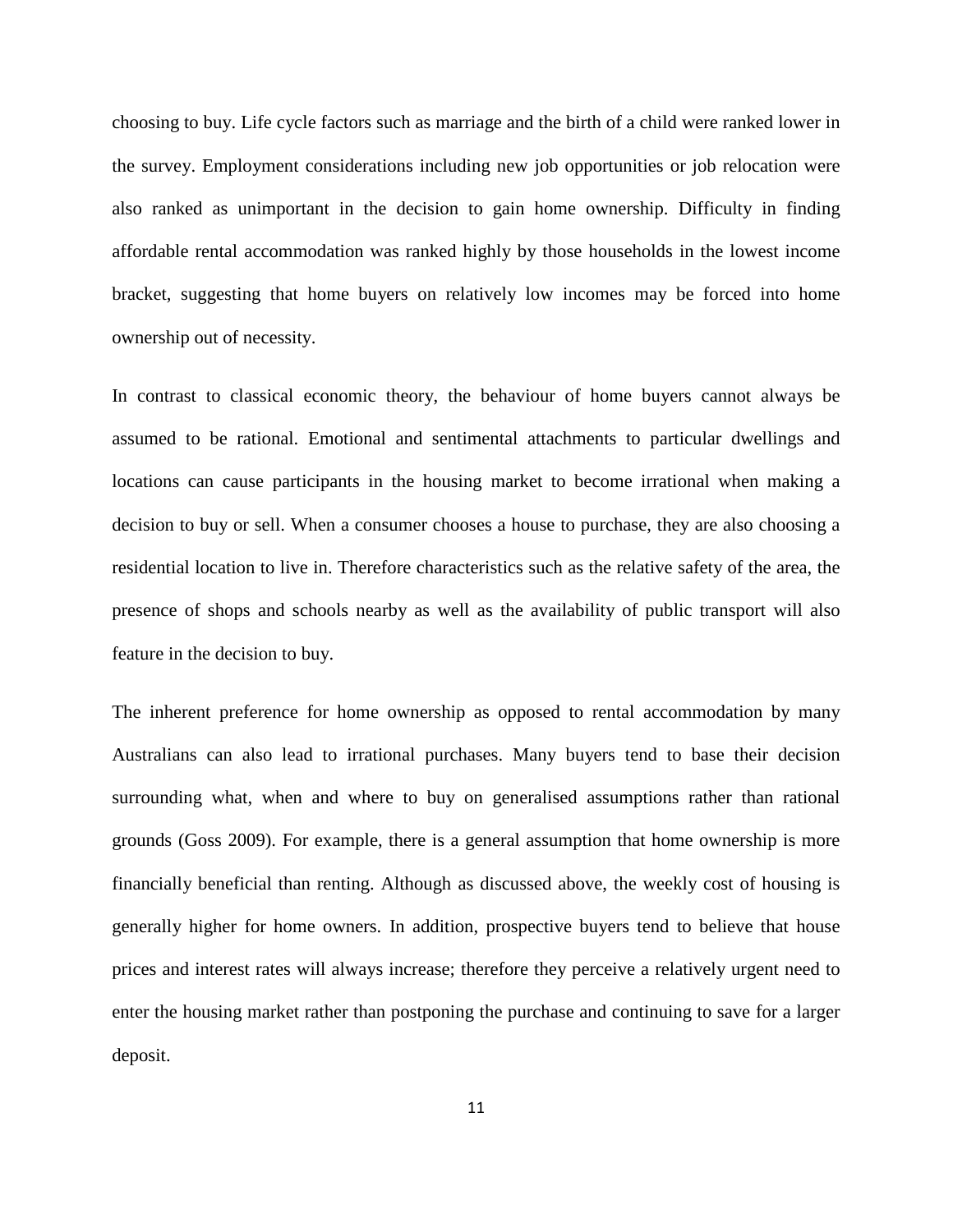choosing to buy. Life cycle factors such as marriage and the birth of a child were ranked lower in the survey. Employment considerations including new job opportunities or job relocation were also ranked as unimportant in the decision to gain home ownership. Difficulty in finding affordable rental accommodation was ranked highly by those households in the lowest income bracket, suggesting that home buyers on relatively low incomes may be forced into home ownership out of necessity.

In contrast to classical economic theory, the behaviour of home buyers cannot always be assumed to be rational. Emotional and sentimental attachments to particular dwellings and locations can cause participants in the housing market to become irrational when making a decision to buy or sell. When a consumer chooses a house to purchase, they are also choosing a residential location to live in. Therefore characteristics such as the relative safety of the area, the presence of shops and schools nearby as well as the availability of public transport will also feature in the decision to buy.

The inherent preference for home ownership as opposed to rental accommodation by many Australians can also lead to irrational purchases. Many buyers tend to base their decision surrounding what, when and where to buy on generalised assumptions rather than rational grounds (Goss 2009). For example, there is a general assumption that home ownership is more financially beneficial than renting. Although as discussed above, the weekly cost of housing is generally higher for home owners. In addition, prospective buyers tend to believe that house prices and interest rates will always increase; therefore they perceive a relatively urgent need to enter the housing market rather than postponing the purchase and continuing to save for a larger deposit.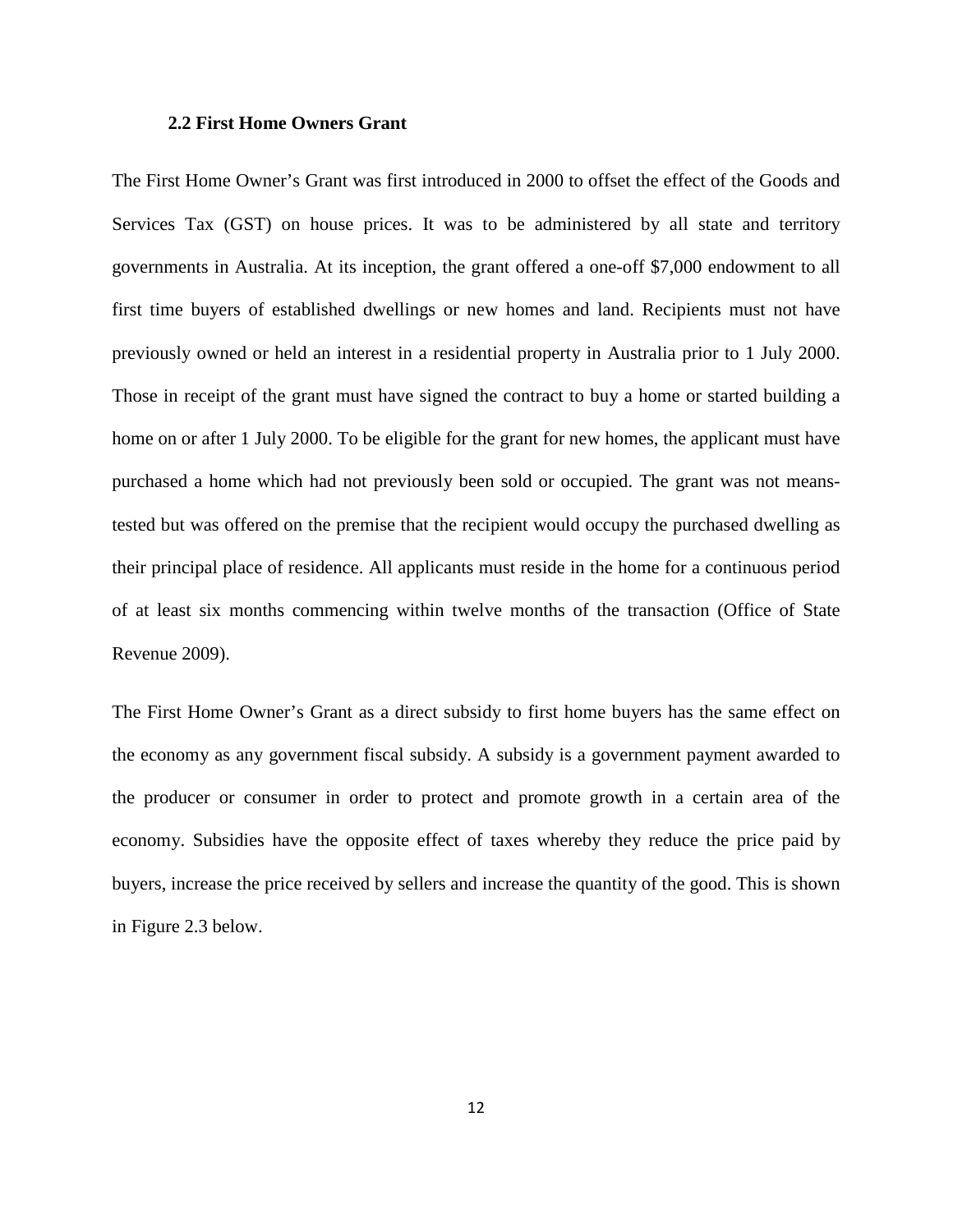## 2.2 First Home Owners Grant

The First Home Owner's Grant was first introduced in 2000 to offset the effect of the Goods and Services Tax (GST) on house prices. It was to be administered by all state and territory governments in Australia. At its inception, the grant offered a one-off $7,000 endowment to all first time buyers of established dwellings or new homes and land. Recipients must not have previously owned or held an interest in a residential property in Australia prior to 1 July 2000. Those in receipt of the grant must have signed the contract to buy a home or started building a home on or after 1 July 2000. To be eligible for the grant for new homes, the applicant must have purchased a home which had not previously been sold or occupied. The grant was not means-tested but was offered on the premise that the recipient would occupy the purchased dwelling as their principal place of residence. All applicants must reside in the home for a continuous period of at least six months commencing within twelve months of the transaction (Office of State Revenue 2009).

The First Home Owner's Grant as a direct subsidy to first home buyers has the same effect on the economy as any government fiscal subsidy. A subsidy is a government payment awarded to the producer or consumer in order to protect and promote growth in a certain area of the economy. Subsidies have the opposite effect of taxes whereby they reduce the price paid by buyers, increase the price received by sellers and increase the quantity of the good. This is shown in Figure 2.3 below.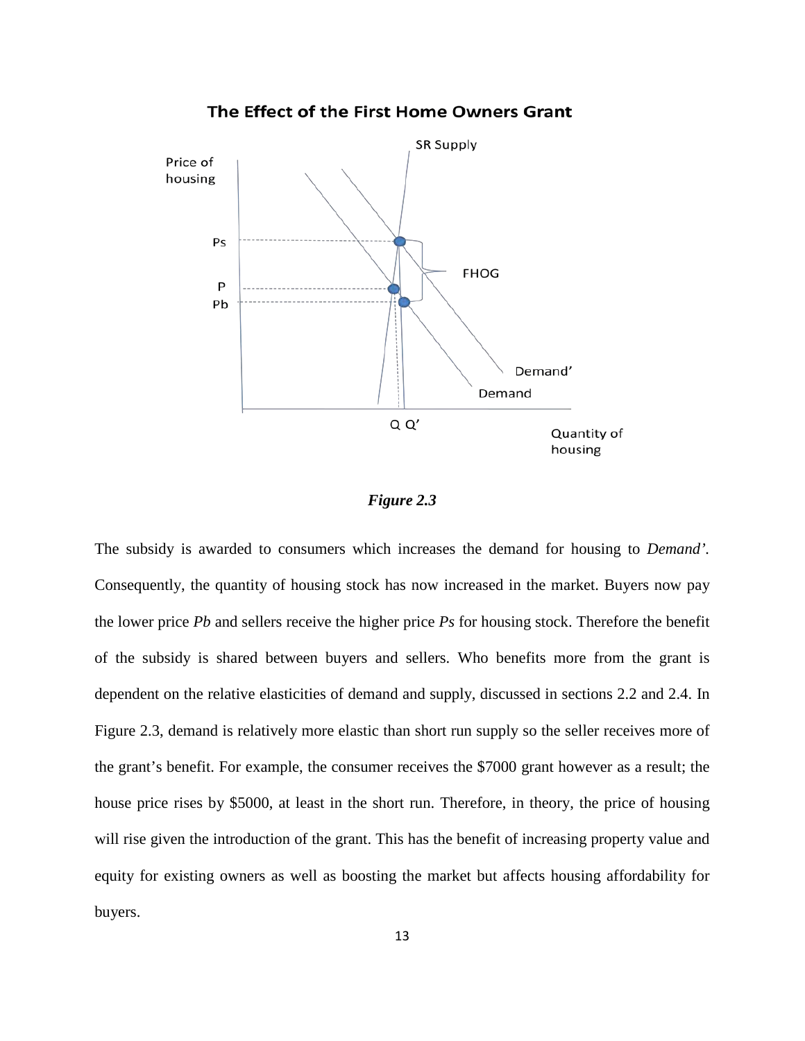**The Effect of the First Home Owners Grant**

***Figure 2.3***

The subsidy is awarded to consumers which increases the demand for housing to *Demand'*. Consequently, the quantity of housing stock has now increased in the market. Buyers now pay the lower price *Pb* and sellers receive the higher price *Ps* for housing stock. Therefore the benefit of the subsidy is shared between buyers and sellers. Who benefits more from the grant is dependent on the relative elasticities of demand and supply, discussed in sections 2.2 and 2.4. In Figure 2.3, demand is relatively more elastic than short run supply so the seller receives more of the grant's benefit. For example, the consumer receives the $7000 grant however as a result; the house price rises by $5000, at least in the short run. Therefore, in theory, the price of housing will rise given the introduction of the grant. This has the benefit of increasing property value and equity for existing owners as well as boosting the market but affects housing affordability for buyers.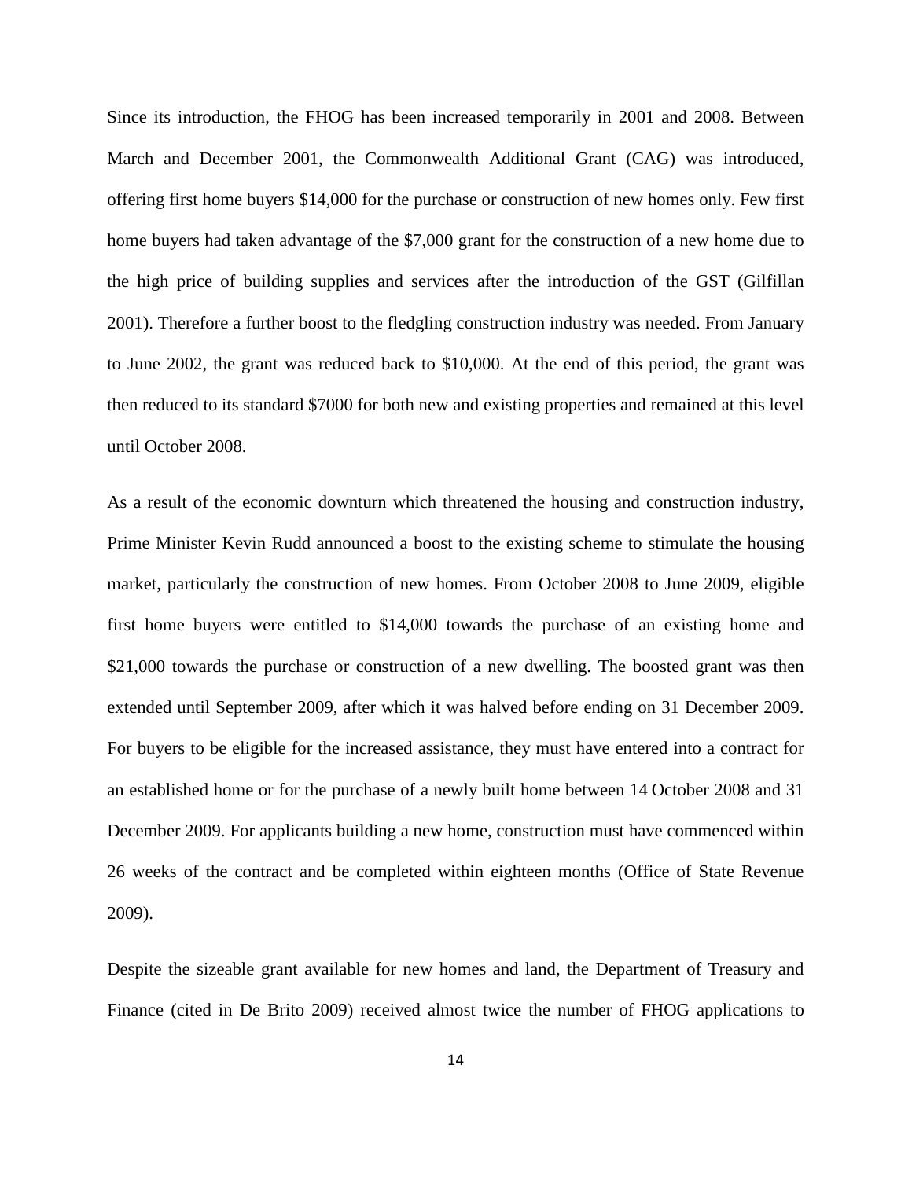Since its introduction, the FHOG has been increased temporarily in 2001 and 2008. Between March and December 2001, the Commonwealth Additional Grant (CAG) was introduced, offering first home buyers $14,000 for the purchase or construction of new homes only. Few first home buyers had taken advantage of the $7,000 grant for the construction of a new home due to the high price of building supplies and services after the introduction of the GST (Gilfillan 2001). Therefore a further boost to the fledgling construction industry was needed. From January to June 2002, the grant was reduced back to $10,000. At the end of this period, the grant was then reduced to its standard $7000 for both new and existing properties and remained at this level until October 2008.

As a result of the economic downturn which threatened the housing and construction industry, Prime Minister Kevin Rudd announced a boost to the existing scheme to stimulate the housing market, particularly the construction of new homes. From October 2008 to June 2009, eligible first home buyers were entitled to $14,000 towards the purchase of an existing home and $21,000 towards the purchase or construction of a new dwelling. The boosted grant was then extended until September 2009, after which it was halved before ending on 31 December 2009. For buyers to be eligible for the increased assistance, they must have entered into a contract for an established home or for the purchase of a newly built home between 14 October 2008 and 31 December 2009. For applicants building a new home, construction must have commenced within 26 weeks of the contract and be completed within eighteen months (Office of State Revenue 2009).

Despite the sizeable grant available for new homes and land, the Department of Treasury and Finance (cited in De Brito 2009) received almost twice the number of FHOG applications to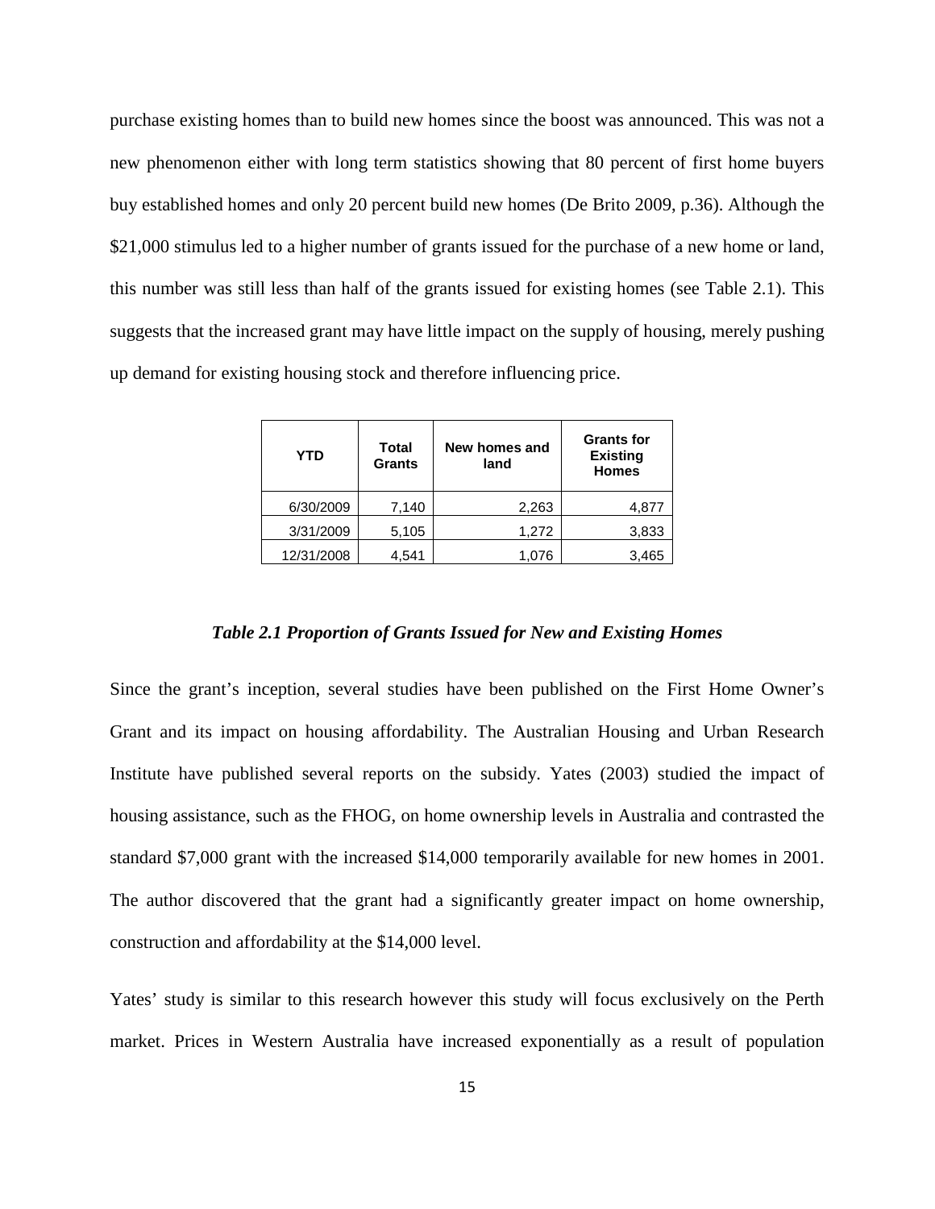purchase existing homes than to build new homes since the boost was announced. This was not a new phenomenon either with long term statistics showing that 80 percent of first home buyers buy established homes and only 20 percent build new homes (De Brito 2009, p.36). Although the $21,000 stimulus led to a higher number of grants issued for the purchase of a new home or land, this number was still less than half of the grants issued for existing homes (see Table 2.1). This suggests that the increased grant may have little impact on the supply of housing, merely pushing up demand for existing housing stock and therefore influencing price.

| YTD | Total Grants | New homes and land | Grants for Existing Homes |
|---|---|---|---|
| 6/30/2009 | 7,140 | 2,263 | 4,877 |
| 3/31/2009 | 5,105 | 1,272 | 3,833 |
| 12/31/2008 | 4,541 | 1,076 | 3,465 |

***Table 2.1 Proportion of Grants Issued for New and Existing Homes***

Since the grant's inception, several studies have been published on the First Home Owner's Grant and its impact on housing affordability. The Australian Housing and Urban Research Institute have published several reports on the subsidy. Yates (2003) studied the impact of housing assistance, such as the FHOG, on home ownership levels in Australia and contrasted the standard $7,000 grant with the increased $14,000 temporarily available for new homes in 2001. The author discovered that the grant had a significantly greater impact on home ownership, construction and affordability at the $14,000 level.

Yates' study is similar to this research however this study will focus exclusively on the Perth market. Prices in Western Australia have increased exponentially as a result of population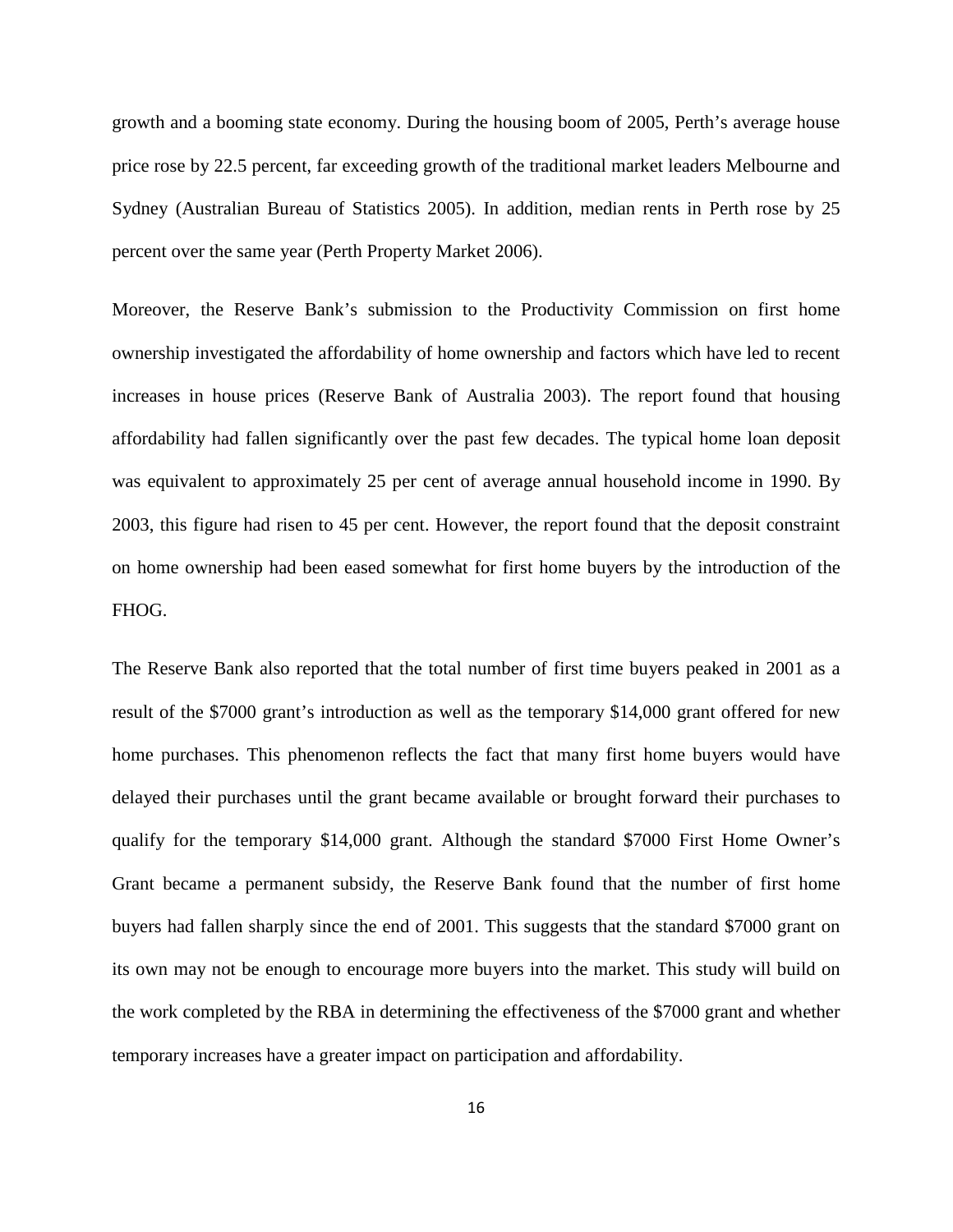growth and a booming state economy. During the housing boom of 2005, Perth's average house price rose by 22.5 percent, far exceeding growth of the traditional market leaders Melbourne and Sydney (Australian Bureau of Statistics 2005). In addition, median rents in Perth rose by 25 percent over the same year (Perth Property Market 2006).

Moreover, the Reserve Bank's submission to the Productivity Commission on first home ownership investigated the affordability of home ownership and factors which have led to recent increases in house prices (Reserve Bank of Australia 2003). The report found that housing affordability had fallen significantly over the past few decades. The typical home loan deposit was equivalent to approximately 25 per cent of average annual household income in 1990. By 2003, this figure had risen to 45 per cent. However, the report found that the deposit constraint on home ownership had been eased somewhat for first home buyers by the introduction of the FHOG.

The Reserve Bank also reported that the total number of first time buyers peaked in 2001 as a result of the $7000 grant's introduction as well as the temporary $14,000 grant offered for new home purchases. This phenomenon reflects the fact that many first home buyers would have delayed their purchases until the grant became available or brought forward their purchases to qualify for the temporary $14,000 grant. Although the standard $7000 First Home Owner's Grant became a permanent subsidy, the Reserve Bank found that the number of first home buyers had fallen sharply since the end of 2001. This suggests that the standard $7000 grant on its own may not be enough to encourage more buyers into the market. This study will build on the work completed by the RBA in determining the effectiveness of the $7000 grant and whether temporary increases have a greater impact on participation and affordability.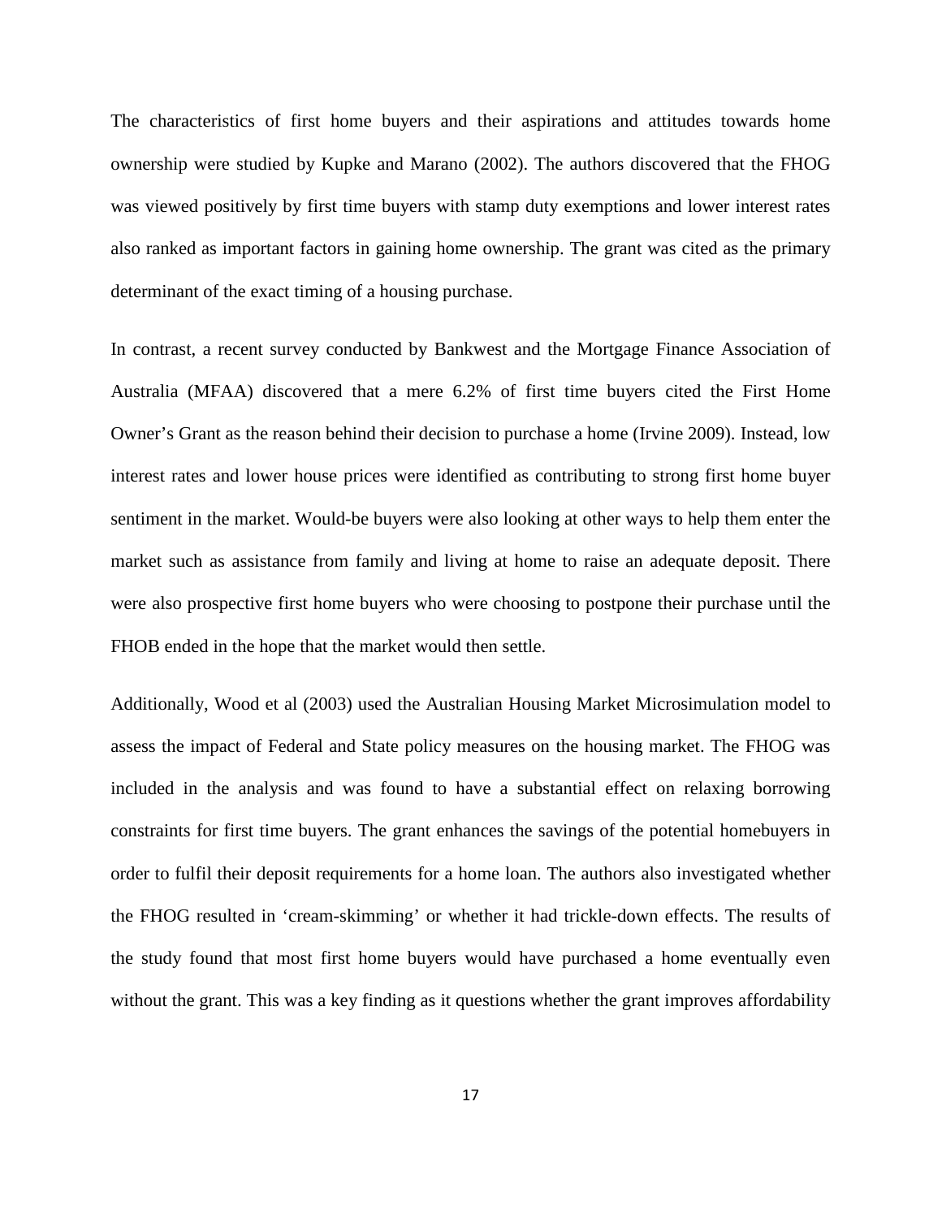The characteristics of first home buyers and their aspirations and attitudes towards home ownership were studied by Kupke and Marano (2002). The authors discovered that the FHOG was viewed positively by first time buyers with stamp duty exemptions and lower interest rates also ranked as important factors in gaining home ownership. The grant was cited as the primary determinant of the exact timing of a housing purchase.

In contrast, a recent survey conducted by Bankwest and the Mortgage Finance Association of Australia (MFAA) discovered that a mere 6.2% of first time buyers cited the First Home Owner's Grant as the reason behind their decision to purchase a home (Irvine 2009). Instead, low interest rates and lower house prices were identified as contributing to strong first home buyer sentiment in the market. Would-be buyers were also looking at other ways to help them enter the market such as assistance from family and living at home to raise an adequate deposit. There were also prospective first home buyers who were choosing to postpone their purchase until the FHOB ended in the hope that the market would then settle.

Additionally, Wood et al (2003) used the Australian Housing Market Microsimulation model to assess the impact of Federal and State policy measures on the housing market. The FHOG was included in the analysis and was found to have a substantial effect on relaxing borrowing constraints for first time buyers. The grant enhances the savings of the potential homebuyers in order to fulfil their deposit requirements for a home loan. The authors also investigated whether the FHOG resulted in 'cream-skimming' or whether it had trickle-down effects. The results of the study found that most first home buyers would have purchased a home eventually even without the grant. This was a key finding as it questions whether the grant improves affordability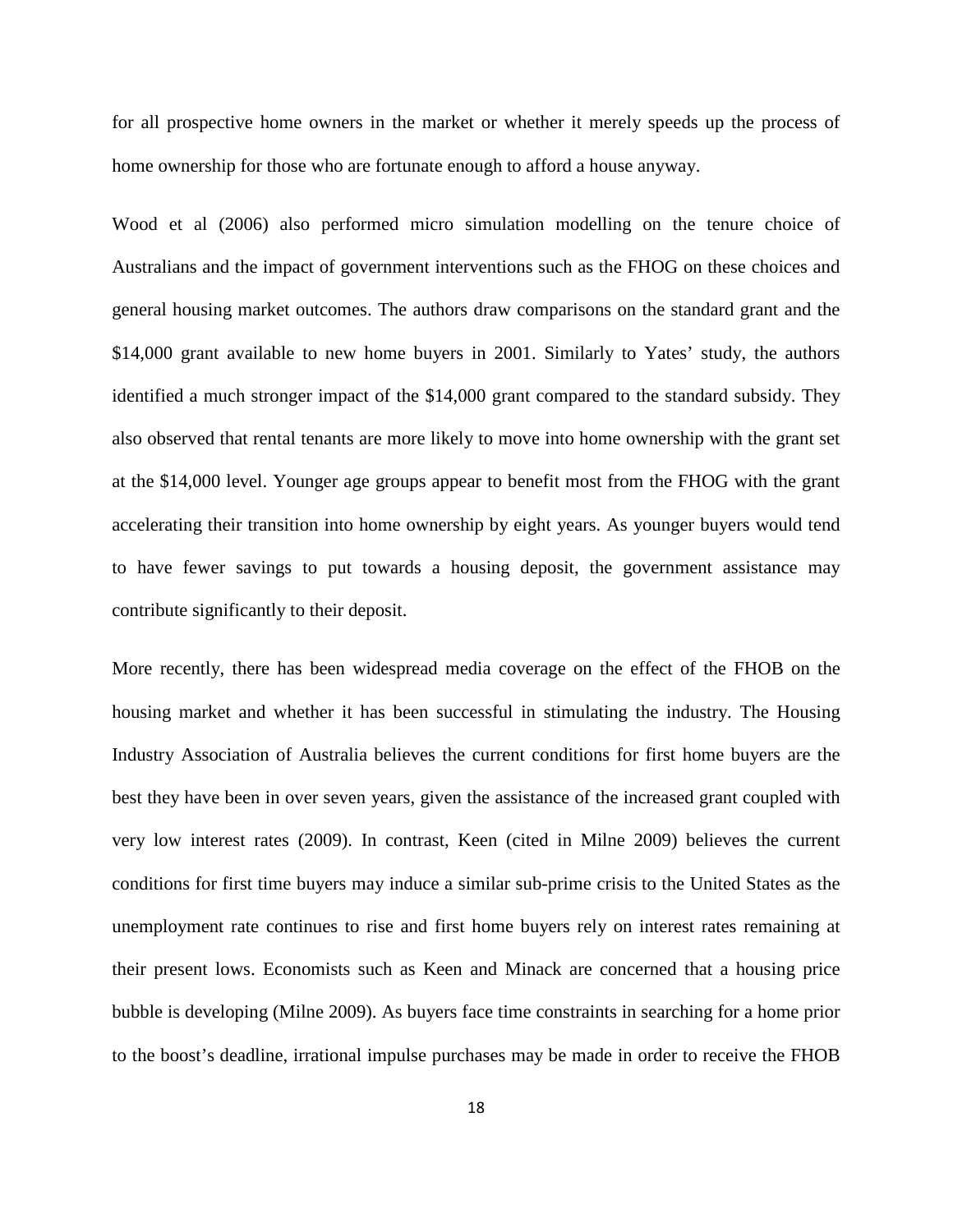for all prospective home owners in the market or whether it merely speeds up the process of home ownership for those who are fortunate enough to afford a house anyway.

Wood et al (2006) also performed micro simulation modelling on the tenure choice of Australians and the impact of government interventions such as the FHOG on these choices and general housing market outcomes. The authors draw comparisons on the standard grant and the $14,000 grant available to new home buyers in 2001. Similarly to Yates' study, the authors identified a much stronger impact of the $14,000 grant compared to the standard subsidy. They also observed that rental tenants are more likely to move into home ownership with the grant set at the $14,000 level. Younger age groups appear to benefit most from the FHOG with the grant accelerating their transition into home ownership by eight years. As younger buyers would tend to have fewer savings to put towards a housing deposit, the government assistance may contribute significantly to their deposit.

More recently, there has been widespread media coverage on the effect of the FHOB on the housing market and whether it has been successful in stimulating the industry. The Housing Industry Association of Australia believes the current conditions for first home buyers are the best they have been in over seven years, given the assistance of the increased grant coupled with very low interest rates (2009). In contrast, Keen (cited in Milne 2009) believes the current conditions for first time buyers may induce a similar sub-prime crisis to the United States as the unemployment rate continues to rise and first home buyers rely on interest rates remaining at their present lows. Economists such as Keen and Minack are concerned that a housing price bubble is developing (Milne 2009). As buyers face time constraints in searching for a home prior to the boost's deadline, irrational impulse purchases may be made in order to receive the FHOB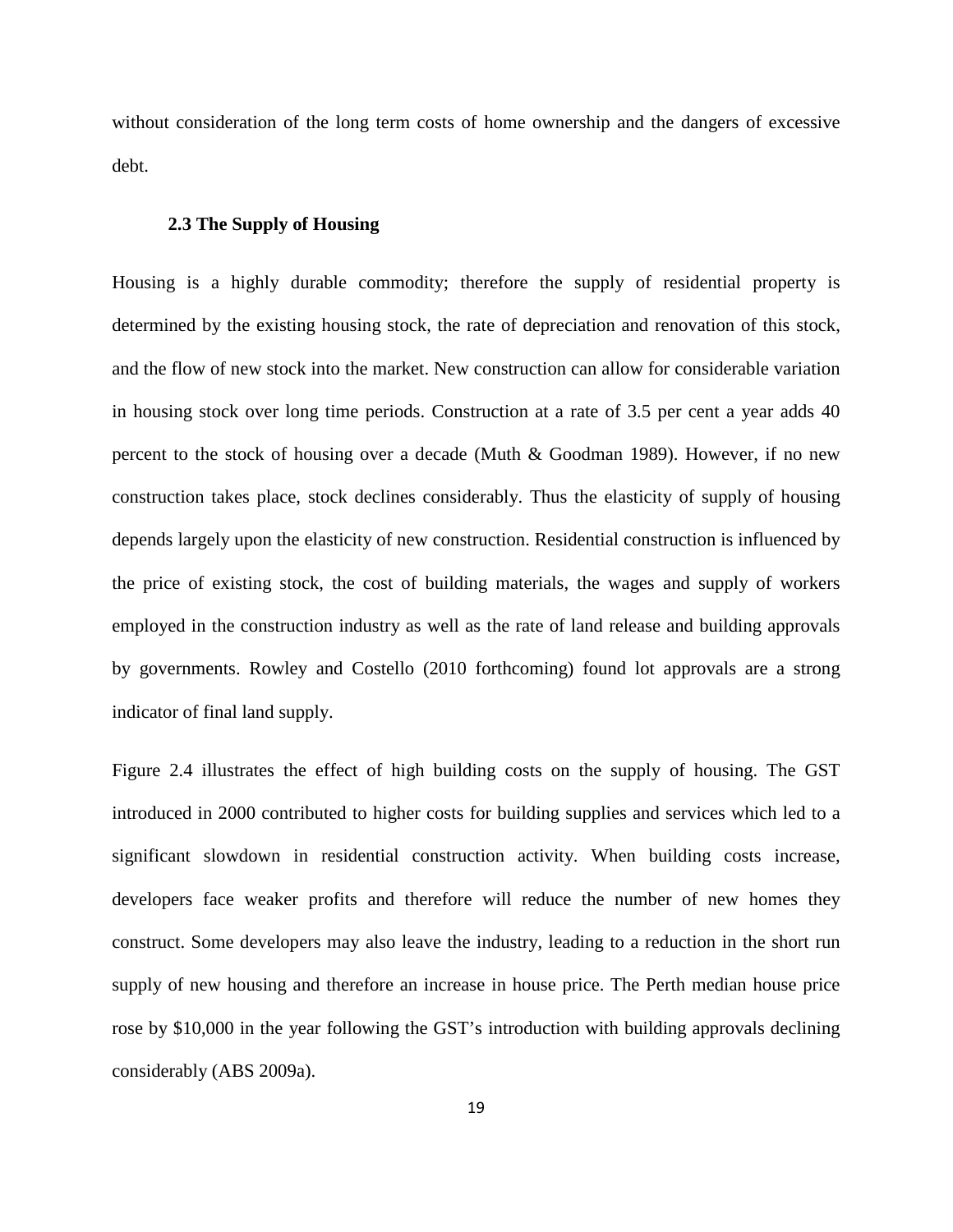without consideration of the long term costs of home ownership and the dangers of excessive debt.

### 2.3 The Supply of Housing

Housing is a highly durable commodity; therefore the supply of residential property is determined by the existing housing stock, the rate of depreciation and renovation of this stock, and the flow of new stock into the market. New construction can allow for considerable variation in housing stock over long time periods. Construction at a rate of 3.5 per cent a year adds 40 percent to the stock of housing over a decade (Muth & Goodman 1989). However, if no new construction takes place, stock declines considerably. Thus the elasticity of supply of housing depends largely upon the elasticity of new construction. Residential construction is influenced by the price of existing stock, the cost of building materials, the wages and supply of workers employed in the construction industry as well as the rate of land release and building approvals by governments. Rowley and Costello (2010 forthcoming) found lot approvals are a strong indicator of final land supply.

Figure 2.4 illustrates the effect of high building costs on the supply of housing. The GST introduced in 2000 contributed to higher costs for building supplies and services which led to a significant slowdown in residential construction activity. When building costs increase, developers face weaker profits and therefore will reduce the number of new homes they construct. Some developers may also leave the industry, leading to a reduction in the short run supply of new housing and therefore an increase in house price. The Perth median house price rose by $10,000 in the year following the GST's introduction with building approvals declining considerably (ABS 2009a).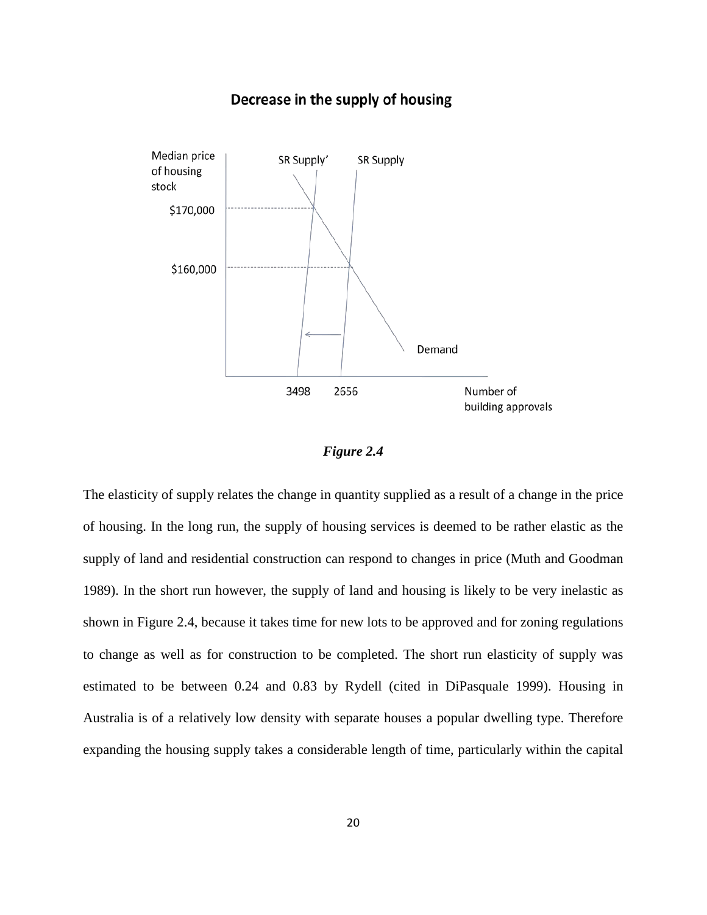Figure 2.4

The elasticity of supply relates the change in quantity supplied as a result of a change in the price of housing. In the long run, the supply of housing services is deemed to be rather elastic as the supply of land and residential construction can respond to changes in price (Muth and Goodman 1989). In the short run however, the supply of land and housing is likely to be very inelastic as shown in Figure 2.4, because it takes time for new lots to be approved and for zoning regulations to change as well as for construction to be completed. The short run elasticity of supply was estimated to be between 0.24 and 0.83 by Rydell (cited in DiPasquale 1999). Housing in Australia is of a relatively low density with separate houses a popular dwelling type. Therefore expanding the housing supply takes a considerable length of time, particularly within the capital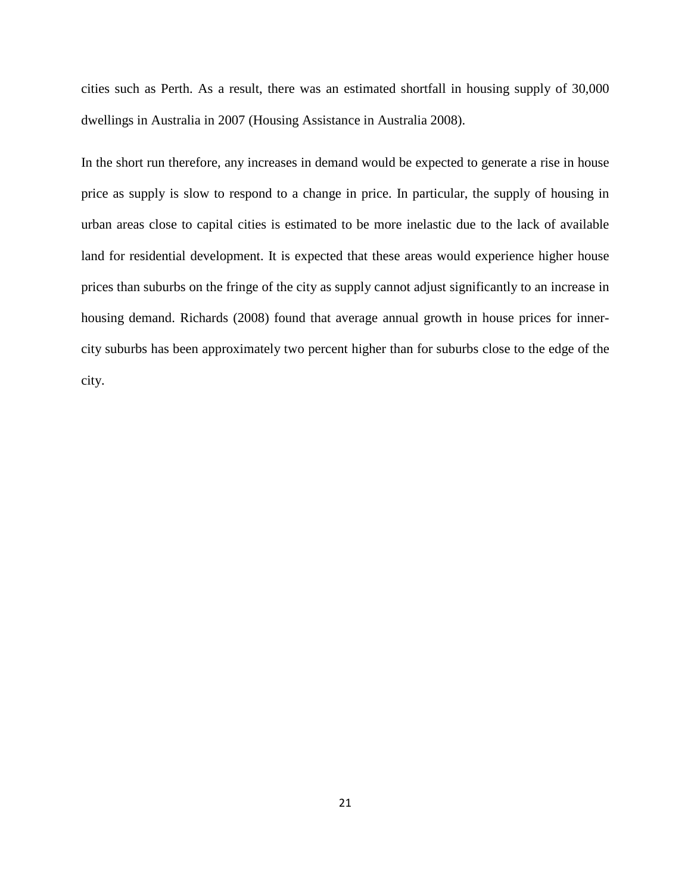cities such as Perth. As a result, there was an estimated shortfall in housing supply of 30,000 dwellings in Australia in 2007 (Housing Assistance in Australia 2008).

In the short run therefore, any increases in demand would be expected to generate a rise in house price as supply is slow to respond to a change in price. In particular, the supply of housing in urban areas close to capital cities is estimated to be more inelastic due to the lack of available land for residential development. It is expected that these areas would experience higher house prices than suburbs on the fringe of the city as supply cannot adjust significantly to an increase in housing demand. Richards (2008) found that average annual growth in house prices for inner-city suburbs has been approximately two percent higher than for suburbs close to the edge of the city.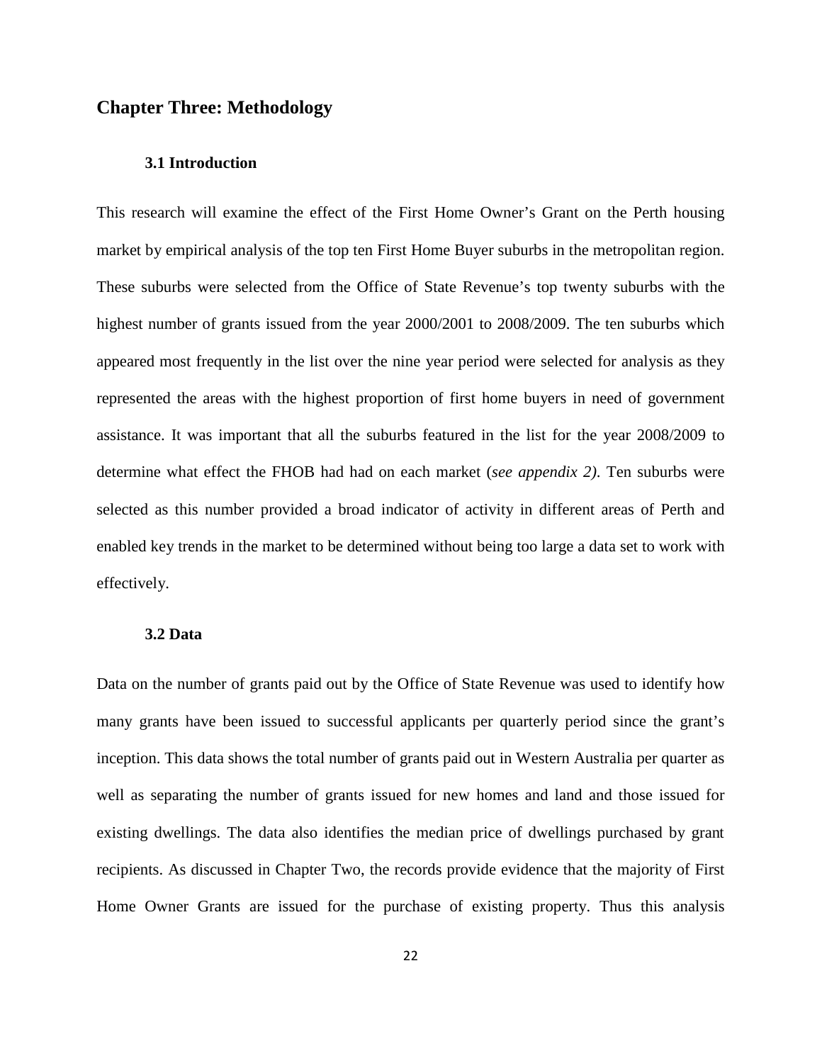# Chapter Three: Methodology

## 3.1 Introduction

This research will examine the effect of the First Home Owner's Grant on the Perth housing market by empirical analysis of the top ten First Home Buyer suburbs in the metropolitan region. These suburbs were selected from the Office of State Revenue's top twenty suburbs with the highest number of grants issued from the year 2000/2001 to 2008/2009. The ten suburbs which appeared most frequently in the list over the nine year period were selected for analysis as they represented the areas with the highest proportion of first home buyers in need of government assistance. It was important that all the suburbs featured in the list for the year 2008/2009 to determine what effect the FHOB had had on each market (*see appendix 2)*. Ten suburbs were selected as this number provided a broad indicator of activity in different areas of Perth and enabled key trends in the market to be determined without being too large a data set to work with effectively.

## 3.2 Data

Data on the number of grants paid out by the Office of State Revenue was used to identify how many grants have been issued to successful applicants per quarterly period since the grant's inception. This data shows the total number of grants paid out in Western Australia per quarter as well as separating the number of grants issued for new homes and land and those issued for existing dwellings. The data also identifies the median price of dwellings purchased by grant recipients. As discussed in Chapter Two, the records provide evidence that the majority of First Home Owner Grants are issued for the purchase of existing property. Thus this analysis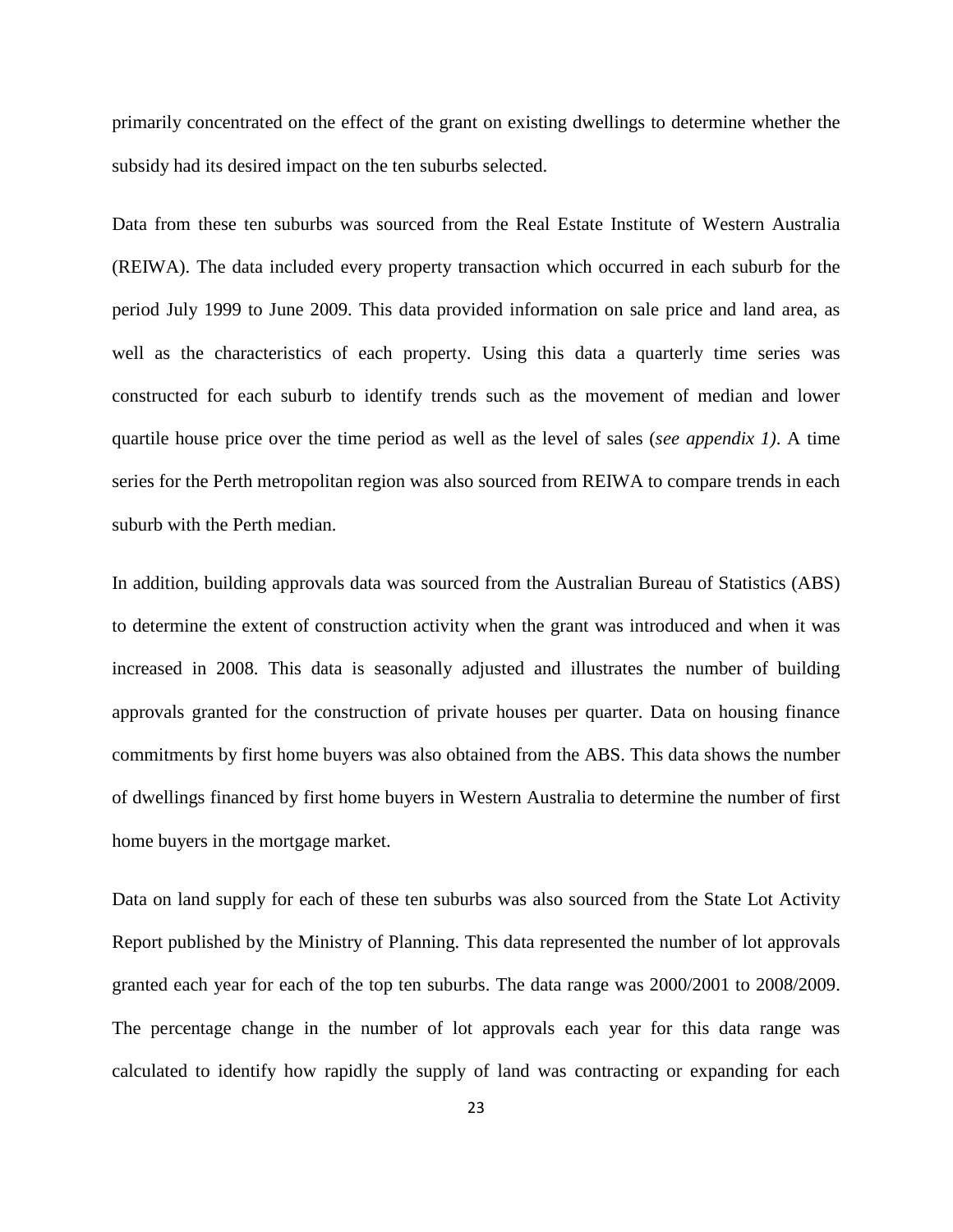primarily concentrated on the effect of the grant on existing dwellings to determine whether the subsidy had its desired impact on the ten suburbs selected.

Data from these ten suburbs was sourced from the Real Estate Institute of Western Australia (REIWA). The data included every property transaction which occurred in each suburb for the period July 1999 to June 2009. This data provided information on sale price and land area, as well as the characteristics of each property. Using this data a quarterly time series was constructed for each suburb to identify trends such as the movement of median and lower quartile house price over the time period as well as the level of sales (*see appendix 1)*. A time series for the Perth metropolitan region was also sourced from REIWA to compare trends in each suburb with the Perth median.

In addition, building approvals data was sourced from the Australian Bureau of Statistics (ABS) to determine the extent of construction activity when the grant was introduced and when it was increased in 2008. This data is seasonally adjusted and illustrates the number of building approvals granted for the construction of private houses per quarter. Data on housing finance commitments by first home buyers was also obtained from the ABS. This data shows the number of dwellings financed by first home buyers in Western Australia to determine the number of first home buyers in the mortgage market.

Data on land supply for each of these ten suburbs was also sourced from the State Lot Activity Report published by the Ministry of Planning. This data represented the number of lot approvals granted each year for each of the top ten suburbs. The data range was 2000/2001 to 2008/2009. The percentage change in the number of lot approvals each year for this data range was calculated to identify how rapidly the supply of land was contracting or expanding for each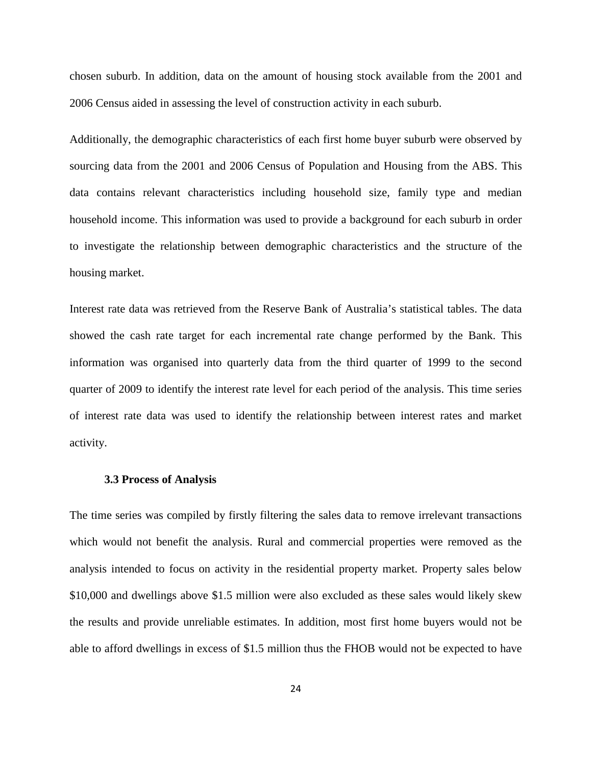chosen suburb. In addition, data on the amount of housing stock available from the 2001 and 2006 Census aided in assessing the level of construction activity in each suburb.

Additionally, the demographic characteristics of each first home buyer suburb were observed by sourcing data from the 2001 and 2006 Census of Population and Housing from the ABS. This data contains relevant characteristics including household size, family type and median household income. This information was used to provide a background for each suburb in order to investigate the relationship between demographic characteristics and the structure of the housing market.

Interest rate data was retrieved from the Reserve Bank of Australia's statistical tables. The data showed the cash rate target for each incremental rate change performed by the Bank. This information was organised into quarterly data from the third quarter of 1999 to the second quarter of 2009 to identify the interest rate level for each period of the analysis. This time series of interest rate data was used to identify the relationship between interest rates and market activity.

### 3.3 Process of Analysis

The time series was compiled by firstly filtering the sales data to remove irrelevant transactions which would not benefit the analysis. Rural and commercial properties were removed as the analysis intended to focus on activity in the residential property market. Property sales below $10,000 and dwellings above $1.5 million were also excluded as these sales would likely skew the results and provide unreliable estimates. In addition, most first home buyers would not be able to afford dwellings in excess of $1.5 million thus the FHOB would not be expected to have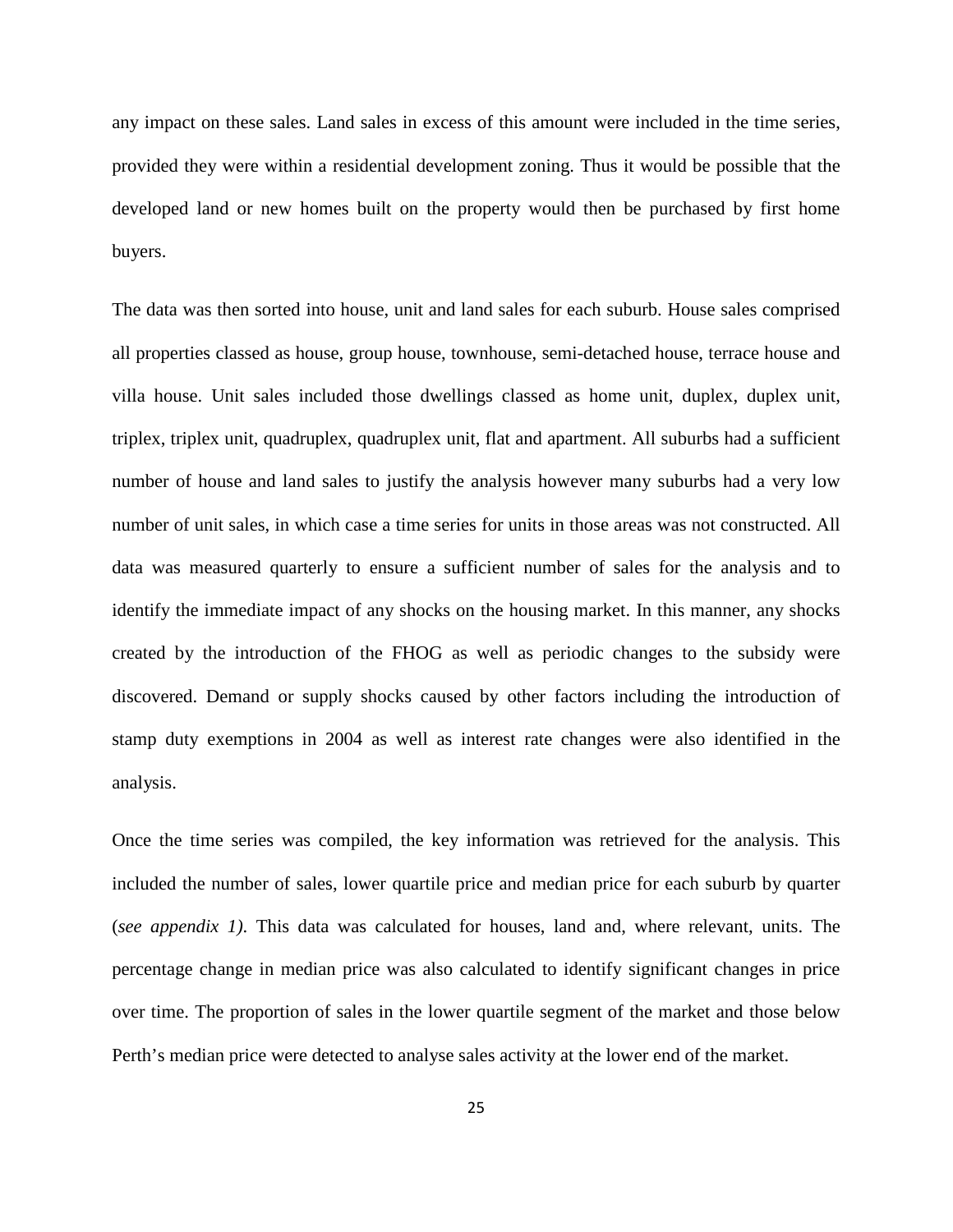any impact on these sales. Land sales in excess of this amount were included in the time series, provided they were within a residential development zoning. Thus it would be possible that the developed land or new homes built on the property would then be purchased by first home buyers.

The data was then sorted into house, unit and land sales for each suburb. House sales comprised all properties classed as house, group house, townhouse, semi-detached house, terrace house and villa house. Unit sales included those dwellings classed as home unit, duplex, duplex unit, triplex, triplex unit, quadruplex, quadruplex unit, flat and apartment. All suburbs had a sufficient number of house and land sales to justify the analysis however many suburbs had a very low number of unit sales, in which case a time series for units in those areas was not constructed. All data was measured quarterly to ensure a sufficient number of sales for the analysis and to identify the immediate impact of any shocks on the housing market. In this manner, any shocks created by the introduction of the FHOG as well as periodic changes to the subsidy were discovered. Demand or supply shocks caused by other factors including the introduction of stamp duty exemptions in 2004 as well as interest rate changes were also identified in the analysis.

Once the time series was compiled, the key information was retrieved for the analysis. This included the number of sales, lower quartile price and median price for each suburb by quarter (*see appendix 1).* This data was calculated for houses, land and, where relevant, units. The percentage change in median price was also calculated to identify significant changes in price over time. The proportion of sales in the lower quartile segment of the market and those below Perth's median price were detected to analyse sales activity at the lower end of the market.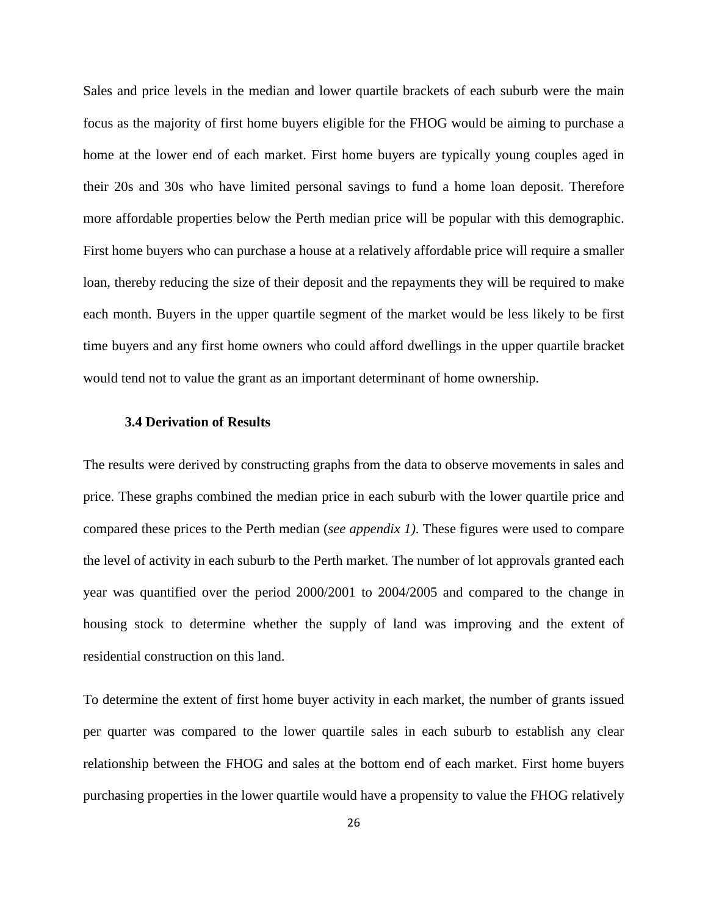Sales and price levels in the median and lower quartile brackets of each suburb were the main focus as the majority of first home buyers eligible for the FHOG would be aiming to purchase a home at the lower end of each market. First home buyers are typically young couples aged in their 20s and 30s who have limited personal savings to fund a home loan deposit. Therefore more affordable properties below the Perth median price will be popular with this demographic. First home buyers who can purchase a house at a relatively affordable price will require a smaller loan, thereby reducing the size of their deposit and the repayments they will be required to make each month. Buyers in the upper quartile segment of the market would be less likely to be first time buyers and any first home owners who could afford dwellings in the upper quartile bracket would tend not to value the grant as an important determinant of home ownership.

### 3.4 Derivation of Results

The results were derived by constructing graphs from the data to observe movements in sales and price. These graphs combined the median price in each suburb with the lower quartile price and compared these prices to the Perth median (*see appendix 1)*. These figures were used to compare the level of activity in each suburb to the Perth market. The number of lot approvals granted each year was quantified over the period 2000/2001 to 2004/2005 and compared to the change in housing stock to determine whether the supply of land was improving and the extent of residential construction on this land.

To determine the extent of first home buyer activity in each market, the number of grants issued per quarter was compared to the lower quartile sales in each suburb to establish any clear relationship between the FHOG and sales at the bottom end of each market. First home buyers purchasing properties in the lower quartile would have a propensity to value the FHOG relatively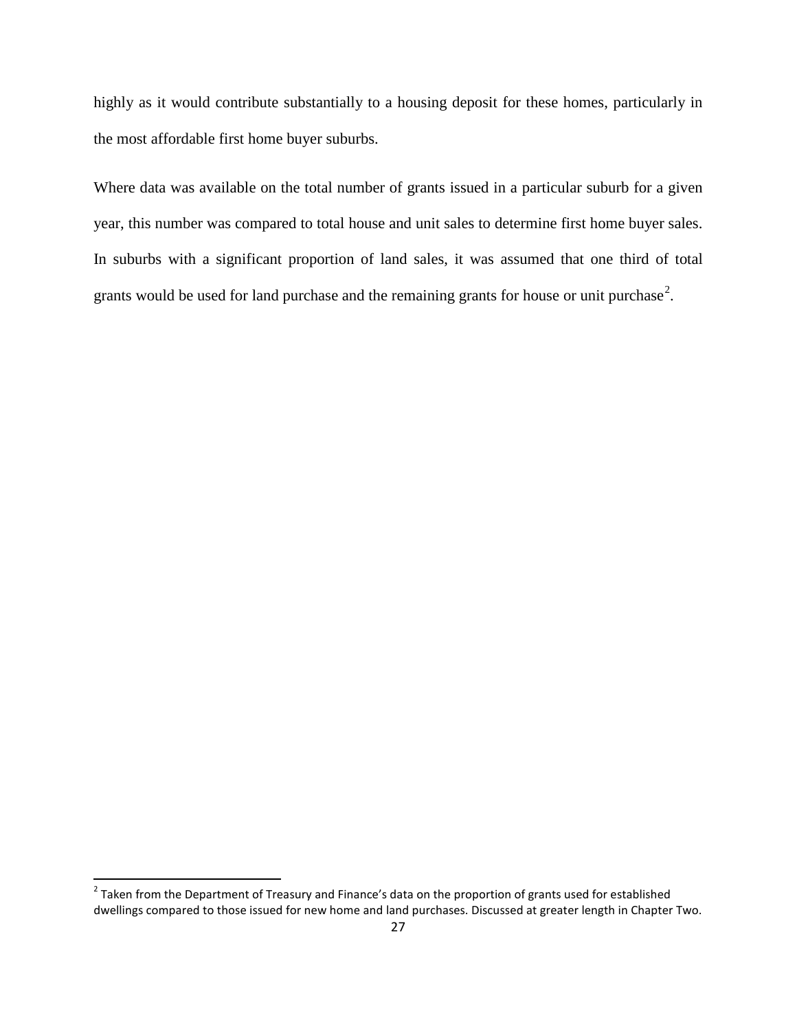highly as it would contribute substantially to a housing deposit for these homes, particularly in the most affordable first home buyer suburbs.

Where data was available on the total number of grants issued in a particular suburb for a given year, this number was compared to total house and unit sales to determine first home buyer sales. In suburbs with a significant proportion of land sales, it was assumed that one third of total grants would be used for land purchase and the remaining grants for house or unit purchase[2].

[2] Taken from the Department of Treasury and Finance's data on the proportion of grants used for established dwellings compared to those issued for new home and land purchases. Discussed at greater length in Chapter Two.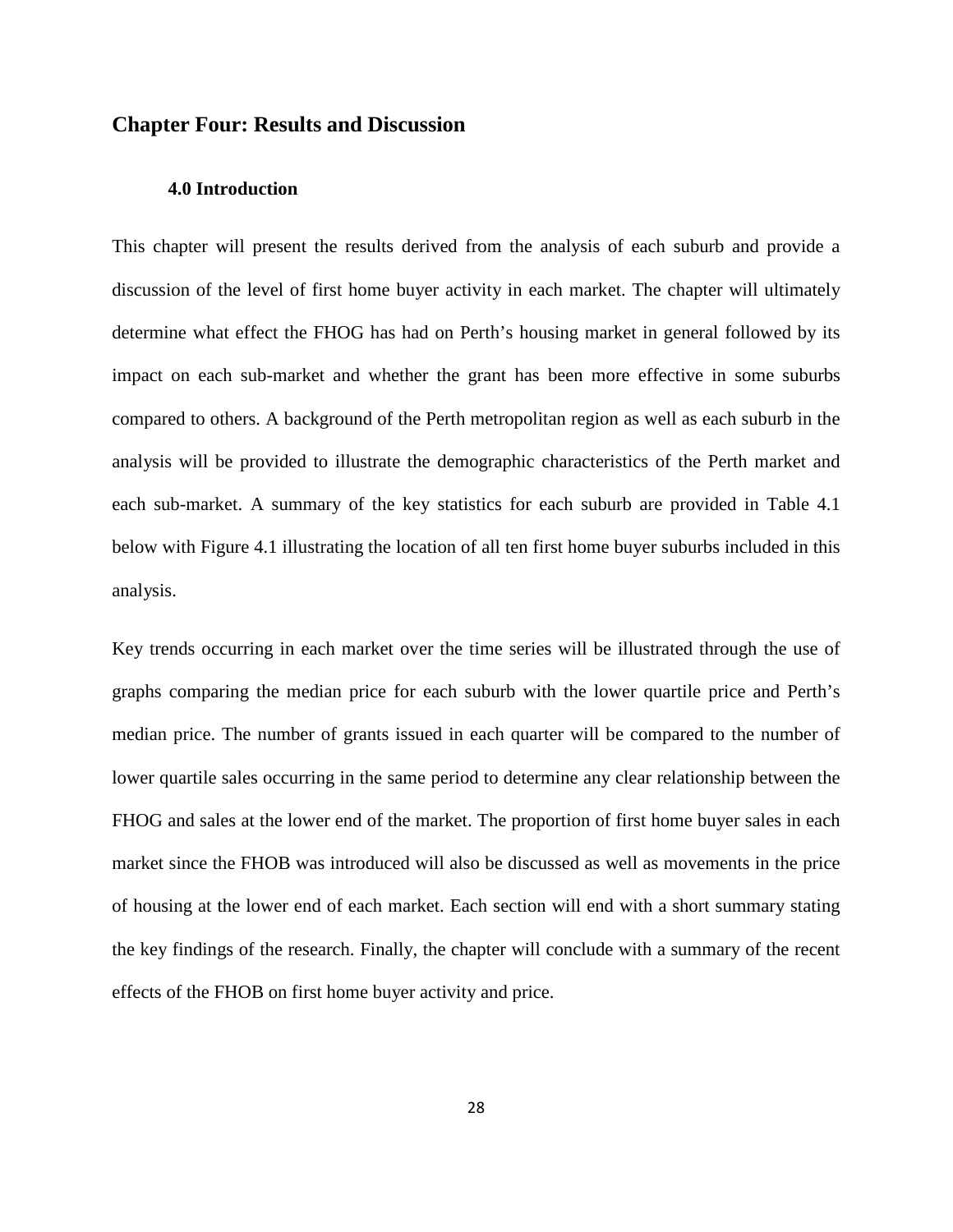## Chapter Four: Results and Discussion

### 4.0 Introduction

This chapter will present the results derived from the analysis of each suburb and provide a discussion of the level of first home buyer activity in each market. The chapter will ultimately determine what effect the FHOG has had on Perth's housing market in general followed by its impact on each sub-market and whether the grant has been more effective in some suburbs compared to others. A background of the Perth metropolitan region as well as each suburb in the analysis will be provided to illustrate the demographic characteristics of the Perth market and each sub-market. A summary of the key statistics for each suburb are provided in Table 4.1 below with Figure 4.1 illustrating the location of all ten first home buyer suburbs included in this analysis.

Key trends occurring in each market over the time series will be illustrated through the use of graphs comparing the median price for each suburb with the lower quartile price and Perth's median price. The number of grants issued in each quarter will be compared to the number of lower quartile sales occurring in the same period to determine any clear relationship between the FHOG and sales at the lower end of the market. The proportion of first home buyer sales in each market since the FHOB was introduced will also be discussed as well as movements in the price of housing at the lower end of each market. Each section will end with a short summary stating the key findings of the research. Finally, the chapter will conclude with a summary of the recent effects of the FHOB on first home buyer activity and price.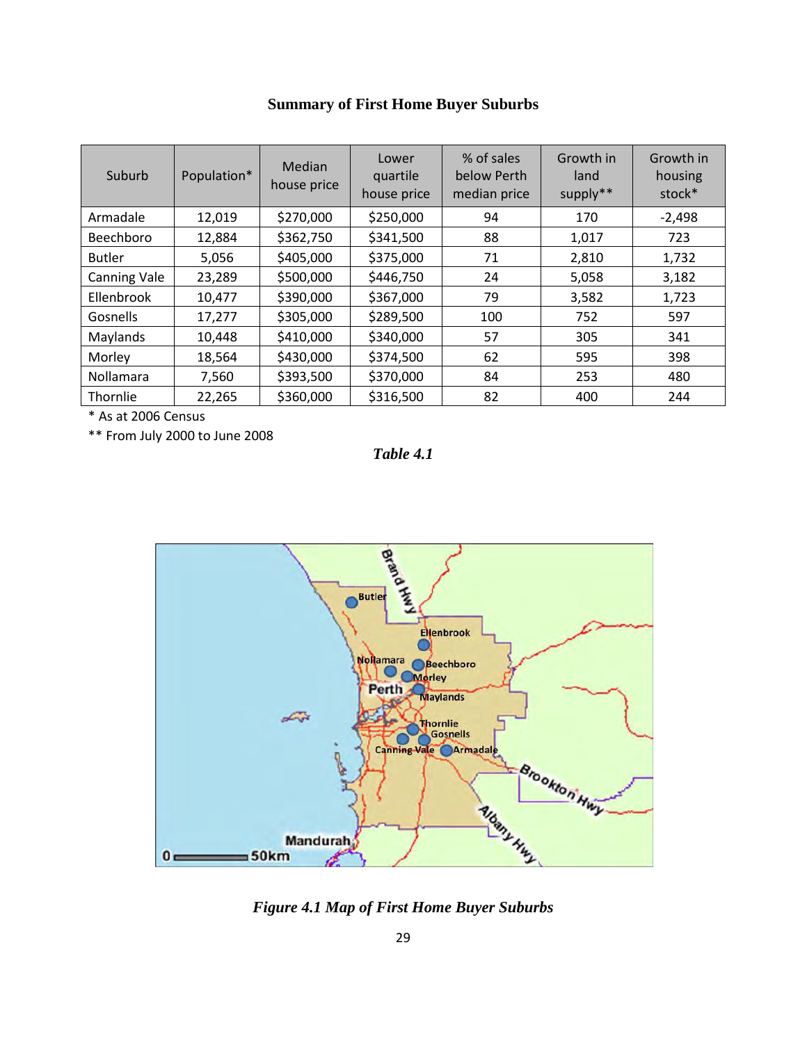## Summary of First Home Buyer Suburbs

| Suburb | Population* | Median house price | Lower quartile house price | % of sales below Perth median price | Growth in land supply** | Growth in housing stock* |
|---|---|---|---|---|---|---|
| Armadale | 12,019 | $270,000 | $250,000 | 94 | 170 | -2,498 |
| Beechboro | 12,884 | $362,750 | $341,500 | 88 | 1,017 | 723 |
| Butler | 5,056 | $405,000 | $375,000 | 71 | 2,810 | 1,732 |
| Canning Vale | 23,289 | $500,000 | $446,750 | 24 | 5,058 | 3,182 |
| Ellenbrook | 10,477 | $390,000 | $367,000 | 79 | 3,582 | 1,723 |
| Gosnells | 17,277 | $305,000 | $289,500 | 100 | 752 | 597 |
| Maylands | 10,448 | $410,000 | $340,000 | 57 | 305 | 341 |
| Morley | 18,564 | $430,000 | $374,500 | 62 | 595 | 398 |
| Nollamara | 7,560 | $393,500 | $370,000 | 84 | 253 | 480 |
| Thornlie | 22,265 | $360,000 | $316,500 | 82 | 400 | 244 |

\* As at 2006 Census

\*\* From July 2000 to June 2008

***Table 4.1***

***Figure 4.1 Map of First Home Buyer Suburbs***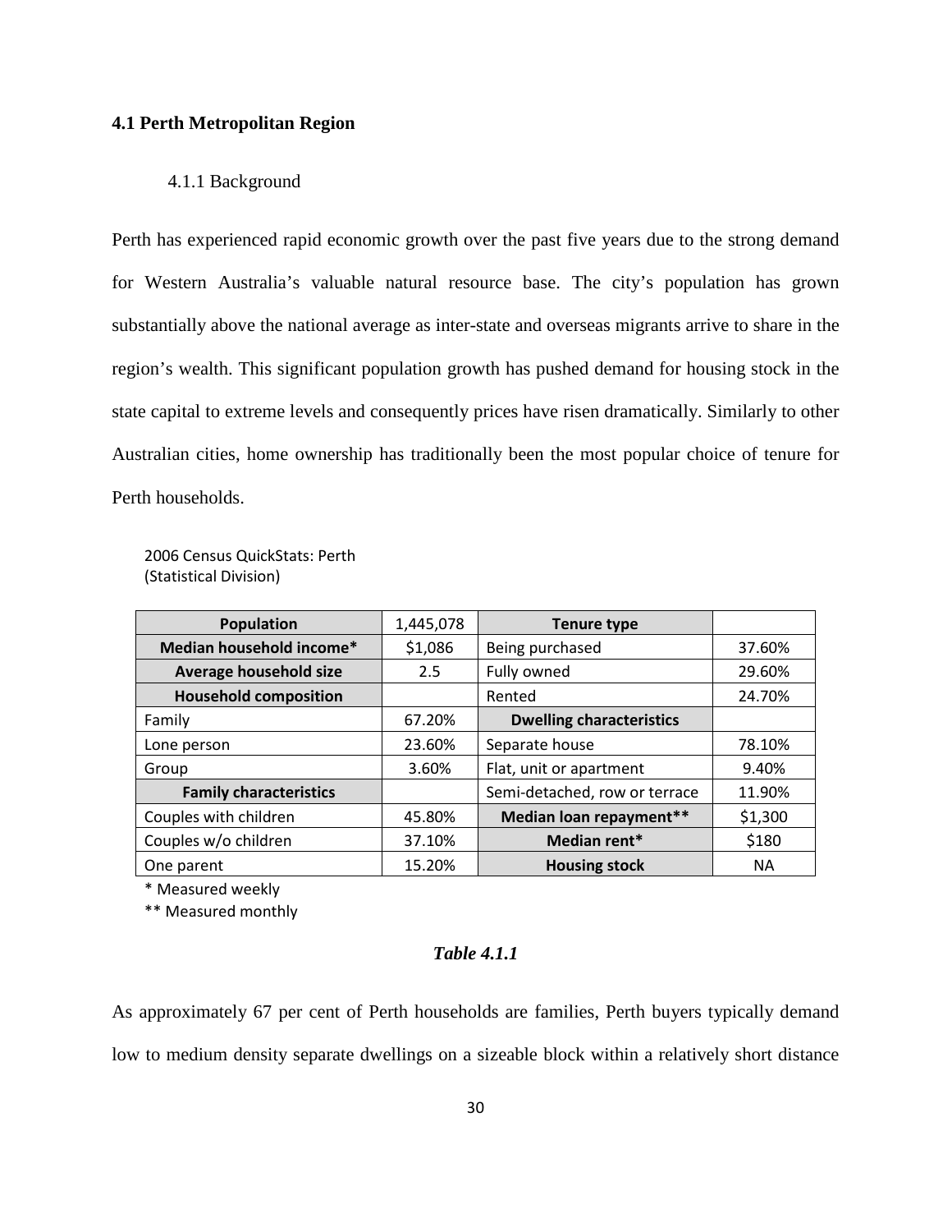## 4.1 Perth Metropolitan Region

### 4.1.1 Background

Perth has experienced rapid economic growth over the past five years due to the strong demand for Western Australia's valuable natural resource base. The city's population has grown substantially above the national average as inter-state and overseas migrants arrive to share in the region's wealth. This significant population growth has pushed demand for housing stock in the state capital to extreme levels and consequently prices have risen dramatically. Similarly to other Australian cities, home ownership has traditionally been the most popular choice of tenure for Perth households.

2006 Census QuickStats: Perth (Statistical Division)

| **Population** | 1,445,078 | **Tenure type** | |
|---|---|---|---|
| **Median household income*** | $1,086 | Being purchased | 37.60% |
| **Average household size** | 2.5 | Fully owned | 29.60% |
| **Household composition** | | Rented | 24.70% |
| Family | 67.20% | **Dwelling characteristics** | |
| Lone person | 23.60% | Separate house | 78.10% |
| Group | 3.60% | Flat, unit or apartment | 9.40% |
| **Family characteristics** | | Semi-detached, row or terrace | 11.90% |
| Couples with children | 45.80% | **Median loan repayment**** | $1,300 |
| Couples w/o children | 37.10% | **Median rent*** | $180 |
| One parent | 15.20% | **Housing stock** | NA |

* Measured weekly

** Measured monthly

***Table 4.1.1***

As approximately 67 per cent of Perth households are families, Perth buyers typically demand low to medium density separate dwellings on a sizeable block within a relatively short distance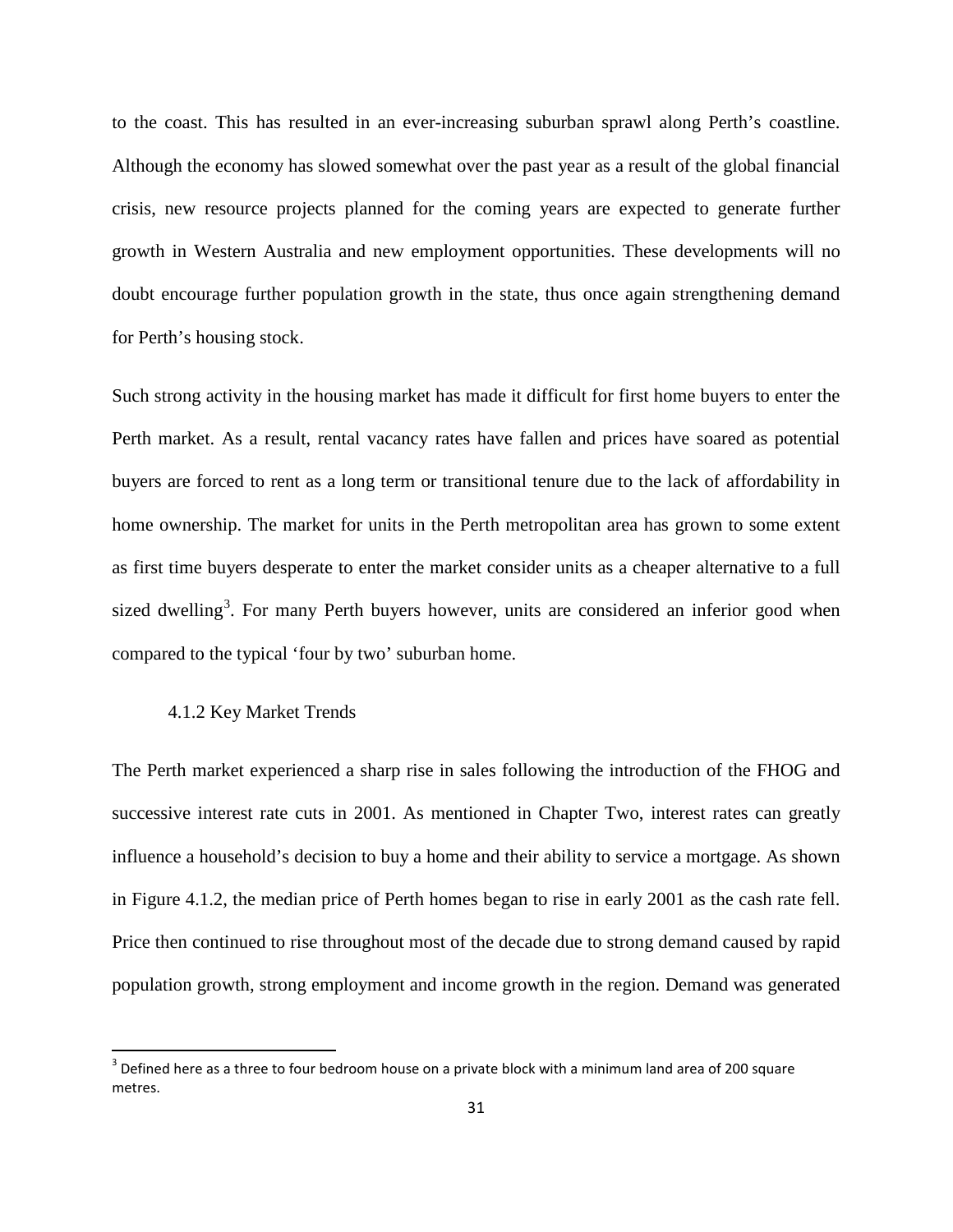to the coast. This has resulted in an ever-increasing suburban sprawl along Perth's coastline. Although the economy has slowed somewhat over the past year as a result of the global financial crisis, new resource projects planned for the coming years are expected to generate further growth in Western Australia and new employment opportunities. These developments will no doubt encourage further population growth in the state, thus once again strengthening demand for Perth's housing stock.

Such strong activity in the housing market has made it difficult for first home buyers to enter the Perth market. As a result, rental vacancy rates have fallen and prices have soared as potential buyers are forced to rent as a long term or transitional tenure due to the lack of affordability in home ownership. The market for units in the Perth metropolitan area has grown to some extent as first time buyers desperate to enter the market consider units as a cheaper alternative to a full sized dwelling[3]. For many Perth buyers however, units are considered an inferior good when compared to the typical 'four by two' suburban home.

### 4.1.2 Key Market Trends

The Perth market experienced a sharp rise in sales following the introduction of the FHOG and successive interest rate cuts in 2001. As mentioned in Chapter Two, interest rates can greatly influence a household's decision to buy a home and their ability to service a mortgage. As shown in Figure 4.1.2, the median price of Perth homes began to rise in early 2001 as the cash rate fell. Price then continued to rise throughout most of the decade due to strong demand caused by rapid population growth, strong employment and income growth in the region. Demand was generated

---

[3] Defined here as a three to four bedroom house on a private block with a minimum land area of 200 square metres.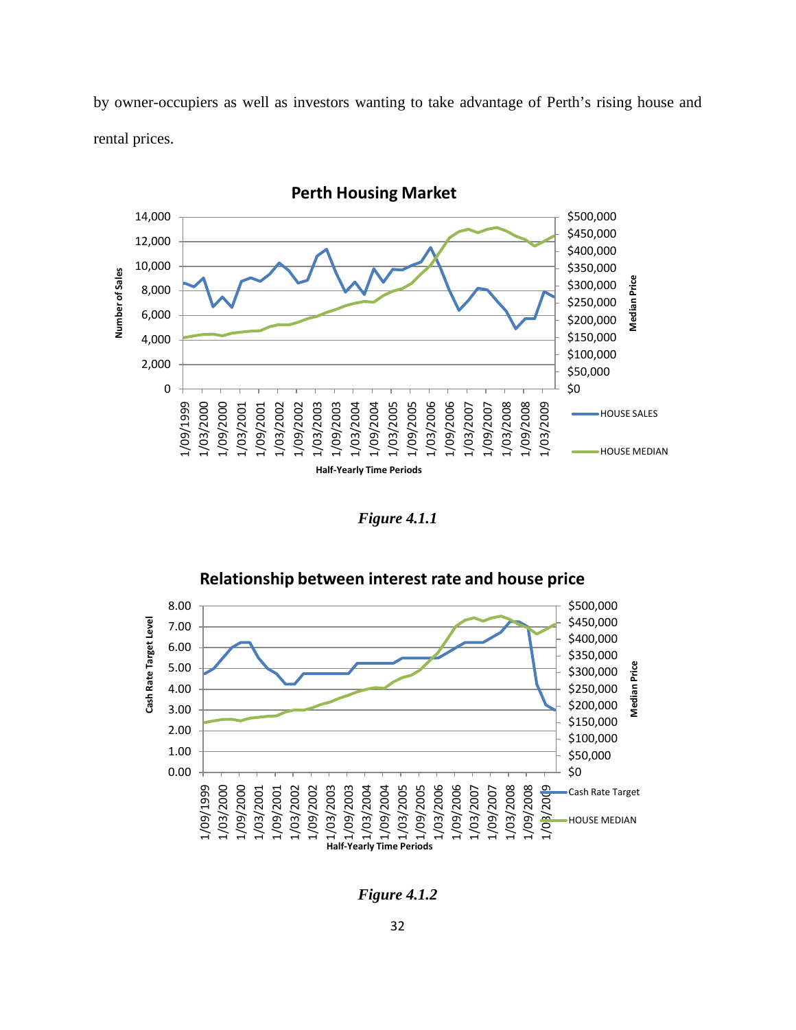by owner-occupiers as well as investors wanting to take advantage of Perth's rising house and rental prices.

*Figure 4.1.1*

*Figure 4.1.2*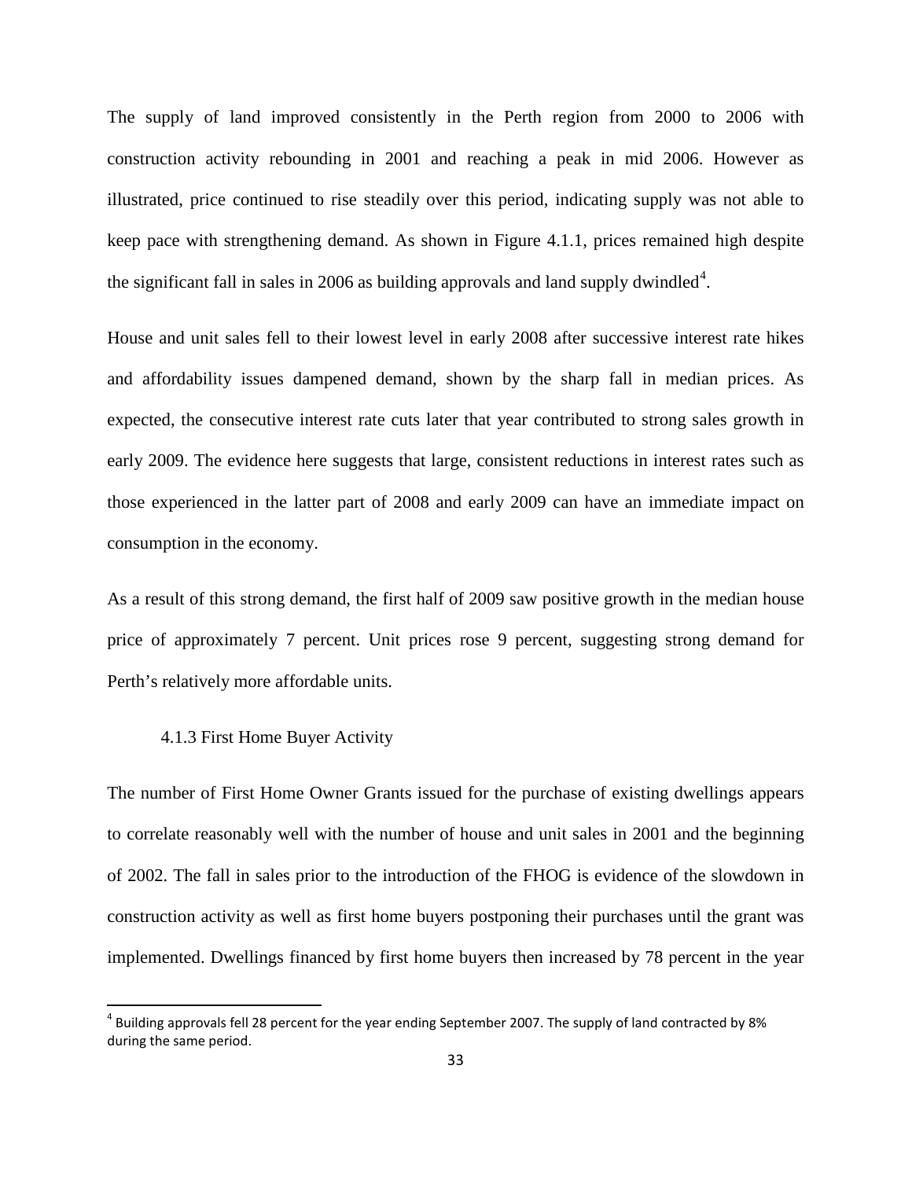The supply of land improved consistently in the Perth region from 2000 to 2006 with construction activity rebounding in 2001 and reaching a peak in mid 2006. However as illustrated, price continued to rise steadily over this period, indicating supply was not able to keep pace with strengthening demand. As shown in Figure 4.1.1, prices remained high despite the significant fall in sales in 2006 as building approvals and land supply dwindled[4].

House and unit sales fell to their lowest level in early 2008 after successive interest rate hikes and affordability issues dampened demand, shown by the sharp fall in median prices. As expected, the consecutive interest rate cuts later that year contributed to strong sales growth in early 2009. The evidence here suggests that large, consistent reductions in interest rates such as those experienced in the latter part of 2008 and early 2009 can have an immediate impact on consumption in the economy.

As a result of this strong demand, the first half of 2009 saw positive growth in the median house price of approximately 7 percent. Unit prices rose 9 percent, suggesting strong demand for Perth's relatively more affordable units.

### 4.1.3 First Home Buyer Activity

The number of First Home Owner Grants issued for the purchase of existing dwellings appears to correlate reasonably well with the number of house and unit sales in 2001 and the beginning of 2002. The fall in sales prior to the introduction of the FHOG is evidence of the slowdown in construction activity as well as first home buyers postponing their purchases until the grant was implemented. Dwellings financed by first home buyers then increased by 78 percent in the year

[4] Building approvals fell 28 percent for the year ending September 2007. The supply of land contracted by 8% during the same period.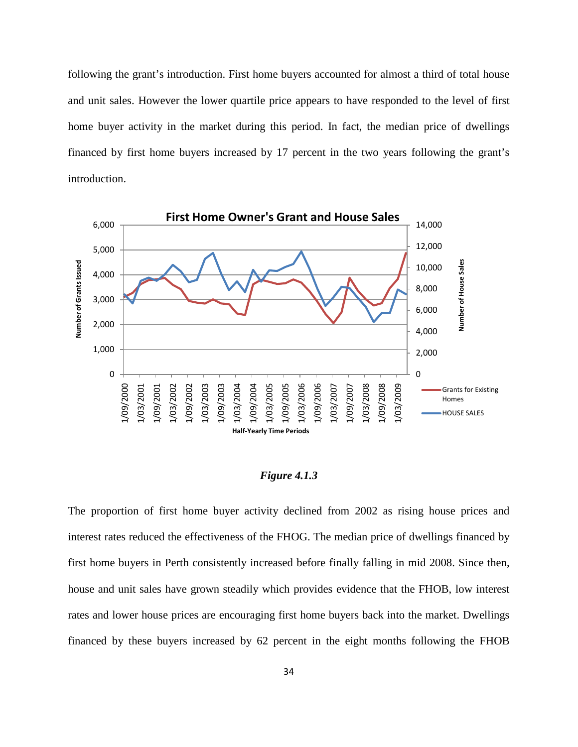following the grant's introduction. First home buyers accounted for almost a third of total house and unit sales. However the lower quartile price appears to have responded to the level of first home buyer activity in the market during this period. In fact, the median price of dwellings financed by first home buyers increased by 17 percent in the two years following the grant's introduction.

*Figure 4.1.3*

The proportion of first home buyer activity declined from 2002 as rising house prices and interest rates reduced the effectiveness of the FHOG. The median price of dwellings financed by first home buyers in Perth consistently increased before finally falling in mid 2008. Since then, house and unit sales have grown steadily which provides evidence that the FHOB, low interest rates and lower house prices are encouraging first home buyers back into the market. Dwellings financed by these buyers increased by 62 percent in the eight months following the FHOB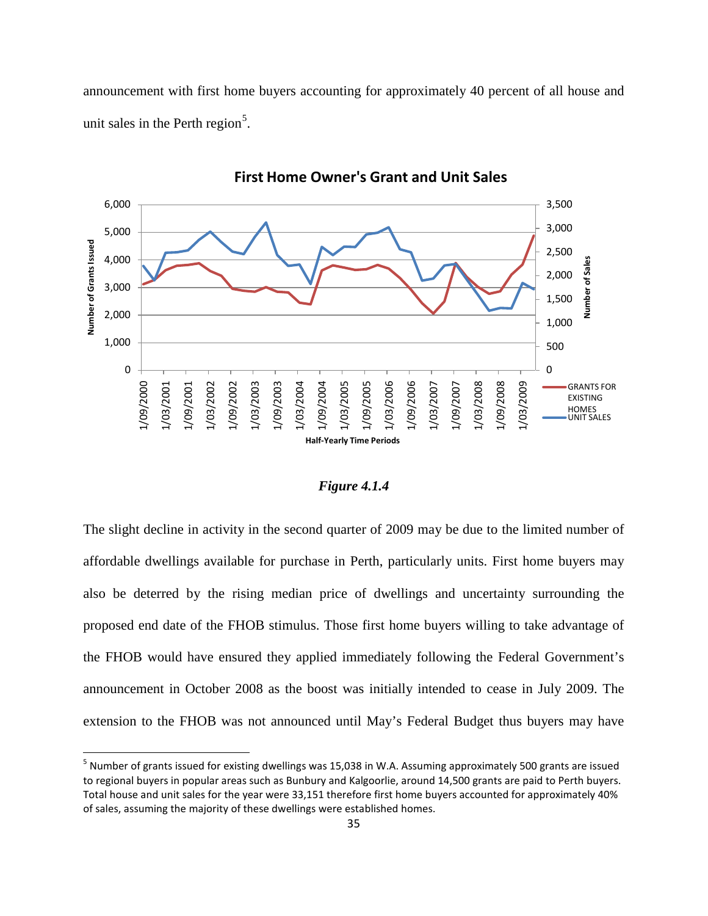announcement with first home buyers accounting for approximately 40 percent of all house and unit sales in the Perth region[5].

Figure 4.1.4

The slight decline in activity in the second quarter of 2009 may be due to the limited number of affordable dwellings available for purchase in Perth, particularly units. First home buyers may also be deterred by the rising median price of dwellings and uncertainty surrounding the proposed end date of the FHOB stimulus. Those first home buyers willing to take advantage of the FHOB would have ensured they applied immediately following the Federal Government's announcement in October 2008 as the boost was initially intended to cease in July 2009. The extension to the FHOB was not announced until May's Federal Budget thus buyers may have

[5] Number of grants issued for existing dwellings was 15,038 in W.A. Assuming approximately 500 grants are issued to regional buyers in popular areas such as Bunbury and Kalgoorlie, around 14,500 grants are paid to Perth buyers. Total house and unit sales for the year were 33,151 therefore first home buyers accounted for approximately 40% of sales, assuming the majority of these dwellings were established homes.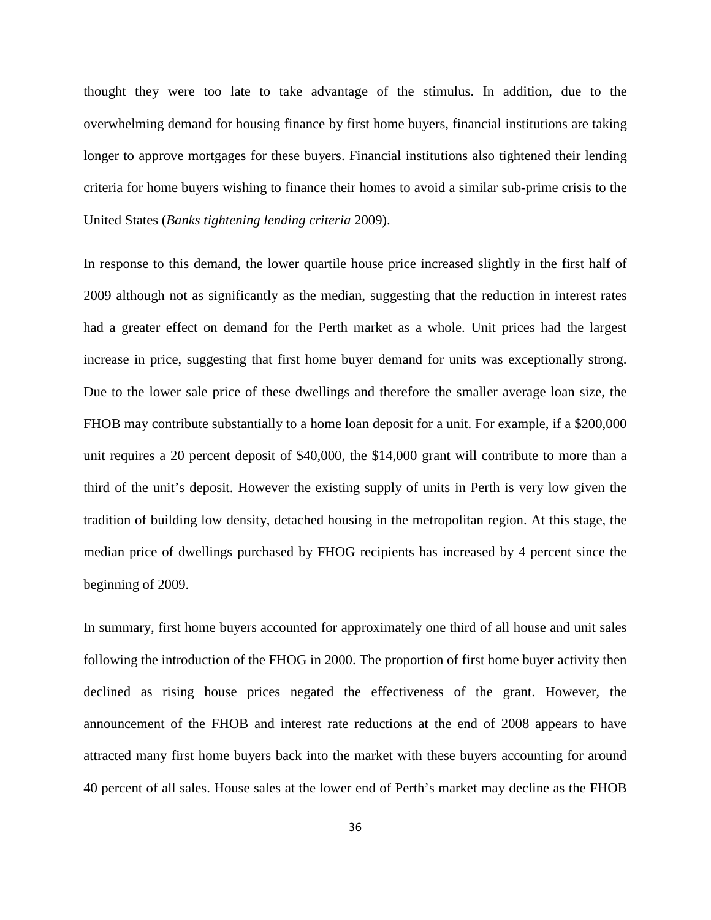thought they were too late to take advantage of the stimulus. In addition, due to the overwhelming demand for housing finance by first home buyers, financial institutions are taking longer to approve mortgages for these buyers. Financial institutions also tightened their lending criteria for home buyers wishing to finance their homes to avoid a similar sub-prime crisis to the United States (*Banks tightening lending criteria* 2009).

In response to this demand, the lower quartile house price increased slightly in the first half of 2009 although not as significantly as the median, suggesting that the reduction in interest rates had a greater effect on demand for the Perth market as a whole. Unit prices had the largest increase in price, suggesting that first home buyer demand for units was exceptionally strong. Due to the lower sale price of these dwellings and therefore the smaller average loan size, the FHOB may contribute substantially to a home loan deposit for a unit. For example, if a $200,000 unit requires a 20 percent deposit of $40,000, the $14,000 grant will contribute to more than a third of the unit's deposit. However the existing supply of units in Perth is very low given the tradition of building low density, detached housing in the metropolitan region. At this stage, the median price of dwellings purchased by FHOG recipients has increased by 4 percent since the beginning of 2009.

In summary, first home buyers accounted for approximately one third of all house and unit sales following the introduction of the FHOG in 2000. The proportion of first home buyer activity then declined as rising house prices negated the effectiveness of the grant. However, the announcement of the FHOB and interest rate reductions at the end of 2008 appears to have attracted many first home buyers back into the market with these buyers accounting for around 40 percent of all sales. House sales at the lower end of Perth's market may decline as the FHOB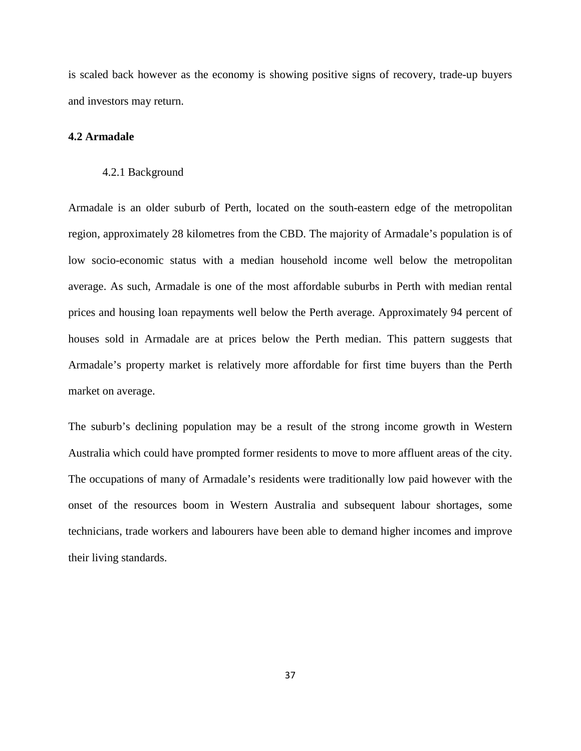is scaled back however as the economy is showing positive signs of recovery, trade-up buyers and investors may return.

## 4.2 Armadale

### 4.2.1 Background

Armadale is an older suburb of Perth, located on the south-eastern edge of the metropolitan region, approximately 28 kilometres from the CBD. The majority of Armadale's population is of low socio-economic status with a median household income well below the metropolitan average. As such, Armadale is one of the most affordable suburbs in Perth with median rental prices and housing loan repayments well below the Perth average. Approximately 94 percent of houses sold in Armadale are at prices below the Perth median. This pattern suggests that Armadale's property market is relatively more affordable for first time buyers than the Perth market on average.

The suburb's declining population may be a result of the strong income growth in Western Australia which could have prompted former residents to move to more affluent areas of the city. The occupations of many of Armadale's residents were traditionally low paid however with the onset of the resources boom in Western Australia and subsequent labour shortages, some technicians, trade workers and labourers have been able to demand higher incomes and improve their living standards.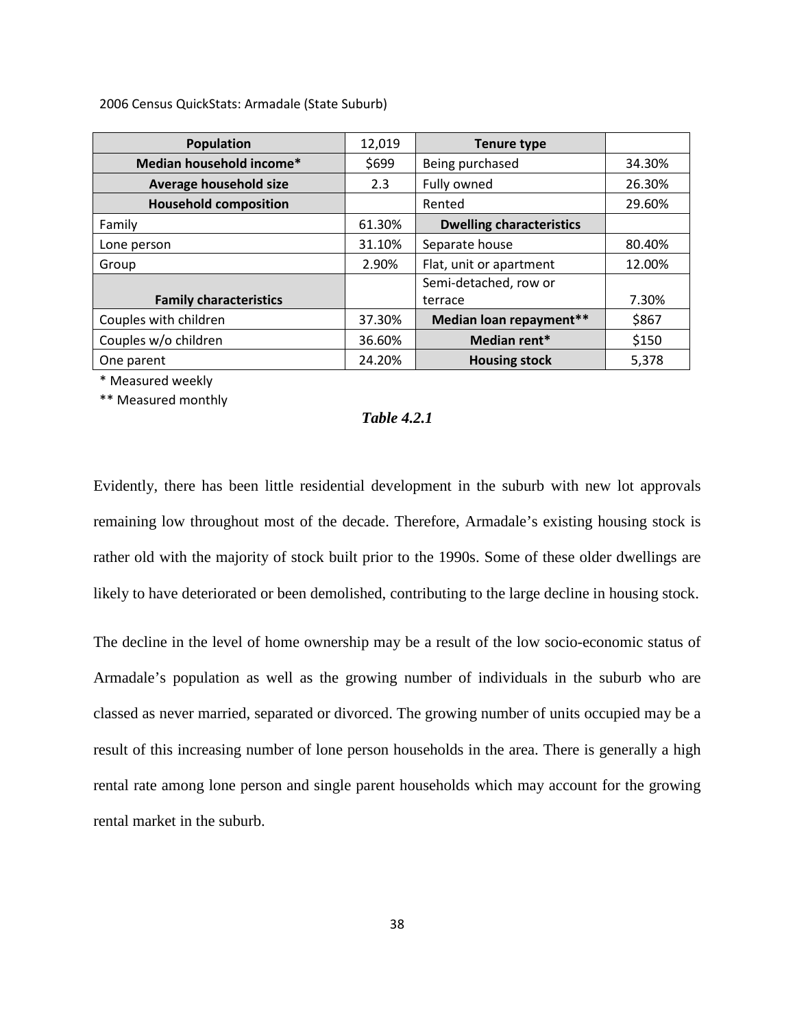2006 Census QuickStats: Armadale (State Suburb)

| Population | 12,019 | Tenure type | |
|---|---|---|---|
| Median household income* | $699 | Being purchased | 34.30% |
| Average household size | 2.3 | Fully owned | 26.30% |
| Household composition | | Rented | 29.60% |
| Family | 61.30% | Dwelling characteristics | |
| Lone person | 31.10% | Separate house | 80.40% |
| Group | 2.90% | Flat, unit or apartment | 12.00% |
| Family characteristics | | Semi-detached, row or terrace | 7.30% |
| Couples with children | 37.30% | Median loan repayment** | $867 |
| Couples w/o children | 36.60% | Median rent* | $150 |
| One parent | 24.20% | Housing stock | 5,378 |

* Measured weekly

** Measured monthly

*Table 4.2.1*

Evidently, there has been little residential development in the suburb with new lot approvals remaining low throughout most of the decade. Therefore, Armadale's existing housing stock is rather old with the majority of stock built prior to the 1990s. Some of these older dwellings are likely to have deteriorated or been demolished, contributing to the large decline in housing stock.

The decline in the level of home ownership may be a result of the low socio-economic status of Armadale's population as well as the growing number of individuals in the suburb who are classed as never married, separated or divorced. The growing number of units occupied may be a result of this increasing number of lone person households in the area. There is generally a high rental rate among lone person and single parent households which may account for the growing rental market in the suburb.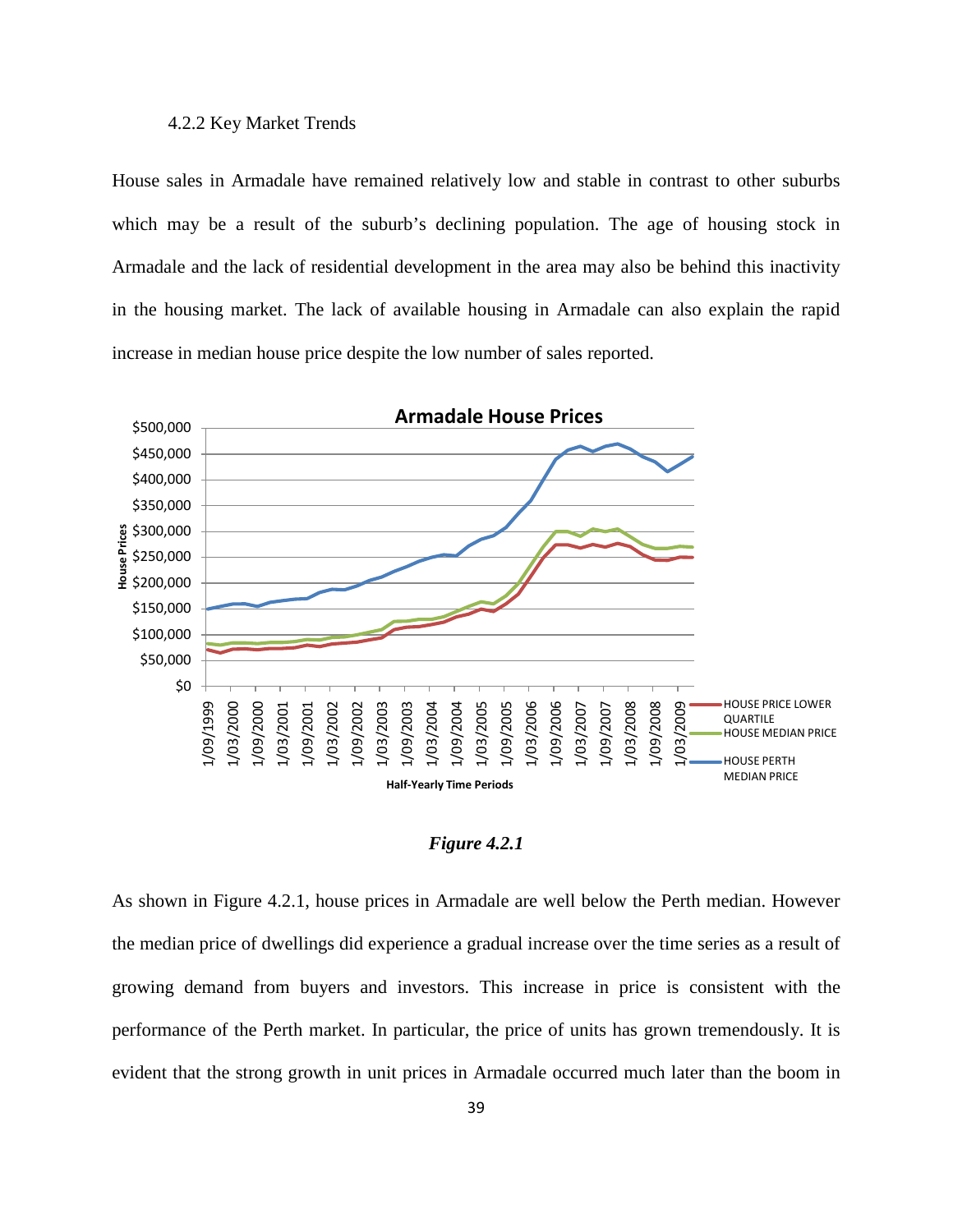### 4.2.2 Key Market Trends

House sales in Armadale have remained relatively low and stable in contrast to other suburbs which may be a result of the suburb's declining population. The age of housing stock in Armadale and the lack of residential development in the area may also be behind this inactivity in the housing market. The lack of available housing in Armadale can also explain the rapid increase in median house price despite the low number of sales reported.

***Figure 4.2.1***

As shown in Figure 4.2.1, house prices in Armadale are well below the Perth median. However the median price of dwellings did experience a gradual increase over the time series as a result of growing demand from buyers and investors. This increase in price is consistent with the performance of the Perth market. In particular, the price of units has grown tremendously. It is evident that the strong growth in unit prices in Armadale occurred much later than the boom in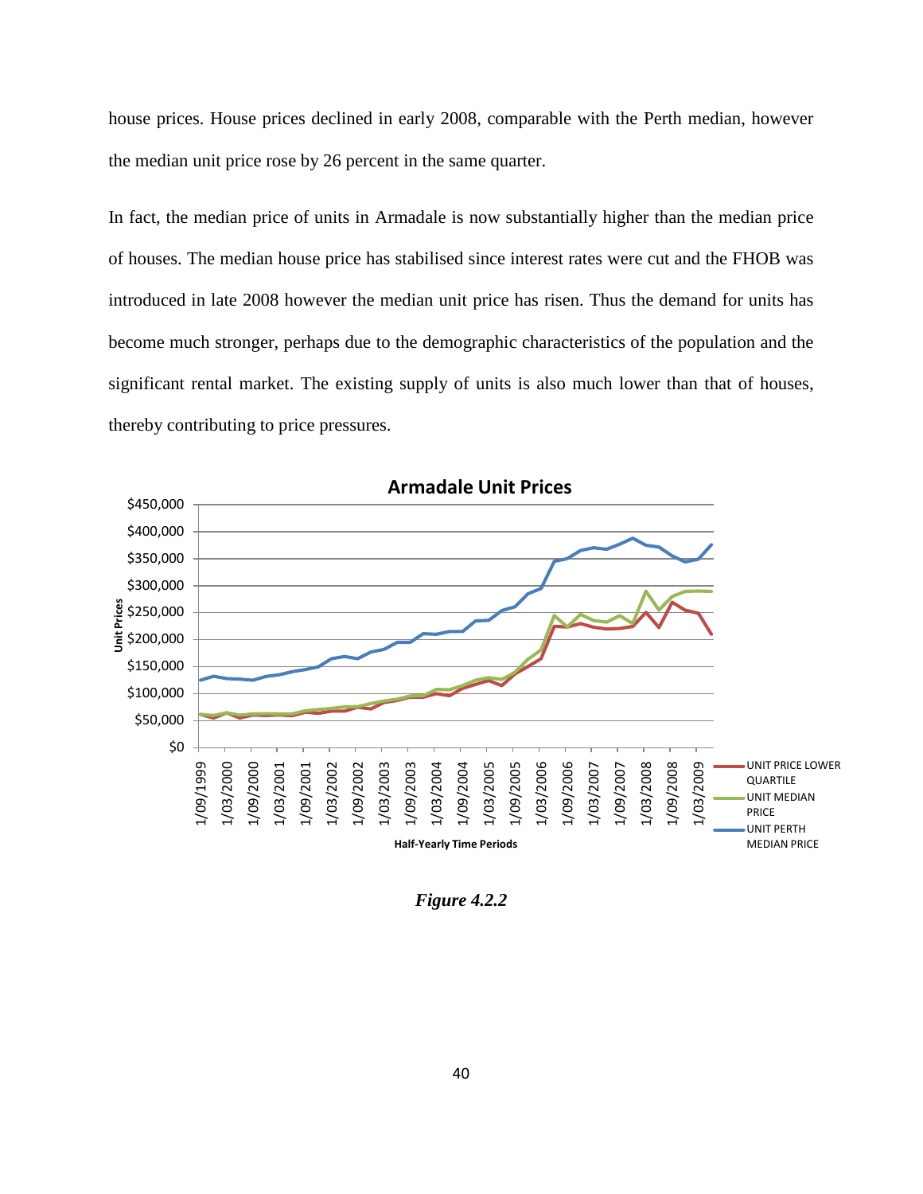house prices. House prices declined in early 2008, comparable with the Perth median, however the median unit price rose by 26 percent in the same quarter.

In fact, the median price of units in Armadale is now substantially higher than the median price of houses. The median house price has stabilised since interest rates were cut and the FHOB was introduced in late 2008 however the median unit price has risen. Thus the demand for units has become much stronger, perhaps due to the demographic characteristics of the population and the significant rental market. The existing supply of units is also much lower than that of houses, thereby contributing to price pressures.

*Figure 4.2.2*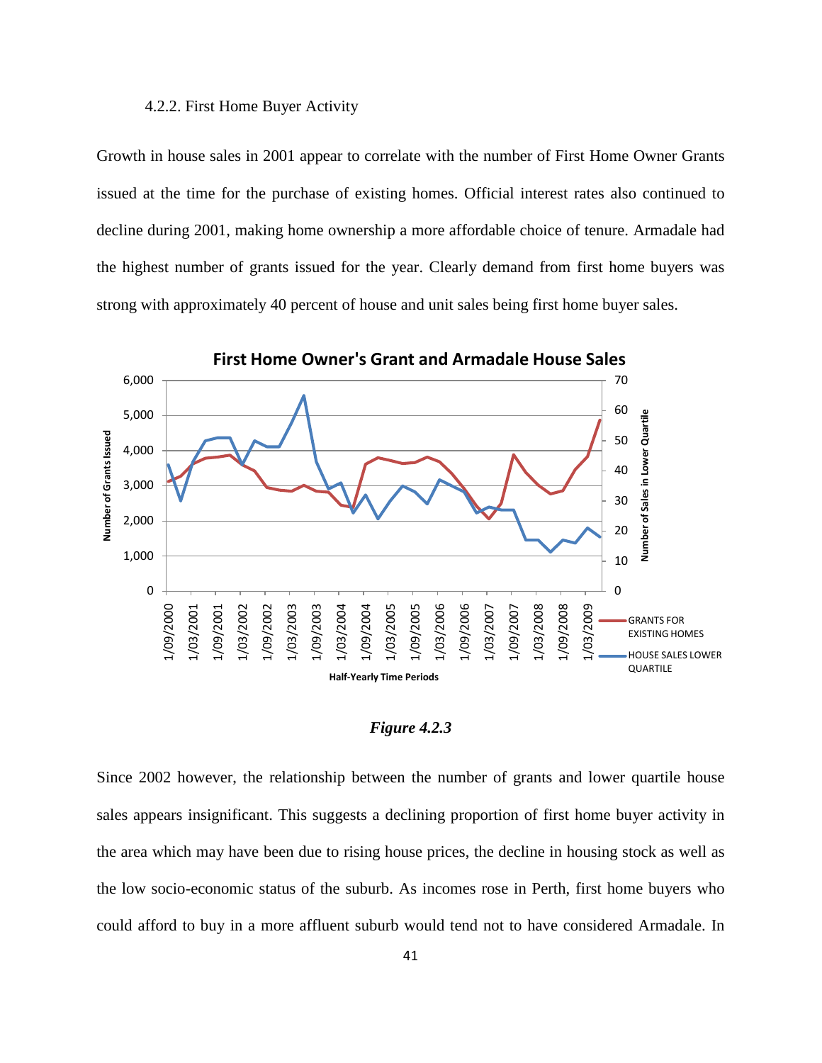### 4.2.2. First Home Buyer Activity

Growth in house sales in 2001 appear to correlate with the number of First Home Owner Grants issued at the time for the purchase of existing homes. Official interest rates also continued to decline during 2001, making home ownership a more affordable choice of tenure. Armadale had the highest number of grants issued for the year. Clearly demand from first home buyers was strong with approximately 40 percent of house and unit sales being first home buyer sales.

*Figure 4.2.3*

Since 2002 however, the relationship between the number of grants and lower quartile house sales appears insignificant. This suggests a declining proportion of first home buyer activity in the area which may have been due to rising house prices, the decline in housing stock as well as the low socio-economic status of the suburb. As incomes rose in Perth, first home buyers who could afford to buy in a more affluent suburb would tend not to have considered Armadale. In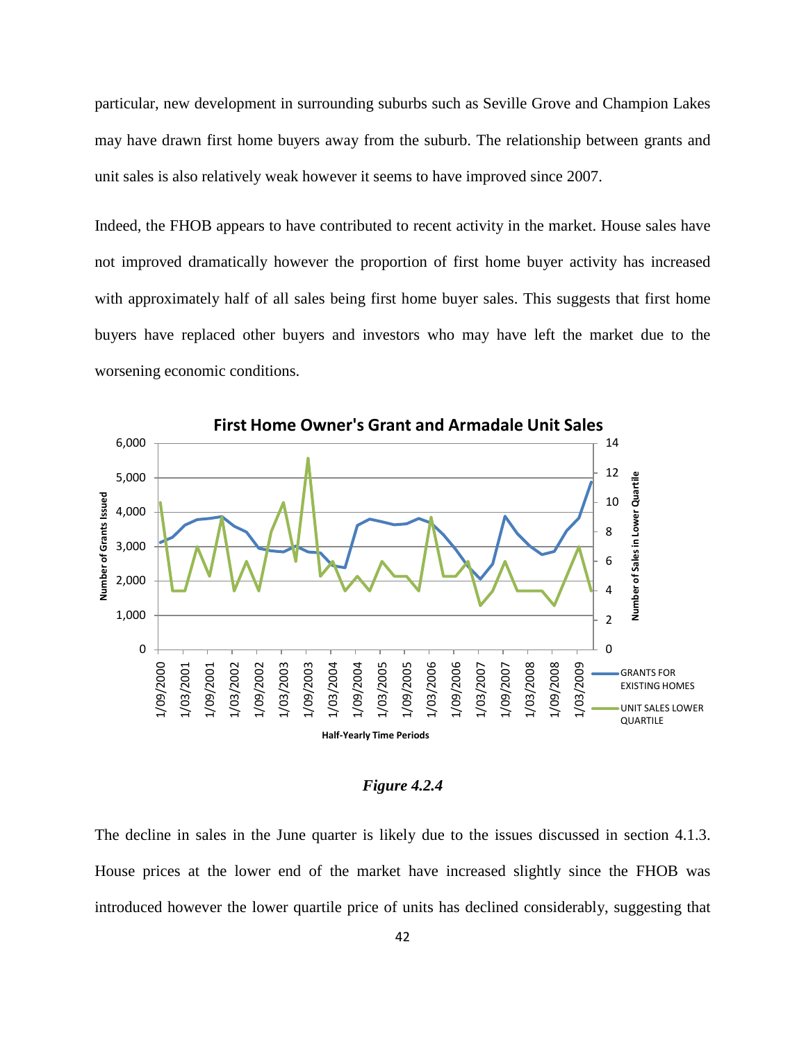particular, new development in surrounding suburbs such as Seville Grove and Champion Lakes may have drawn first home buyers away from the suburb. The relationship between grants and unit sales is also relatively weak however it seems to have improved since 2007.

Indeed, the FHOB appears to have contributed to recent activity in the market. House sales have not improved dramatically however the proportion of first home buyer activity has increased with approximately half of all sales being first home buyer sales. This suggests that first home buyers have replaced other buyers and investors who may have left the market due to the worsening economic conditions.

*Figure 4.2.4*

The decline in sales in the June quarter is likely due to the issues discussed in section 4.1.3. House prices at the lower end of the market have increased slightly since the FHOB was introduced however the lower quartile price of units has declined considerably, suggesting that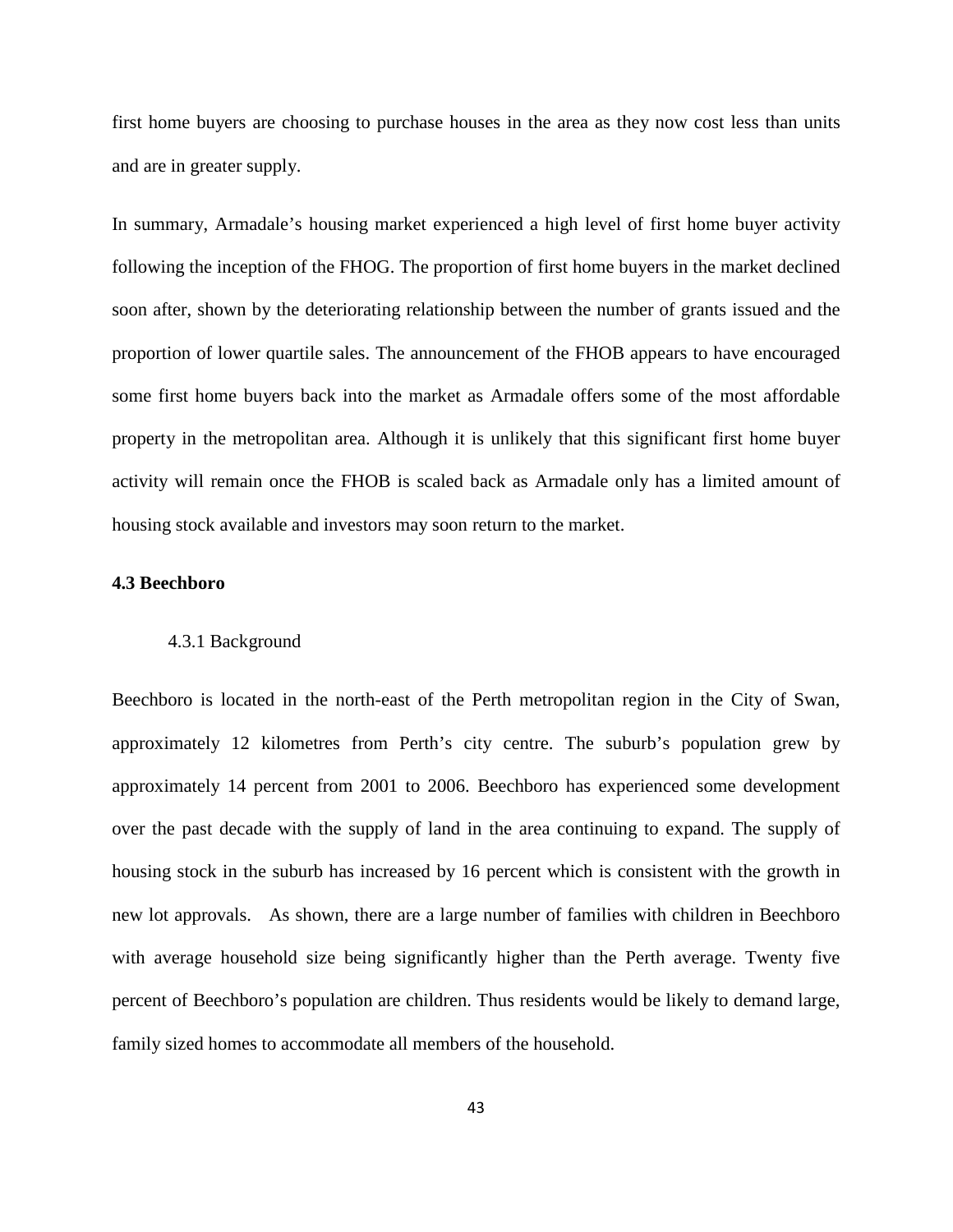first home buyers are choosing to purchase houses in the area as they now cost less than units and are in greater supply.

In summary, Armadale's housing market experienced a high level of first home buyer activity following the inception of the FHOG. The proportion of first home buyers in the market declined soon after, shown by the deteriorating relationship between the number of grants issued and the proportion of lower quartile sales. The announcement of the FHOB appears to have encouraged some first home buyers back into the market as Armadale offers some of the most affordable property in the metropolitan area. Although it is unlikely that this significant first home buyer activity will remain once the FHOB is scaled back as Armadale only has a limited amount of housing stock available and investors may soon return to the market.

## 4.3 Beechboro

### 4.3.1 Background

Beechboro is located in the north-east of the Perth metropolitan region in the City of Swan, approximately 12 kilometres from Perth's city centre. The suburb's population grew by approximately 14 percent from 2001 to 2006. Beechboro has experienced some development over the past decade with the supply of land in the area continuing to expand. The supply of housing stock in the suburb has increased by 16 percent which is consistent with the growth in new lot approvals. As shown, there are a large number of families with children in Beechboro with average household size being significantly higher than the Perth average. Twenty five percent of Beechboro's population are children. Thus residents would be likely to demand large, family sized homes to accommodate all members of the household.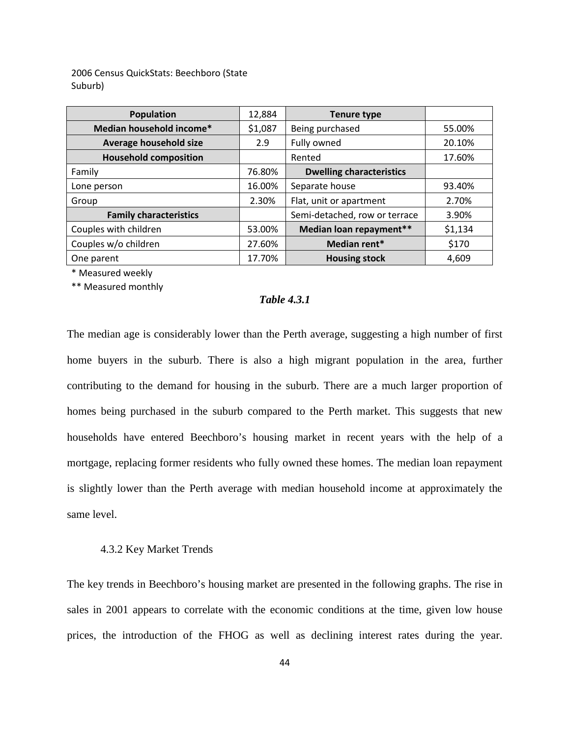2006 Census QuickStats: Beechboro (State Suburb)

| Population | 12,884 | Tenure type | |
|---|---|---|---|
| Median household income* | $1,087 | Being purchased | 55.00% |
| Average household size | 2.9 | Fully owned | 20.10% |
| Household composition | | Rented | 17.60% |
| Family | 76.80% | Dwelling characteristics | |
| Lone person | 16.00% | Separate house | 93.40% |
| Group | 2.30% | Flat, unit or apartment | 2.70% |
| Family characteristics | | Semi-detached, row or terrace | 3.90% |
| Couples with children | 53.00% | Median loan repayment** | $1,134 |
| Couples w/o children | 27.60% | Median rent* | $170 |
| One parent | 17.70% | Housing stock | 4,609 |

\* Measured weekly

\*\* Measured monthly

***Table 4.3.1***

The median age is considerably lower than the Perth average, suggesting a high number of first home buyers in the suburb. There is also a high migrant population in the area, further contributing to the demand for housing in the suburb. There are a much larger proportion of homes being purchased in the suburb compared to the Perth market. This suggests that new households have entered Beechboro's housing market in recent years with the help of a mortgage, replacing former residents who fully owned these homes. The median loan repayment is slightly lower than the Perth average with median household income at approximately the same level.

### 4.3.2 Key Market Trends

The key trends in Beechboro's housing market are presented in the following graphs. The rise in sales in 2001 appears to correlate with the economic conditions at the time, given low house prices, the introduction of the FHOG as well as declining interest rates during the year.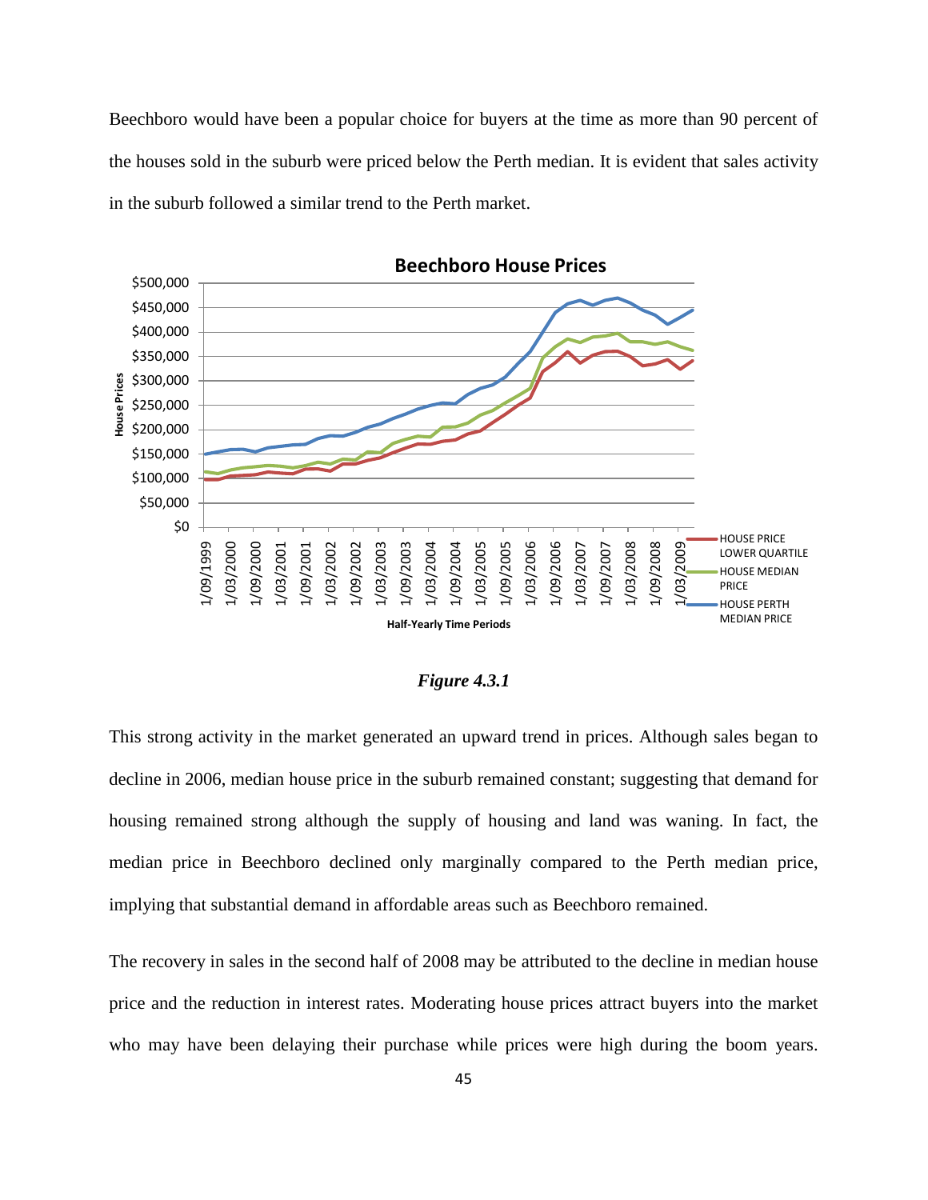Beechboro would have been a popular choice for buyers at the time as more than 90 percent of the houses sold in the suburb were priced below the Perth median. It is evident that sales activity in the suburb followed a similar trend to the Perth market.

*Figure 4.3.1*

This strong activity in the market generated an upward trend in prices. Although sales began to decline in 2006, median house price in the suburb remained constant; suggesting that demand for housing remained strong although the supply of housing and land was waning. In fact, the median price in Beechboro declined only marginally compared to the Perth median price, implying that substantial demand in affordable areas such as Beechboro remained.

The recovery in sales in the second half of 2008 may be attributed to the decline in median house price and the reduction in interest rates. Moderating house prices attract buyers into the market who may have been delaying their purchase while prices were high during the boom years.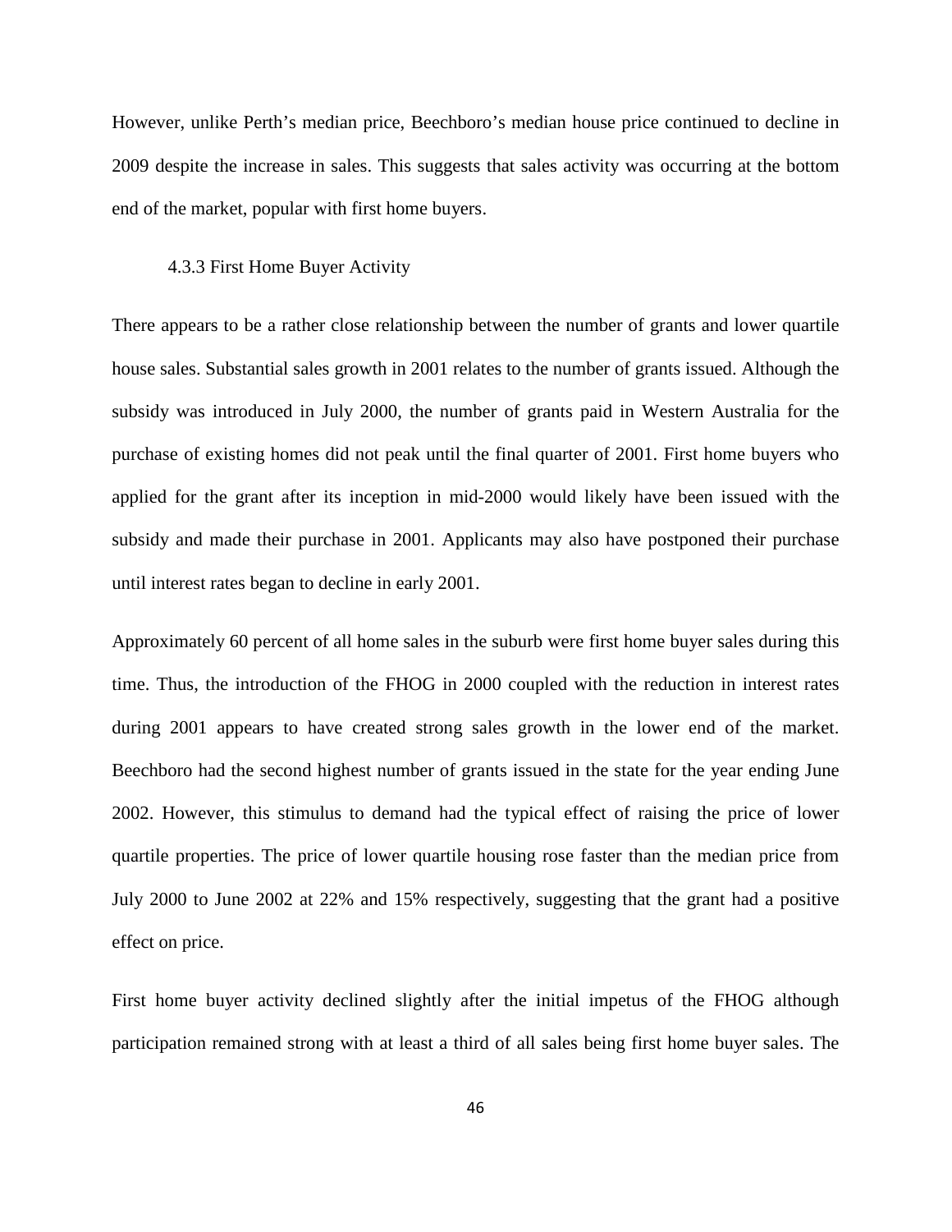However, unlike Perth's median price, Beechboro's median house price continued to decline in 2009 despite the increase in sales. This suggests that sales activity was occurring at the bottom end of the market, popular with first home buyers.

### 4.3.3 First Home Buyer Activity

There appears to be a rather close relationship between the number of grants and lower quartile house sales. Substantial sales growth in 2001 relates to the number of grants issued. Although the subsidy was introduced in July 2000, the number of grants paid in Western Australia for the purchase of existing homes did not peak until the final quarter of 2001. First home buyers who applied for the grant after its inception in mid-2000 would likely have been issued with the subsidy and made their purchase in 2001. Applicants may also have postponed their purchase until interest rates began to decline in early 2001.

Approximately 60 percent of all home sales in the suburb were first home buyer sales during this time. Thus, the introduction of the FHOG in 2000 coupled with the reduction in interest rates during 2001 appears to have created strong sales growth in the lower end of the market. Beechboro had the second highest number of grants issued in the state for the year ending June 2002. However, this stimulus to demand had the typical effect of raising the price of lower quartile properties. The price of lower quartile housing rose faster than the median price from July 2000 to June 2002 at 22% and 15% respectively, suggesting that the grant had a positive effect on price.

First home buyer activity declined slightly after the initial impetus of the FHOG although participation remained strong with at least a third of all sales being first home buyer sales. The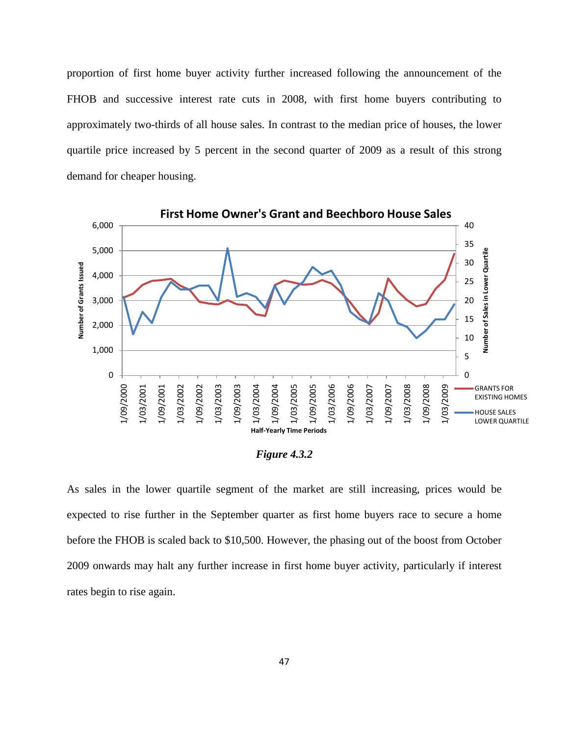proportion of first home buyer activity further increased following the announcement of the FHOB and successive interest rate cuts in 2008, with first home buyers contributing to approximately two-thirds of all house sales. In contrast to the median price of houses, the lower quartile price increased by 5 percent in the second quarter of 2009 as a result of this strong demand for cheaper housing.

*Figure 4.3.2*

As sales in the lower quartile segment of the market are still increasing, prices would be expected to rise further in the September quarter as first home buyers race to secure a home before the FHOB is scaled back to $10,500. However, the phasing out of the boost from October 2009 onwards may halt any further increase in first home buyer activity, particularly if interest rates begin to rise again.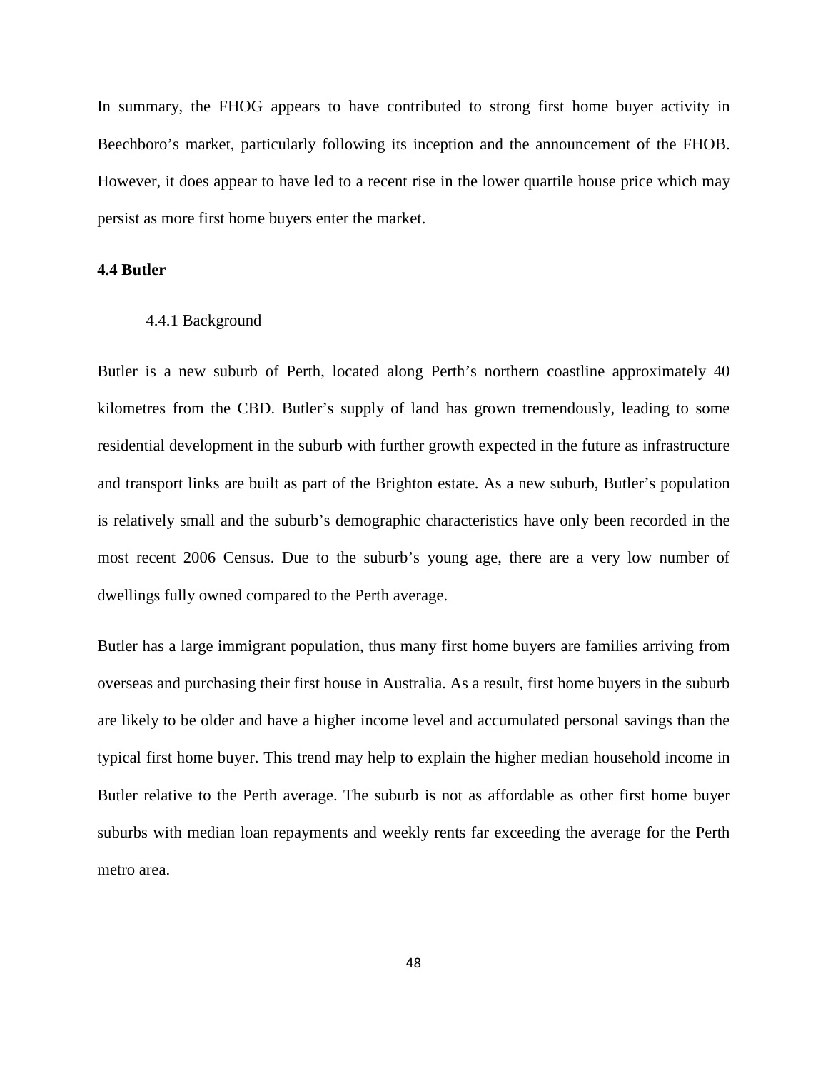In summary, the FHOG appears to have contributed to strong first home buyer activity in Beechboro's market, particularly following its inception and the announcement of the FHOB. However, it does appear to have led to a recent rise in the lower quartile house price which may persist as more first home buyers enter the market.

## 4.4 Butler

### 4.4.1 Background

Butler is a new suburb of Perth, located along Perth's northern coastline approximately 40 kilometres from the CBD. Butler's supply of land has grown tremendously, leading to some residential development in the suburb with further growth expected in the future as infrastructure and transport links are built as part of the Brighton estate. As a new suburb, Butler's population is relatively small and the suburb's demographic characteristics have only been recorded in the most recent 2006 Census. Due to the suburb's young age, there are a very low number of dwellings fully owned compared to the Perth average.

Butler has a large immigrant population, thus many first home buyers are families arriving from overseas and purchasing their first house in Australia. As a result, first home buyers in the suburb are likely to be older and have a higher income level and accumulated personal savings than the typical first home buyer. This trend may help to explain the higher median household income in Butler relative to the Perth average. The suburb is not as affordable as other first home buyer suburbs with median loan repayments and weekly rents far exceeding the average for the Perth metro area.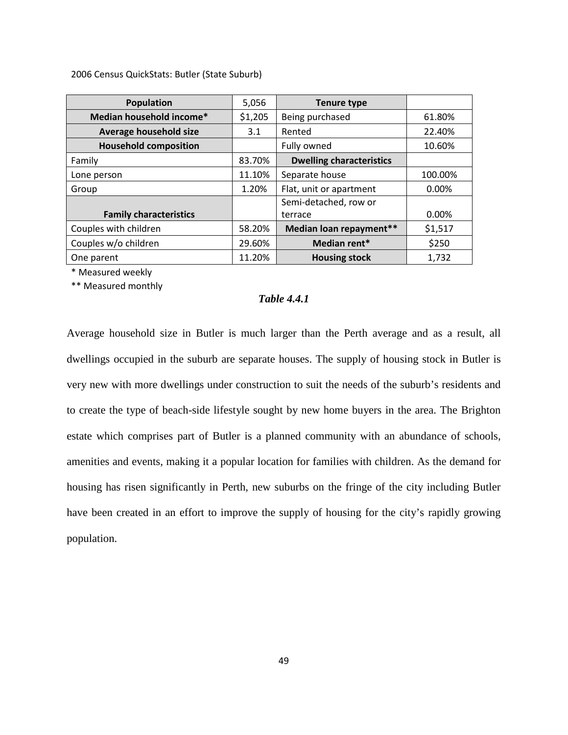2006 Census QuickStats: Butler (State Suburb)

| **Population** | 5,056 | **Tenure type** | |
|---|---|---|---|
| **Median household income*** | $1,205 | Being purchased | 61.80% |
| **Average household size** | 3.1 | Rented | 22.40% |
| **Household composition** | | Fully owned | 10.60% |
| Family | 83.70% | **Dwelling characteristics** | |
| Lone person | 11.10% | Separate house | 100.00% |
| Group | 1.20% | Flat, unit or apartment | 0.00% |
| **Family characteristics** | | Semi-detached, row or terrace | 0.00% |
| Couples with children | 58.20% | **Median loan repayment**** | $1,517 |
| Couples w/o children | 29.60% | **Median rent*** | $250 |
| One parent | 11.20% | **Housing stock** | 1,732 |

* Measured weekly

** Measured monthly

***Table 4.4.1***

Average household size in Butler is much larger than the Perth average and as a result, all dwellings occupied in the suburb are separate houses. The supply of housing stock in Butler is very new with more dwellings under construction to suit the needs of the suburb's residents and to create the type of beach-side lifestyle sought by new home buyers in the area. The Brighton estate which comprises part of Butler is a planned community with an abundance of schools, amenities and events, making it a popular location for families with children. As the demand for housing has risen significantly in Perth, new suburbs on the fringe of the city including Butler have been created in an effort to improve the supply of housing for the city's rapidly growing population.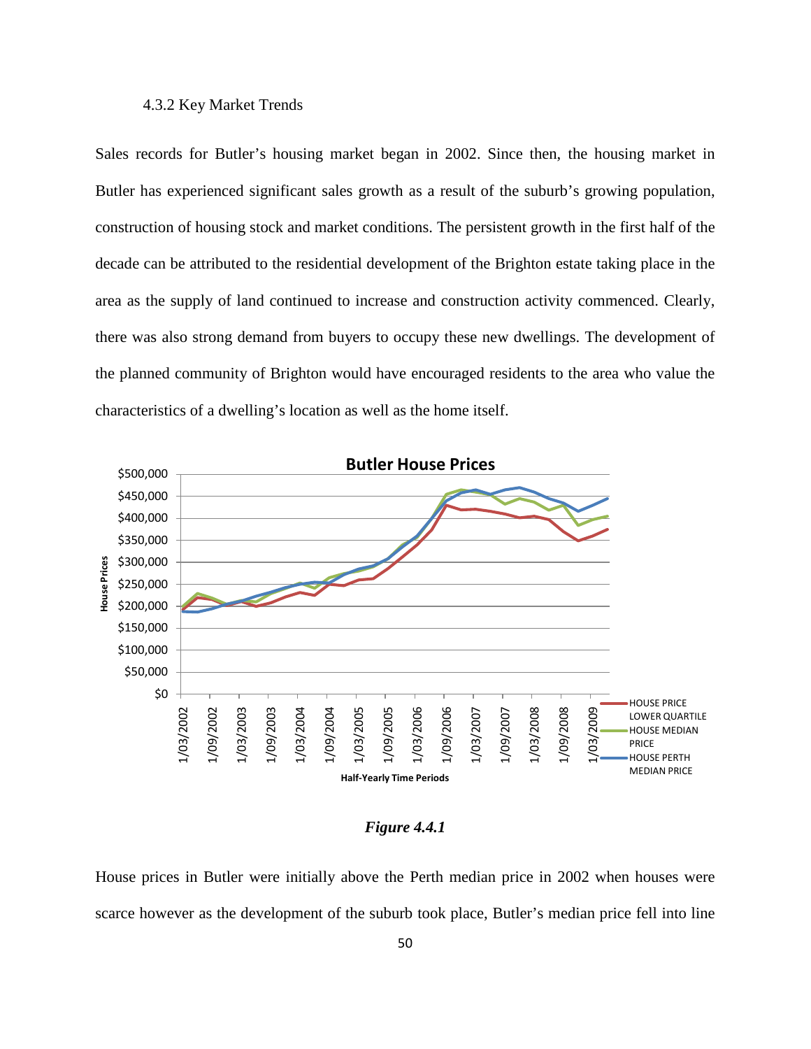### 4.3.2 Key Market Trends

Sales records for Butler's housing market began in 2002. Since then, the housing market in Butler has experienced significant sales growth as a result of the suburb's growing population, construction of housing stock and market conditions. The persistent growth in the first half of the decade can be attributed to the residential development of the Brighton estate taking place in the area as the supply of land continued to increase and construction activity commenced. Clearly, there was also strong demand from buyers to occupy these new dwellings. The development of the planned community of Brighton would have encouraged residents to the area who value the characteristics of a dwelling's location as well as the home itself.

***Figure 4.4.1***

House prices in Butler were initially above the Perth median price in 2002 when houses were scarce however as the development of the suburb took place, Butler's median price fell into line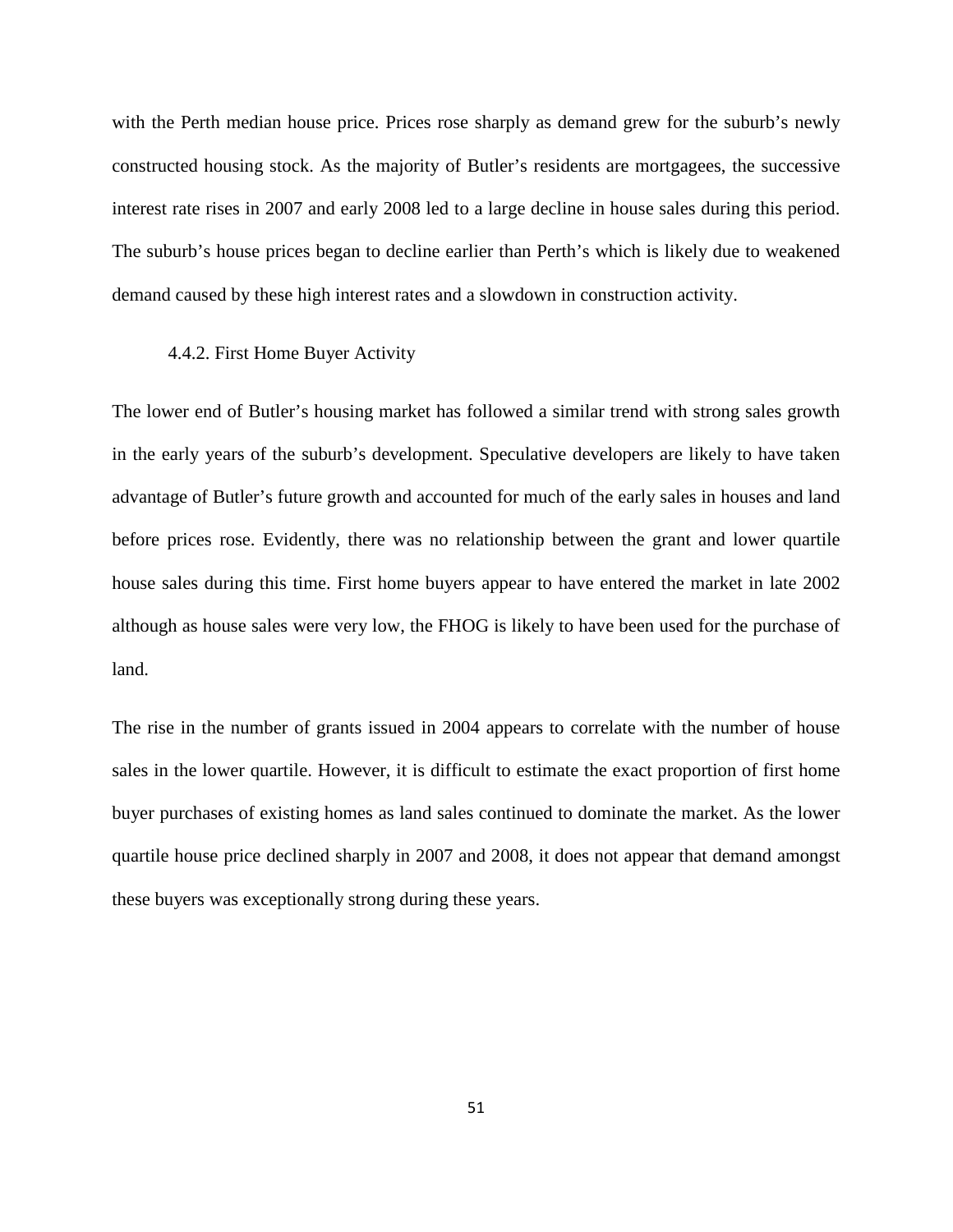with the Perth median house price. Prices rose sharply as demand grew for the suburb's newly constructed housing stock. As the majority of Butler's residents are mortgagees, the successive interest rate rises in 2007 and early 2008 led to a large decline in house sales during this period. The suburb's house prices began to decline earlier than Perth's which is likely due to weakened demand caused by these high interest rates and a slowdown in construction activity.

### 4.4.2. First Home Buyer Activity

The lower end of Butler's housing market has followed a similar trend with strong sales growth in the early years of the suburb's development. Speculative developers are likely to have taken advantage of Butler's future growth and accounted for much of the early sales in houses and land before prices rose. Evidently, there was no relationship between the grant and lower quartile house sales during this time. First home buyers appear to have entered the market in late 2002 although as house sales were very low, the FHOG is likely to have been used for the purchase of land.

The rise in the number of grants issued in 2004 appears to correlate with the number of house sales in the lower quartile. However, it is difficult to estimate the exact proportion of first home buyer purchases of existing homes as land sales continued to dominate the market. As the lower quartile house price declined sharply in 2007 and 2008, it does not appear that demand amongst these buyers was exceptionally strong during these years.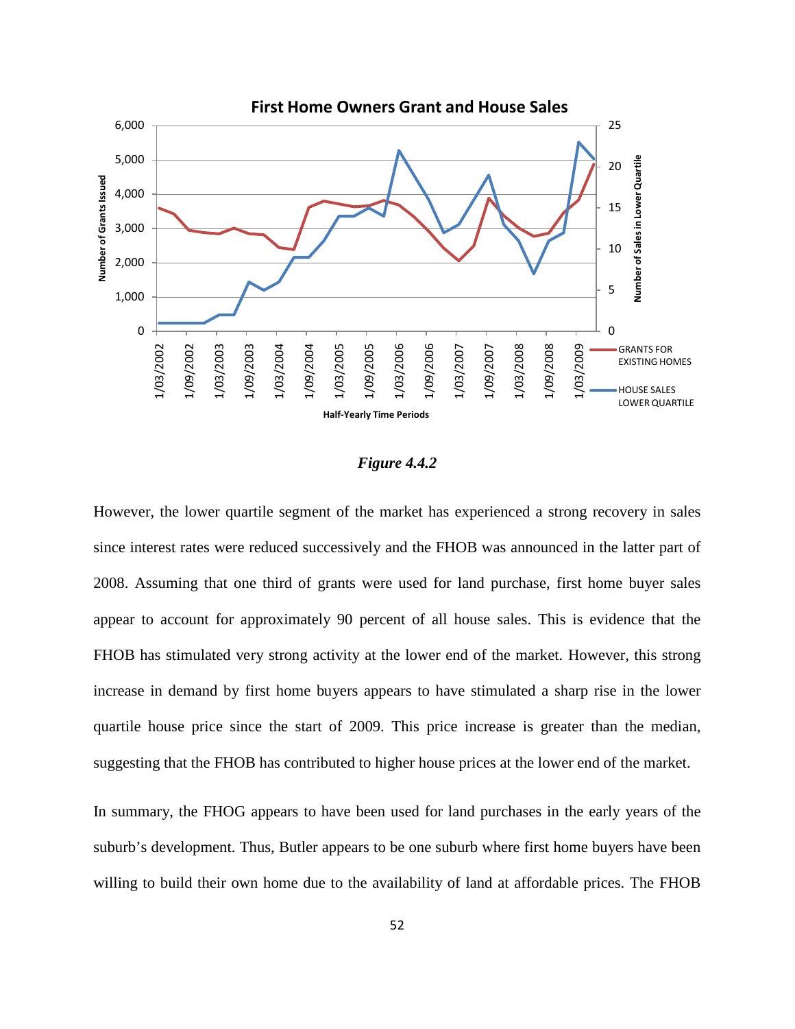**First Home Owners Grant and House Sales**

*Figure 4.4.2*

However, the lower quartile segment of the market has experienced a strong recovery in sales since interest rates were reduced successively and the FHOB was announced in the latter part of 2008. Assuming that one third of grants were used for land purchase, first home buyer sales appear to account for approximately 90 percent of all house sales. This is evidence that the FHOB has stimulated very strong activity at the lower end of the market. However, this strong increase in demand by first home buyers appears to have stimulated a sharp rise in the lower quartile house price since the start of 2009. This price increase is greater than the median, suggesting that the FHOB has contributed to higher house prices at the lower end of the market.

In summary, the FHOG appears to have been used for land purchases in the early years of the suburb's development. Thus, Butler appears to be one suburb where first home buyers have been willing to build their own home due to the availability of land at affordable prices. The FHOB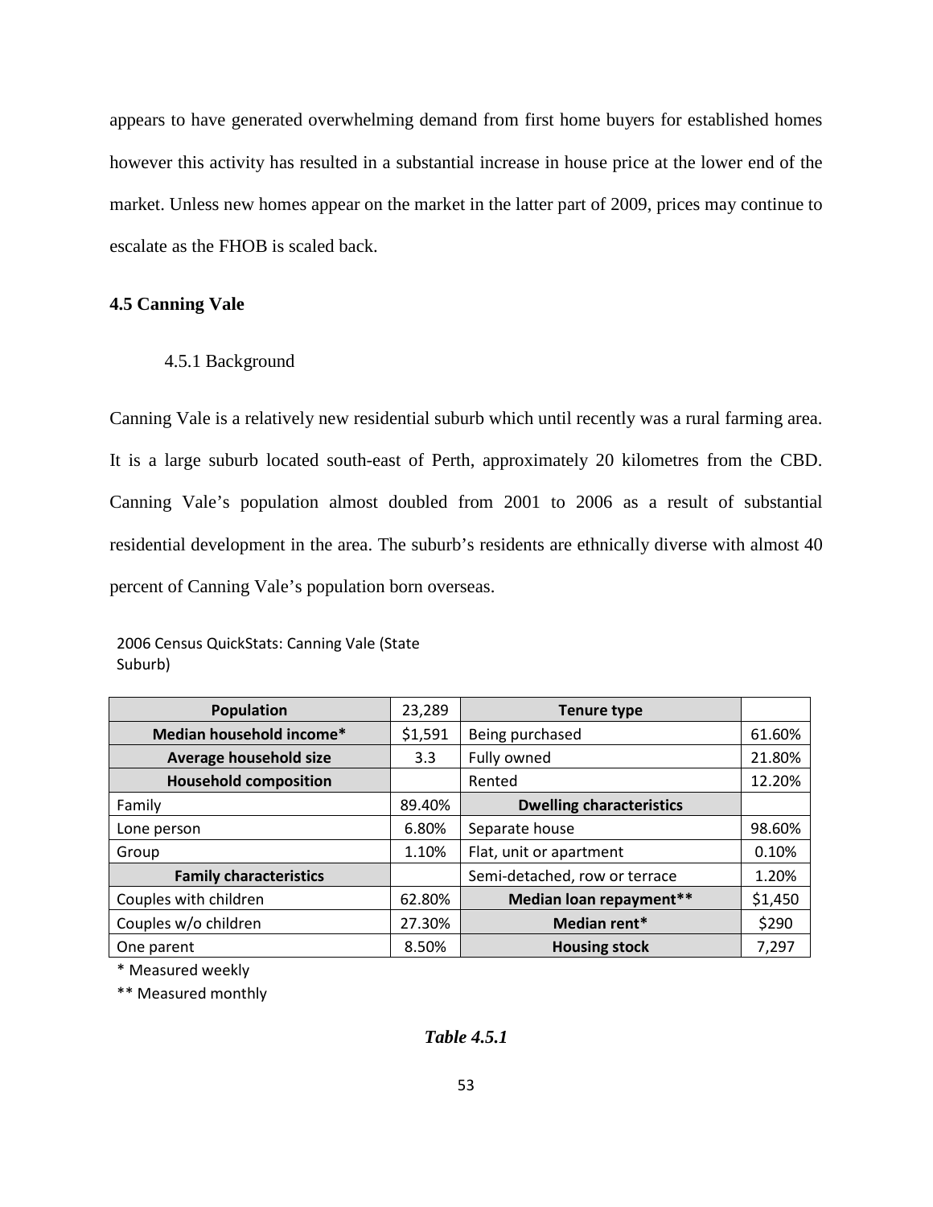appears to have generated overwhelming demand from first home buyers for established homes however this activity has resulted in a substantial increase in house price at the lower end of the market. Unless new homes appear on the market in the latter part of 2009, prices may continue to escalate as the FHOB is scaled back.

## 4.5 Canning Vale

### 4.5.1 Background

Canning Vale is a relatively new residential suburb which until recently was a rural farming area. It is a large suburb located south-east of Perth, approximately 20 kilometres from the CBD. Canning Vale's population almost doubled from 2001 to 2006 as a result of substantial residential development in the area. The suburb's residents are ethnically diverse with almost 40 percent of Canning Vale's population born overseas.

2006 Census QuickStats: Canning Vale (State Suburb)

| **Population** | 23,289 | **Tenure type** | |
|---|---|---|---|
| **Median household income*** | $1,591 | Being purchased | 61.60% |
| **Average household size** | 3.3 | Fully owned | 21.80% |
| **Household composition** | | Rented | 12.20% |
| Family | 89.40% | **Dwelling characteristics** | |
| Lone person | 6.80% | Separate house | 98.60% |
| Group | 1.10% | Flat, unit or apartment | 0.10% |
| **Family characteristics** | | Semi-detached, row or terrace | 1.20% |
| Couples with children | 62.80% | **Median loan repayment**** | $1,450 |
| Couples w/o children | 27.30% | **Median rent*** | $290 |
| One parent | 8.50% | **Housing stock** | 7,297 |

* Measured weekly

** Measured monthly

***Table 4.5.1***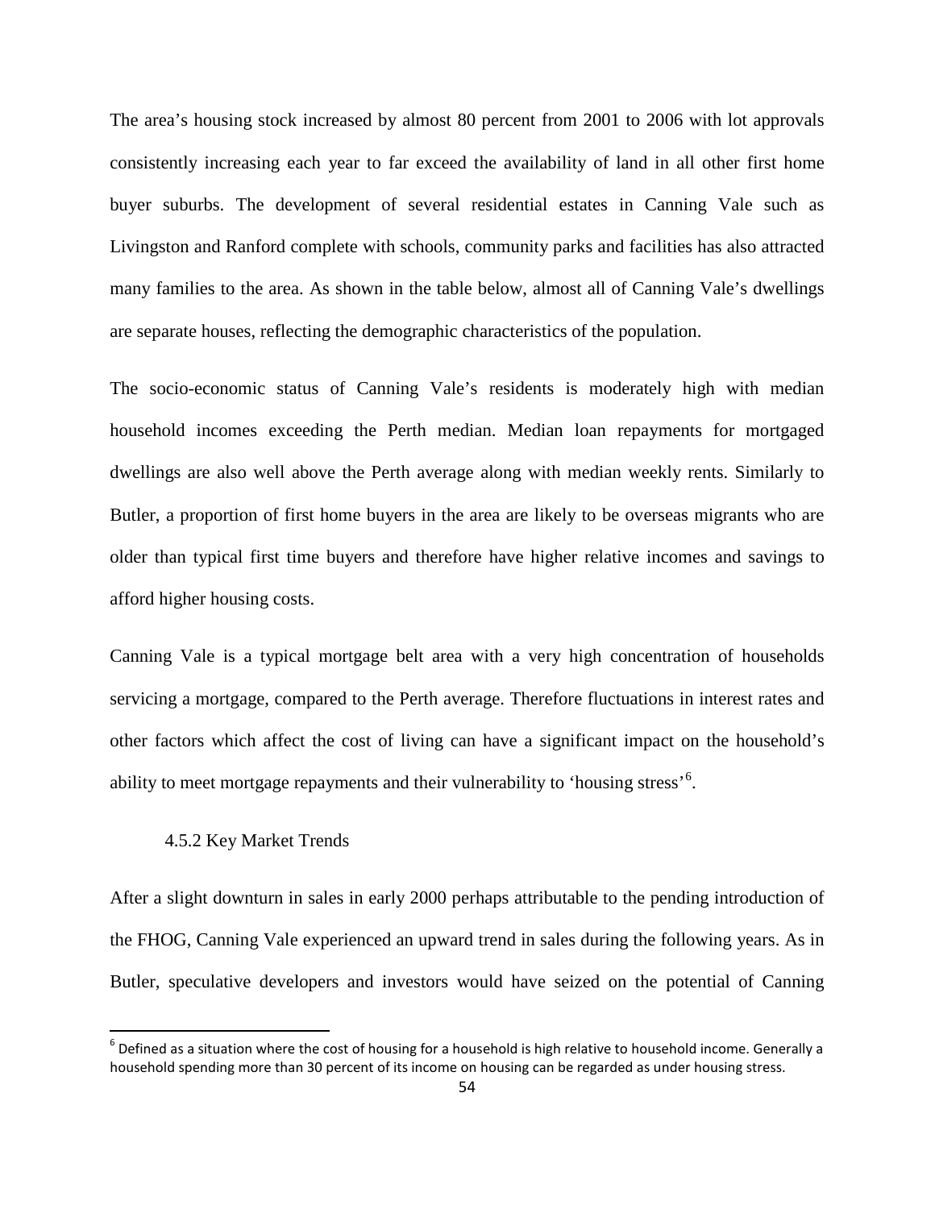The area's housing stock increased by almost 80 percent from 2001 to 2006 with lot approvals consistently increasing each year to far exceed the availability of land in all other first home buyer suburbs. The development of several residential estates in Canning Vale such as Livingston and Ranford complete with schools, community parks and facilities has also attracted many families to the area. As shown in the table below, almost all of Canning Vale's dwellings are separate houses, reflecting the demographic characteristics of the population.

The socio-economic status of Canning Vale's residents is moderately high with median household incomes exceeding the Perth median. Median loan repayments for mortgaged dwellings are also well above the Perth average along with median weekly rents. Similarly to Butler, a proportion of first home buyers in the area are likely to be overseas migrants who are older than typical first time buyers and therefore have higher relative incomes and savings to afford higher housing costs.

Canning Vale is a typical mortgage belt area with a very high concentration of households servicing a mortgage, compared to the Perth average. Therefore fluctuations in interest rates and other factors which affect the cost of living can have a significant impact on the household's ability to meet mortgage repayments and their vulnerability to 'housing stress'[6].

### 4.5.2 Key Market Trends

After a slight downturn in sales in early 2000 perhaps attributable to the pending introduction of the FHOG, Canning Vale experienced an upward trend in sales during the following years. As in Butler, speculative developers and investors would have seized on the potential of Canning

---

[6] Defined as a situation where the cost of housing for a household is high relative to household income. Generally a household spending more than 30 percent of its income on housing can be regarded as under housing stress.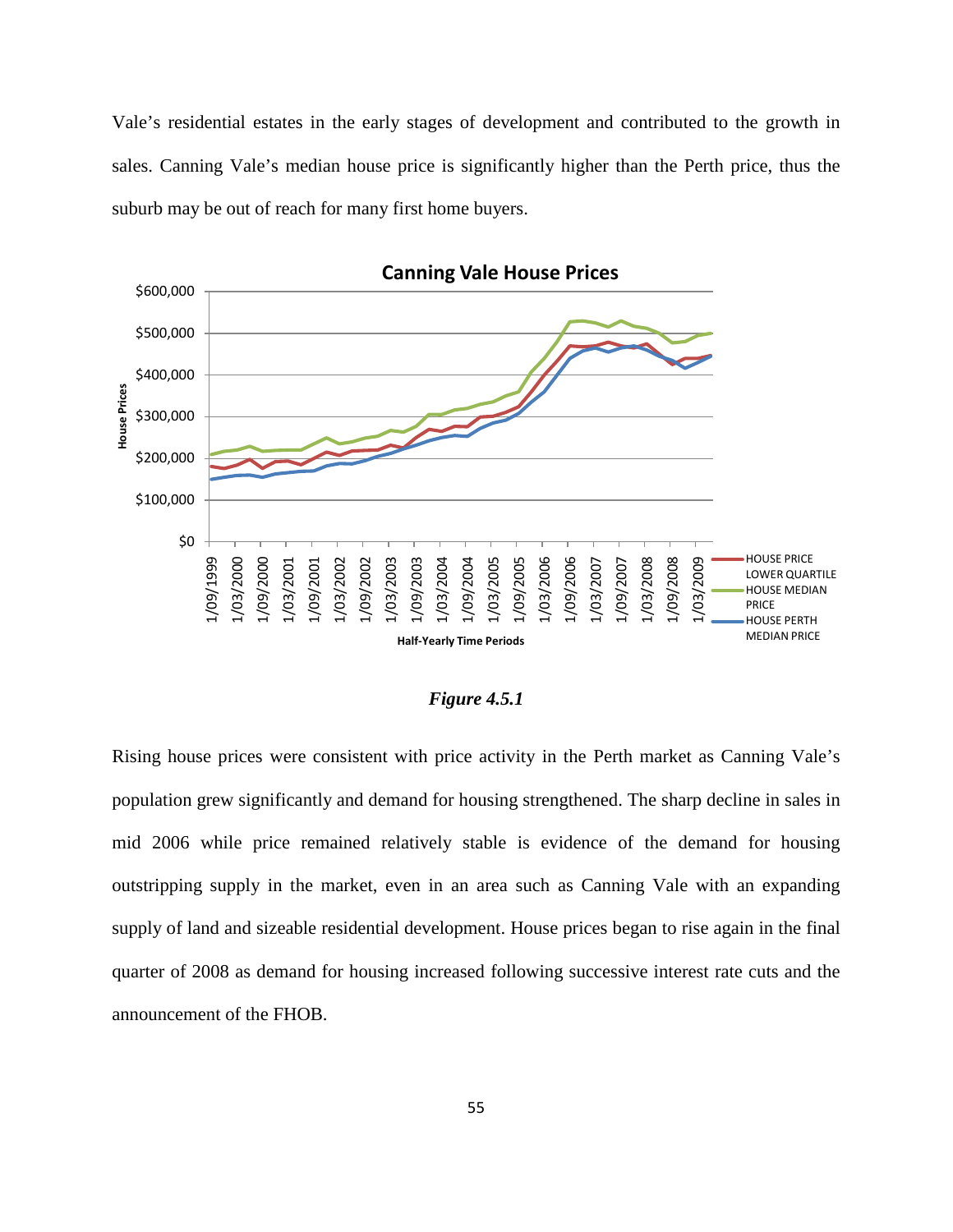Vale's residential estates in the early stages of development and contributed to the growth in sales. Canning Vale's median house price is significantly higher than the Perth price, thus the suburb may be out of reach for many first home buyers.

*Figure 4.5.1*

Rising house prices were consistent with price activity in the Perth market as Canning Vale's population grew significantly and demand for housing strengthened. The sharp decline in sales in mid 2006 while price remained relatively stable is evidence of the demand for housing outstripping supply in the market, even in an area such as Canning Vale with an expanding supply of land and sizeable residential development. House prices began to rise again in the final quarter of 2008 as demand for housing increased following successive interest rate cuts and the announcement of the FHOB.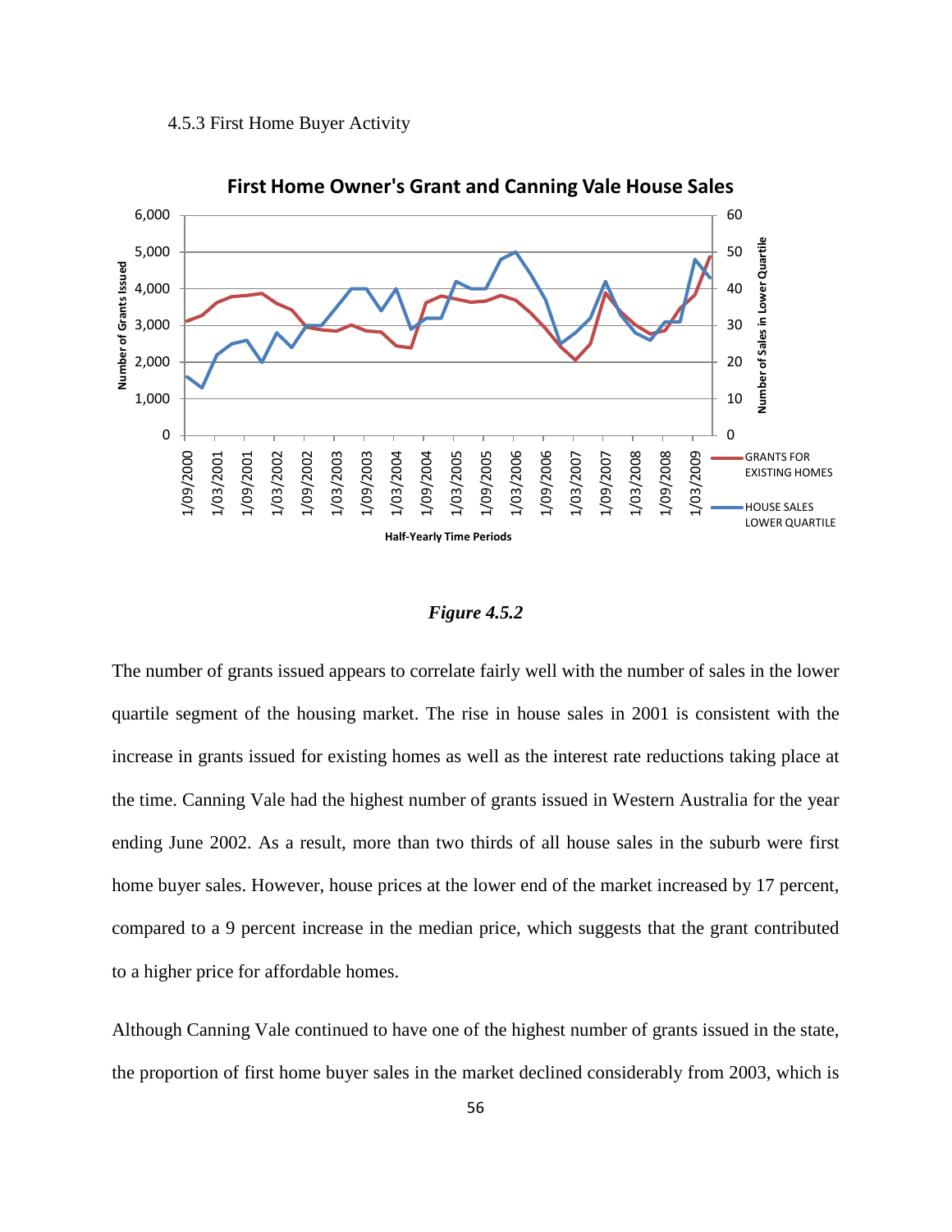4.5.3 First Home Buyer Activity

*Figure 4.5.2*

The number of grants issued appears to correlate fairly well with the number of sales in the lower quartile segment of the housing market. The rise in house sales in 2001 is consistent with the increase in grants issued for existing homes as well as the interest rate reductions taking place at the time. Canning Vale had the highest number of grants issued in Western Australia for the year ending June 2002. As a result, more than two thirds of all house sales in the suburb were first home buyer sales. However, house prices at the lower end of the market increased by 17 percent, compared to a 9 percent increase in the median price, which suggests that the grant contributed to a higher price for affordable homes.

Although Canning Vale continued to have one of the highest number of grants issued in the state, the proportion of first home buyer sales in the market declined considerably from 2003, which is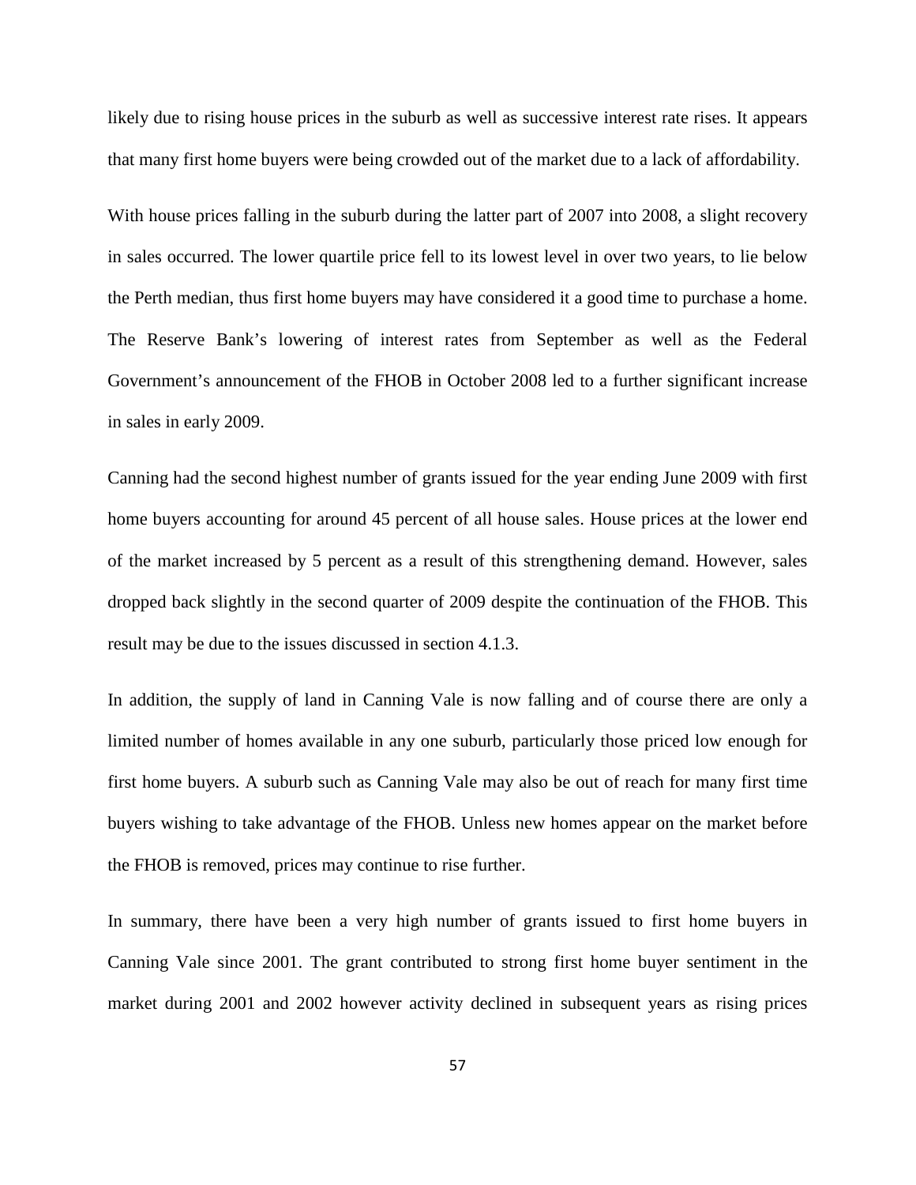likely due to rising house prices in the suburb as well as successive interest rate rises. It appears that many first home buyers were being crowded out of the market due to a lack of affordability.

With house prices falling in the suburb during the latter part of 2007 into 2008, a slight recovery in sales occurred. The lower quartile price fell to its lowest level in over two years, to lie below the Perth median, thus first home buyers may have considered it a good time to purchase a home. The Reserve Bank's lowering of interest rates from September as well as the Federal Government's announcement of the FHOB in October 2008 led to a further significant increase in sales in early 2009.

Canning had the second highest number of grants issued for the year ending June 2009 with first home buyers accounting for around 45 percent of all house sales. House prices at the lower end of the market increased by 5 percent as a result of this strengthening demand. However, sales dropped back slightly in the second quarter of 2009 despite the continuation of the FHOB. This result may be due to the issues discussed in section 4.1.3.

In addition, the supply of land in Canning Vale is now falling and of course there are only a limited number of homes available in any one suburb, particularly those priced low enough for first home buyers. A suburb such as Canning Vale may also be out of reach for many first time buyers wishing to take advantage of the FHOB. Unless new homes appear on the market before the FHOB is removed, prices may continue to rise further.

In summary, there have been a very high number of grants issued to first home buyers in Canning Vale since 2001. The grant contributed to strong first home buyer sentiment in the market during 2001 and 2002 however activity declined in subsequent years as rising prices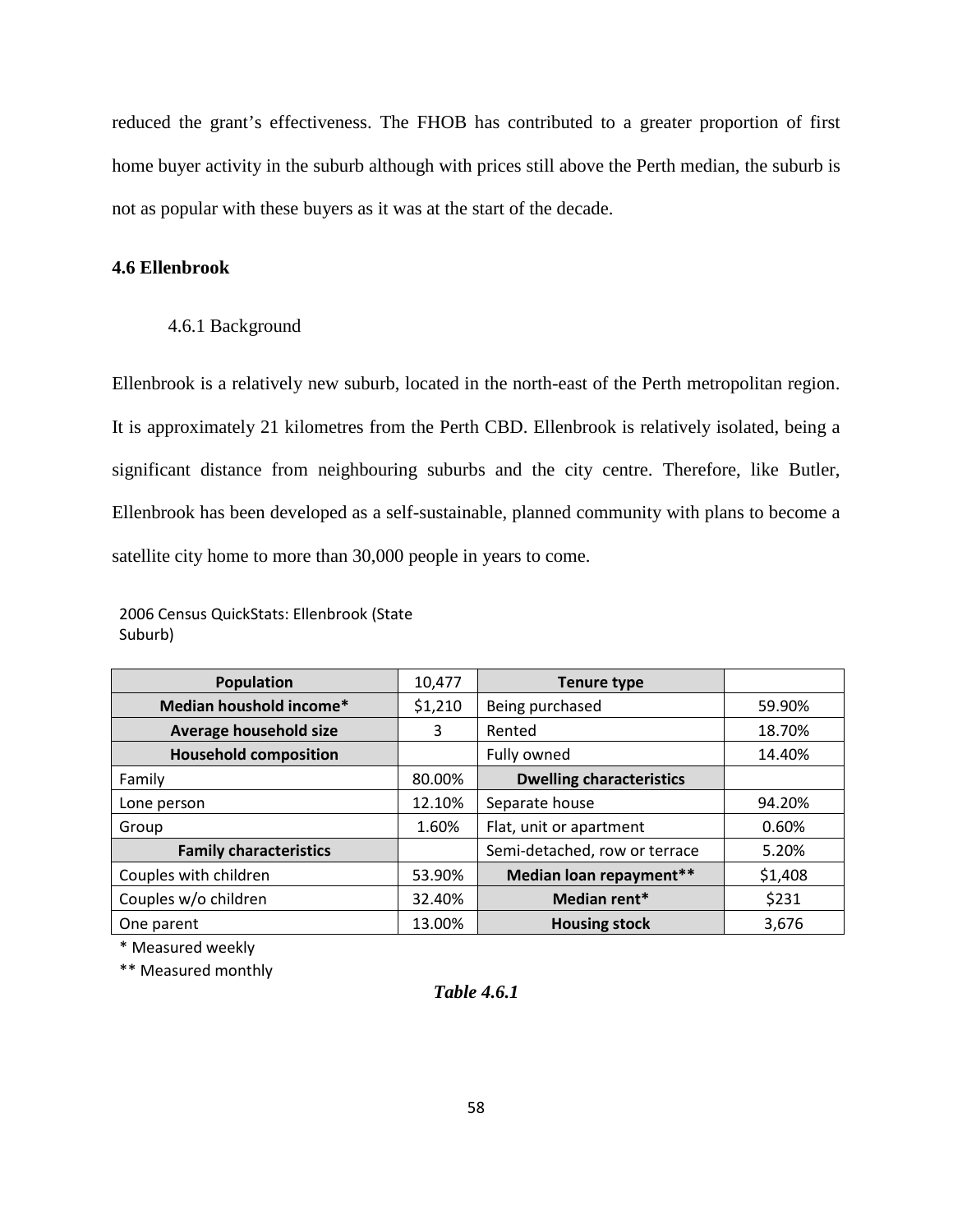reduced the grant's effectiveness. The FHOB has contributed to a greater proportion of first home buyer activity in the suburb although with prices still above the Perth median, the suburb is not as popular with these buyers as it was at the start of the decade.

## 4.6 Ellenbrook

### 4.6.1 Background

Ellenbrook is a relatively new suburb, located in the north-east of the Perth metropolitan region. It is approximately 21 kilometres from the Perth CBD. Ellenbrook is relatively isolated, being a significant distance from neighbouring suburbs and the city centre. Therefore, like Butler, Ellenbrook has been developed as a self-sustainable, planned community with plans to become a satellite city home to more than 30,000 people in years to come.

2006 Census QuickStats: Ellenbrook (State Suburb)

| **Population** | 10,477 | **Tenure type** | |
|---|---|---|---|
| **Median houshold income*** | $1,210 | Being purchased | 59.90% |
| **Average household size** | 3 | Rented | 18.70% |
| **Household composition** | | Fully owned | 14.40% |
| Family | 80.00% | **Dwelling characteristics** | |
| Lone person | 12.10% | Separate house | 94.20% |
| Group | 1.60% | Flat, unit or apartment | 0.60% |
| **Family characteristics** | | Semi-detached, row or terrace | 5.20% |
| Couples with children | 53.90% | **Median loan repayment**** | $1,408 |
| Couples w/o children | 32.40% | **Median rent*** | $231 |
| One parent | 13.00% | **Housing stock** | 3,676 |

\* Measured weekly

** Measured monthly

***Table 4.6.1***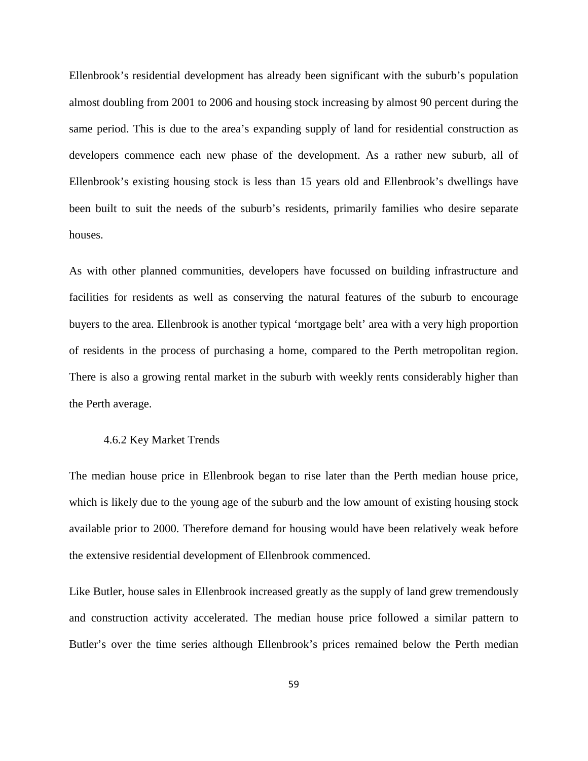Ellenbrook's residential development has already been significant with the suburb's population almost doubling from 2001 to 2006 and housing stock increasing by almost 90 percent during the same period. This is due to the area's expanding supply of land for residential construction as developers commence each new phase of the development. As a rather new suburb, all of Ellenbrook's existing housing stock is less than 15 years old and Ellenbrook's dwellings have been built to suit the needs of the suburb's residents, primarily families who desire separate houses.

As with other planned communities, developers have focussed on building infrastructure and facilities for residents as well as conserving the natural features of the suburb to encourage buyers to the area. Ellenbrook is another typical 'mortgage belt' area with a very high proportion of residents in the process of purchasing a home, compared to the Perth metropolitan region. There is also a growing rental market in the suburb with weekly rents considerably higher than the Perth average.

### 4.6.2 Key Market Trends

The median house price in Ellenbrook began to rise later than the Perth median house price, which is likely due to the young age of the suburb and the low amount of existing housing stock available prior to 2000. Therefore demand for housing would have been relatively weak before the extensive residential development of Ellenbrook commenced.

Like Butler, house sales in Ellenbrook increased greatly as the supply of land grew tremendously and construction activity accelerated. The median house price followed a similar pattern to Butler's over the time series although Ellenbrook's prices remained below the Perth median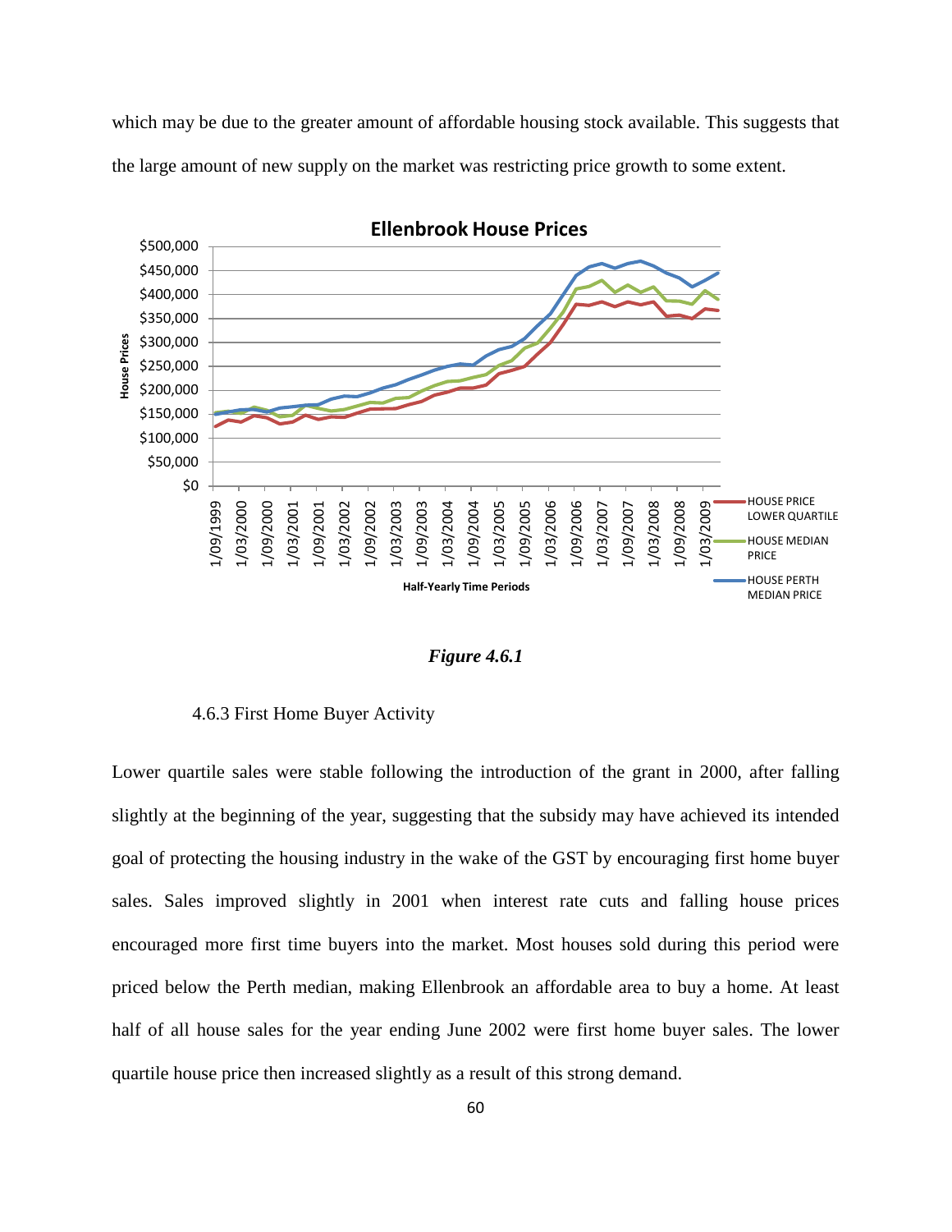which may be due to the greater amount of affordable housing stock available. This suggests that the large amount of new supply on the market was restricting price growth to some extent.

***Figure 4.6.1***

4.6.3 First Home Buyer Activity

Lower quartile sales were stable following the introduction of the grant in 2000, after falling slightly at the beginning of the year, suggesting that the subsidy may have achieved its intended goal of protecting the housing industry in the wake of the GST by encouraging first home buyer sales. Sales improved slightly in 2001 when interest rate cuts and falling house prices encouraged more first time buyers into the market. Most houses sold during this period were priced below the Perth median, making Ellenbrook an affordable area to buy a home. At least half of all house sales for the year ending June 2002 were first home buyer sales. The lower quartile house price then increased slightly as a result of this strong demand.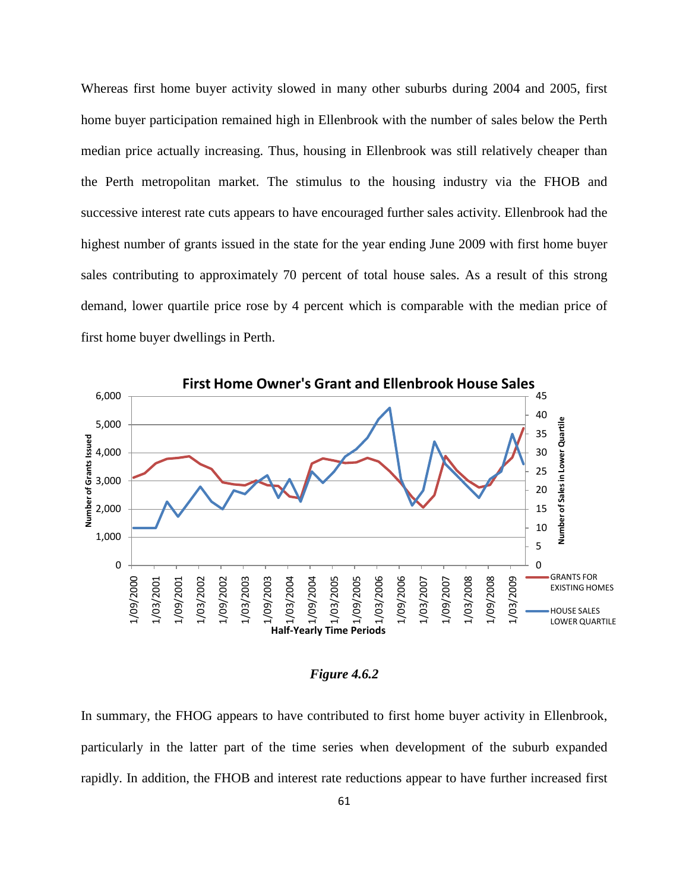Whereas first home buyer activity slowed in many other suburbs during 2004 and 2005, first home buyer participation remained high in Ellenbrook with the number of sales below the Perth median price actually increasing. Thus, housing in Ellenbrook was still relatively cheaper than the Perth metropolitan market. The stimulus to the housing industry via the FHOB and successive interest rate cuts appears to have encouraged further sales activity. Ellenbrook had the highest number of grants issued in the state for the year ending June 2009 with first home buyer sales contributing to approximately 70 percent of total house sales. As a result of this strong demand, lower quartile price rose by 4 percent which is comparable with the median price of first home buyer dwellings in Perth.

***Figure 4.6.2***

In summary, the FHOG appears to have contributed to first home buyer activity in Ellenbrook, particularly in the latter part of the time series when development of the suburb expanded rapidly. In addition, the FHOB and interest rate reductions appear to have further increased first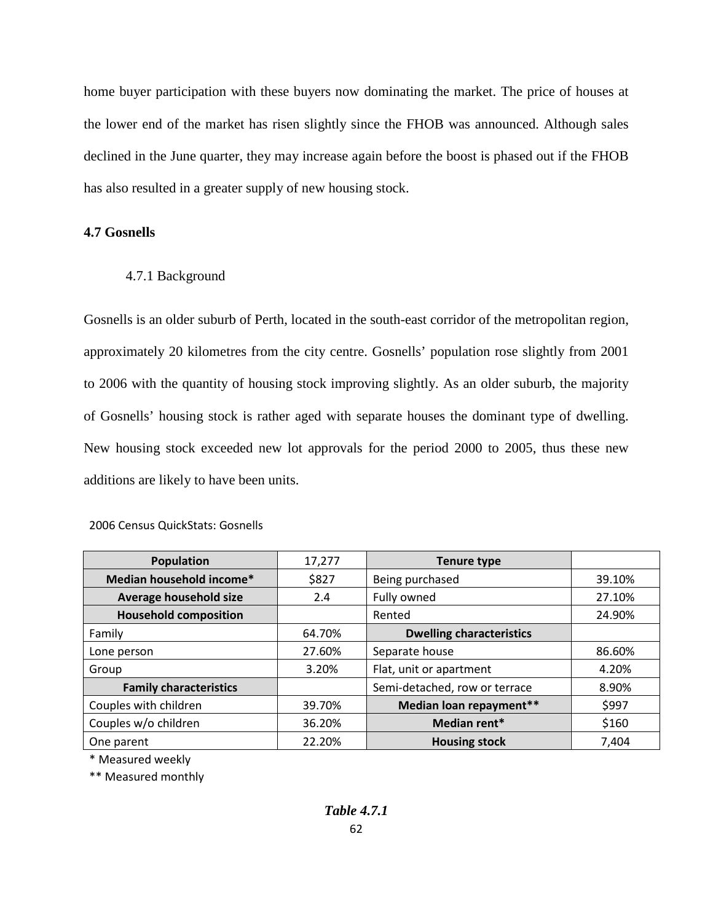home buyer participation with these buyers now dominating the market. The price of houses at the lower end of the market has risen slightly since the FHOB was announced. Although sales declined in the June quarter, they may increase again before the boost is phased out if the FHOB has also resulted in a greater supply of new housing stock.

## 4.7 Gosnells

### 4.7.1 Background

Gosnells is an older suburb of Perth, located in the south-east corridor of the metropolitan region, approximately 20 kilometres from the city centre. Gosnells' population rose slightly from 2001 to 2006 with the quantity of housing stock improving slightly. As an older suburb, the majority of Gosnells' housing stock is rather aged with separate houses the dominant type of dwelling. New housing stock exceeded new lot approvals for the period 2000 to 2005, thus these new additions are likely to have been units.

2006 Census QuickStats: Gosnells

| **Population** | 17,277 | **Tenure type** | |
|---|---|---|---|
| **Median household income*** | $827 | Being purchased | 39.10% |
| **Average household size** | 2.4 | Fully owned | 27.10% |
| **Household composition** | | Rented | 24.90% |
| Family | 64.70% | **Dwelling characteristics** | |
| Lone person | 27.60% | Separate house | 86.60% |
| Group | 3.20% | Flat, unit or apartment | 4.20% |
| **Family characteristics** | | Semi-detached, row or terrace | 8.90% |
| Couples with children | 39.70% | **Median loan repayment**** | $997 |
| Couples w/o children | 36.20% | **Median rent*** | $160 |
| One parent | 22.20% | **Housing stock** | 7,404 |

* Measured weekly

** Measured monthly

***Table 4.7.1***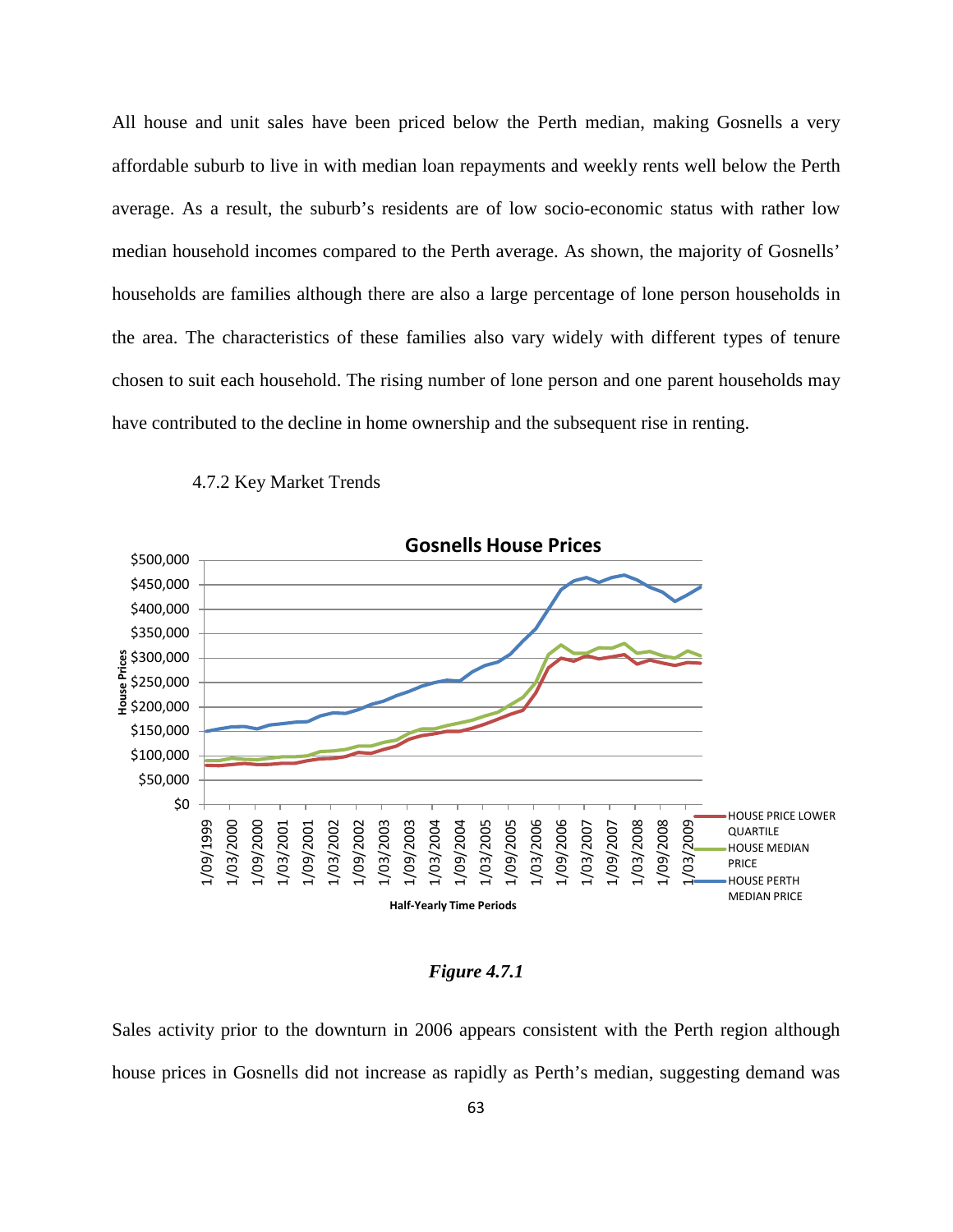All house and unit sales have been priced below the Perth median, making Gosnells a very affordable suburb to live in with median loan repayments and weekly rents well below the Perth average. As a result, the suburb's residents are of low socio-economic status with rather low median household incomes compared to the Perth average. As shown, the majority of Gosnells' households are families although there are also a large percentage of lone person households in the area. The characteristics of these families also vary widely with different types of tenure chosen to suit each household. The rising number of lone person and one parent households may have contributed to the decline in home ownership and the subsequent rise in renting.

### 4.7.2 Key Market Trends

*Figure 4.7.1*

Sales activity prior to the downturn in 2006 appears consistent with the Perth region although house prices in Gosnells did not increase as rapidly as Perth's median, suggesting demand was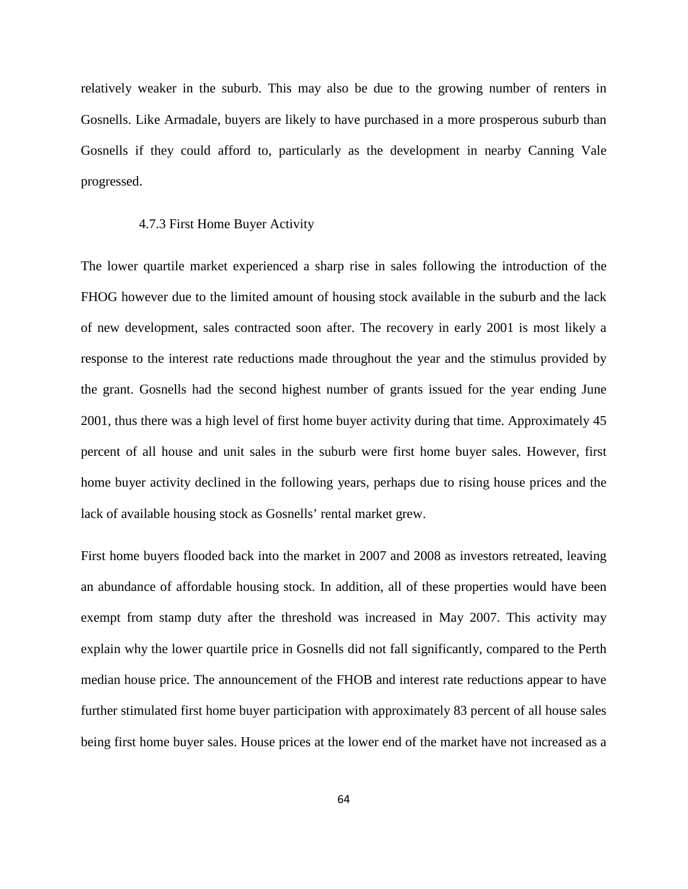relatively weaker in the suburb. This may also be due to the growing number of renters in Gosnells. Like Armadale, buyers are likely to have purchased in a more prosperous suburb than Gosnells if they could afford to, particularly as the development in nearby Canning Vale progressed.

### 4.7.3 First Home Buyer Activity

The lower quartile market experienced a sharp rise in sales following the introduction of the FHOG however due to the limited amount of housing stock available in the suburb and the lack of new development, sales contracted soon after. The recovery in early 2001 is most likely a response to the interest rate reductions made throughout the year and the stimulus provided by the grant. Gosnells had the second highest number of grants issued for the year ending June 2001, thus there was a high level of first home buyer activity during that time. Approximately 45 percent of all house and unit sales in the suburb were first home buyer sales. However, first home buyer activity declined in the following years, perhaps due to rising house prices and the lack of available housing stock as Gosnells' rental market grew.

First home buyers flooded back into the market in 2007 and 2008 as investors retreated, leaving an abundance of affordable housing stock. In addition, all of these properties would have been exempt from stamp duty after the threshold was increased in May 2007. This activity may explain why the lower quartile price in Gosnells did not fall significantly, compared to the Perth median house price. The announcement of the FHOB and interest rate reductions appear to have further stimulated first home buyer participation with approximately 83 percent of all house sales being first home buyer sales. House prices at the lower end of the market have not increased as a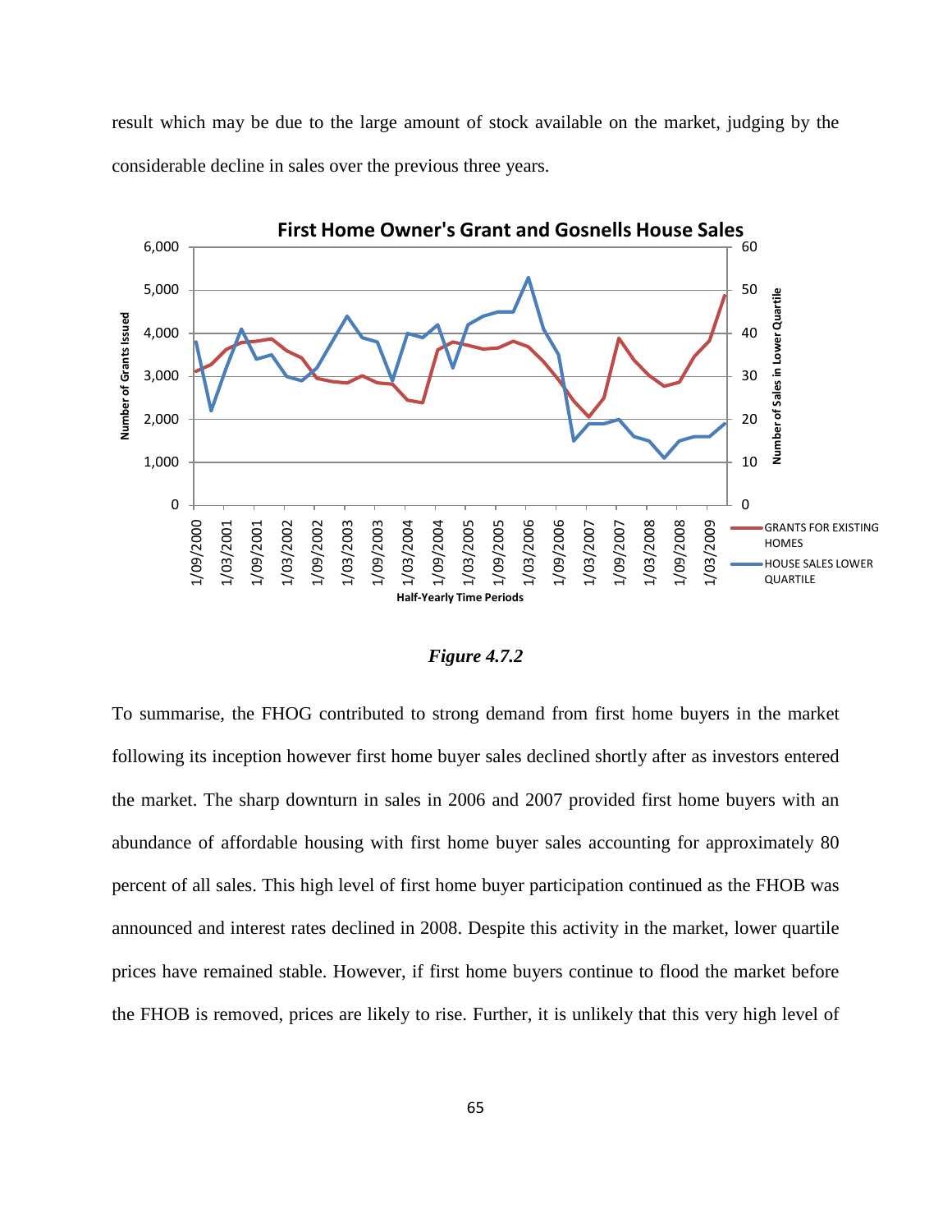result which may be due to the large amount of stock available on the market, judging by the considerable decline in sales over the previous three years.

*Figure 4.7.2*

To summarise, the FHOG contributed to strong demand from first home buyers in the market following its inception however first home buyer sales declined shortly after as investors entered the market. The sharp downturn in sales in 2006 and 2007 provided first home buyers with an abundance of affordable housing with first home buyer sales accounting for approximately 80 percent of all sales. This high level of first home buyer participation continued as the FHOB was announced and interest rates declined in 2008. Despite this activity in the market, lower quartile prices have remained stable. However, if first home buyers continue to flood the market before the FHOB is removed, prices are likely to rise. Further, it is unlikely that this very high level of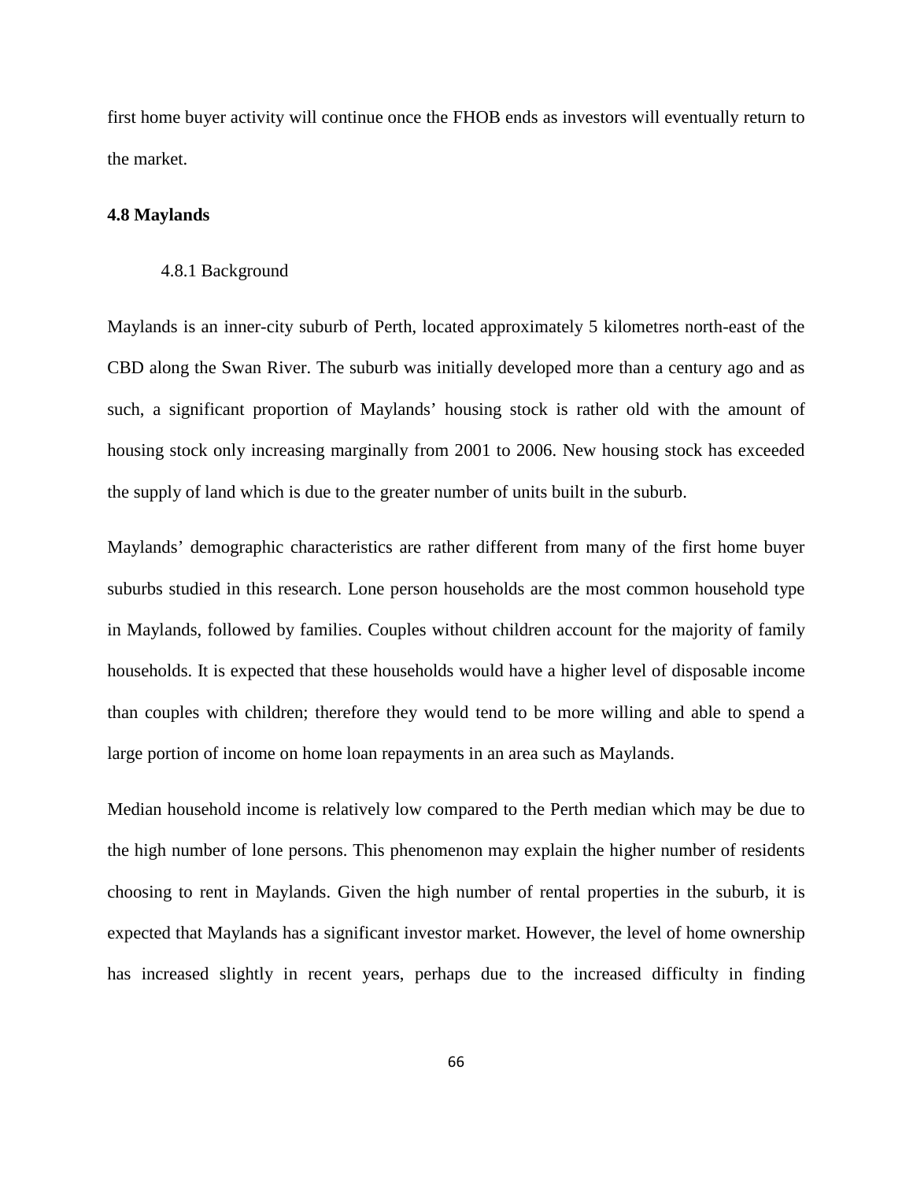first home buyer activity will continue once the FHOB ends as investors will eventually return to the market.

## 4.8 Maylands

### 4.8.1 Background

Maylands is an inner-city suburb of Perth, located approximately 5 kilometres north-east of the CBD along the Swan River. The suburb was initially developed more than a century ago and as such, a significant proportion of Maylands' housing stock is rather old with the amount of housing stock only increasing marginally from 2001 to 2006. New housing stock has exceeded the supply of land which is due to the greater number of units built in the suburb.

Maylands' demographic characteristics are rather different from many of the first home buyer suburbs studied in this research. Lone person households are the most common household type in Maylands, followed by families. Couples without children account for the majority of family households. It is expected that these households would have a higher level of disposable income than couples with children; therefore they would tend to be more willing and able to spend a large portion of income on home loan repayments in an area such as Maylands.

Median household income is relatively low compared to the Perth median which may be due to the high number of lone persons. This phenomenon may explain the higher number of residents choosing to rent in Maylands. Given the high number of rental properties in the suburb, it is expected that Maylands has a significant investor market. However, the level of home ownership has increased slightly in recent years, perhaps due to the increased difficulty in finding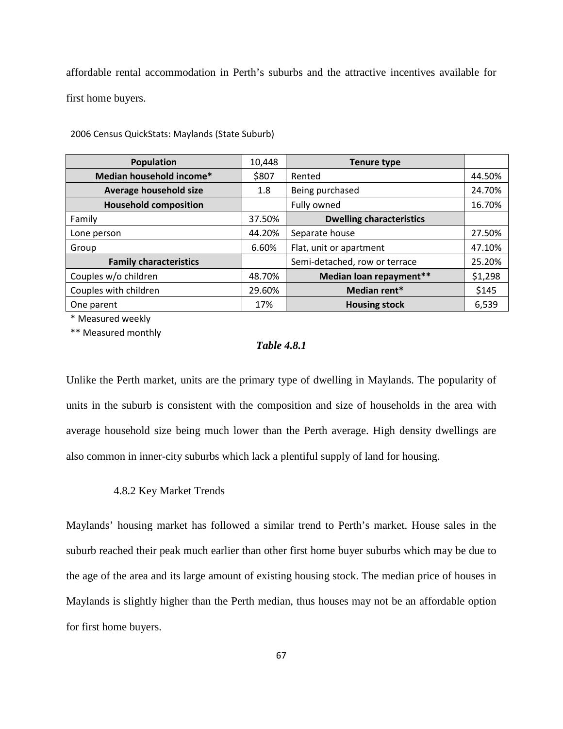affordable rental accommodation in Perth's suburbs and the attractive incentives available for first home buyers.

2006 Census QuickStats: Maylands (State Suburb)

| **Population** | 10,448 | **Tenure type** | |
|---|---|---|---|
| **Median household income*** | $807 | Rented | 44.50% |
| **Average household size** | 1.8 | Being purchased | 24.70% |
| **Household composition** | | Fully owned | 16.70% |
| Family | 37.50% | **Dwelling characteristics** | |
| Lone person | 44.20% | Separate house | 27.50% |
| Group | 6.60% | Flat, unit or apartment | 47.10% |
| **Family characteristics** | | Semi-detached, row or terrace | 25.20% |
| Couples w/o children | 48.70% | **Median loan repayment**** | $1,298 |
| Couples with children | 29.60% | **Median rent*** | $145 |
| One parent | 17% | **Housing stock** | 6,539 |

* Measured weekly

** Measured monthly

***Table 4.8.1***

Unlike the Perth market, units are the primary type of dwelling in Maylands. The popularity of units in the suburb is consistent with the composition and size of households in the area with average household size being much lower than the Perth average. High density dwellings are also common in inner-city suburbs which lack a plentiful supply of land for housing.

### 4.8.2 Key Market Trends

Maylands' housing market has followed a similar trend to Perth's market. House sales in the suburb reached their peak much earlier than other first home buyer suburbs which may be due to the age of the area and its large amount of existing housing stock. The median price of houses in Maylands is slightly higher than the Perth median, thus houses may not be an affordable option for first home buyers.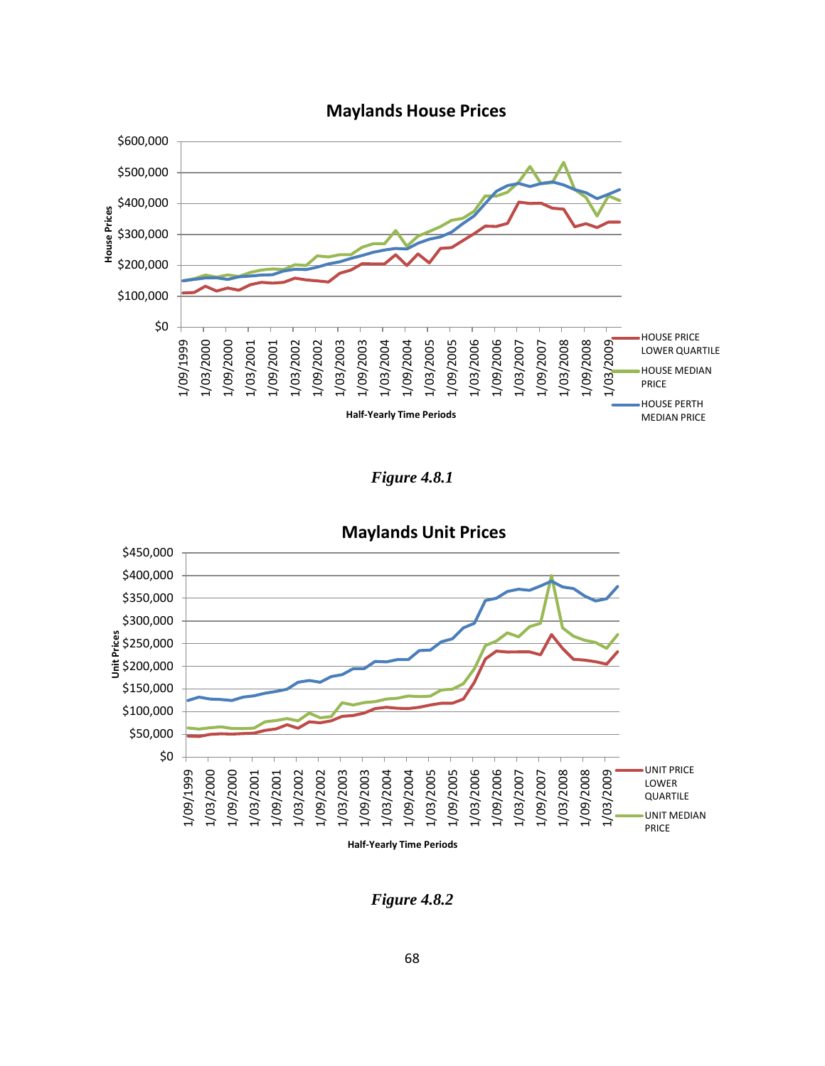Maylands House Prices

*Figure 4.8.1*

Maylands Unit Prices

*Figure 4.8.2*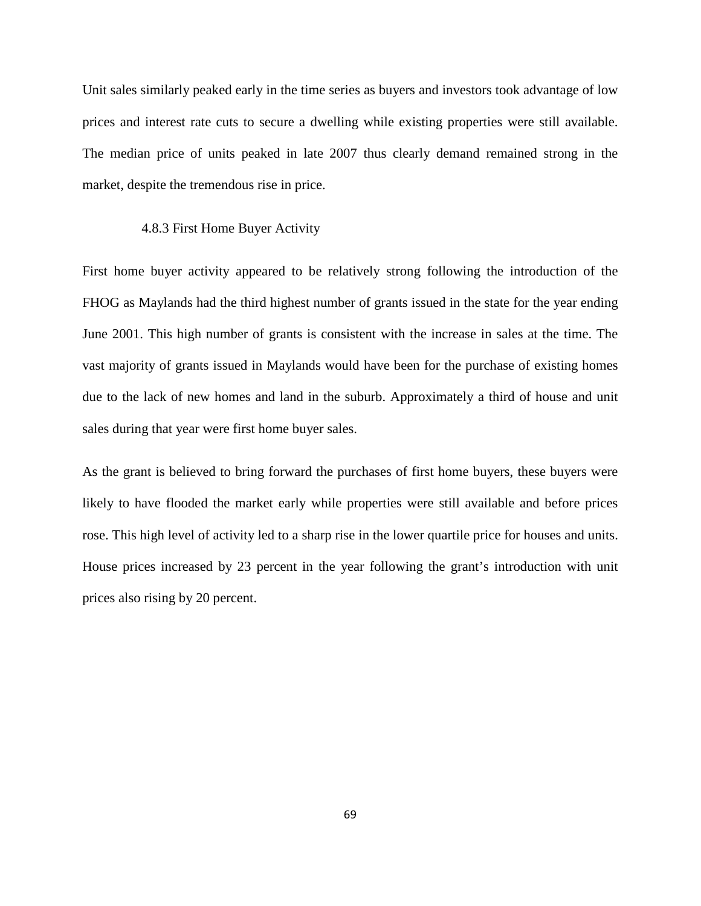Unit sales similarly peaked early in the time series as buyers and investors took advantage of low prices and interest rate cuts to secure a dwelling while existing properties were still available. The median price of units peaked in late 2007 thus clearly demand remained strong in the market, despite the tremendous rise in price.

### 4.8.3 First Home Buyer Activity

First home buyer activity appeared to be relatively strong following the introduction of the FHOG as Maylands had the third highest number of grants issued in the state for the year ending June 2001. This high number of grants is consistent with the increase in sales at the time. The vast majority of grants issued in Maylands would have been for the purchase of existing homes due to the lack of new homes and land in the suburb. Approximately a third of house and unit sales during that year were first home buyer sales.

As the grant is believed to bring forward the purchases of first home buyers, these buyers were likely to have flooded the market early while properties were still available and before prices rose. This high level of activity led to a sharp rise in the lower quartile price for houses and units. House prices increased by 23 percent in the year following the grant's introduction with unit prices also rising by 20 percent.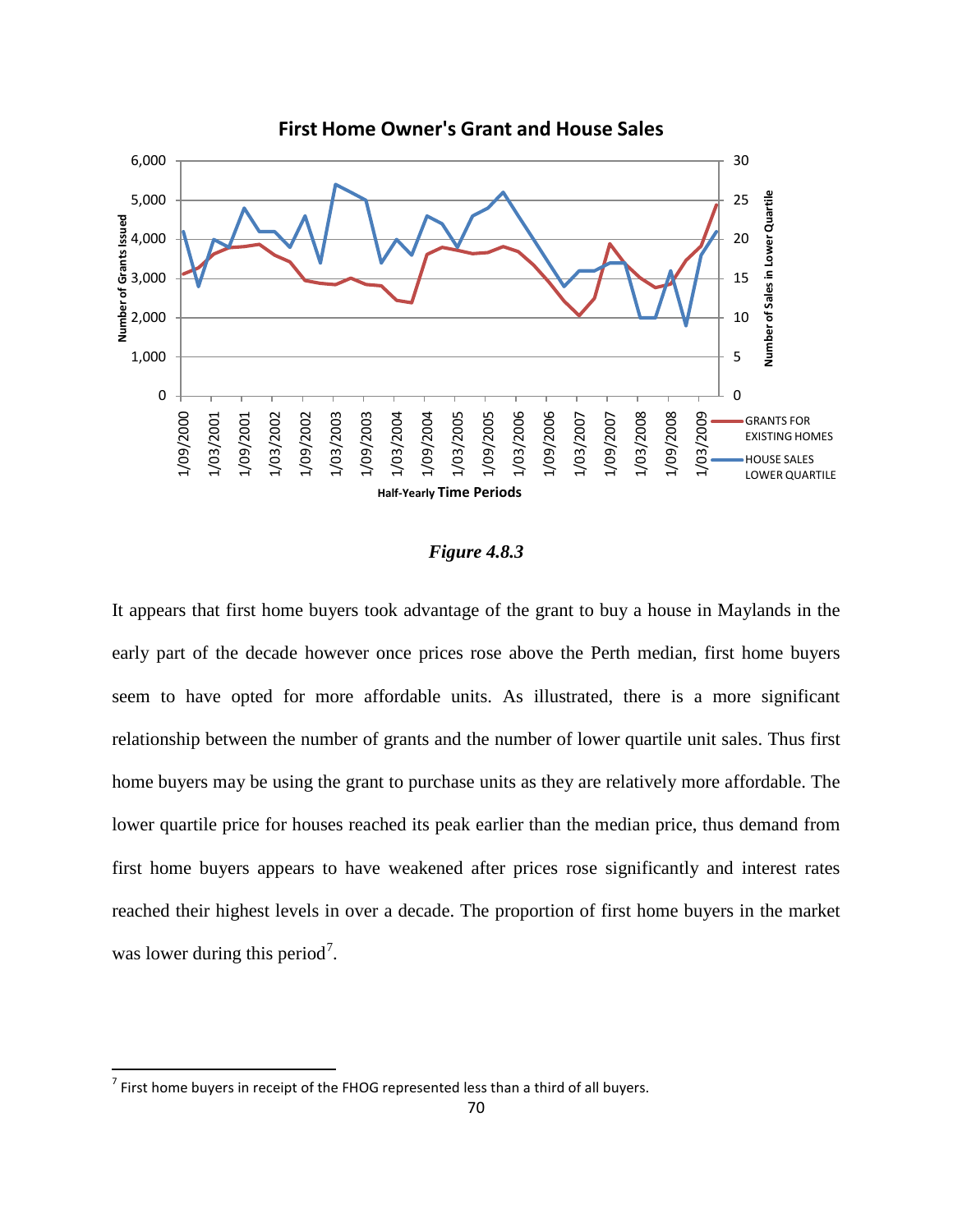**First Home Owner's Grant and House Sales**

*Figure 4.8.3*

It appears that first home buyers took advantage of the grant to buy a house in Maylands in the early part of the decade however once prices rose above the Perth median, first home buyers seem to have opted for more affordable units. As illustrated, there is a more significant relationship between the number of grants and the number of lower quartile unit sales. Thus first home buyers may be using the grant to purchase units as they are relatively more affordable. The lower quartile price for houses reached its peak earlier than the median price, thus demand from first home buyers appears to have weakened after prices rose significantly and interest rates reached their highest levels in over a decade. The proportion of first home buyers in the market was lower during this period[7].

---

[7] First home buyers in receipt of the FHOG represented less than a third of all buyers.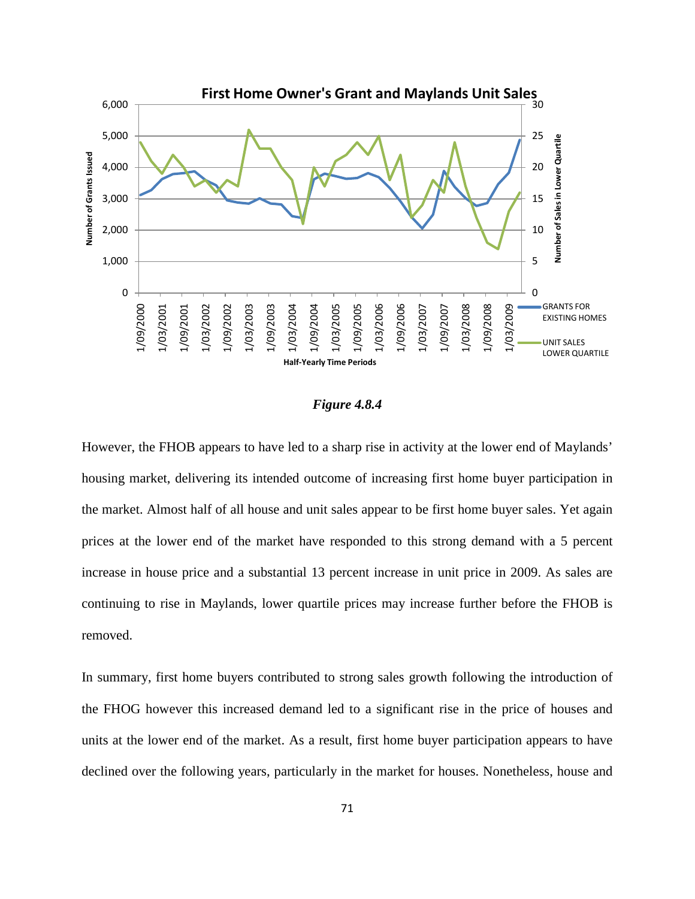*Figure 4.8.4*

However, the FHOB appears to have led to a sharp rise in activity at the lower end of Maylands' housing market, delivering its intended outcome of increasing first home buyer participation in the market. Almost half of all house and unit sales appear to be first home buyer sales. Yet again prices at the lower end of the market have responded to this strong demand with a 5 percent increase in house price and a substantial 13 percent increase in unit price in 2009. As sales are continuing to rise in Maylands, lower quartile prices may increase further before the FHOB is removed.

In summary, first home buyers contributed to strong sales growth following the introduction of the FHOG however this increased demand led to a significant rise in the price of houses and units at the lower end of the market. As a result, first home buyer participation appears to have declined over the following years, particularly in the market for houses. Nonetheless, house and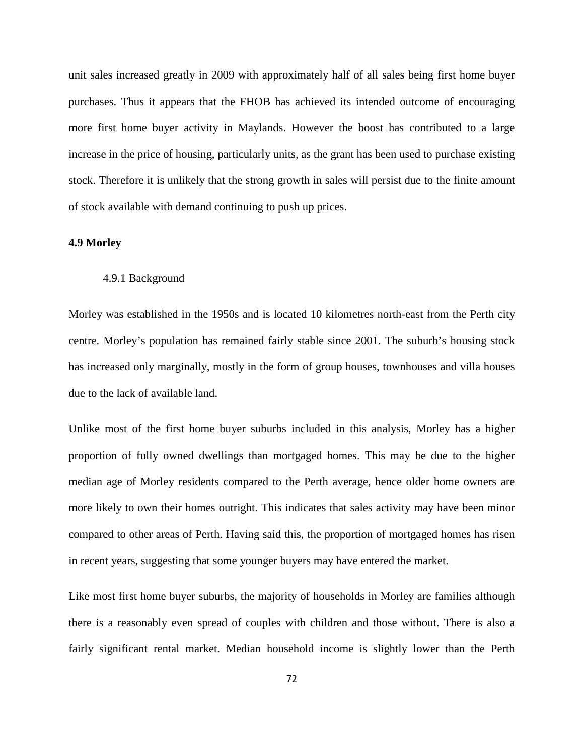unit sales increased greatly in 2009 with approximately half of all sales being first home buyer purchases. Thus it appears that the FHOB has achieved its intended outcome of encouraging more first home buyer activity in Maylands. However the boost has contributed to a large increase in the price of housing, particularly units, as the grant has been used to purchase existing stock. Therefore it is unlikely that the strong growth in sales will persist due to the finite amount of stock available with demand continuing to push up prices.

## 4.9 Morley

### 4.9.1 Background

Morley was established in the 1950s and is located 10 kilometres north-east from the Perth city centre. Morley's population has remained fairly stable since 2001. The suburb's housing stock has increased only marginally, mostly in the form of group houses, townhouses and villa houses due to the lack of available land.

Unlike most of the first home buyer suburbs included in this analysis, Morley has a higher proportion of fully owned dwellings than mortgaged homes. This may be due to the higher median age of Morley residents compared to the Perth average, hence older home owners are more likely to own their homes outright. This indicates that sales activity may have been minor compared to other areas of Perth. Having said this, the proportion of mortgaged homes has risen in recent years, suggesting that some younger buyers may have entered the market.

Like most first home buyer suburbs, the majority of households in Morley are families although there is a reasonably even spread of couples with children and those without. There is also a fairly significant rental market. Median household income is slightly lower than the Perth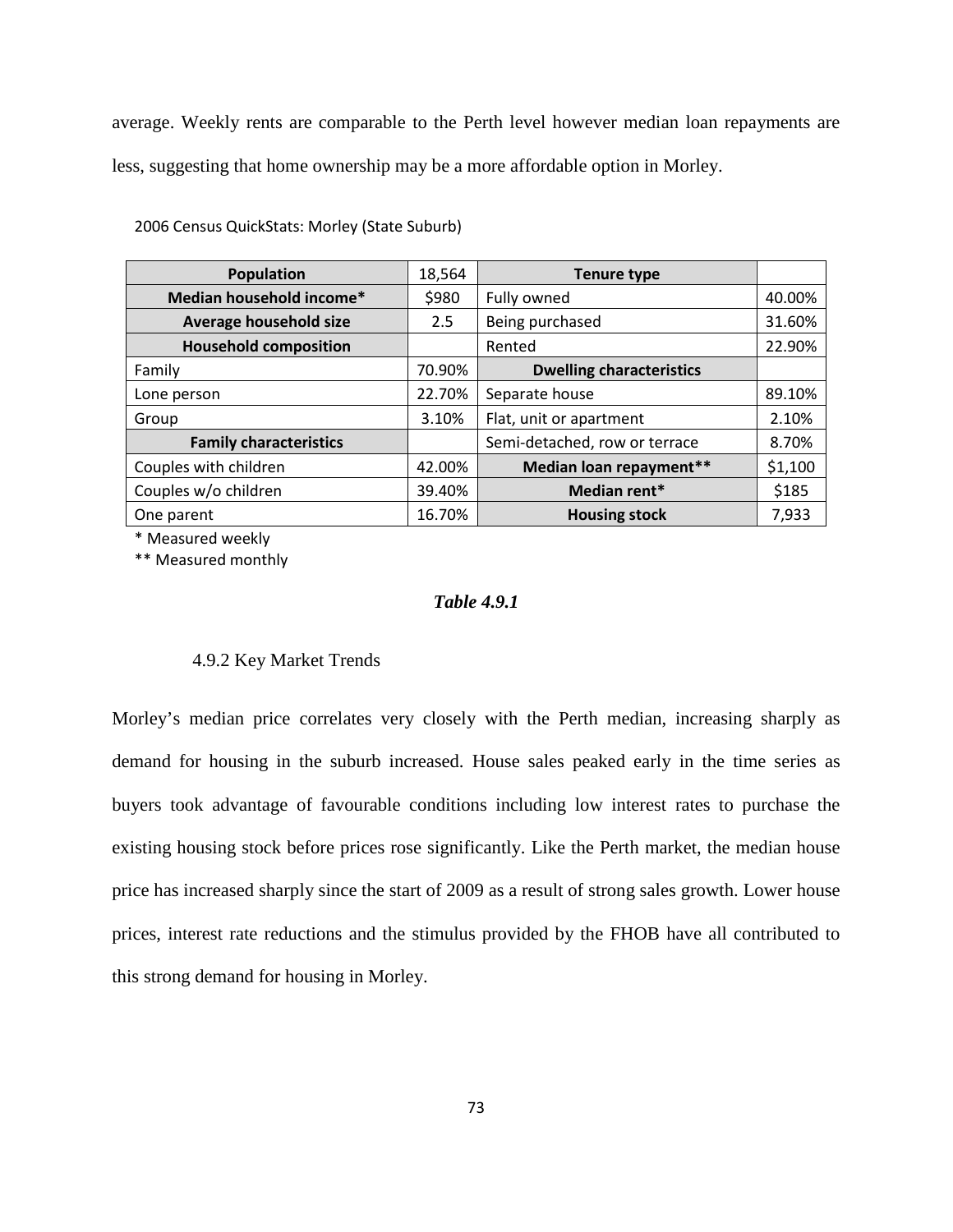average. Weekly rents are comparable to the Perth level however median loan repayments are less, suggesting that home ownership may be a more affordable option in Morley.

2006 Census QuickStats: Morley (State Suburb)

| **Population** | 18,564 | **Tenure type** | |
|---|---|---|---|
| **Median household income*** | $980 | Fully owned | 40.00% |
| **Average household size** | 2.5 | Being purchased | 31.60% |
| **Household composition** | | Rented | 22.90% |
| Family | 70.90% | **Dwelling characteristics** | |
| Lone person | 22.70% | Separate house | 89.10% |
| Group | 3.10% | Flat, unit or apartment | 2.10% |
| **Family characteristics** | | Semi-detached, row or terrace | 8.70% |
| Couples with children | 42.00% | **Median loan repayment**** | $1,100 |
| Couples w/o children | 39.40% | **Median rent*** | $185 |
| One parent | 16.70% | **Housing stock** | 7,933 |

\* Measured weekly

** Measured monthly

***Table 4.9.1***

### 4.9.2 Key Market Trends

Morley's median price correlates very closely with the Perth median, increasing sharply as demand for housing in the suburb increased. House sales peaked early in the time series as buyers took advantage of favourable conditions including low interest rates to purchase the existing housing stock before prices rose significantly. Like the Perth market, the median house price has increased sharply since the start of 2009 as a result of strong sales growth. Lower house prices, interest rate reductions and the stimulus provided by the FHOB have all contributed to this strong demand for housing in Morley.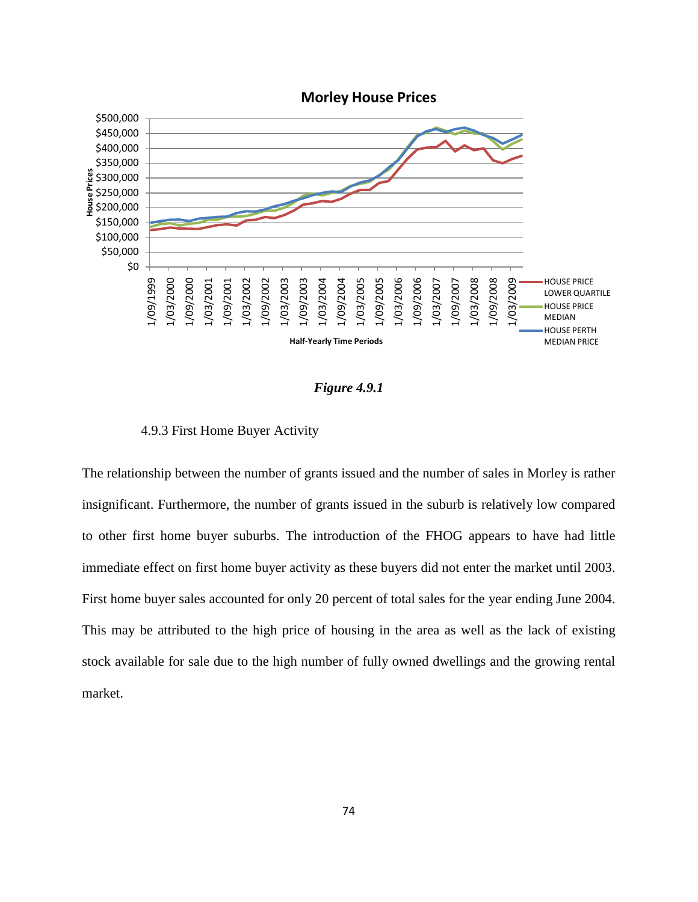**Morley House Prices**

*Figure 4.9.1*

### 4.9.3 First Home Buyer Activity

The relationship between the number of grants issued and the number of sales in Morley is rather insignificant. Furthermore, the number of grants issued in the suburb is relatively low compared to other first home buyer suburbs. The introduction of the FHOG appears to have had little immediate effect on first home buyer activity as these buyers did not enter the market until 2003. First home buyer sales accounted for only 20 percent of total sales for the year ending June 2004. This may be attributed to the high price of housing in the area as well as the lack of existing stock available for sale due to the high number of fully owned dwellings and the growing rental market.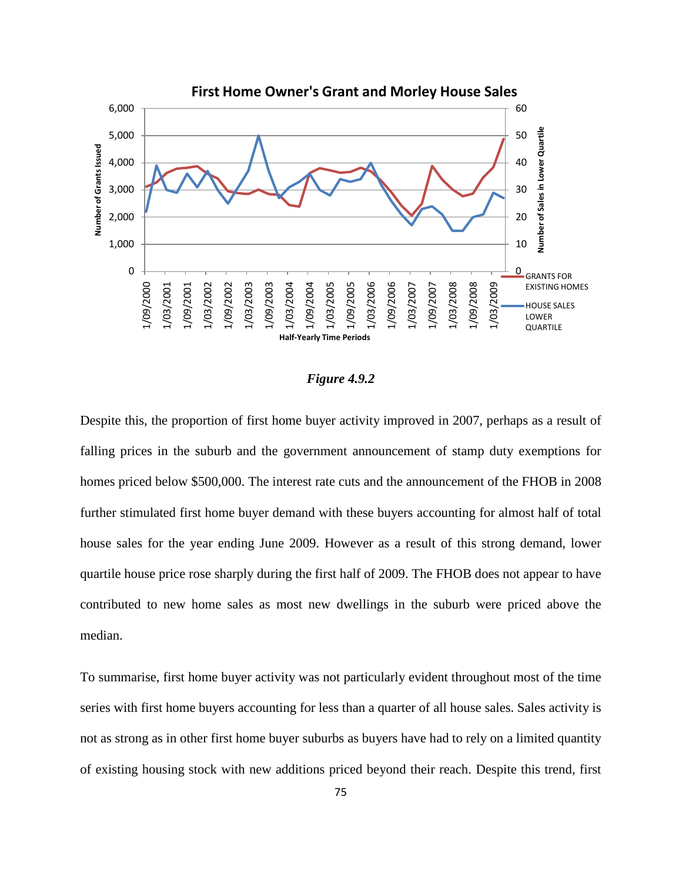**First Home Owner's Grant and Morley House Sales**

*Figure 4.9.2*

Despite this, the proportion of first home buyer activity improved in 2007, perhaps as a result of falling prices in the suburb and the government announcement of stamp duty exemptions for homes priced below $500,000. The interest rate cuts and the announcement of the FHOB in 2008 further stimulated first home buyer demand with these buyers accounting for almost half of total house sales for the year ending June 2009. However as a result of this strong demand, lower quartile house price rose sharply during the first half of 2009. The FHOB does not appear to have contributed to new home sales as most new dwellings in the suburb were priced above the median.

To summarise, first home buyer activity was not particularly evident throughout most of the time series with first home buyers accounting for less than a quarter of all house sales. Sales activity is not as strong as in other first home buyer suburbs as buyers have had to rely on a limited quantity of existing housing stock with new additions priced beyond their reach. Despite this trend, first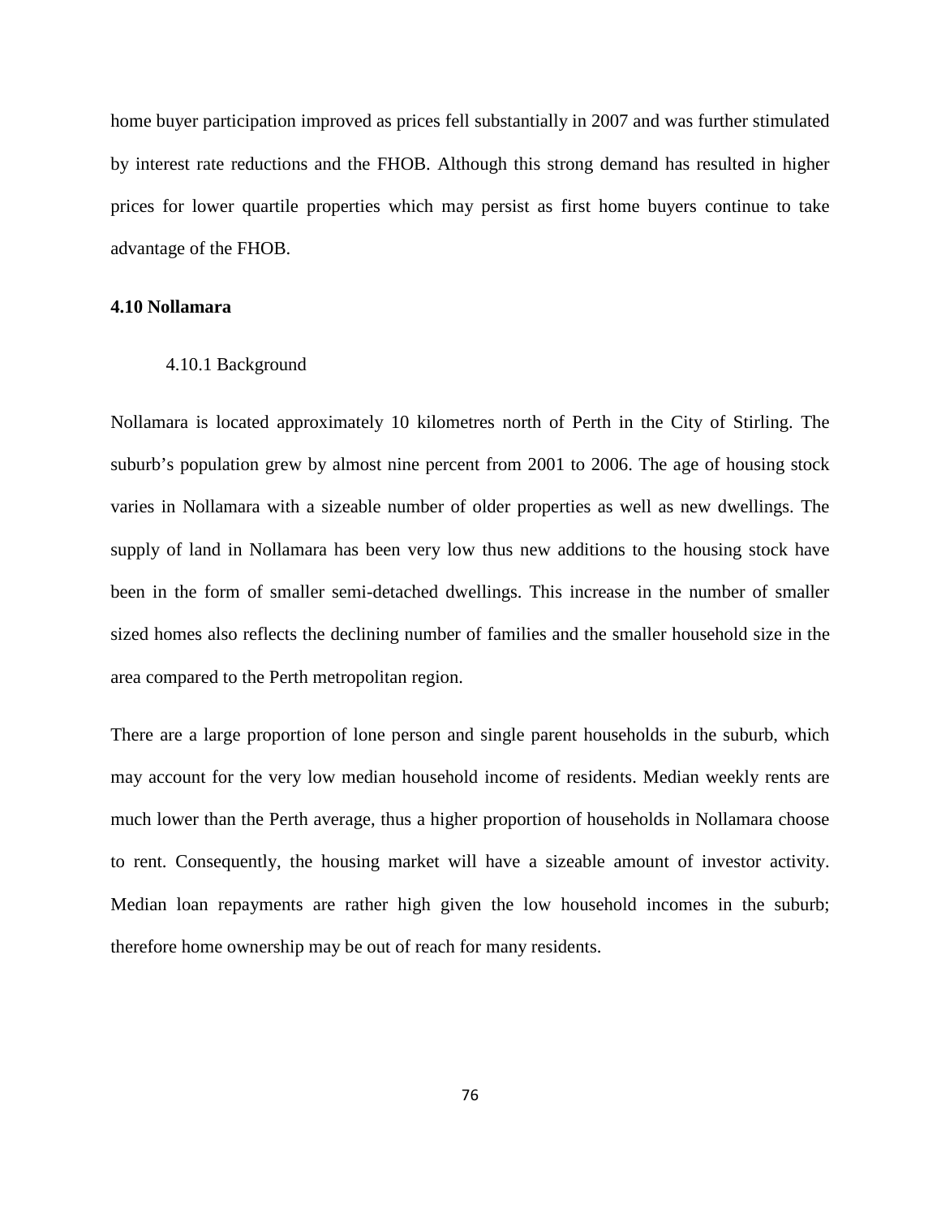home buyer participation improved as prices fell substantially in 2007 and was further stimulated by interest rate reductions and the FHOB. Although this strong demand has resulted in higher prices for lower quartile properties which may persist as first home buyers continue to take advantage of the FHOB.

## 4.10 Nollamara

### 4.10.1 Background

Nollamara is located approximately 10 kilometres north of Perth in the City of Stirling. The suburb's population grew by almost nine percent from 2001 to 2006. The age of housing stock varies in Nollamara with a sizeable number of older properties as well as new dwellings. The supply of land in Nollamara has been very low thus new additions to the housing stock have been in the form of smaller semi-detached dwellings. This increase in the number of smaller sized homes also reflects the declining number of families and the smaller household size in the area compared to the Perth metropolitan region.

There are a large proportion of lone person and single parent households in the suburb, which may account for the very low median household income of residents. Median weekly rents are much lower than the Perth average, thus a higher proportion of households in Nollamara choose to rent. Consequently, the housing market will have a sizeable amount of investor activity. Median loan repayments are rather high given the low household incomes in the suburb; therefore home ownership may be out of reach for many residents.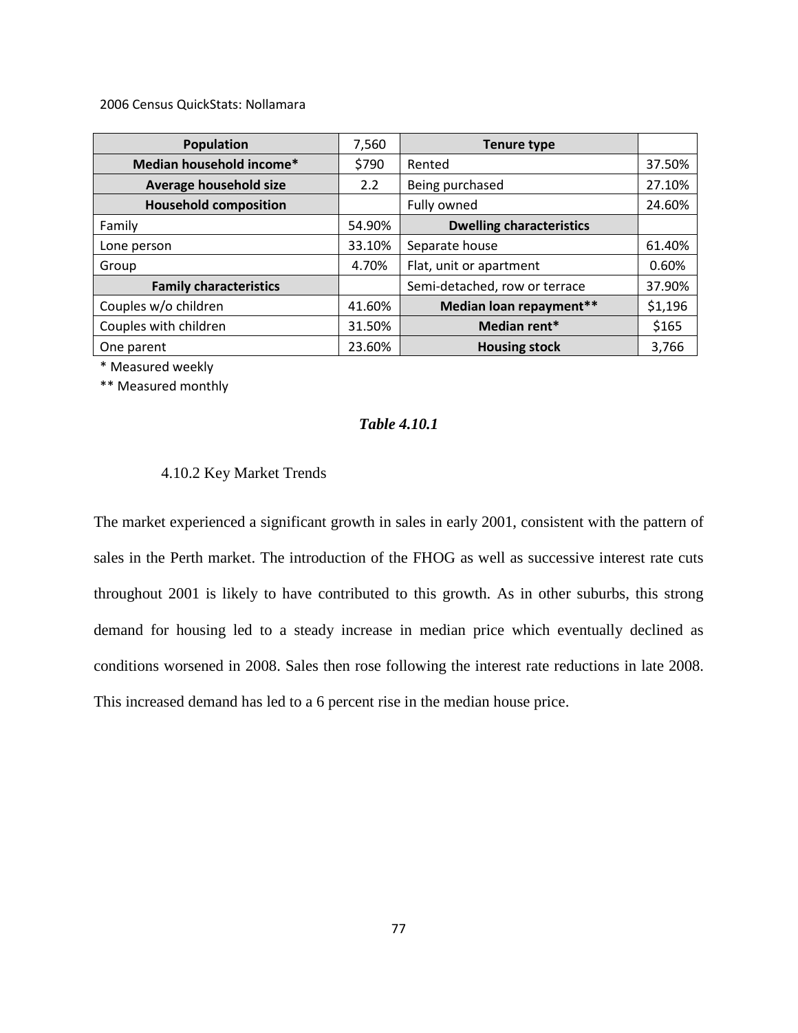2006 Census QuickStats: Nollamara

| **Population** | 7,560 | **Tenure type** | |
|---|---|---|---|
| **Median household income*** | $790 | Rented | 37.50% |
| **Average household size** | 2.2 | Being purchased | 27.10% |
| **Household composition** | | Fully owned | 24.60% |
| Family | 54.90% | **Dwelling characteristics** | |
| Lone person | 33.10% | Separate house | 61.40% |
| Group | 4.70% | Flat, unit or apartment | 0.60% |
| **Family characteristics** | | Semi-detached, row or terrace | 37.90% |
| Couples w/o children | 41.60% | **Median loan repayment**** | $1,196 |
| Couples with children | 31.50% | **Median rent*** | $165 |
| One parent | 23.60% | **Housing stock** | 3,766 |

\* Measured weekly

\** Measured monthly

***Table 4.10.1***

### 4.10.2 Key Market Trends

The market experienced a significant growth in sales in early 2001, consistent with the pattern of sales in the Perth market. The introduction of the FHOG as well as successive interest rate cuts throughout 2001 is likely to have contributed to this growth. As in other suburbs, this strong demand for housing led to a steady increase in median price which eventually declined as conditions worsened in 2008. Sales then rose following the interest rate reductions in late 2008. This increased demand has led to a 6 percent rise in the median house price.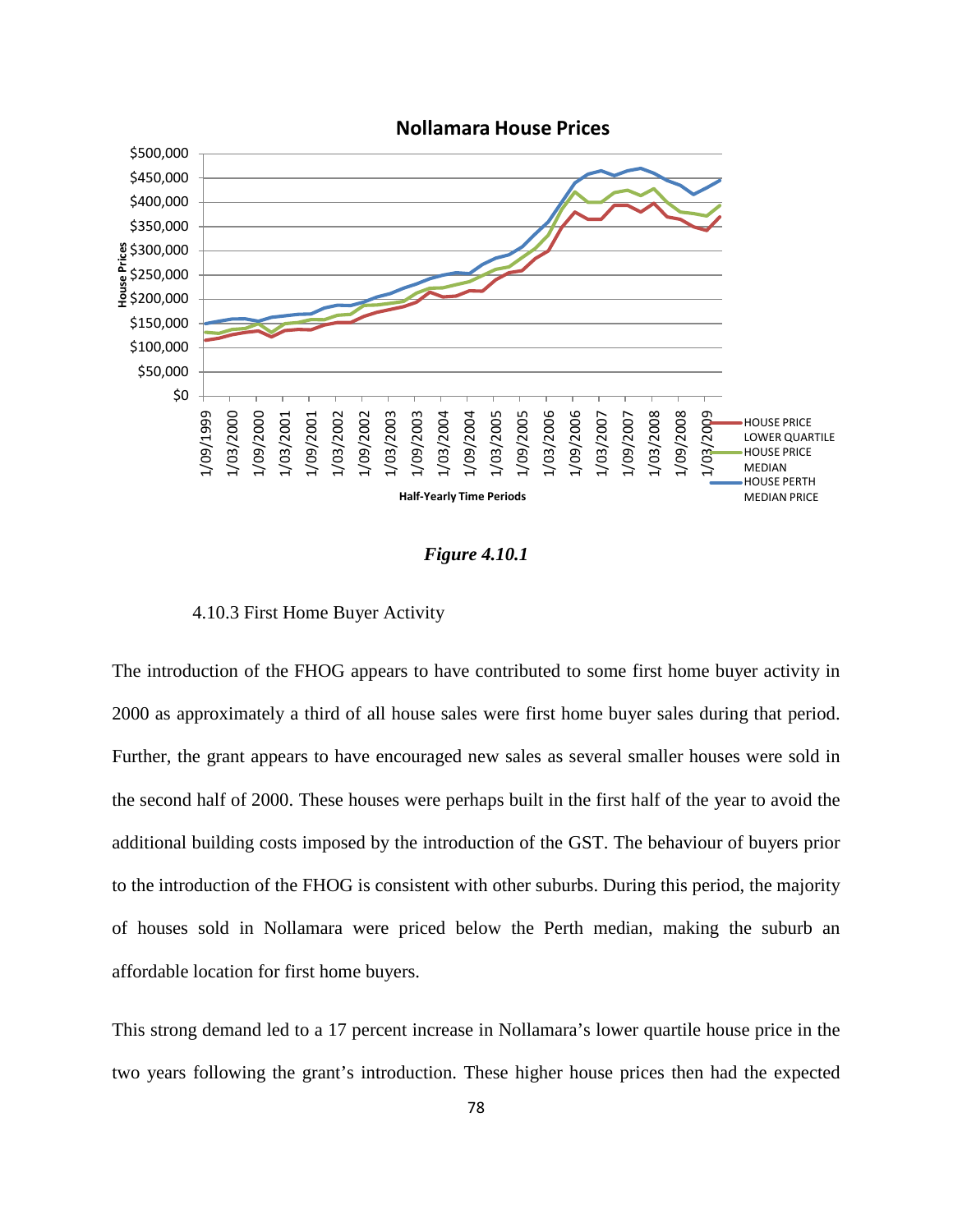Figure 4.10.1

4.10.3 First Home Buyer Activity

The introduction of the FHOG appears to have contributed to some first home buyer activity in 2000 as approximately a third of all house sales were first home buyer sales during that period. Further, the grant appears to have encouraged new sales as several smaller houses were sold in the second half of 2000. These houses were perhaps built in the first half of the year to avoid the additional building costs imposed by the introduction of the GST. The behaviour of buyers prior to the introduction of the FHOG is consistent with other suburbs. During this period, the majority of houses sold in Nollamara were priced below the Perth median, making the suburb an affordable location for first home buyers.

This strong demand led to a 17 percent increase in Nollamara's lower quartile house price in the two years following the grant's introduction. These higher house prices then had the expected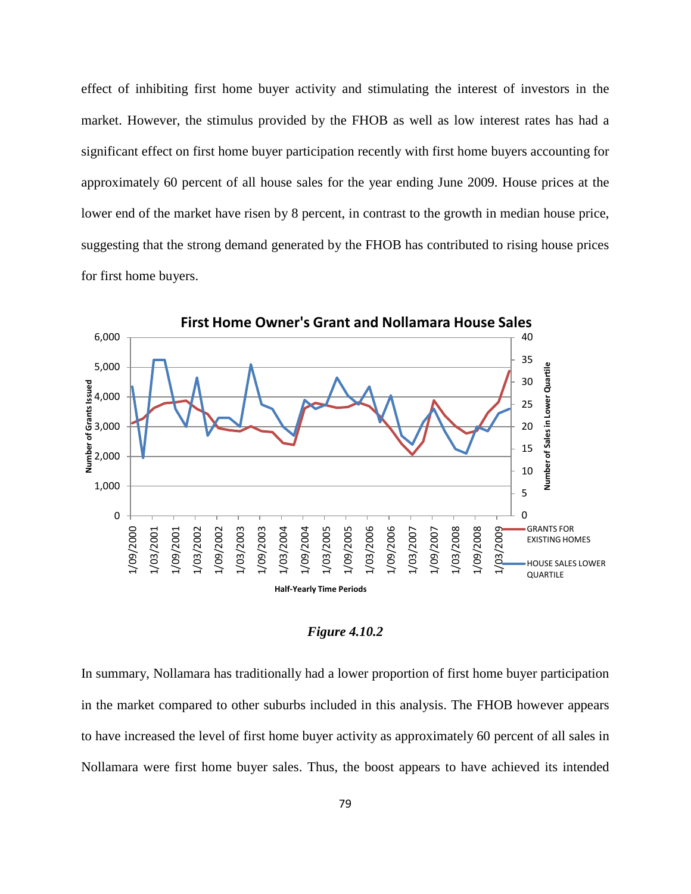effect of inhibiting first home buyer activity and stimulating the interest of investors in the market. However, the stimulus provided by the FHOB as well as low interest rates has had a significant effect on first home buyer participation recently with first home buyers accounting for approximately 60 percent of all house sales for the year ending June 2009. House prices at the lower end of the market have risen by 8 percent, in contrast to the growth in median house price, suggesting that the strong demand generated by the FHOB has contributed to rising house prices for first home buyers.

**First Home Owner's Grant and Nollamara House Sales**

*Figure 4.10.2*

In summary, Nollamara has traditionally had a lower proportion of first home buyer participation in the market compared to other suburbs included in this analysis. The FHOB however appears to have increased the level of first home buyer activity as approximately 60 percent of all sales in Nollamara were first home buyer sales. Thus, the boost appears to have achieved its intended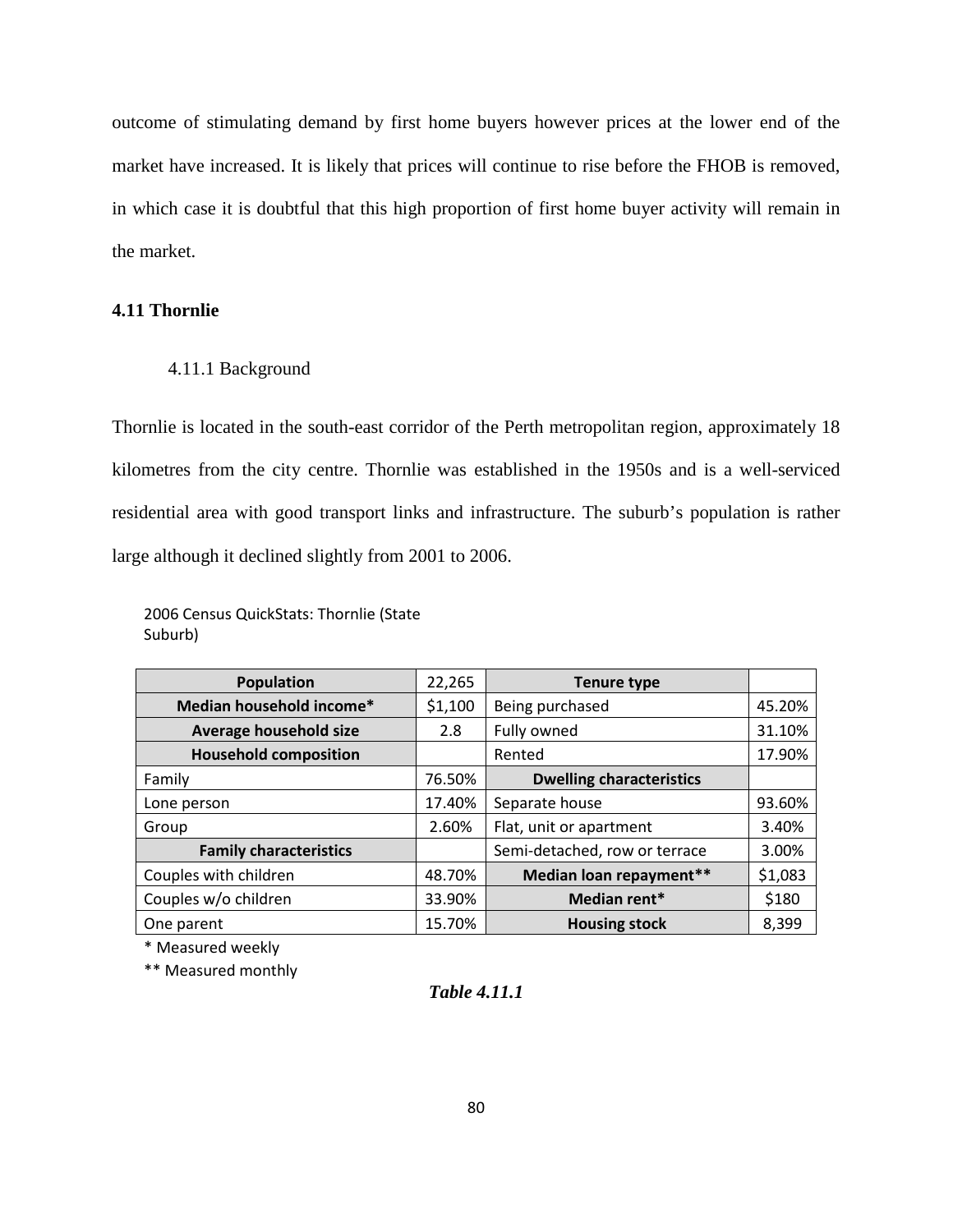outcome of stimulating demand by first home buyers however prices at the lower end of the market have increased. It is likely that prices will continue to rise before the FHOB is removed, in which case it is doubtful that this high proportion of first home buyer activity will remain in the market.

## 4.11 Thornlie

### 4.11.1 Background

Thornlie is located in the south-east corridor of the Perth metropolitan region, approximately 18 kilometres from the city centre. Thornlie was established in the 1950s and is a well-serviced residential area with good transport links and infrastructure. The suburb's population is rather large although it declined slightly from 2001 to 2006.

2006 Census QuickStats: Thornlie (State Suburb)

| **Population** | 22,265 | **Tenure type** | |
|---|---|---|---|
| **Median household income*** | $1,100 | Being purchased | 45.20% |
| **Average household size** | 2.8 | Fully owned | 31.10% |
| **Household composition** | | Rented | 17.90% |
| Family | 76.50% | **Dwelling characteristics** | |
| Lone person | 17.40% | Separate house | 93.60% |
| Group | 2.60% | Flat, unit or apartment | 3.40% |
| **Family characteristics** | | Semi-detached, row or terrace | 3.00% |
| Couples with children | 48.70% | **Median loan repayment**** | $1,083 |
| Couples w/o children | 33.90% | **Median rent*** | $180 |
| One parent | 15.70% | **Housing stock** | 8,399 |

* Measured weekly

** Measured monthly

***Table 4.11.1***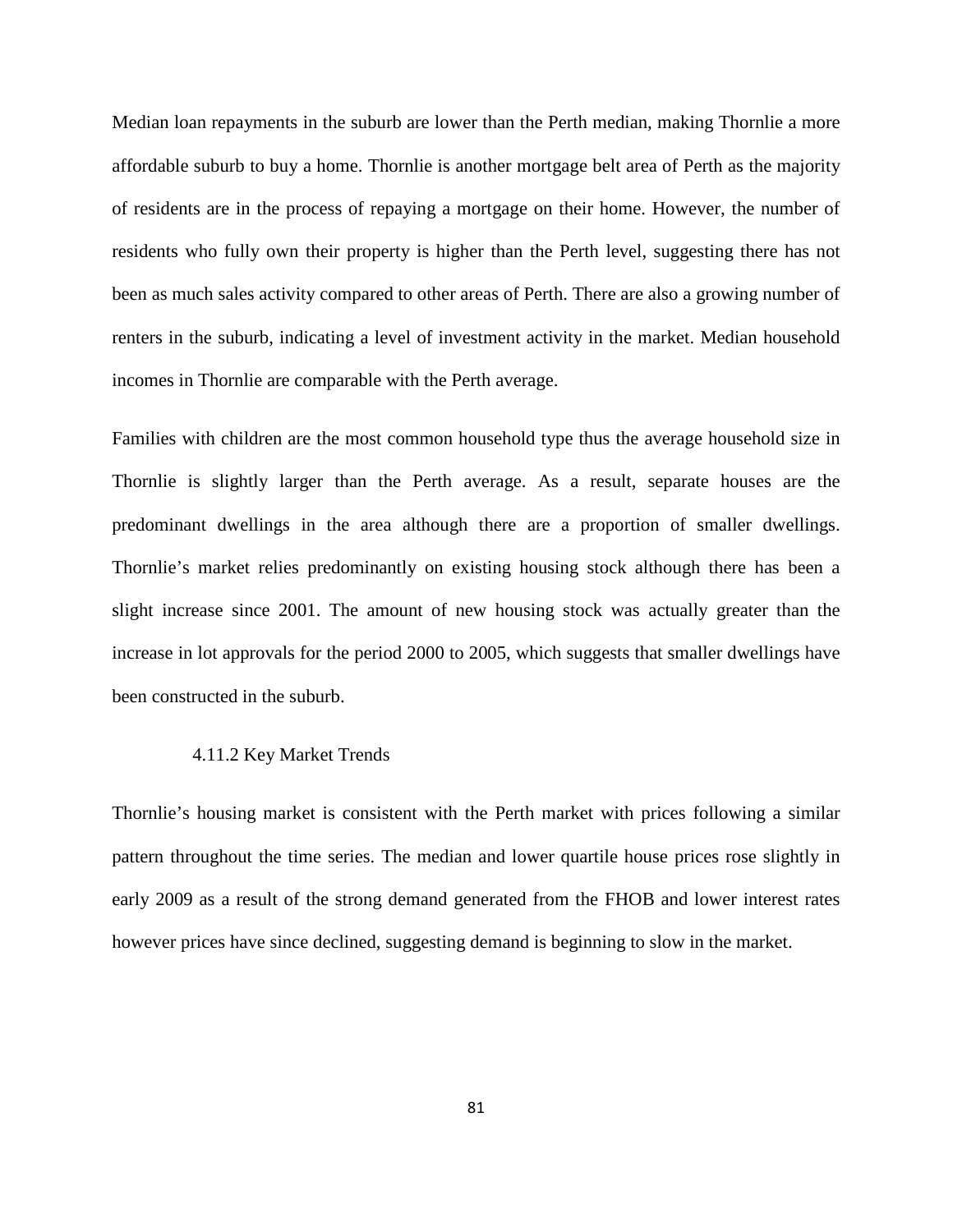Median loan repayments in the suburb are lower than the Perth median, making Thornlie a more affordable suburb to buy a home. Thornlie is another mortgage belt area of Perth as the majority of residents are in the process of repaying a mortgage on their home. However, the number of residents who fully own their property is higher than the Perth level, suggesting there has not been as much sales activity compared to other areas of Perth. There are also a growing number of renters in the suburb, indicating a level of investment activity in the market. Median household incomes in Thornlie are comparable with the Perth average.

Families with children are the most common household type thus the average household size in Thornlie is slightly larger than the Perth average. As a result, separate houses are the predominant dwellings in the area although there are a proportion of smaller dwellings. Thornlie's market relies predominantly on existing housing stock although there has been a slight increase since 2001. The amount of new housing stock was actually greater than the increase in lot approvals for the period 2000 to 2005, which suggests that smaller dwellings have been constructed in the suburb.

### 4.11.2 Key Market Trends

Thornlie's housing market is consistent with the Perth market with prices following a similar pattern throughout the time series. The median and lower quartile house prices rose slightly in early 2009 as a result of the strong demand generated from the FHOB and lower interest rates however prices have since declined, suggesting demand is beginning to slow in the market.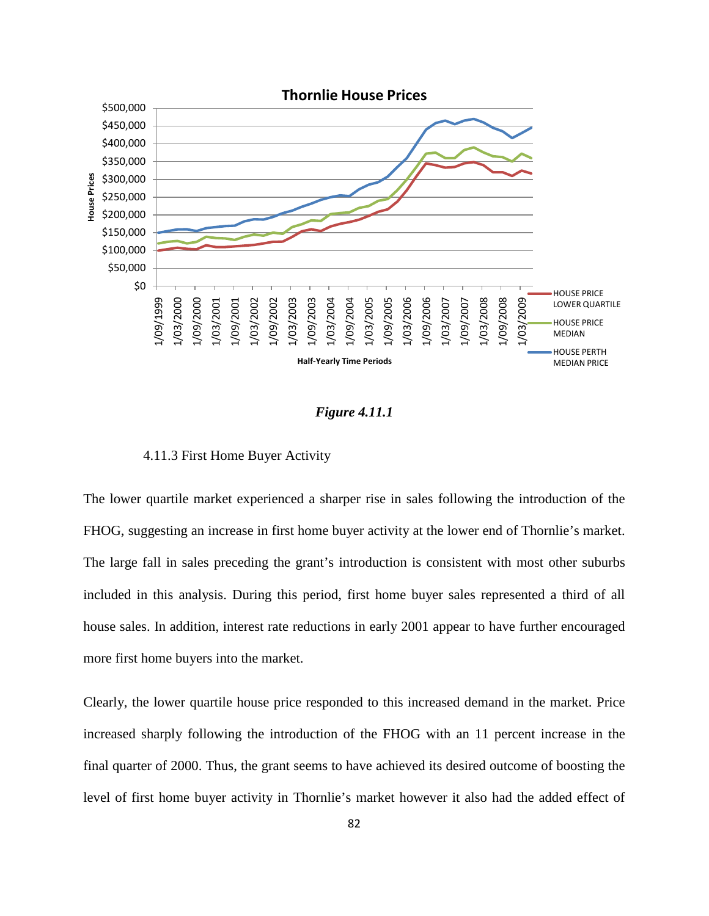Figure 4.11.1

4.11.3 First Home Buyer Activity

The lower quartile market experienced a sharper rise in sales following the introduction of the FHOG, suggesting an increase in first home buyer activity at the lower end of Thornlie's market. The large fall in sales preceding the grant's introduction is consistent with most other suburbs included in this analysis. During this period, first home buyer sales represented a third of all house sales. In addition, interest rate reductions in early 2001 appear to have further encouraged more first home buyers into the market.

Clearly, the lower quartile house price responded to this increased demand in the market. Price increased sharply following the introduction of the FHOG with an 11 percent increase in the final quarter of 2000. Thus, the grant seems to have achieved its desired outcome of boosting the level of first home buyer activity in Thornlie's market however it also had the added effect of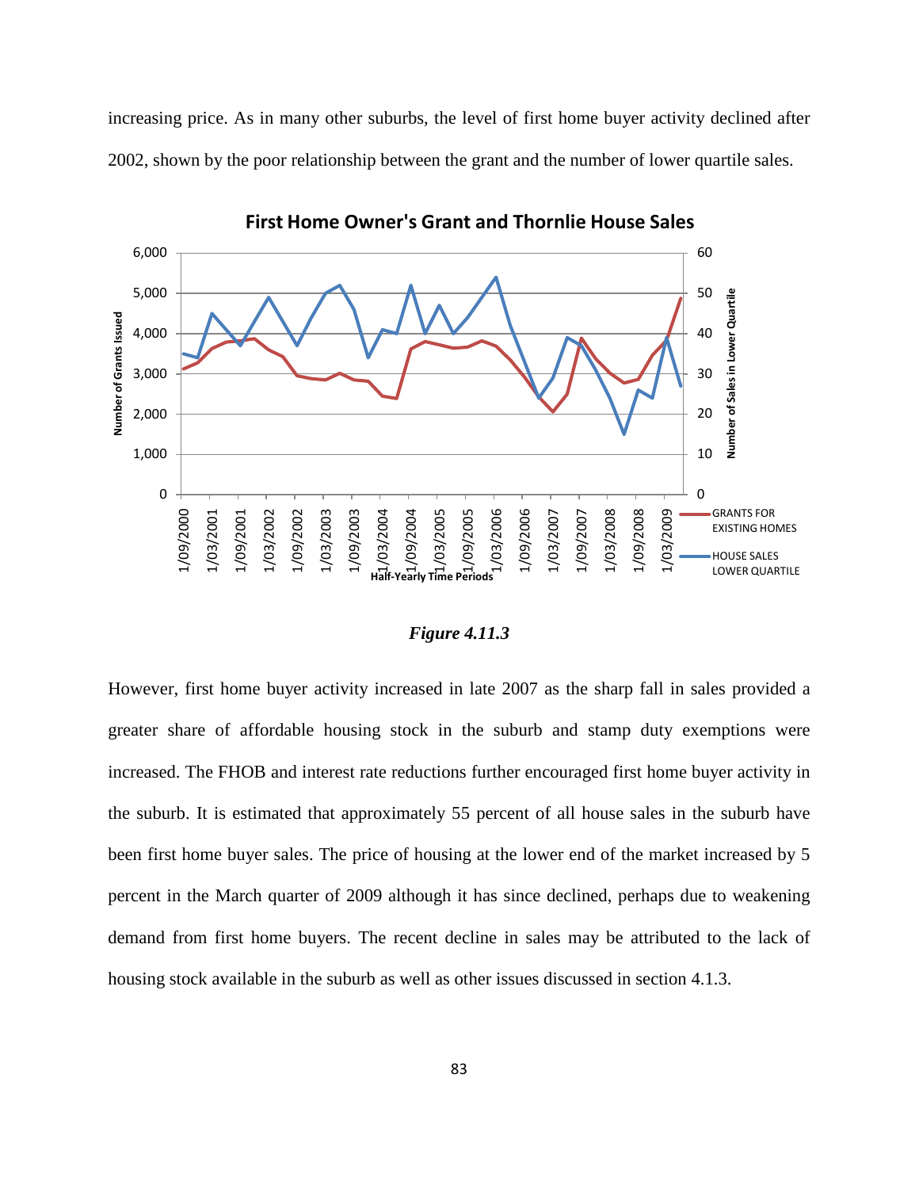increasing price. As in many other suburbs, the level of first home buyer activity declined after 2002, shown by the poor relationship between the grant and the number of lower quartile sales.

*Figure 4.11.3*

However, first home buyer activity increased in late 2007 as the sharp fall in sales provided a greater share of affordable housing stock in the suburb and stamp duty exemptions were increased. The FHOB and interest rate reductions further encouraged first home buyer activity in the suburb. It is estimated that approximately 55 percent of all house sales in the suburb have been first home buyer sales. The price of housing at the lower end of the market increased by 5 percent in the March quarter of 2009 although it has since declined, perhaps due to weakening demand from first home buyers. The recent decline in sales may be attributed to the lack of housing stock available in the suburb as well as other issues discussed in section 4.1.3.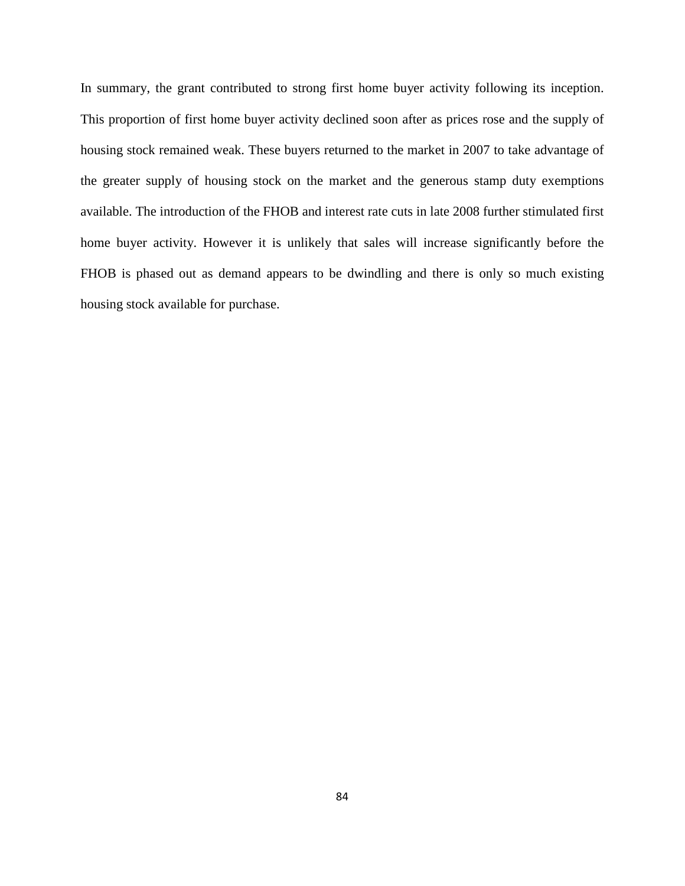In summary, the grant contributed to strong first home buyer activity following its inception. This proportion of first home buyer activity declined soon after as prices rose and the supply of housing stock remained weak. These buyers returned to the market in 2007 to take advantage of the greater supply of housing stock on the market and the generous stamp duty exemptions available. The introduction of the FHOB and interest rate cuts in late 2008 further stimulated first home buyer activity. However it is unlikely that sales will increase significantly before the FHOB is phased out as demand appears to be dwindling and there is only so much existing housing stock available for purchase.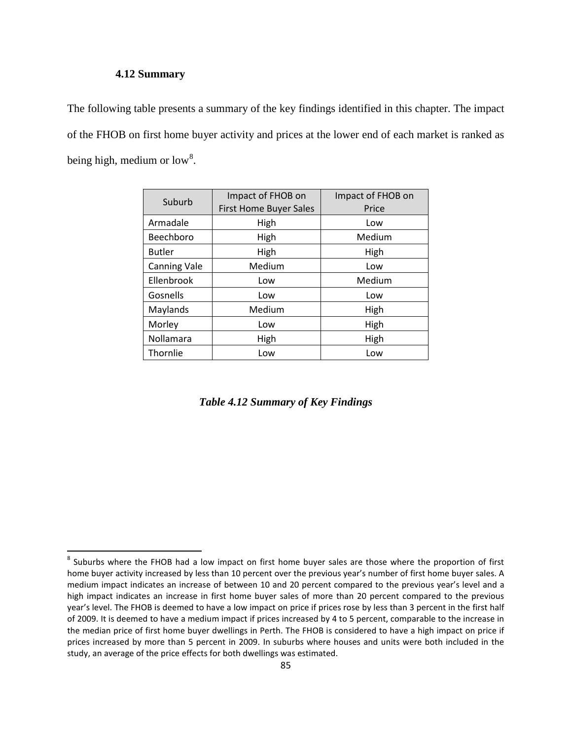### 4.12 Summary

The following table presents a summary of the key findings identified in this chapter. The impact of the FHOB on first home buyer activity and prices at the lower end of each market is ranked as being high, medium or low[8].

| Suburb | Impact of FHOB on First Home Buyer Sales | Impact of FHOB on Price |
|---|---|---|
| Armadale | High | Low |
| Beechboro | High | Medium |
| Butler | High | High |
| Canning Vale | Medium | Low |
| Ellenbrook | Low | Medium |
| Gosnells | Low | Low |
| Maylands | Medium | High |
| Morley | Low | High |
| Nollamara | High | High |
| Thornlie | Low | Low |

***Table 4.12 Summary of Key Findings***

[8] Suburbs where the FHOB had a low impact on first home buyer sales are those where the proportion of first home buyer activity increased by less than 10 percent over the previous year's number of first home buyer sales. A medium impact indicates an increase of between 10 and 20 percent compared to the previous year's level and a high impact indicates an increase in first home buyer sales of more than 20 percent compared to the previous year's level. The FHOB is deemed to have a low impact on price if prices rose by less than 3 percent in the first half of 2009. It is deemed to have a medium impact if prices increased by 4 to 5 percent, comparable to the increase in the median price of first home buyer dwellings in Perth. The FHOB is considered to have a high impact on price if prices increased by more than 5 percent in 2009. In suburbs where houses and units were both included in the study, an average of the price effects for both dwellings was estimated.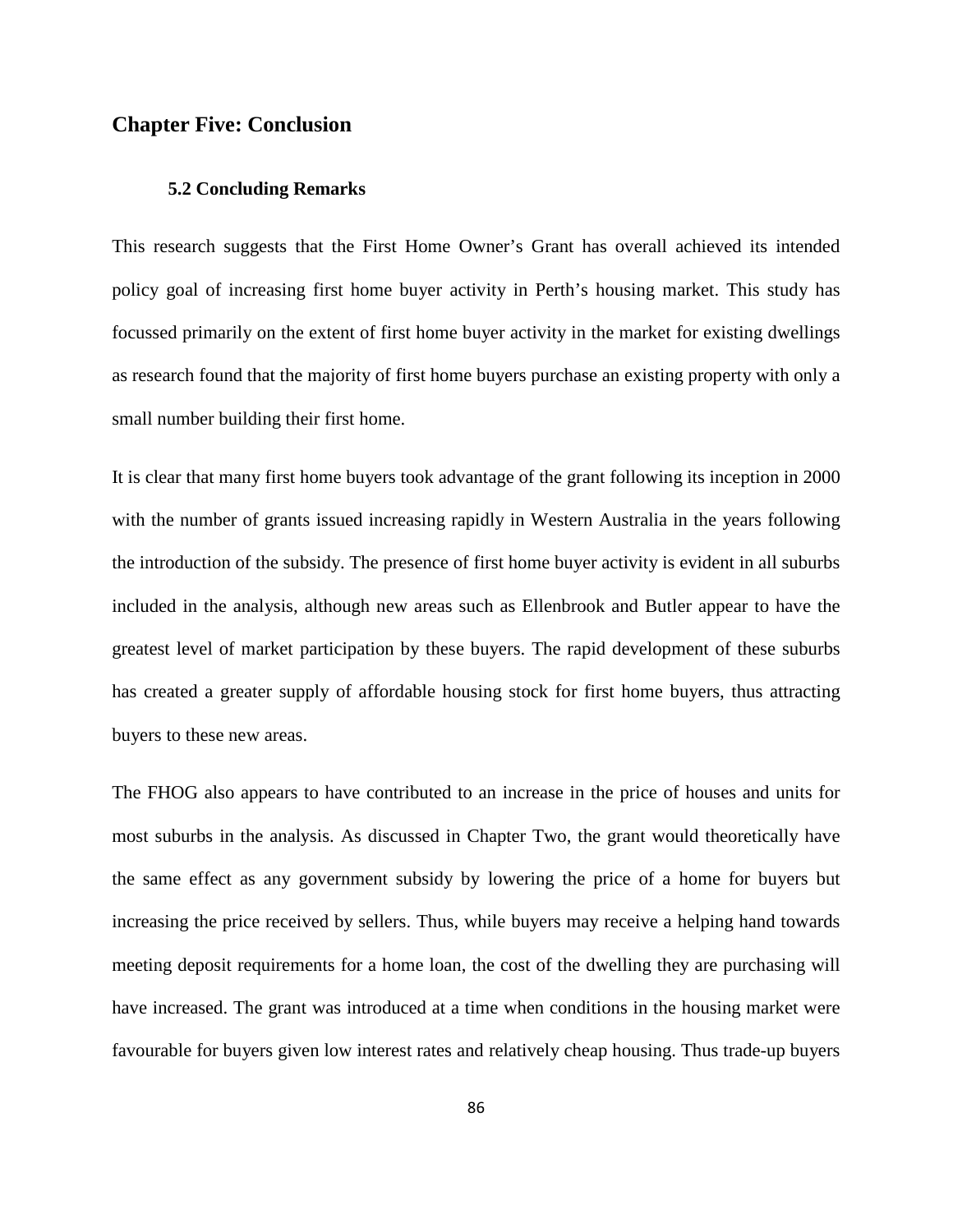## Chapter Five: Conclusion

### 5.2 Concluding Remarks

This research suggests that the First Home Owner's Grant has overall achieved its intended policy goal of increasing first home buyer activity in Perth's housing market. This study has focussed primarily on the extent of first home buyer activity in the market for existing dwellings as research found that the majority of first home buyers purchase an existing property with only a small number building their first home.

It is clear that many first home buyers took advantage of the grant following its inception in 2000 with the number of grants issued increasing rapidly in Western Australia in the years following the introduction of the subsidy. The presence of first home buyer activity is evident in all suburbs included in the analysis, although new areas such as Ellenbrook and Butler appear to have the greatest level of market participation by these buyers. The rapid development of these suburbs has created a greater supply of affordable housing stock for first home buyers, thus attracting buyers to these new areas.

The FHOG also appears to have contributed to an increase in the price of houses and units for most suburbs in the analysis. As discussed in Chapter Two, the grant would theoretically have the same effect as any government subsidy by lowering the price of a home for buyers but increasing the price received by sellers. Thus, while buyers may receive a helping hand towards meeting deposit requirements for a home loan, the cost of the dwelling they are purchasing will have increased. The grant was introduced at a time when conditions in the housing market were favourable for buyers given low interest rates and relatively cheap housing. Thus trade-up buyers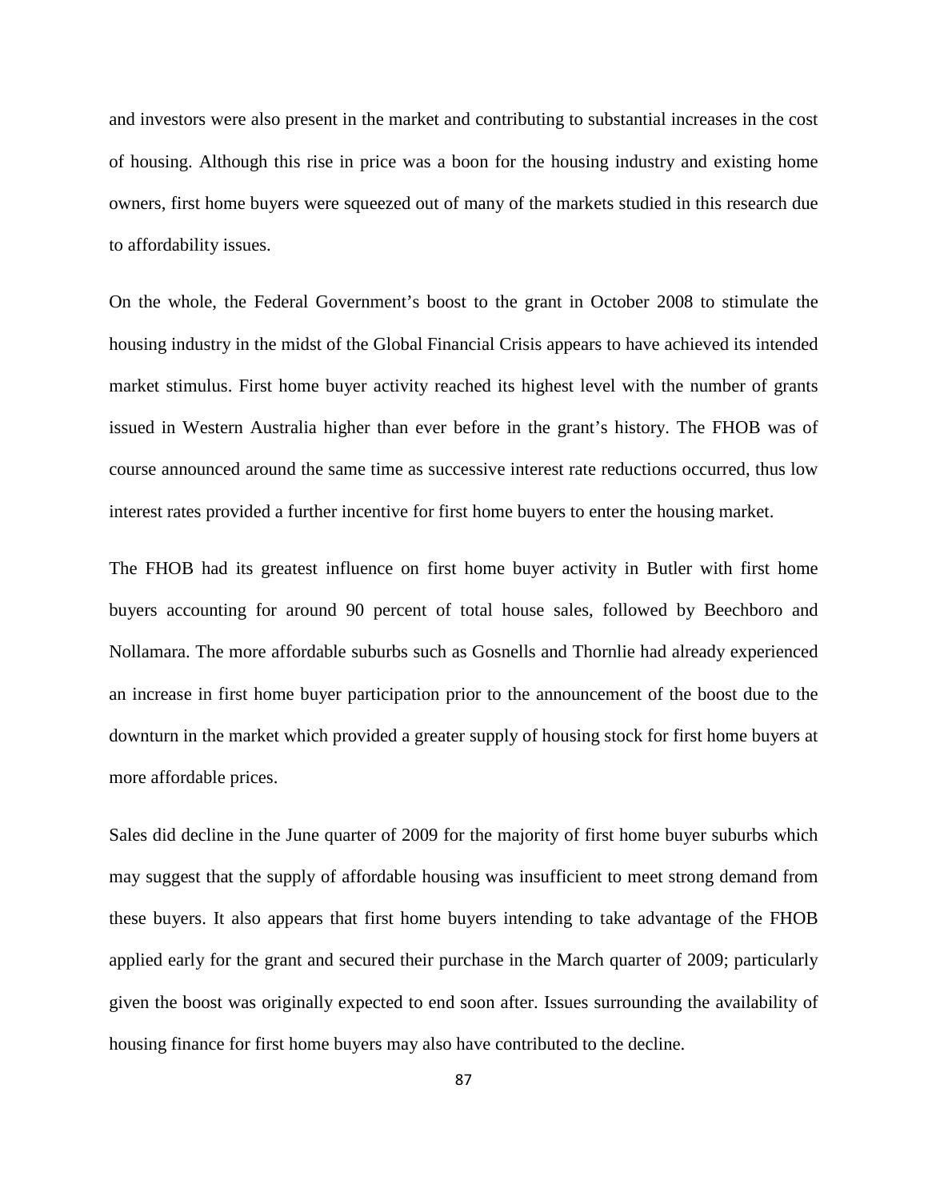and investors were also present in the market and contributing to substantial increases in the cost of housing. Although this rise in price was a boon for the housing industry and existing home owners, first home buyers were squeezed out of many of the markets studied in this research due to affordability issues.

On the whole, the Federal Government's boost to the grant in October 2008 to stimulate the housing industry in the midst of the Global Financial Crisis appears to have achieved its intended market stimulus. First home buyer activity reached its highest level with the number of grants issued in Western Australia higher than ever before in the grant's history. The FHOB was of course announced around the same time as successive interest rate reductions occurred, thus low interest rates provided a further incentive for first home buyers to enter the housing market.

The FHOB had its greatest influence on first home buyer activity in Butler with first home buyers accounting for around 90 percent of total house sales, followed by Beechboro and Nollamara. The more affordable suburbs such as Gosnells and Thornlie had already experienced an increase in first home buyer participation prior to the announcement of the boost due to the downturn in the market which provided a greater supply of housing stock for first home buyers at more affordable prices.

Sales did decline in the June quarter of 2009 for the majority of first home buyer suburbs which may suggest that the supply of affordable housing was insufficient to meet strong demand from these buyers. It also appears that first home buyers intending to take advantage of the FHOB applied early for the grant and secured their purchase in the March quarter of 2009; particularly given the boost was originally expected to end soon after. Issues surrounding the availability of housing finance for first home buyers may also have contributed to the decline.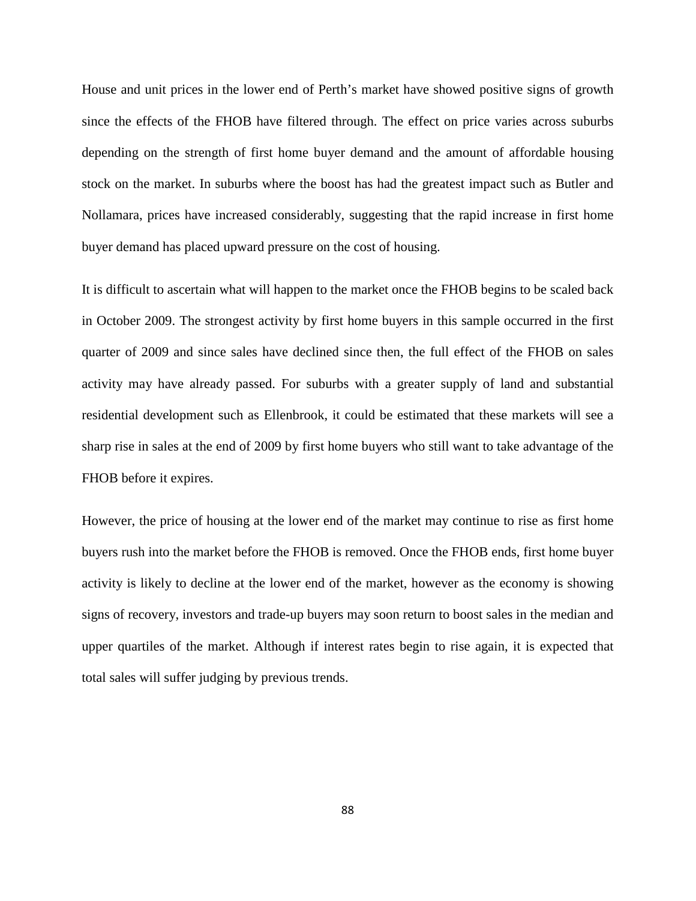House and unit prices in the lower end of Perth's market have showed positive signs of growth since the effects of the FHOB have filtered through. The effect on price varies across suburbs depending on the strength of first home buyer demand and the amount of affordable housing stock on the market. In suburbs where the boost has had the greatest impact such as Butler and Nollamara, prices have increased considerably, suggesting that the rapid increase in first home buyer demand has placed upward pressure on the cost of housing.

It is difficult to ascertain what will happen to the market once the FHOB begins to be scaled back in October 2009. The strongest activity by first home buyers in this sample occurred in the first quarter of 2009 and since sales have declined since then, the full effect of the FHOB on sales activity may have already passed. For suburbs with a greater supply of land and substantial residential development such as Ellenbrook, it could be estimated that these markets will see a sharp rise in sales at the end of 2009 by first home buyers who still want to take advantage of the FHOB before it expires.

However, the price of housing at the lower end of the market may continue to rise as first home buyers rush into the market before the FHOB is removed. Once the FHOB ends, first home buyer activity is likely to decline at the lower end of the market, however as the economy is showing signs of recovery, investors and trade-up buyers may soon return to boost sales in the median and upper quartiles of the market. Although if interest rates begin to rise again, it is expected that total sales will suffer judging by previous trends.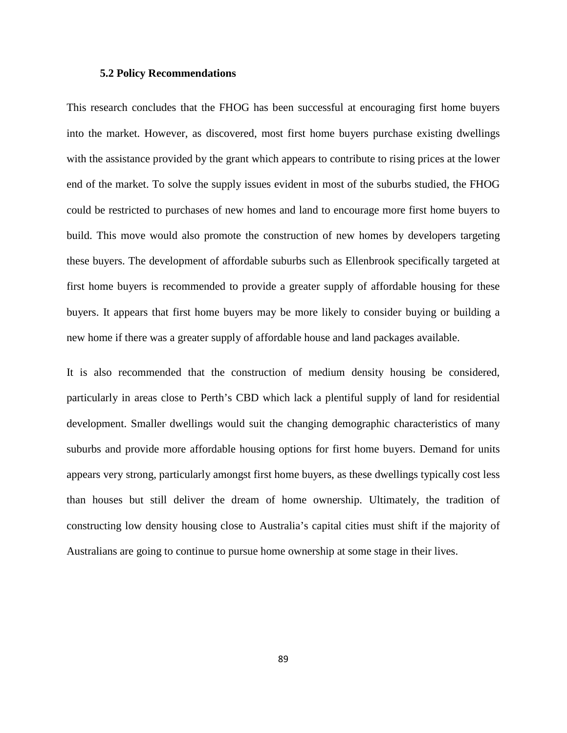### 5.2 Policy Recommendations

This research concludes that the FHOG has been successful at encouraging first home buyers into the market. However, as discovered, most first home buyers purchase existing dwellings with the assistance provided by the grant which appears to contribute to rising prices at the lower end of the market. To solve the supply issues evident in most of the suburbs studied, the FHOG could be restricted to purchases of new homes and land to encourage more first home buyers to build. This move would also promote the construction of new homes by developers targeting these buyers. The development of affordable suburbs such as Ellenbrook specifically targeted at first home buyers is recommended to provide a greater supply of affordable housing for these buyers. It appears that first home buyers may be more likely to consider buying or building a new home if there was a greater supply of affordable house and land packages available.

It is also recommended that the construction of medium density housing be considered, particularly in areas close to Perth's CBD which lack a plentiful supply of land for residential development. Smaller dwellings would suit the changing demographic characteristics of many suburbs and provide more affordable housing options for first home buyers. Demand for units appears very strong, particularly amongst first home buyers, as these dwellings typically cost less than houses but still deliver the dream of home ownership. Ultimately, the tradition of constructing low density housing close to Australia's capital cities must shift if the majority of Australians are going to continue to pursue home ownership at some stage in their lives.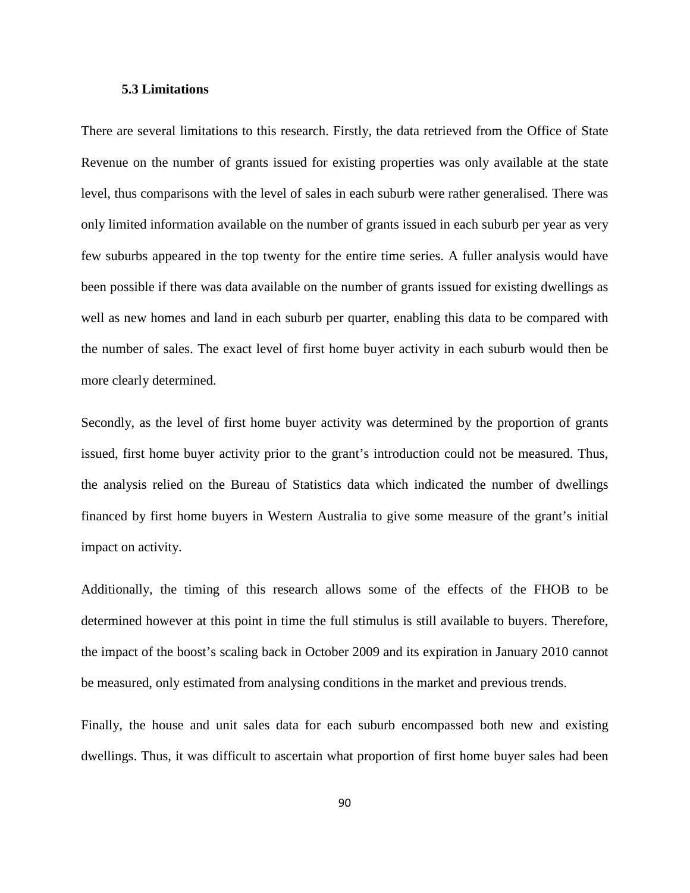### 5.3 Limitations

There are several limitations to this research. Firstly, the data retrieved from the Office of State Revenue on the number of grants issued for existing properties was only available at the state level, thus comparisons with the level of sales in each suburb were rather generalised. There was only limited information available on the number of grants issued in each suburb per year as very few suburbs appeared in the top twenty for the entire time series. A fuller analysis would have been possible if there was data available on the number of grants issued for existing dwellings as well as new homes and land in each suburb per quarter, enabling this data to be compared with the number of sales. The exact level of first home buyer activity in each suburb would then be more clearly determined.

Secondly, as the level of first home buyer activity was determined by the proportion of grants issued, first home buyer activity prior to the grant's introduction could not be measured. Thus, the analysis relied on the Bureau of Statistics data which indicated the number of dwellings financed by first home buyers in Western Australia to give some measure of the grant's initial impact on activity.

Additionally, the timing of this research allows some of the effects of the FHOB to be determined however at this point in time the full stimulus is still available to buyers. Therefore, the impact of the boost's scaling back in October 2009 and its expiration in January 2010 cannot be measured, only estimated from analysing conditions in the market and previous trends.

Finally, the house and unit sales data for each suburb encompassed both new and existing dwellings. Thus, it was difficult to ascertain what proportion of first home buyer sales had been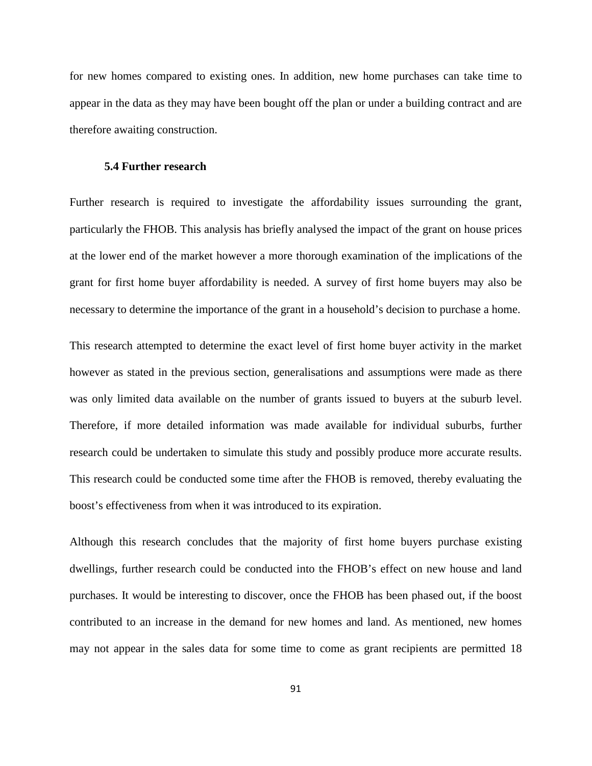for new homes compared to existing ones. In addition, new home purchases can take time to appear in the data as they may have been bought off the plan or under a building contract and are therefore awaiting construction.

### 5.4 Further research

Further research is required to investigate the affordability issues surrounding the grant, particularly the FHOB. This analysis has briefly analysed the impact of the grant on house prices at the lower end of the market however a more thorough examination of the implications of the grant for first home buyer affordability is needed. A survey of first home buyers may also be necessary to determine the importance of the grant in a household's decision to purchase a home.

This research attempted to determine the exact level of first home buyer activity in the market however as stated in the previous section, generalisations and assumptions were made as there was only limited data available on the number of grants issued to buyers at the suburb level. Therefore, if more detailed information was made available for individual suburbs, further research could be undertaken to simulate this study and possibly produce more accurate results. This research could be conducted some time after the FHOB is removed, thereby evaluating the boost's effectiveness from when it was introduced to its expiration.

Although this research concludes that the majority of first home buyers purchase existing dwellings, further research could be conducted into the FHOB's effect on new house and land purchases. It would be interesting to discover, once the FHOB has been phased out, if the boost contributed to an increase in the demand for new homes and land. As mentioned, new homes may not appear in the sales data for some time to come as grant recipients are permitted 18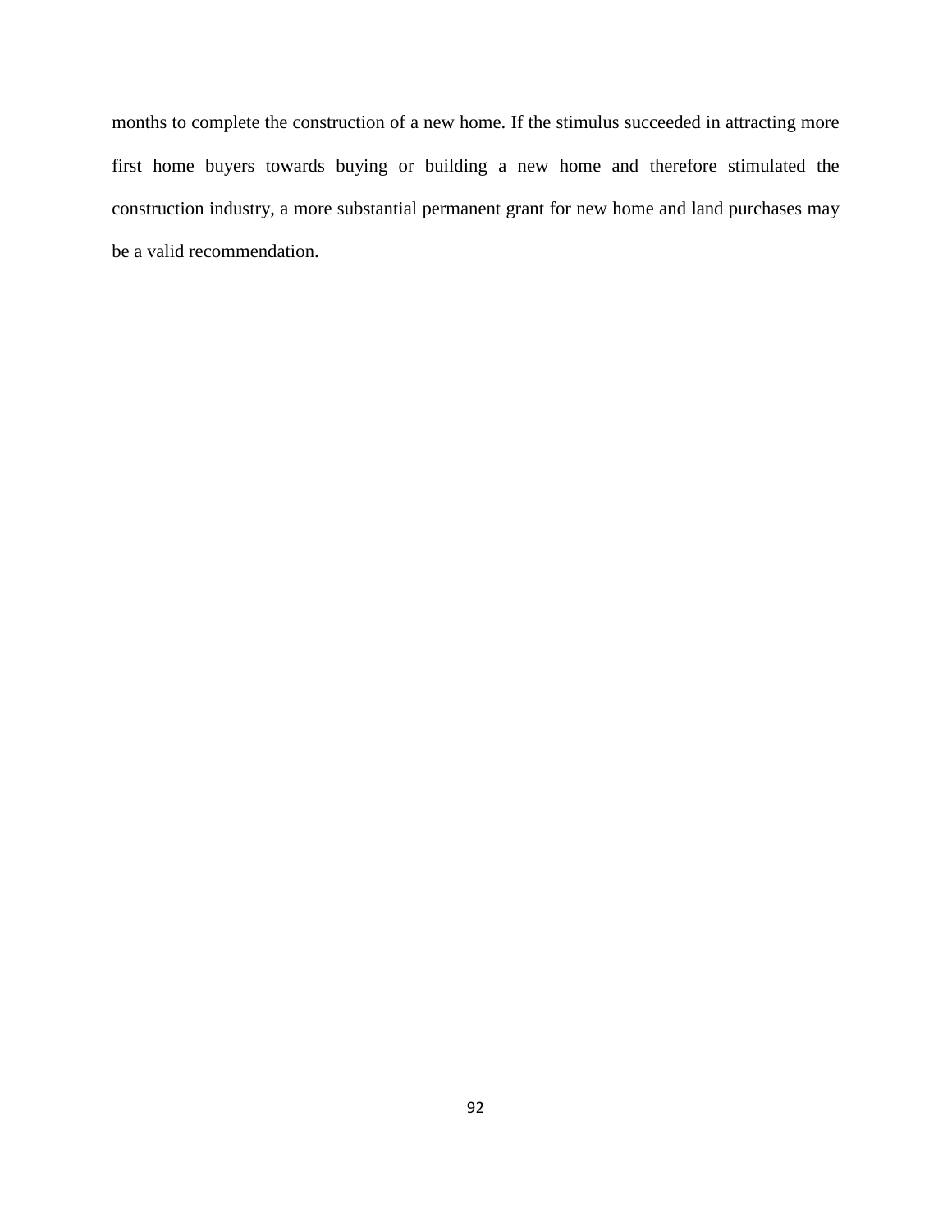months to complete the construction of a new home. If the stimulus succeeded in attracting more first home buyers towards buying or building a new home and therefore stimulated the construction industry, a more substantial permanent grant for new home and land purchases may be a valid recommendation.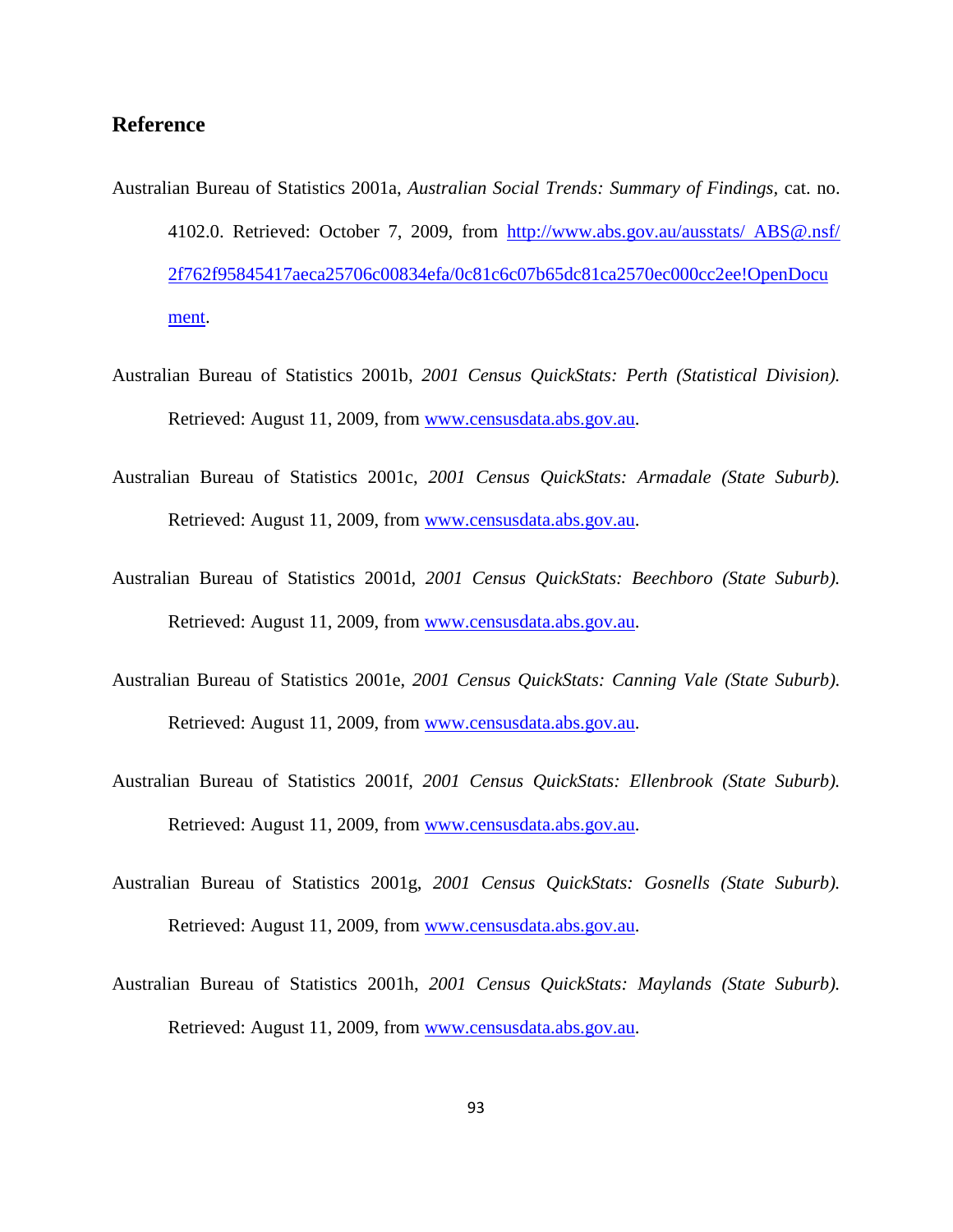## Reference

Australian Bureau of Statistics 2001a, *Australian Social Trends: Summary of Findings*, cat. no. 4102.0. Retrieved: October 7, 2009, from [http://www.abs.gov.au/ausstats/ ABS@.nsf/2f762f95845417aeca25706c00834efa/0c81c6c07b65dc81ca2570ec000cc2ee!OpenDocument](http://www.abs.gov.au/ausstats/ABS@.nsf/2f762f95845417aeca25706c00834efa/0c81c6c07b65dc81ca2570ec000cc2ee!OpenDocument).

Australian Bureau of Statistics 2001b, *2001 Census QuickStats: Perth (Statistical Division).* Retrieved: August 11, 2009, from [www.censusdata.abs.gov.au](http://www.censusdata.abs.gov.au).

Australian Bureau of Statistics 2001c, *2001 Census QuickStats: Armadale (State Suburb).* Retrieved: August 11, 2009, from [www.censusdata.abs.gov.au](http://www.censusdata.abs.gov.au).

Australian Bureau of Statistics 2001d, *2001 Census QuickStats: Beechboro (State Suburb).* Retrieved: August 11, 2009, from [www.censusdata.abs.gov.au](http://www.censusdata.abs.gov.au).

Australian Bureau of Statistics 2001e, *2001 Census QuickStats: Canning Vale (State Suburb).* Retrieved: August 11, 2009, from [www.censusdata.abs.gov.au](http://www.censusdata.abs.gov.au).

Australian Bureau of Statistics 2001f, *2001 Census QuickStats: Ellenbrook (State Suburb).* Retrieved: August 11, 2009, from [www.censusdata.abs.gov.au](http://www.censusdata.abs.gov.au).

Australian Bureau of Statistics 2001g, *2001 Census QuickStats: Gosnells (State Suburb).* Retrieved: August 11, 2009, from [www.censusdata.abs.gov.au](http://www.censusdata.abs.gov.au).

Australian Bureau of Statistics 2001h, *2001 Census QuickStats: Maylands (State Suburb).* Retrieved: August 11, 2009, from [www.censusdata.abs.gov.au](http://www.censusdata.abs.gov.au).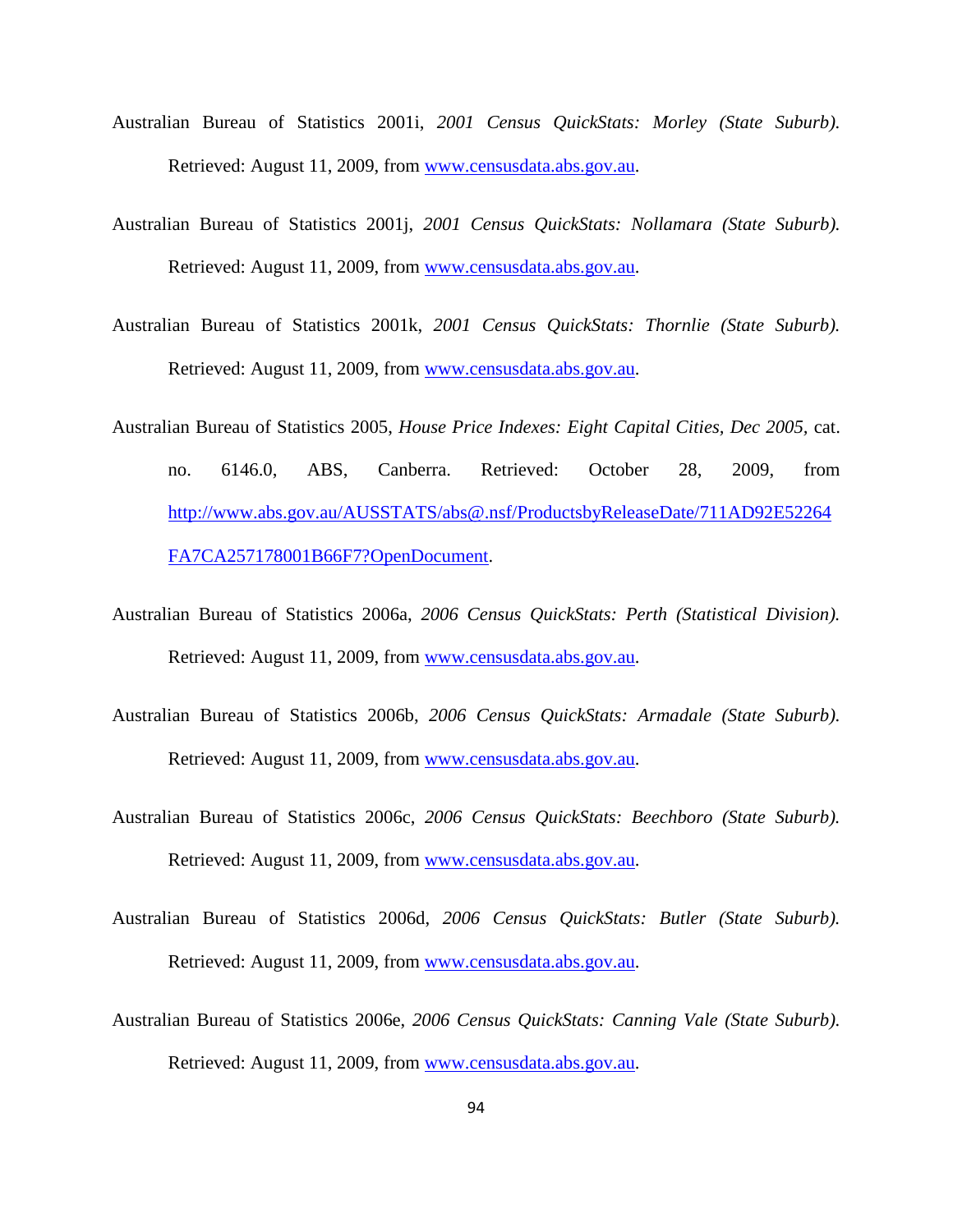Australian Bureau of Statistics 2001i, *2001 Census QuickStats: Morley (State Suburb).* Retrieved: August 11, 2009, from www.censusdata.abs.gov.au.

Australian Bureau of Statistics 2001j, *2001 Census QuickStats: Nollamara (State Suburb).* Retrieved: August 11, 2009, from www.censusdata.abs.gov.au.

Australian Bureau of Statistics 2001k, *2001 Census QuickStats: Thornlie (State Suburb).* Retrieved: August 11, 2009, from www.censusdata.abs.gov.au.

Australian Bureau of Statistics 2005, *House Price Indexes: Eight Capital Cities, Dec 2005,* cat. no. 6146.0, ABS, Canberra. Retrieved: October 28, 2009, from http://www.abs.gov.au/AUSSTATS/abs@.nsf/ProductsbyReleaseDate/711AD92E52264FA7CA257178001B66F7?OpenDocument.

Australian Bureau of Statistics 2006a, *2006 Census QuickStats: Perth (Statistical Division).* Retrieved: August 11, 2009, from www.censusdata.abs.gov.au.

Australian Bureau of Statistics 2006b, *2006 Census QuickStats: Armadale (State Suburb).* Retrieved: August 11, 2009, from www.censusdata.abs.gov.au.

Australian Bureau of Statistics 2006c, *2006 Census QuickStats: Beechboro (State Suburb).* Retrieved: August 11, 2009, from www.censusdata.abs.gov.au.

Australian Bureau of Statistics 2006d, *2006 Census QuickStats: Butler (State Suburb).* Retrieved: August 11, 2009, from www.censusdata.abs.gov.au.

Australian Bureau of Statistics 2006e, *2006 Census QuickStats: Canning Vale (State Suburb).* Retrieved: August 11, 2009, from www.censusdata.abs.gov.au.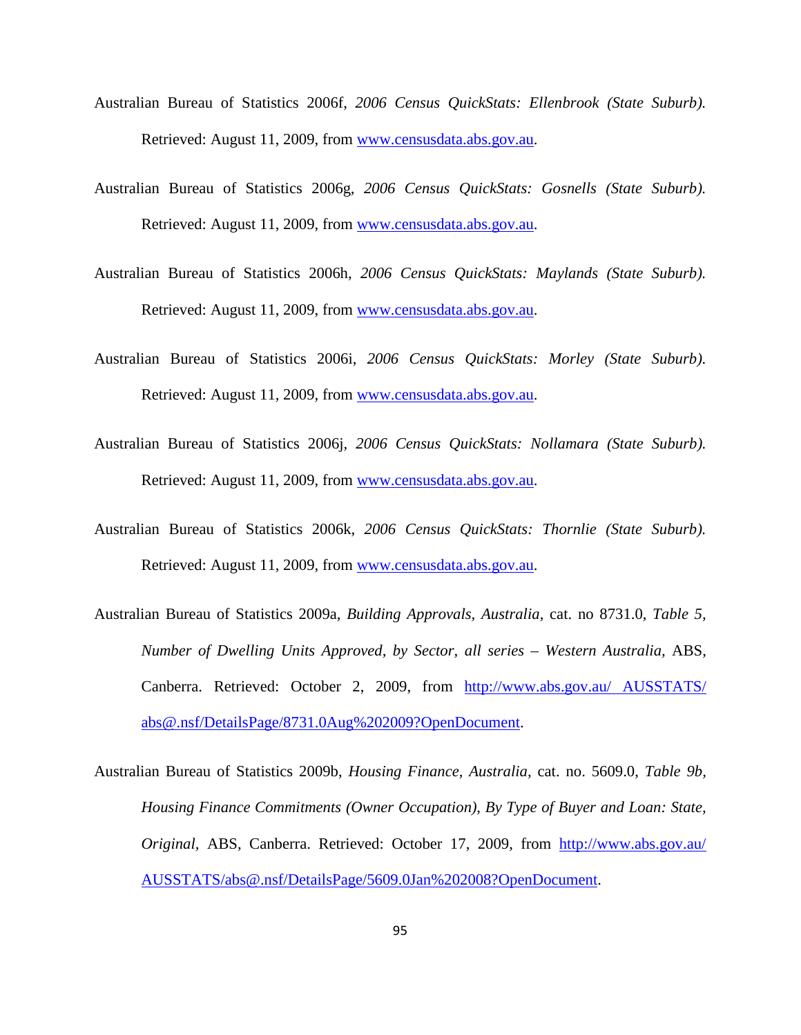Australian Bureau of Statistics 2006f, *2006 Census QuickStats: Ellenbrook (State Suburb).* Retrieved: August 11, 2009, from www.censusdata.abs.gov.au.

Australian Bureau of Statistics 2006g, *2006 Census QuickStats: Gosnells (State Suburb).* Retrieved: August 11, 2009, from www.censusdata.abs.gov.au.

Australian Bureau of Statistics 2006h, *2006 Census QuickStats: Maylands (State Suburb).* Retrieved: August 11, 2009, from www.censusdata.abs.gov.au.

Australian Bureau of Statistics 2006i, *2006 Census QuickStats: Morley (State Suburb).* Retrieved: August 11, 2009, from www.censusdata.abs.gov.au.

Australian Bureau of Statistics 2006j, *2006 Census QuickStats: Nollamara (State Suburb).* Retrieved: August 11, 2009, from www.censusdata.abs.gov.au.

Australian Bureau of Statistics 2006k, *2006 Census QuickStats: Thornlie (State Suburb).* Retrieved: August 11, 2009, from www.censusdata.abs.gov.au.

Australian Bureau of Statistics 2009a, *Building Approvals, Australia,* cat. no 8731.0, *Table 5, Number of Dwelling Units Approved, by Sector, all series – Western Australia,* ABS, Canberra. Retrieved: October 2, 2009, from http://www.abs.gov.au/ AUSSTATS/abs@.nsf/DetailsPage/8731.0Aug%202009?OpenDocument.

Australian Bureau of Statistics 2009b, *Housing Finance, Australia,* cat. no. 5609.0, *Table 9b, Housing Finance Commitments (Owner Occupation), By Type of Buyer and Loan: State, Original,* ABS, Canberra. Retrieved: October 17, 2009, from http://www.abs.gov.au/AUSSTATS/abs@.nsf/DetailsPage/5609.0Jan%202008?OpenDocument.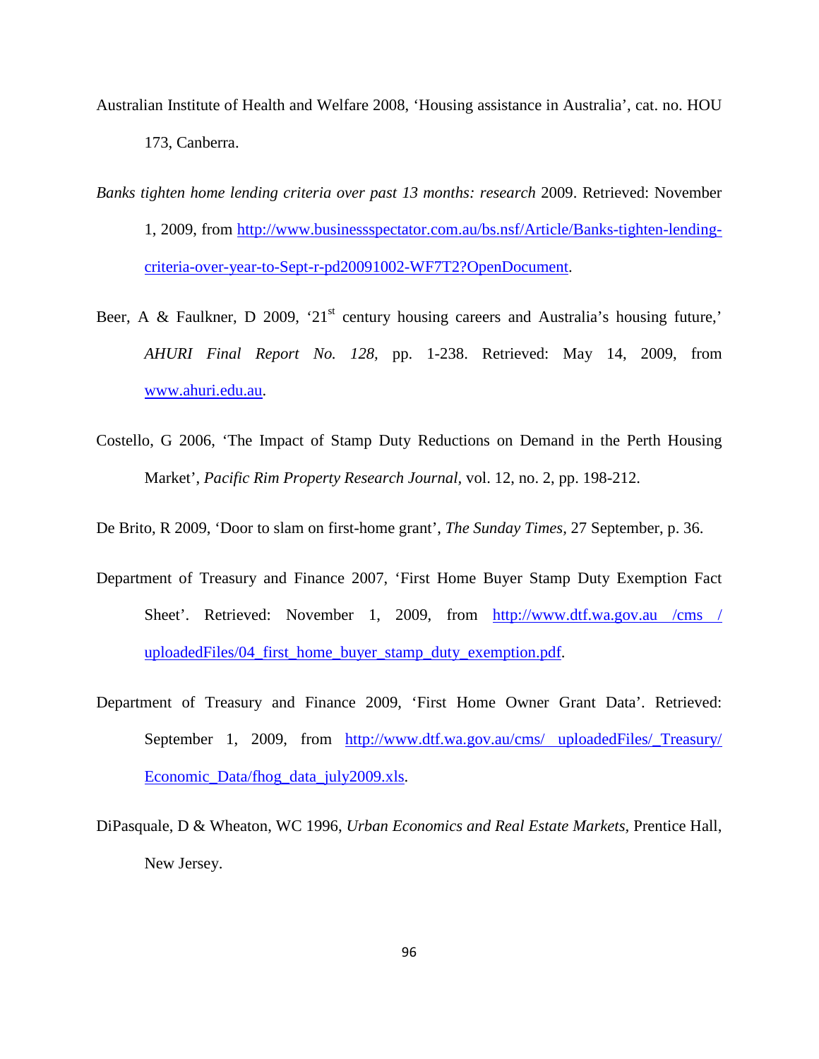Australian Institute of Health and Welfare 2008, 'Housing assistance in Australia', cat. no. HOU 173, Canberra.

*Banks tighten home lending criteria over past 13 months: research* 2009. Retrieved: November 1, 2009, from http://www.businessspectator.com.au/bs.nsf/Article/Banks-tighten-lending-criteria-over-year-to-Sept-r-pd20091002-WF7T2?OpenDocument.

Beer, A & Faulkner, D 2009, '21st century housing careers and Australia's housing future,' *AHURI Final Report No. 128*, pp. 1-238. Retrieved: May 14, 2009, from www.ahuri.edu.au.

Costello, G 2006, 'The Impact of Stamp Duty Reductions on Demand in the Perth Housing Market', *Pacific Rim Property Research Journal*, vol. 12, no. 2, pp. 198-212.

De Brito, R 2009, 'Door to slam on first-home grant', *The Sunday Times*, 27 September, p. 36.

Department of Treasury and Finance 2007, 'First Home Buyer Stamp Duty Exemption Fact Sheet'. Retrieved: November 1, 2009, from http://www.dtf.wa.gov.au /cms / uploadedFiles/04_first_home_buyer_stamp_duty_exemption.pdf.

Department of Treasury and Finance 2009, 'First Home Owner Grant Data'. Retrieved: September 1, 2009, from http://www.dtf.wa.gov.au/cms/ uploadedFiles/_Treasury/ Economic_Data/fhog_data_july2009.xls.

DiPasquale, D & Wheaton, WC 1996, *Urban Economics and Real Estate Markets,* Prentice Hall, New Jersey.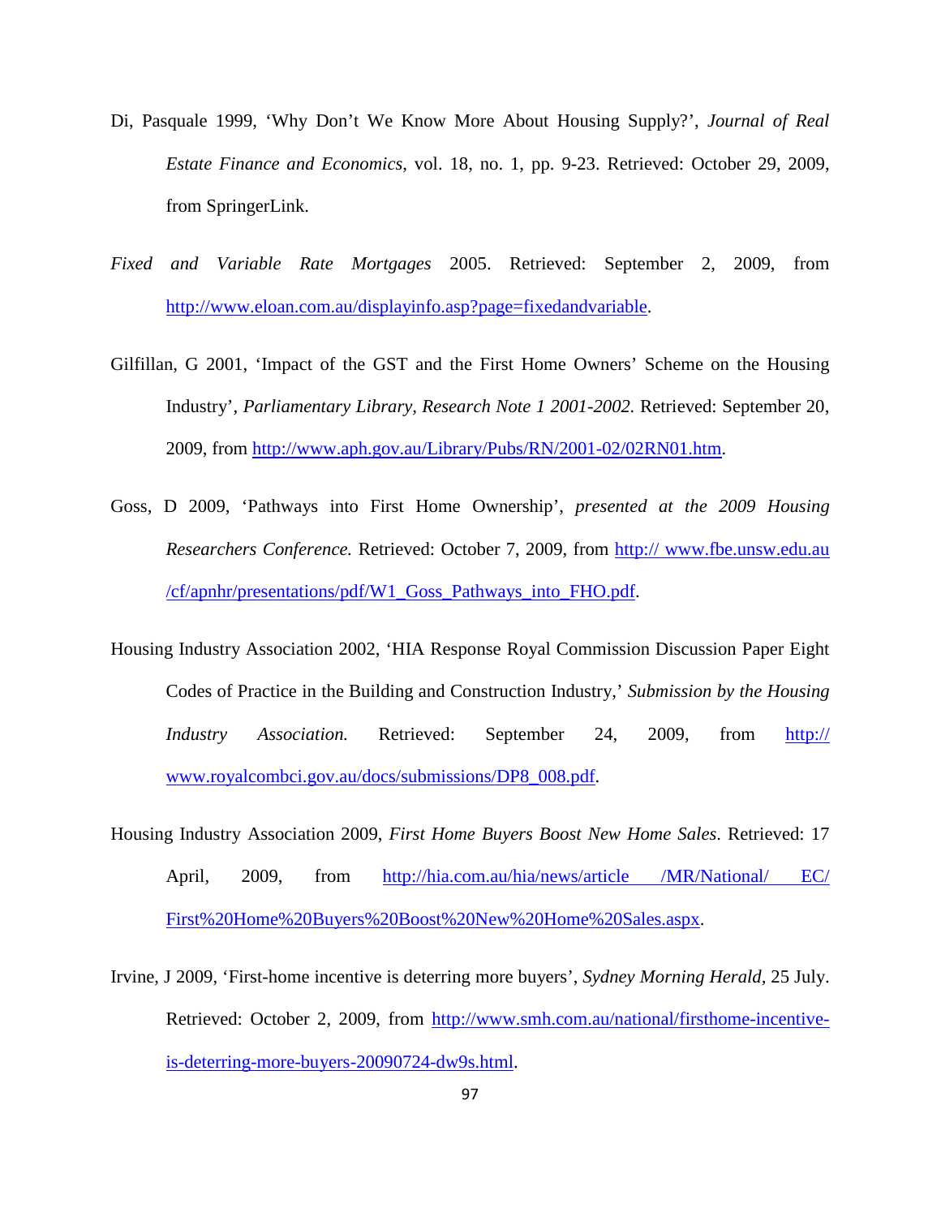Di, Pasquale 1999, 'Why Don't We Know More About Housing Supply?', *Journal of Real Estate Finance and Economics*, vol. 18, no. 1, pp. 9-23. Retrieved: October 29, 2009, from SpringerLink.

*Fixed and Variable Rate Mortgages* 2005. Retrieved: September 2, 2009, from http://www.eloan.com.au/displayinfo.asp?page=fixedandvariable.

Gilfillan, G 2001, 'Impact of the GST and the First Home Owners' Scheme on the Housing Industry', *Parliamentary Library, Research Note 1 2001-2002*. Retrieved: September 20, 2009, from http://www.aph.gov.au/Library/Pubs/RN/2001-02/02RN01.htm.

Goss, D 2009, 'Pathways into First Home Ownership', *presented at the 2009 Housing Researchers Conference.* Retrieved: October 7, 2009, from http:// www.fbe.unsw.edu.au /cf/apnhr/presentations/pdf/W1_Goss_Pathways_into_FHO.pdf.

Housing Industry Association 2002, 'HIA Response Royal Commission Discussion Paper Eight Codes of Practice in the Building and Construction Industry,' *Submission by the Housing Industry Association.* Retrieved: September 24, 2009, from http:// www.royalcombci.gov.au/docs/submissions/DP8_008.pdf.

Housing Industry Association 2009, *First Home Buyers Boost New Home Sales*. Retrieved: 17 April, 2009, from http://hia.com.au/hia/news/article /MR/National/ EC/ First%20Home%20Buyers%20Boost%20New%20Home%20Sales.aspx.

Irvine, J 2009, 'First-home incentive is deterring more buyers', *Sydney Morning Herald*, 25 July. Retrieved: October 2, 2009, from http://www.smh.com.au/national/firsthome-incentive-is-deterring-more-buyers-20090724-dw9s.html.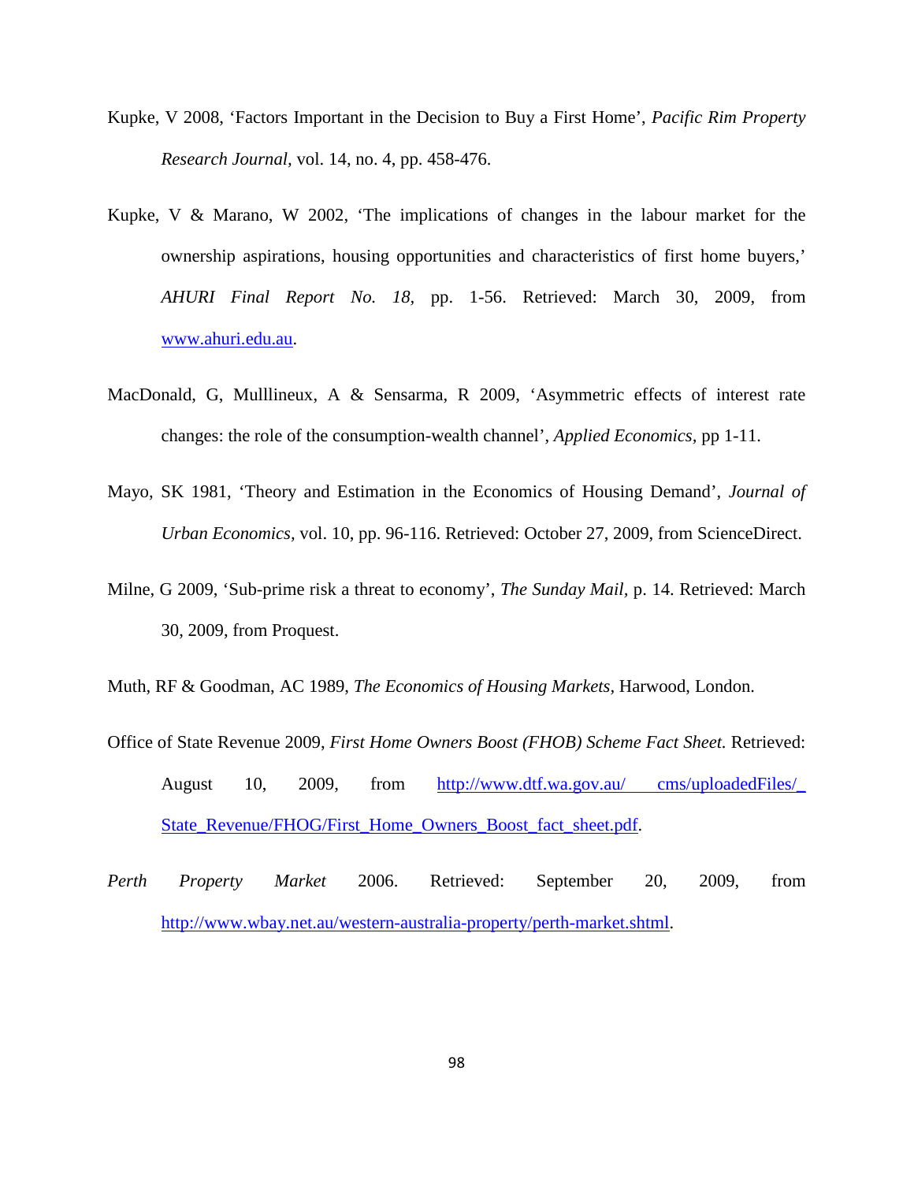Kupke, V 2008, 'Factors Important in the Decision to Buy a First Home', *Pacific Rim Property Research Journal*, vol. 14, no. 4, pp. 458-476.

Kupke, V & Marano, W 2002, 'The implications of changes in the labour market for the ownership aspirations, housing opportunities and characteristics of first home buyers,' *AHURI Final Report No. 18*, pp. 1-56. Retrieved: March 30, 2009, from www.ahuri.edu.au.

MacDonald, G, Mulllineux, A & Sensarma, R 2009, 'Asymmetric effects of interest rate changes: the role of the consumption-wealth channel', *Applied Economics*, pp 1-11.

Mayo, SK 1981, 'Theory and Estimation in the Economics of Housing Demand', *Journal of Urban Economics*, vol. 10, pp. 96-116. Retrieved: October 27, 2009, from ScienceDirect.

Milne, G 2009, 'Sub-prime risk a threat to economy', *The Sunday Mail*, p. 14. Retrieved: March 30, 2009, from Proquest.

Muth, RF & Goodman, AC 1989, *The Economics of Housing Markets*, Harwood, London.

Office of State Revenue 2009, *First Home Owners Boost (FHOB) Scheme Fact Sheet.* Retrieved: August 10, 2009, from http://www.dtf.wa.gov.au/ cms/uploadedFiles/_State_Revenue/FHOG/First_Home_Owners_Boost_fact_sheet.pdf.

*Perth Property Market* 2006. Retrieved: September 20, 2009, from http://www.wbay.net.au/western-australia-property/perth-market.shtml.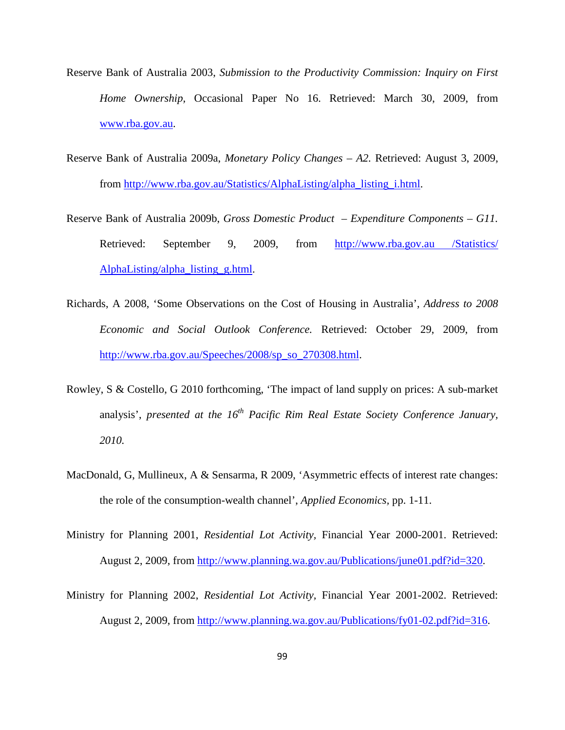Reserve Bank of Australia 2003, *Submission to the Productivity Commission: Inquiry on First Home Ownership*, Occasional Paper No 16. Retrieved: March 30, 2009, from www.rba.gov.au.

Reserve Bank of Australia 2009a, *Monetary Policy Changes – A2*. Retrieved: August 3, 2009, from http://www.rba.gov.au/Statistics/AlphaListing/alpha_listing_i.html.

Reserve Bank of Australia 2009b, *Gross Domestic Product – Expenditure Components – G11.* Retrieved: September 9, 2009, from http://www.rba.gov.au /Statistics/ AlphaListing/alpha_listing_g.html.

Richards, A 2008, 'Some Observations on the Cost of Housing in Australia', *Address to 2008 Economic and Social Outlook Conference.* Retrieved: October 29, 2009, from http://www.rba.gov.au/Speeches/2008/sp_so_270308.html.

Rowley, S & Costello, G 2010 forthcoming, 'The impact of land supply on prices: A sub-market analysis', *presented at the 16th Pacific Rim Real Estate Society Conference January, 2010.*

MacDonald, G, Mullineux, A & Sensarma, R 2009, 'Asymmetric effects of interest rate changes: the role of the consumption-wealth channel', *Applied Economics*, pp. 1-11.

Ministry for Planning 2001, *Residential Lot Activity*, Financial Year 2000-2001. Retrieved: August 2, 2009, from http://www.planning.wa.gov.au/Publications/june01.pdf?id=320.

Ministry for Planning 2002, *Residential Lot Activity*, Financial Year 2001-2002. Retrieved: August 2, 2009, from http://www.planning.wa.gov.au/Publications/fy01-02.pdf?id=316.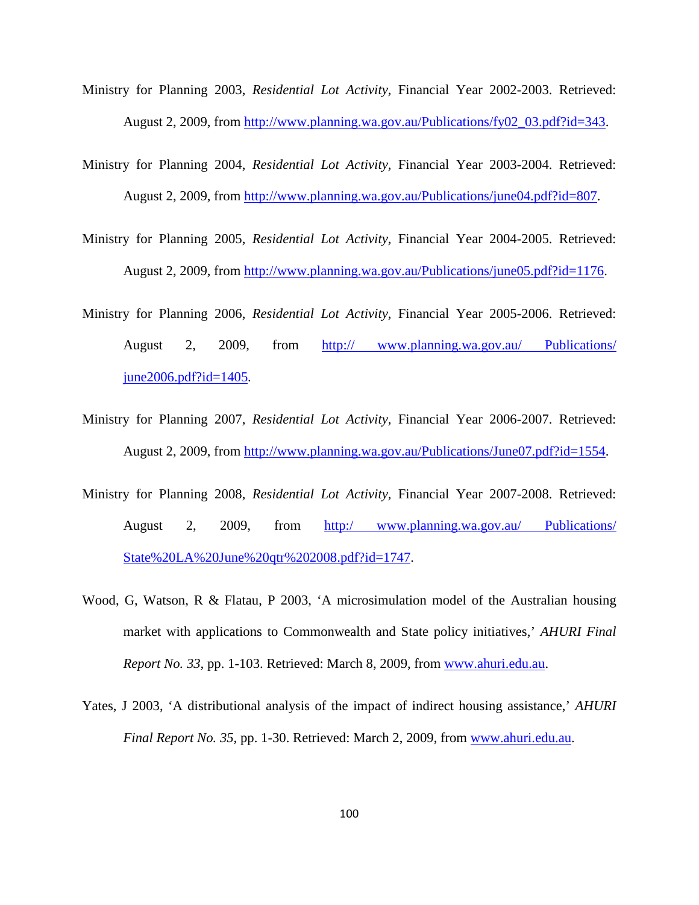Ministry for Planning 2003, *Residential Lot Activity*, Financial Year 2002-2003. Retrieved: August 2, 2009, from http://www.planning.wa.gov.au/Publications/fy02_03.pdf?id=343.

Ministry for Planning 2004, *Residential Lot Activity*, Financial Year 2003-2004. Retrieved: August 2, 2009, from http://www.planning.wa.gov.au/Publications/june04.pdf?id=807.

Ministry for Planning 2005, *Residential Lot Activity*, Financial Year 2004-2005. Retrieved: August 2, 2009, from http://www.planning.wa.gov.au/Publications/june05.pdf?id=1176.

Ministry for Planning 2006, *Residential Lot Activity*, Financial Year 2005-2006. Retrieved: August 2, 2009, from http:// www.planning.wa.gov.au/ Publications/ june2006.pdf?id=1405.

Ministry for Planning 2007, *Residential Lot Activity*, Financial Year 2006-2007. Retrieved: August 2, 2009, from http://www.planning.wa.gov.au/Publications/June07.pdf?id=1554.

Ministry for Planning 2008, *Residential Lot Activity*, Financial Year 2007-2008. Retrieved: August 2, 2009, from http:/ www.planning.wa.gov.au/ Publications/ State%20LA%20June%20qtr%202008.pdf?id=1747.

Wood, G, Watson, R & Flatau, P 2003, 'A microsimulation model of the Australian housing market with applications to Commonwealth and State policy initiatives,' *AHURI Final Report No. 33*, pp. 1-103. Retrieved: March 8, 2009, from www.ahuri.edu.au.

Yates, J 2003, 'A distributional analysis of the impact of indirect housing assistance,' *AHURI Final Report No. 35*, pp. 1-30. Retrieved: March 2, 2009, from www.ahuri.edu.au.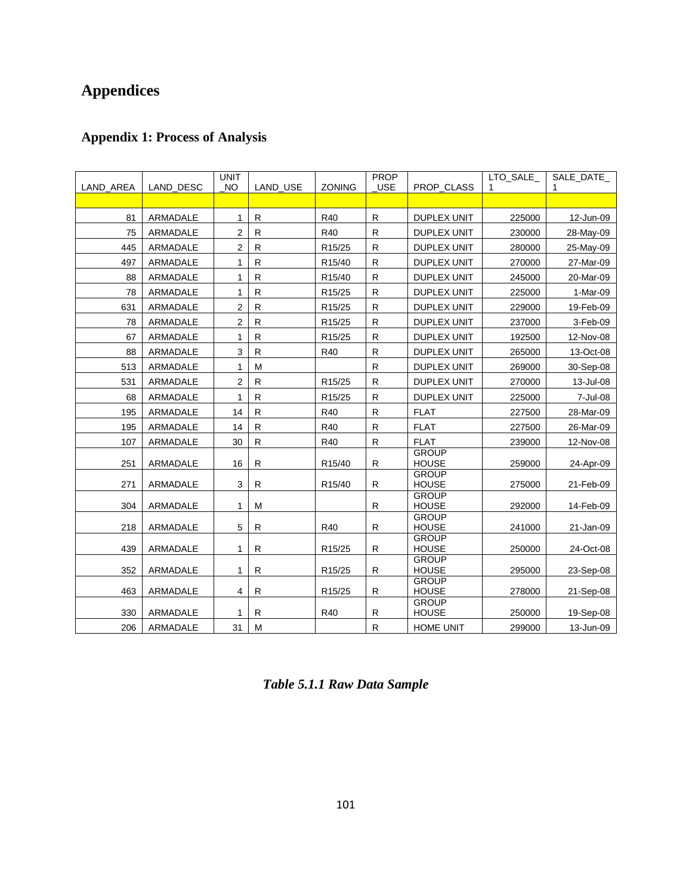# Appendices

## Appendix 1: Process of Analysis

| LAND_AREA | LAND_DESC | UNIT_NO | LAND_USE | ZONING | PROP_USE | PROP_CLASS | LTO_SALE_1 | SALE_DATE_1 |
|---|---|---|---|---|---|---|---|---|
| | | | | | | | | |
| 81 | ARMADALE | 1 | R | R40 | R | DUPLEX UNIT | 225000 | 12-Jun-09 |
| 75 | ARMADALE | 2 | R | R40 | R | DUPLEX UNIT | 230000 | 28-May-09 |
| 445 | ARMADALE | 2 | R | R15/25 | R | DUPLEX UNIT | 280000 | 25-May-09 |
| 497 | ARMADALE | 1 | R | R15/40 | R | DUPLEX UNIT | 270000 | 27-Mar-09 |
| 88 | ARMADALE | 1 | R | R15/40 | R | DUPLEX UNIT | 245000 | 20-Mar-09 |
| 78 | ARMADALE | 1 | R | R15/25 | R | DUPLEX UNIT | 225000 | 1-Mar-09 |
| 631 | ARMADALE | 2 | R | R15/25 | R | DUPLEX UNIT | 229000 | 19-Feb-09 |
| 78 | ARMADALE | 2 | R | R15/25 | R | DUPLEX UNIT | 237000 | 3-Feb-09 |
| 67 | ARMADALE | 1 | R | R15/25 | R | DUPLEX UNIT | 192500 | 12-Nov-08 |
| 88 | ARMADALE | 3 | R | R40 | R | DUPLEX UNIT | 265000 | 13-Oct-08 |
| 513 | ARMADALE | 1 | M | | R | DUPLEX UNIT | 269000 | 30-Sep-08 |
| 531 | ARMADALE | 2 | R | R15/25 | R | DUPLEX UNIT | 270000 | 13-Jul-08 |
| 68 | ARMADALE | 1 | R | R15/25 | R | DUPLEX UNIT | 225000 | 7-Jul-08 |
| 195 | ARMADALE | 14 | R | R40 | R | FLAT | 227500 | 28-Mar-09 |
| 195 | ARMADALE | 14 | R | R40 | R | FLAT | 227500 | 26-Mar-09 |
| 107 | ARMADALE | 30 | R | R40 | R | FLAT | 239000 | 12-Nov-08 |
| 251 | ARMADALE | 16 | R | R15/40 | R | GROUP HOUSE | 259000 | 24-Apr-09 |
| 271 | ARMADALE | 3 | R | R15/40 | R | GROUP HOUSE | 275000 | 21-Feb-09 |
| 304 | ARMADALE | 1 | M | | R | GROUP HOUSE | 292000 | 14-Feb-09 |
| 218 | ARMADALE | 5 | R | R40 | R | GROUP HOUSE | 241000 | 21-Jan-09 |
| 439 | ARMADALE | 1 | R | R15/25 | R | GROUP HOUSE | 250000 | 24-Oct-08 |
| 352 | ARMADALE | 1 | R | R15/25 | R | GROUP HOUSE | 295000 | 23-Sep-08 |
| 463 | ARMADALE | 4 | R | R15/25 | R | GROUP HOUSE | 278000 | 21-Sep-08 |
| 330 | ARMADALE | 1 | R | R40 | R | GROUP HOUSE | 250000 | 19-Sep-08 |
| 206 | ARMADALE | 31 | M | | R | HOME UNIT | 299000 | 13-Jun-09 |

*Table 5.1.1 Raw Data Sample*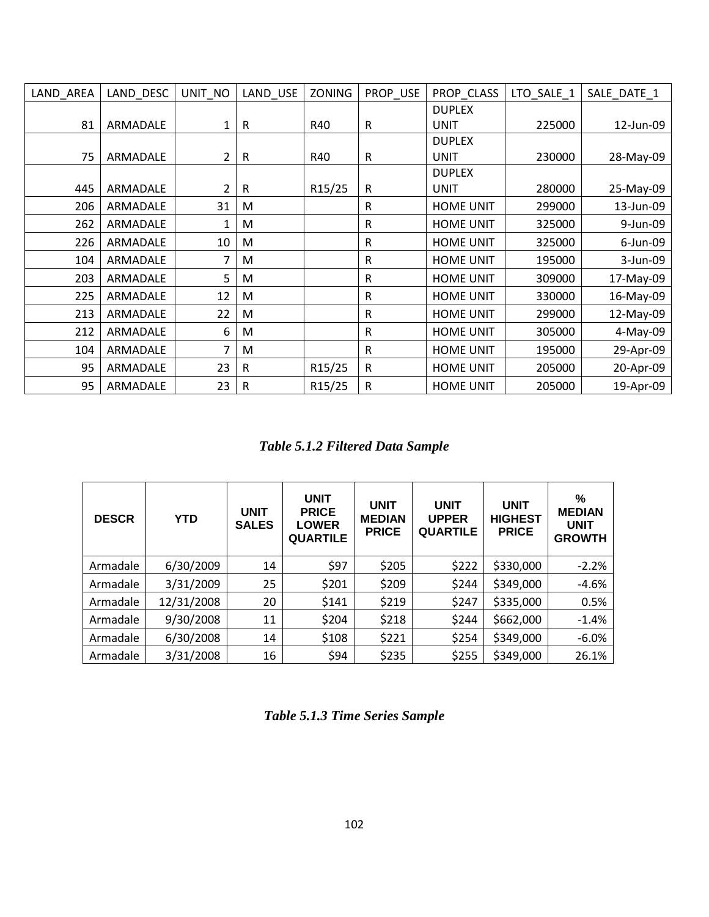| LAND_AREA | LAND_DESC | UNIT_NO | LAND_USE | ZONING | PROP_USE | PROP_CLASS | LTO_SALE_1 | SALE_DATE_1 |
|---|---|---|---|---|---|---|---|---|
| 81 | ARMADALE | 1 | R | R40 | R | DUPLEX UNIT | 225000 | 12-Jun-09 |
| 75 | ARMADALE | 2 | R | R40 | R | DUPLEX UNIT | 230000 | 28-May-09 |
| 445 | ARMADALE | 2 | R | R15/25 | R | DUPLEX UNIT | 280000 | 25-May-09 |
| 206 | ARMADALE | 31 | M | | R | HOME UNIT | 299000 | 13-Jun-09 |
| 262 | ARMADALE | 1 | M | | R | HOME UNIT | 325000 | 9-Jun-09 |
| 226 | ARMADALE | 10 | M | | R | HOME UNIT | 325000 | 6-Jun-09 |
| 104 | ARMADALE | 7 | M | | R | HOME UNIT | 195000 | 3-Jun-09 |
| 203 | ARMADALE | 5 | M | | R | HOME UNIT | 309000 | 17-May-09 |
| 225 | ARMADALE | 12 | M | | R | HOME UNIT | 330000 | 16-May-09 |
| 213 | ARMADALE | 22 | M | | R | HOME UNIT | 299000 | 12-May-09 |
| 212 | ARMADALE | 6 | M | | R | HOME UNIT | 305000 | 4-May-09 |
| 104 | ARMADALE | 7 | M | | R | HOME UNIT | 195000 | 29-Apr-09 |
| 95 | ARMADALE | 23 | R | R15/25 | R | HOME UNIT | 205000 | 20-Apr-09 |
| 95 | ARMADALE | 23 | R | R15/25 | R | HOME UNIT | 205000 | 19-Apr-09 |

***Table 5.1.2 Filtered Data Sample***

| DESCR | YTD | UNIT SALES | UNIT PRICE LOWER QUARTILE | UNIT MEDIAN PRICE | UNIT UPPER QUARTILE | UNIT HIGHEST PRICE | % MEDIAN UNIT GROWTH |
|---|---|---|---|---|---|---|---|
| Armadale | 6/30/2009 | 14 | $97 | $205 | $222 | $330,000 | -2.2% |
| Armadale | 3/31/2009 | 25 | $201 | $209 | $244 | $349,000 | -4.6% |
| Armadale | 12/31/2008 | 20 | $141 | $219 | $247 | $335,000 | 0.5% |
| Armadale | 9/30/2008 | 11 | $204 | $218 | $244 | $662,000 | -1.4% |
| Armadale | 6/30/2008 | 14 | $108 | $221 | $254 | $349,000 | -6.0% |
| Armadale | 3/31/2008 | 16 | $94 | $235 | $255 | $349,000 | 26.1% |

***Table 5.1.3 Time Series Sample***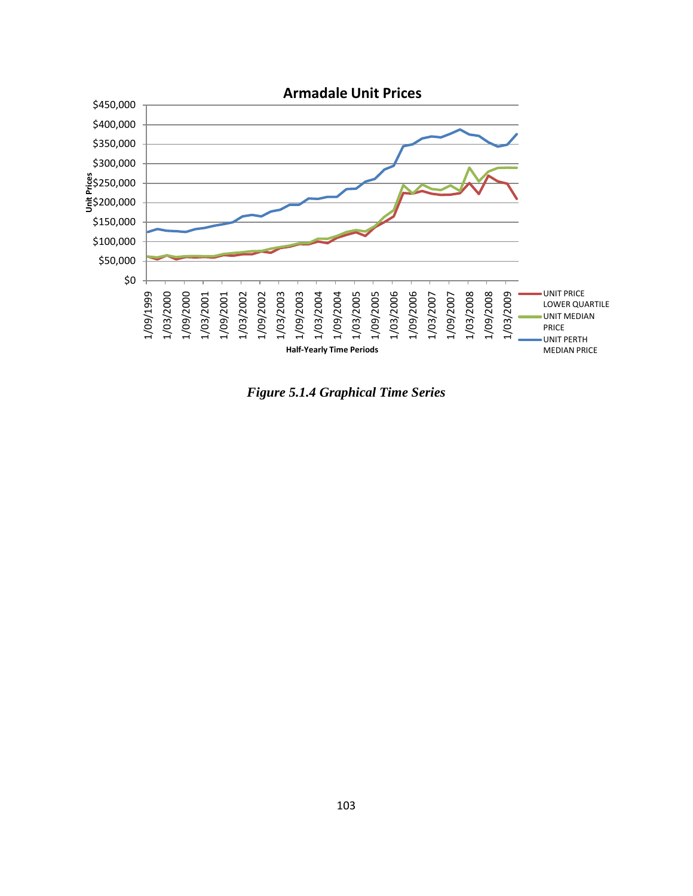*Figure 5.1.4 Graphical Time Series*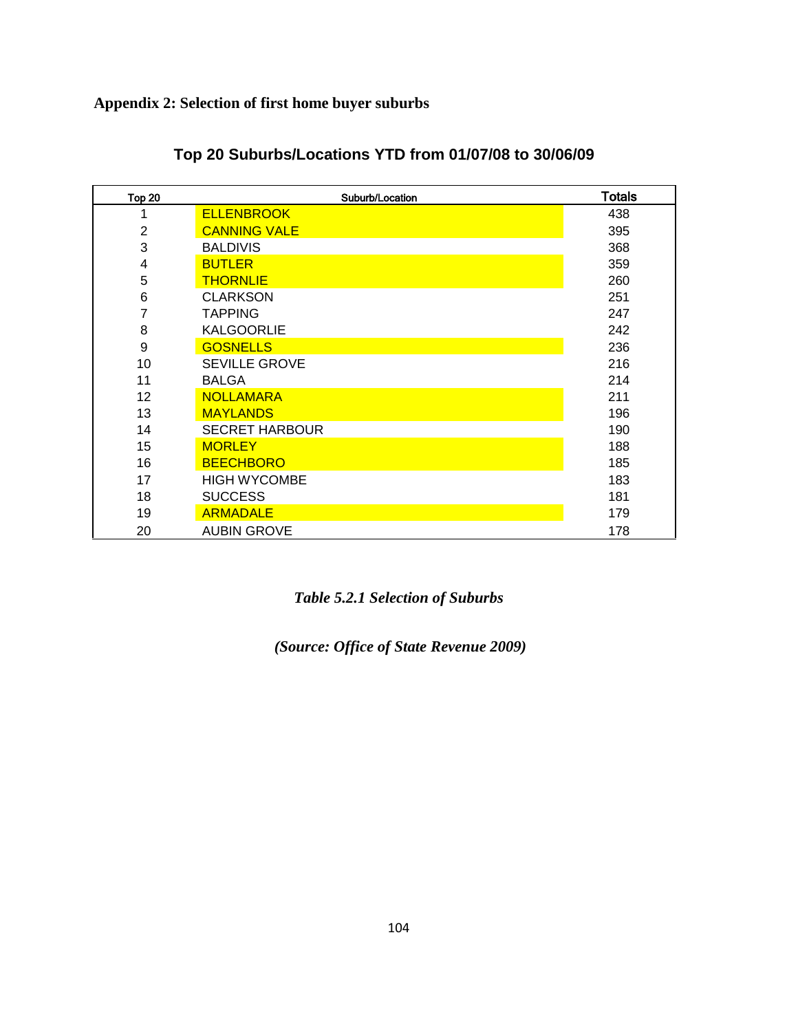## Appendix 2: Selection of first home buyer suburbs

### Top 20 Suburbs/Locations YTD from 01/07/08 to 30/06/09

| Top 20 | Suburb/Location | Totals |
|---|---|---|
| 1 | ELLENBROOK | 438 |
| 2 | CANNING VALE | 395 |
| 3 | BALDIVIS | 368 |
| 4 | BUTLER | 359 |
| 5 | THORNLIE | 260 |
| 6 | CLARKSON | 251 |
| 7 | TAPPING | 247 |
| 8 | KALGOORLIE | 242 |
| 9 | GOSNELLS | 236 |
| 10 | SEVILLE GROVE | 216 |
| 11 | BALGA | 214 |
| 12 | NOLLAMARA | 211 |
| 13 | MAYLANDS | 196 |
| 14 | SECRET HARBOUR | 190 |
| 15 | MORLEY | 188 |
| 16 | BEECHBORO | 185 |
| 17 | HIGH WYCOMBE | 183 |
| 18 | SUCCESS | 181 |
| 19 | ARMADALE | 179 |
| 20 | AUBIN GROVE | 178 |

*Table 5.2.1 Selection of Suburbs*

*(Source: Office of State Revenue 2009)*